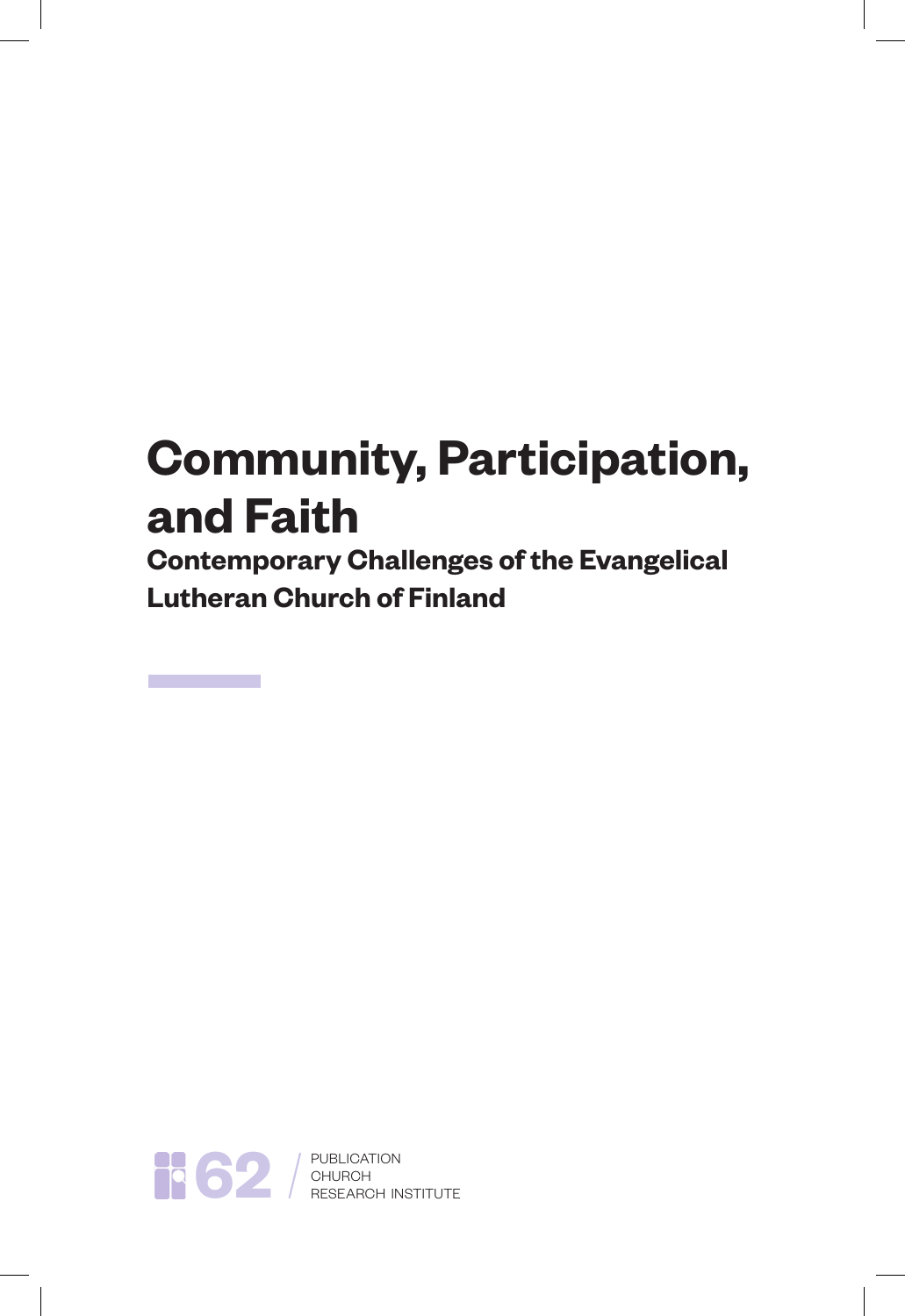# Community, Participation, and Faith

## Contemporary Challenges of the Evangelical Lutheran Church of Finland

62

PUBLICATION
CHURCH
RESEARCH INSTITUTE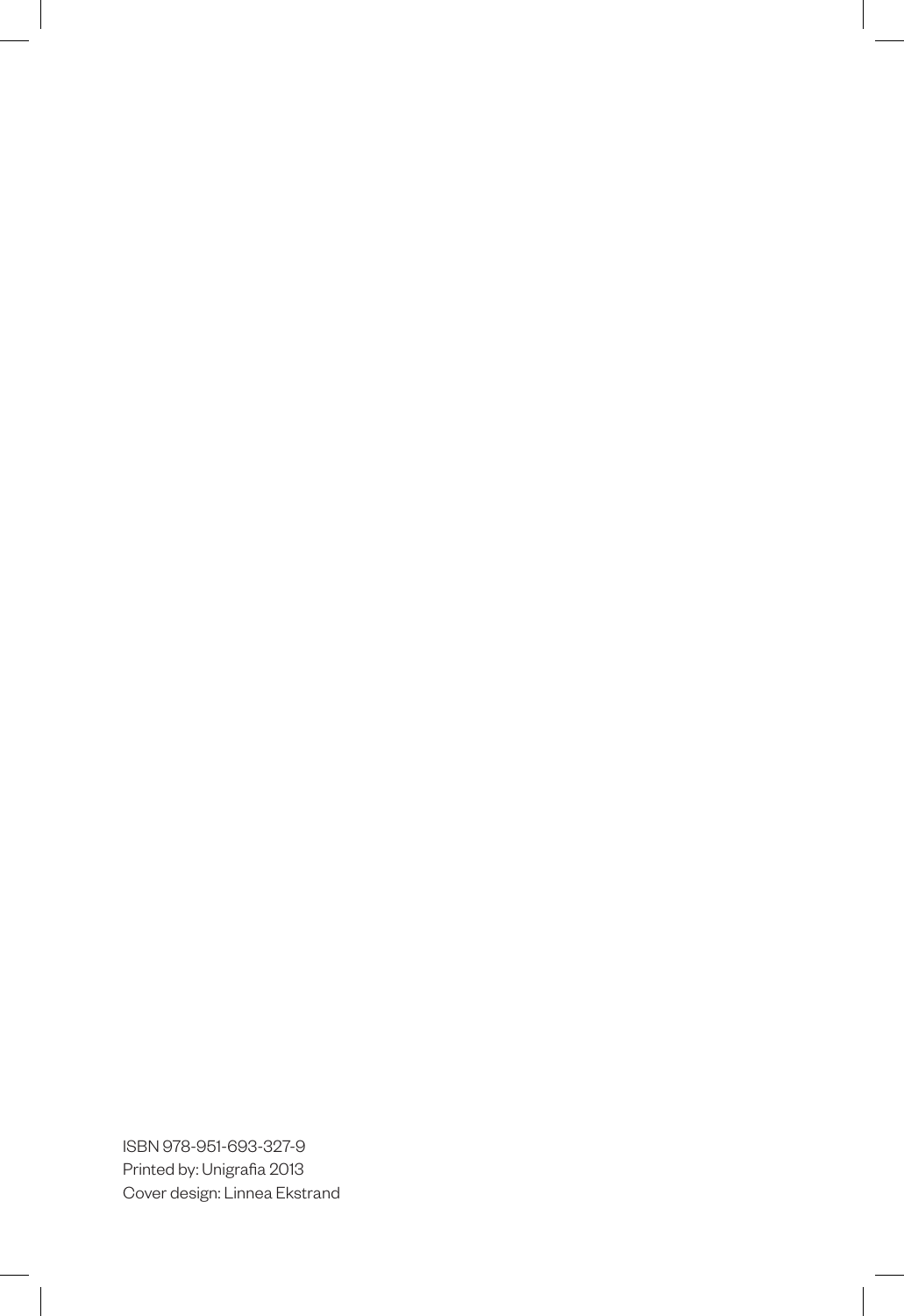ISBN 978-951-693-327-9
Printed by: Unigrafia 2013
Cover design: Linnea Ekstrand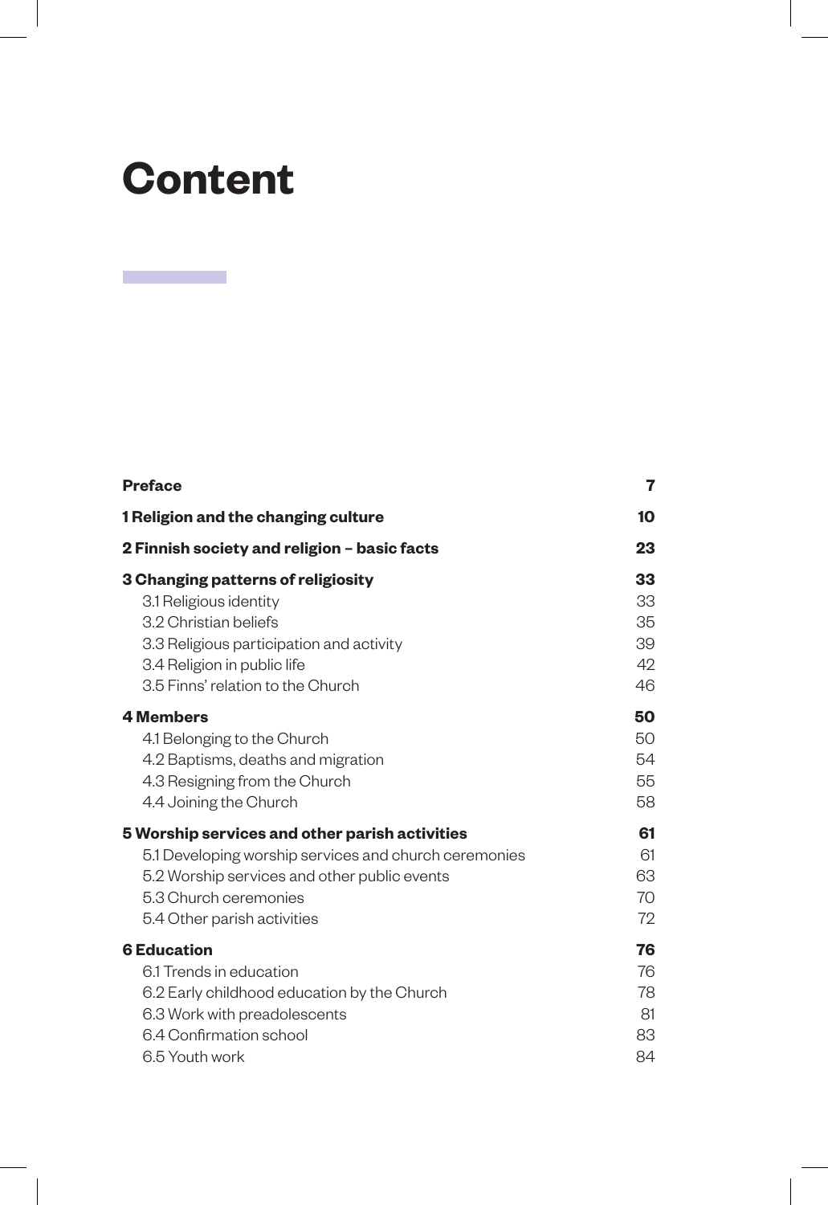# Content

| | |
|---|---|
| **Preface** | **7** |
| **1 Religion and the changing culture** | **10** |
| **2 Finnish society and religion – basic facts** | **23** |
| **3 Changing patterns of religiosity** | **33** |
| 3.1 Religious identity | 33 |
| 3.2 Christian beliefs | 35 |
| 3.3 Religious participation and activity | 39 |
| 3.4 Religion in public life | 42 |
| 3.5 Finns' relation to the Church | 46 |
| **4 Members** | **50** |
| 4.1 Belonging to the Church | 50 |
| 4.2 Baptisms, deaths and migration | 54 |
| 4.3 Resigning from the Church | 55 |
| 4.4 Joining the Church | 58 |
| **5 Worship services and other parish activities** | **61** |
| 5.1 Developing worship services and church ceremonies | 61 |
| 5.2 Worship services and other public events | 63 |
| 5.3 Church ceremonies | 70 |
| 5.4 Other parish activities | 72 |
| **6 Education** | **76** |
| 6.1 Trends in education | 76 |
| 6.2 Early childhood education by the Church | 78 |
| 6.3 Work with preadolescents | 81 |
| 6.4 Confirmation school | 83 |
| 6.5 Youth work | 84 |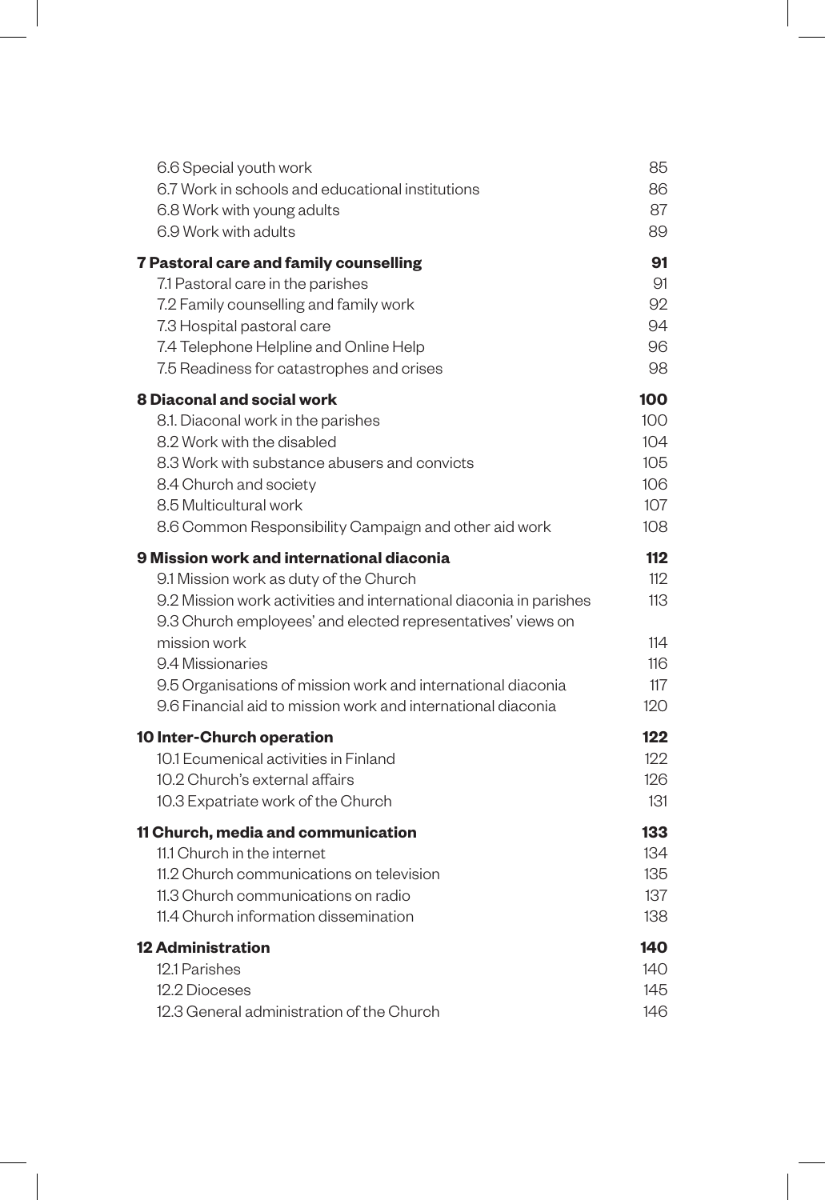| | |
|---|---|
| 6.6 Special youth work | 85 |
| 6.7 Work in schools and educational institutions | 86 |
| 6.8 Work with young adults | 87 |
| 6.9 Work with adults | 89 |
| **7 Pastoral care and family counselling** | **91** |
| 7.1 Pastoral care in the parishes | 91 |
| 7.2 Family counselling and family work | 92 |
| 7.3 Hospital pastoral care | 94 |
| 7.4 Telephone Helpline and Online Help | 96 |
| 7.5 Readiness for catastrophes and crises | 98 |
| **8 Diaconal and social work** | **100** |
| 8.1. Diaconal work in the parishes | 100 |
| 8.2 Work with the disabled | 104 |
| 8.3 Work with substance abusers and convicts | 105 |
| 8.4 Church and society | 106 |
| 8.5 Multicultural work | 107 |
| 8.6 Common Responsibility Campaign and other aid work | 108 |
| **9 Mission work and international diaconia** | **112** |
| 9.1 Mission work as duty of the Church | 112 |
| 9.2 Mission work activities and international diaconia in parishes | 113 |
| 9.3 Church employees' and elected representatives' views on mission work | 114 |
| 9.4 Missionaries | 116 |
| 9.5 Organisations of mission work and international diaconia | 117 |
| 9.6 Financial aid to mission work and international diaconia | 120 |
| **10 Inter-Church operation** | **122** |
| 10.1 Ecumenical activities in Finland | 122 |
| 10.2 Church's external affairs | 126 |
| 10.3 Expatriate work of the Church | 131 |
| **11 Church, media and communication** | **133** |
| 11.1 Church in the internet | 134 |
| 11.2 Church communications on television | 135 |
| 11.3 Church communications on radio | 137 |
| 11.4 Church information dissemination | 138 |
| **12 Administration** | **140** |
| 12.1 Parishes | 140 |
| 12.2 Dioceses | 145 |
| 12.3 General administration of the Church | 146 |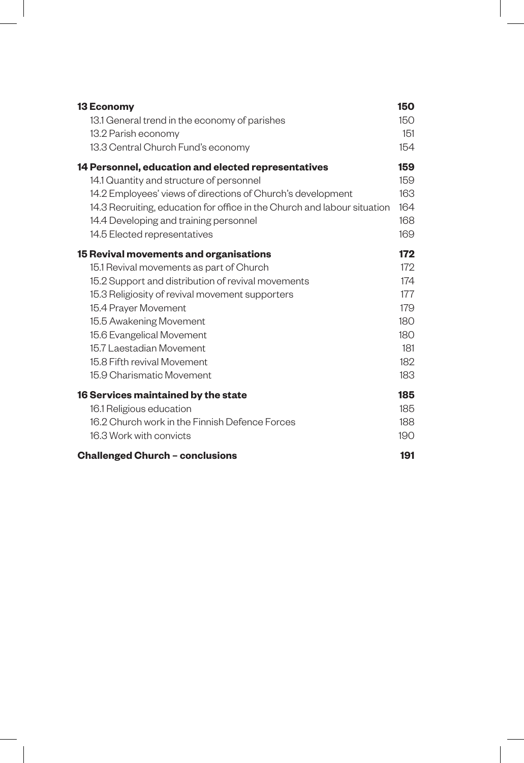| | |
|---|---|
| **13 Economy** | **150** |
| 13.1 General trend in the economy of parishes | 150 |
| 13.2 Parish economy | 151 |
| 13.3 Central Church Fund's economy | 154 |
| **14 Personnel, education and elected representatives** | **159** |
| 14.1 Quantity and structure of personnel | 159 |
| 14.2 Employees' views of directions of Church's development | 163 |
| 14.3 Recruiting, education for office in the Church and labour situation | 164 |
| 14.4 Developing and training personnel | 168 |
| 14.5 Elected representatives | 169 |
| **15 Revival movements and organisations** | **172** |
| 15.1 Revival movements as part of Church | 172 |
| 15.2 Support and distribution of revival movements | 174 |
| 15.3 Religiosity of revival movement supporters | 177 |
| 15.4 Prayer Movement | 179 |
| 15.5 Awakening Movement | 180 |
| 15.6 Evangelical Movement | 180 |
| 15.7 Laestadian Movement | 181 |
| 15.8 Fifth revival Movement | 182 |
| 15.9 Charismatic Movement | 183 |
| **16 Services maintained by the state** | **185** |
| 16.1 Religious education | 185 |
| 16.2 Church work in the Finnish Defence Forces | 188 |
| 16.3 Work with convicts | 190 |
| **Challenged Church – conclusions** | **191** |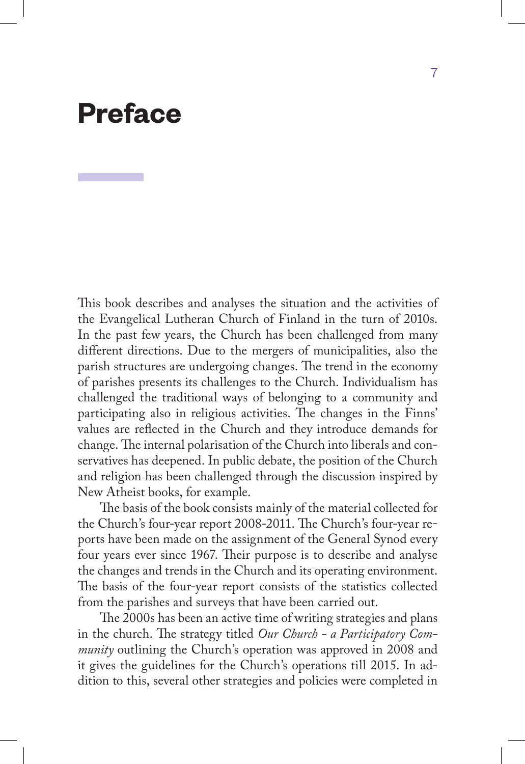# Preface

This book describes and analyses the situation and the activities of the Evangelical Lutheran Church of Finland in the turn of 2010s. In the past few years, the Church has been challenged from many different directions. Due to the mergers of municipalities, also the parish structures are undergoing changes. The trend in the economy of parishes presents its challenges to the Church. Individualism has challenged the traditional ways of belonging to a community and participating also in religious activities. The changes in the Finns' values are reflected in the Church and they introduce demands for change. The internal polarisation of the Church into liberals and conservatives has deepened. In public debate, the position of the Church and religion has been challenged through the discussion inspired by New Atheist books, for example.

The basis of the book consists mainly of the material collected for the Church's four-year report 2008-2011. The Church's four-year reports have been made on the assignment of the General Synod every four years ever since 1967. Their purpose is to describe and analyse the changes and trends in the Church and its operating environment. The basis of the four-year report consists of the statistics collected from the parishes and surveys that have been carried out.

The 2000s has been an active time of writing strategies and plans in the church. The strategy titled *Our Church - a Participatory Community* outlining the Church's operation was approved in 2008 and it gives the guidelines for the Church's operations till 2015. In addition to this, several other strategies and policies were completed in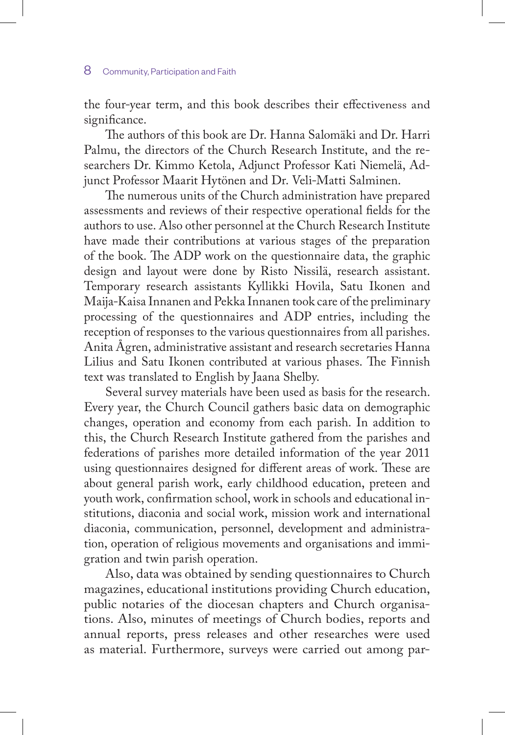the four-year term, and this book describes their effectiveness and significance.

The authors of this book are Dr. Hanna Salomäki and Dr. Harri Palmu, the directors of the Church Research Institute, and the researchers Dr. Kimmo Ketola, Adjunct Professor Kati Niemelä, Adjunct Professor Maarit Hytönen and Dr. Veli-Matti Salminen.

The numerous units of the Church administration have prepared assessments and reviews of their respective operational fields for the authors to use. Also other personnel at the Church Research Institute have made their contributions at various stages of the preparation of the book. The ADP work on the questionnaire data, the graphic design and layout were done by Risto Nissilä, research assistant. Temporary research assistants Kyllikki Hovila, Satu Ikonen and Maija-Kaisa Innanen and Pekka Innanen took care of the preliminary processing of the questionnaires and ADP entries, including the reception of responses to the various questionnaires from all parishes. Anita Ågren, administrative assistant and research secretaries Hanna Lilius and Satu Ikonen contributed at various phases. The Finnish text was translated to English by Jaana Shelby.

Several survey materials have been used as basis for the research. Every year, the Church Council gathers basic data on demographic changes, operation and economy from each parish. In addition to this, the Church Research Institute gathered from the parishes and federations of parishes more detailed information of the year 2011 using questionnaires designed for different areas of work. These are about general parish work, early childhood education, preteen and youth work, confirmation school, work in schools and educational institutions, diaconia and social work, mission work and international diaconia, communication, personnel, development and administration, operation of religious movements and organisations and immigration and twin parish operation.

Also, data was obtained by sending questionnaires to Church magazines, educational institutions providing Church education, public notaries of the diocesan chapters and Church organisations. Also, minutes of meetings of Church bodies, reports and annual reports, press releases and other researches were used as material. Furthermore, surveys were carried out among par-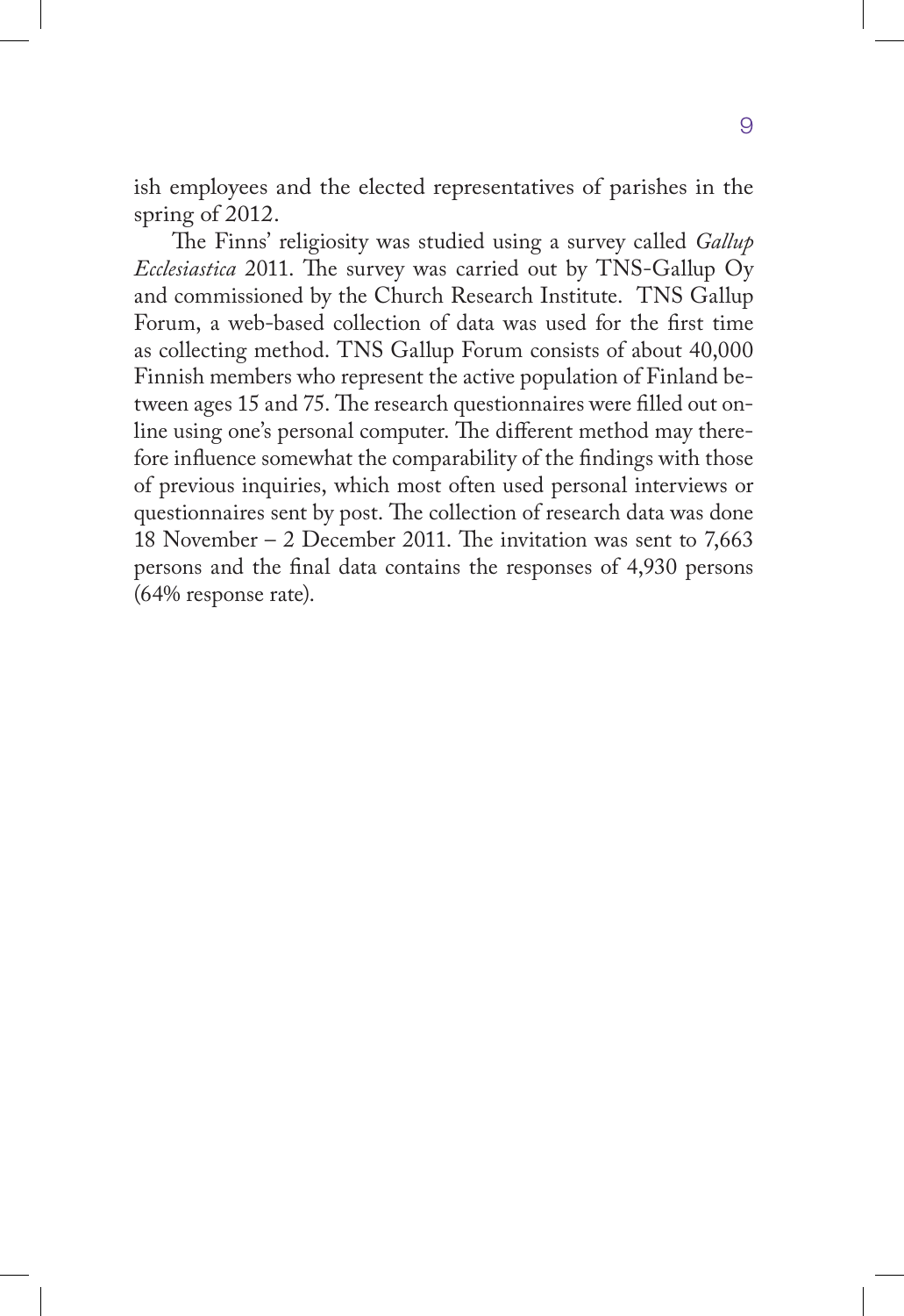ish employees and the elected representatives of parishes in the spring of 2012.

The Finns' religiosity was studied using a survey called *Gallup Ecclesiastica* 2011. The survey was carried out by TNS-Gallup Oy and commissioned by the Church Research Institute. TNS Gallup Forum, a web-based collection of data was used for the first time as collecting method. TNS Gallup Forum consists of about 40,000 Finnish members who represent the active population of Finland between ages 15 and 75. The research questionnaires were filled out online using one's personal computer. The different method may therefore influence somewhat the comparability of the findings with those of previous inquiries, which most often used personal interviews or questionnaires sent by post. The collection of research data was done 18 November – 2 December 2011. The invitation was sent to 7,663 persons and the final data contains the responses of 4,930 persons (64% response rate).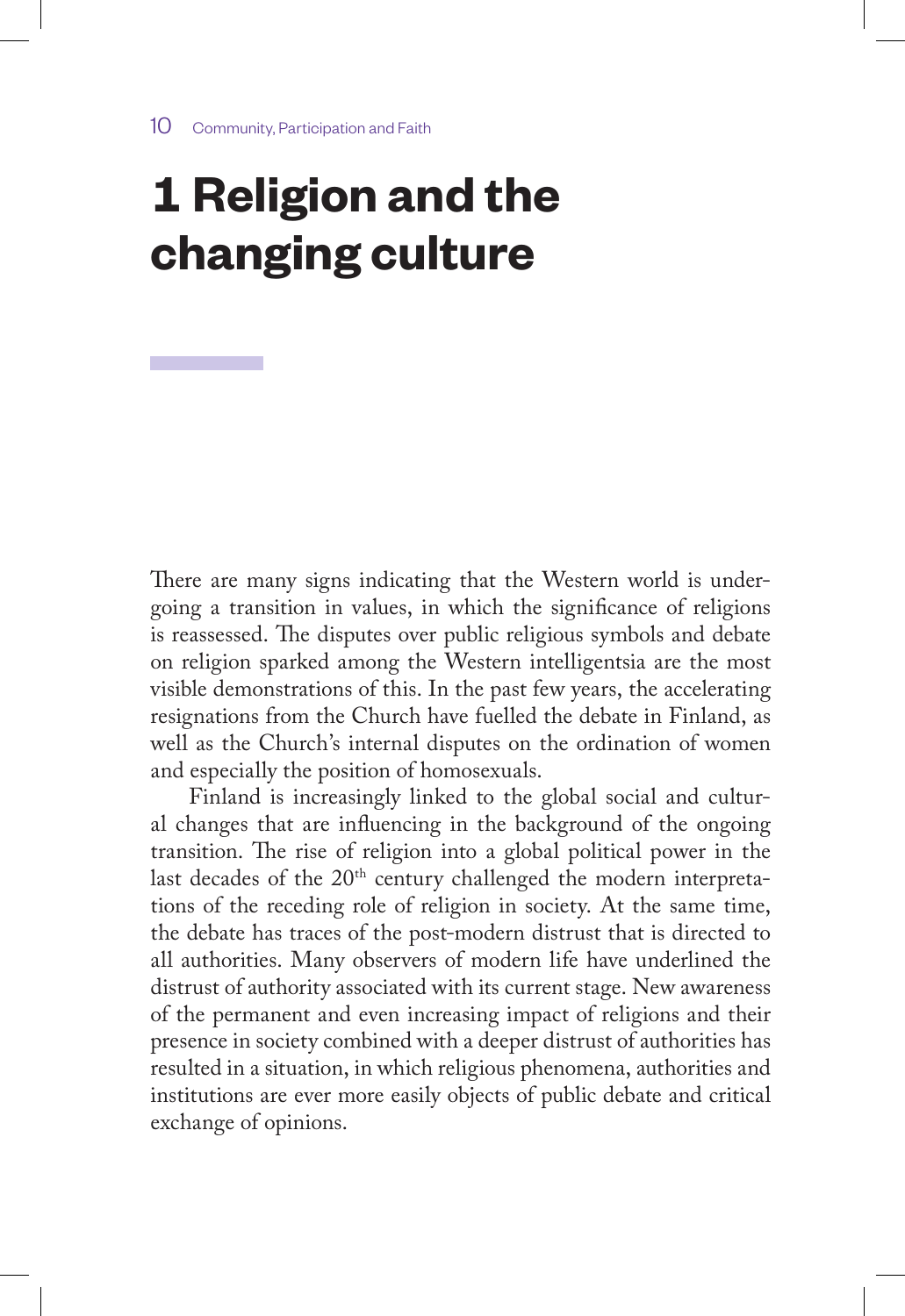# 1 Religion and the changing culture

There are many signs indicating that the Western world is undergoing a transition in values, in which the significance of religions is reassessed. The disputes over public religious symbols and debate on religion sparked among the Western intelligentsia are the most visible demonstrations of this. In the past few years, the accelerating resignations from the Church have fuelled the debate in Finland, as well as the Church's internal disputes on the ordination of women and especially the position of homosexuals.

Finland is increasingly linked to the global social and cultural changes that are influencing in the background of the ongoing transition. The rise of religion into a global political power in the last decades of the 20th century challenged the modern interpretations of the receding role of religion in society. At the same time, the debate has traces of the post-modern distrust that is directed to all authorities. Many observers of modern life have underlined the distrust of authority associated with its current stage. New awareness of the permanent and even increasing impact of religions and their presence in society combined with a deeper distrust of authorities has resulted in a situation, in which religious phenomena, authorities and institutions are ever more easily objects of public debate and critical exchange of opinions.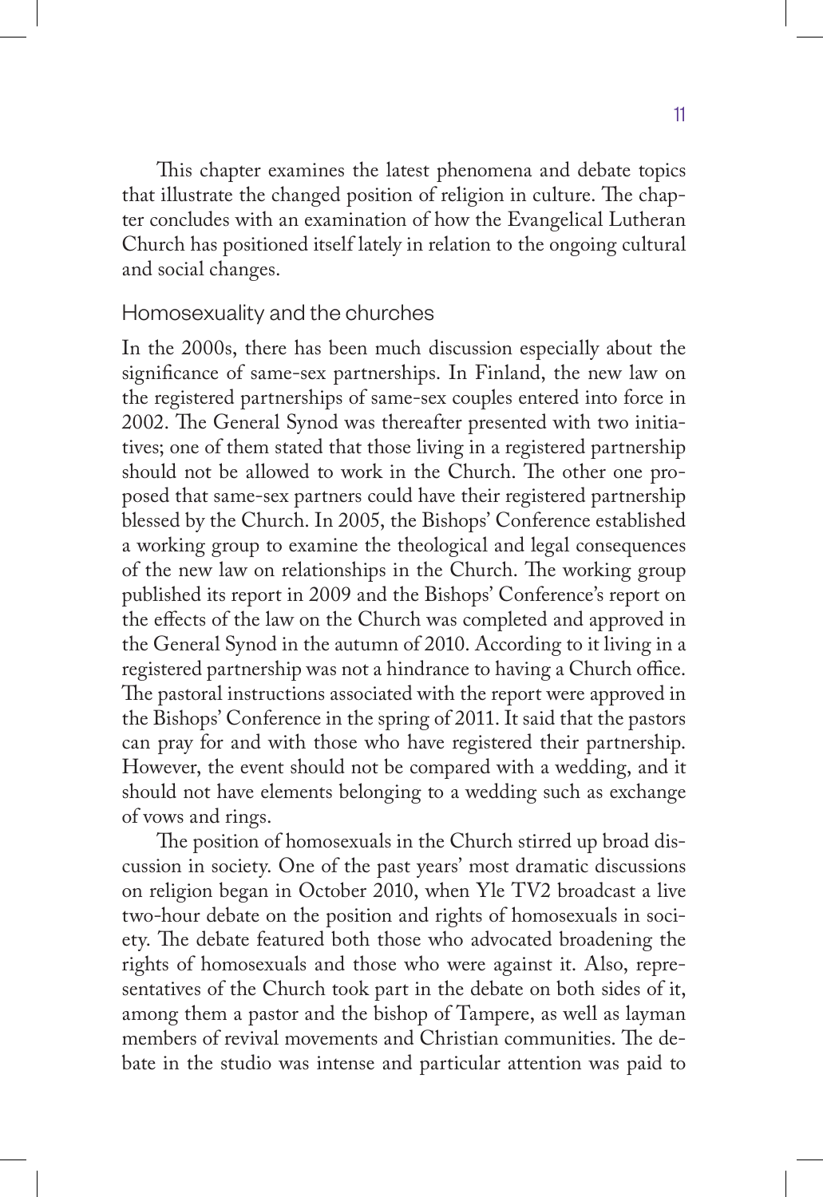This chapter examines the latest phenomena and debate topics that illustrate the changed position of religion in culture. The chapter concludes with an examination of how the Evangelical Lutheran Church has positioned itself lately in relation to the ongoing cultural and social changes.

## Homosexuality and the churches

In the 2000s, there has been much discussion especially about the significance of same-sex partnerships. In Finland, the new law on the registered partnerships of same-sex couples entered into force in 2002. The General Synod was thereafter presented with two initiatives; one of them stated that those living in a registered partnership should not be allowed to work in the Church. The other one proposed that same-sex partners could have their registered partnership blessed by the Church. In 2005, the Bishops' Conference established a working group to examine the theological and legal consequences of the new law on relationships in the Church. The working group published its report in 2009 and the Bishops' Conference's report on the effects of the law on the Church was completed and approved in the General Synod in the autumn of 2010. According to it living in a registered partnership was not a hindrance to having a Church office. The pastoral instructions associated with the report were approved in the Bishops' Conference in the spring of 2011. It said that the pastors can pray for and with those who have registered their partnership. However, the event should not be compared with a wedding, and it should not have elements belonging to a wedding such as exchange of vows and rings.

The position of homosexuals in the Church stirred up broad discussion in society. One of the past years' most dramatic discussions on religion began in October 2010, when Yle TV2 broadcast a live two-hour debate on the position and rights of homosexuals in society. The debate featured both those who advocated broadening the rights of homosexuals and those who were against it. Also, representatives of the Church took part in the debate on both sides of it, among them a pastor and the bishop of Tampere, as well as layman members of revival movements and Christian communities. The debate in the studio was intense and particular attention was paid to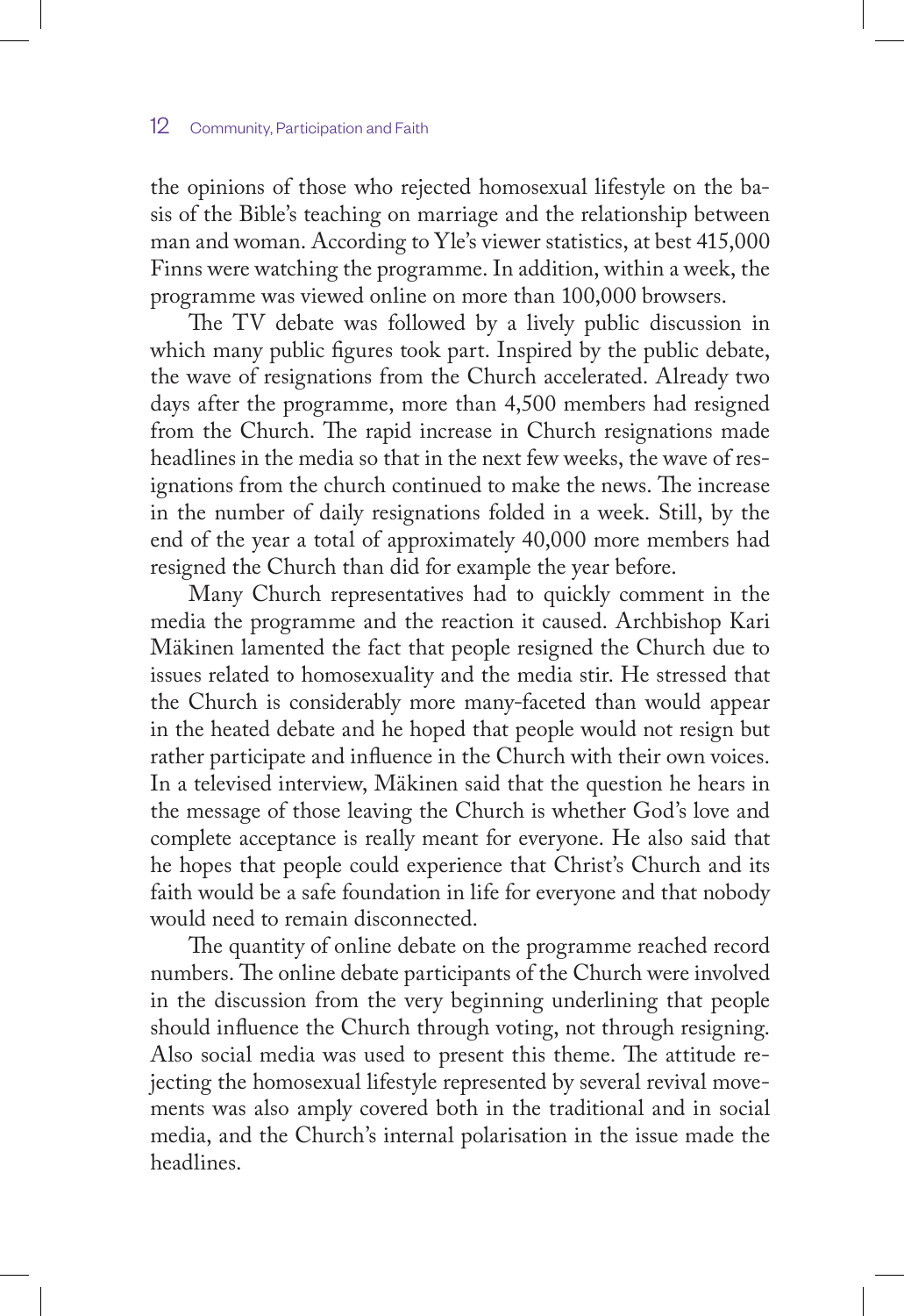the opinions of those who rejected homosexual lifestyle on the basis of the Bible's teaching on marriage and the relationship between man and woman. According to Yle's viewer statistics, at best 415,000 Finns were watching the programme. In addition, within a week, the programme was viewed online on more than 100,000 browsers.

The TV debate was followed by a lively public discussion in which many public figures took part. Inspired by the public debate, the wave of resignations from the Church accelerated. Already two days after the programme, more than 4,500 members had resigned from the Church. The rapid increase in Church resignations made headlines in the media so that in the next few weeks, the wave of resignations from the church continued to make the news. The increase in the number of daily resignations folded in a week. Still, by the end of the year a total of approximately 40,000 more members had resigned the Church than did for example the year before.

Many Church representatives had to quickly comment in the media the programme and the reaction it caused. Archbishop Kari Mäkinen lamented the fact that people resigned the Church due to issues related to homosexuality and the media stir. He stressed that the Church is considerably more many-faceted than would appear in the heated debate and he hoped that people would not resign but rather participate and influence in the Church with their own voices. In a televised interview, Mäkinen said that the question he hears in the message of those leaving the Church is whether God's love and complete acceptance is really meant for everyone. He also said that he hopes that people could experience that Christ's Church and its faith would be a safe foundation in life for everyone and that nobody would need to remain disconnected.

The quantity of online debate on the programme reached record numbers. The online debate participants of the Church were involved in the discussion from the very beginning underlining that people should influence the Church through voting, not through resigning. Also social media was used to present this theme. The attitude rejecting the homosexual lifestyle represented by several revival movements was also amply covered both in the traditional and in social media, and the Church's internal polarisation in the issue made the headlines.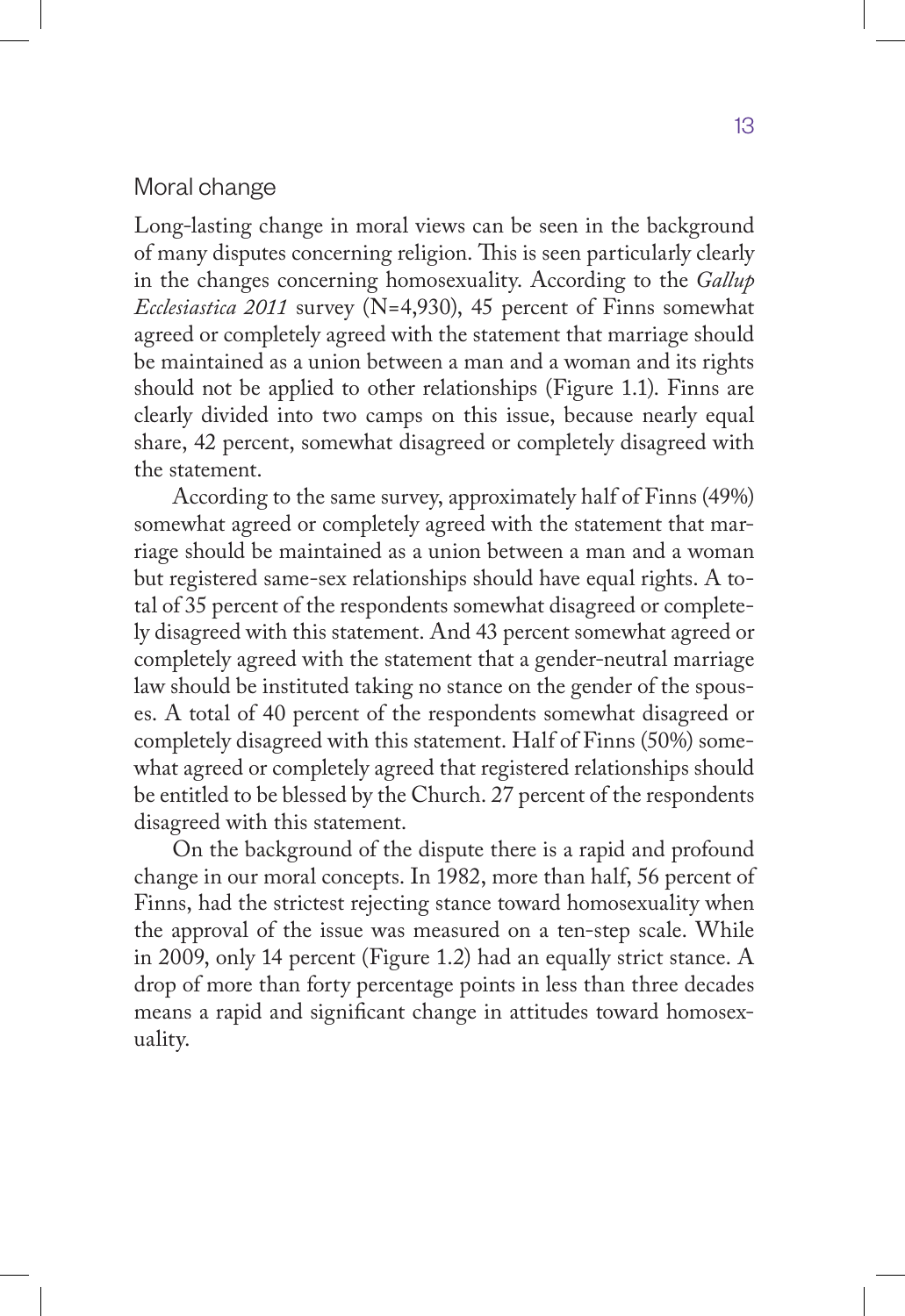## Moral change

Long-lasting change in moral views can be seen in the background of many disputes concerning religion. This is seen particularly clearly in the changes concerning homosexuality. According to the *Gallup Ecclesiastica 2011* survey (N=4,930), 45 percent of Finns somewhat agreed or completely agreed with the statement that marriage should be maintained as a union between a man and a woman and its rights should not be applied to other relationships (Figure 1.1). Finns are clearly divided into two camps on this issue, because nearly equal share, 42 percent, somewhat disagreed or completely disagreed with the statement.

According to the same survey, approximately half of Finns (49%) somewhat agreed or completely agreed with the statement that marriage should be maintained as a union between a man and a woman but registered same-sex relationships should have equal rights. A total of 35 percent of the respondents somewhat disagreed or completely disagreed with this statement. And 43 percent somewhat agreed or completely agreed with the statement that a gender-neutral marriage law should be instituted taking no stance on the gender of the spouses. A total of 40 percent of the respondents somewhat disagreed or completely disagreed with this statement. Half of Finns (50%) somewhat agreed or completely agreed that registered relationships should be entitled to be blessed by the Church. 27 percent of the respondents disagreed with this statement.

On the background of the dispute there is a rapid and profound change in our moral concepts. In 1982, more than half, 56 percent of Finns, had the strictest rejecting stance toward homosexuality when the approval of the issue was measured on a ten-step scale. While in 2009, only 14 percent (Figure 1.2) had an equally strict stance. A drop of more than forty percentage points in less than three decades means a rapid and significant change in attitudes toward homosexuality.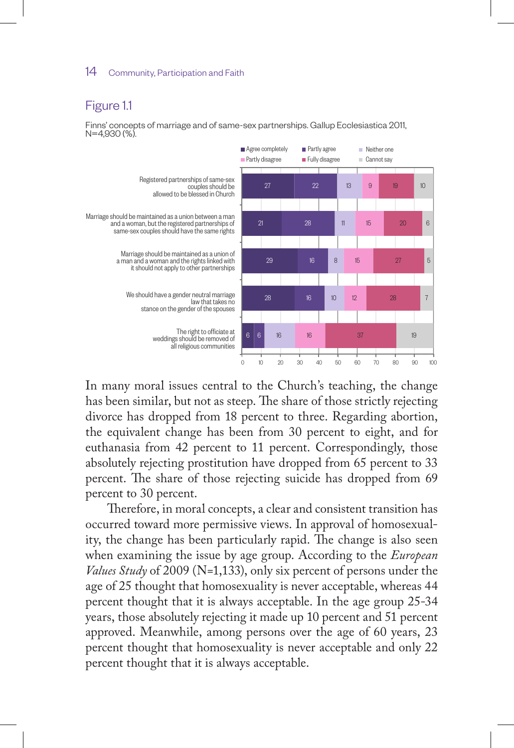## Figure 1.1

Finns' concepts of marriage and of same-sex partnerships. Gallup Ecclesiastica 2011, N=4,930 (%).

| | Agree completely | Partly agree | Neither one | Partly disagree | Fully disagree | Cannot say |
|---|---|---|---|---|---|---|
| Registered partnerships of same-sex couples should be allowed to be blessed in Church | 27 | 22 | 13 | 9 | 19 | 10 |
| Marriage should be maintained as a union between a man and a woman, but the registered partnerships of same-sex couples should have the same rights | 21 | 28 | 11 | 15 | 20 | 6 |
| Marriage should be maintained as a union of a man and a woman and the rights linked with it should not apply to other partnerships | 29 | 16 | 8 | 15 | 27 | 5 |
| We should have a gender neutral marriage law that takes no stance on the gender of the spouses | 28 | 16 | 10 | 12 | 28 | 7 |
| The right to officiate at weddings should be removed of all religious communities | 6 | 6 | 16 | 16 | 37 | 19 |

In many moral issues central to the Church's teaching, the change has been similar, but not as steep. The share of those strictly rejecting divorce has dropped from 18 percent to three. Regarding abortion, the equivalent change has been from 30 percent to eight, and for euthanasia from 42 percent to 11 percent. Correspondingly, those absolutely rejecting prostitution have dropped from 65 percent to 33 percent. The share of those rejecting suicide has dropped from 69 percent to 30 percent.

Therefore, in moral concepts, a clear and consistent transition has occurred toward more permissive views. In approval of homosexuality, the change has been particularly rapid. The change is also seen when examining the issue by age group. According to the *European Values Study* of 2009 (N=1,133), only six percent of persons under the age of 25 thought that homosexuality is never acceptable, whereas 44 percent thought that it is always acceptable. In the age group 25-34 years, those absolutely rejecting it made up 10 percent and 51 percent approved. Meanwhile, among persons over the age of 60 years, 23 percent thought that homosexuality is never acceptable and only 22 percent thought that it is always acceptable.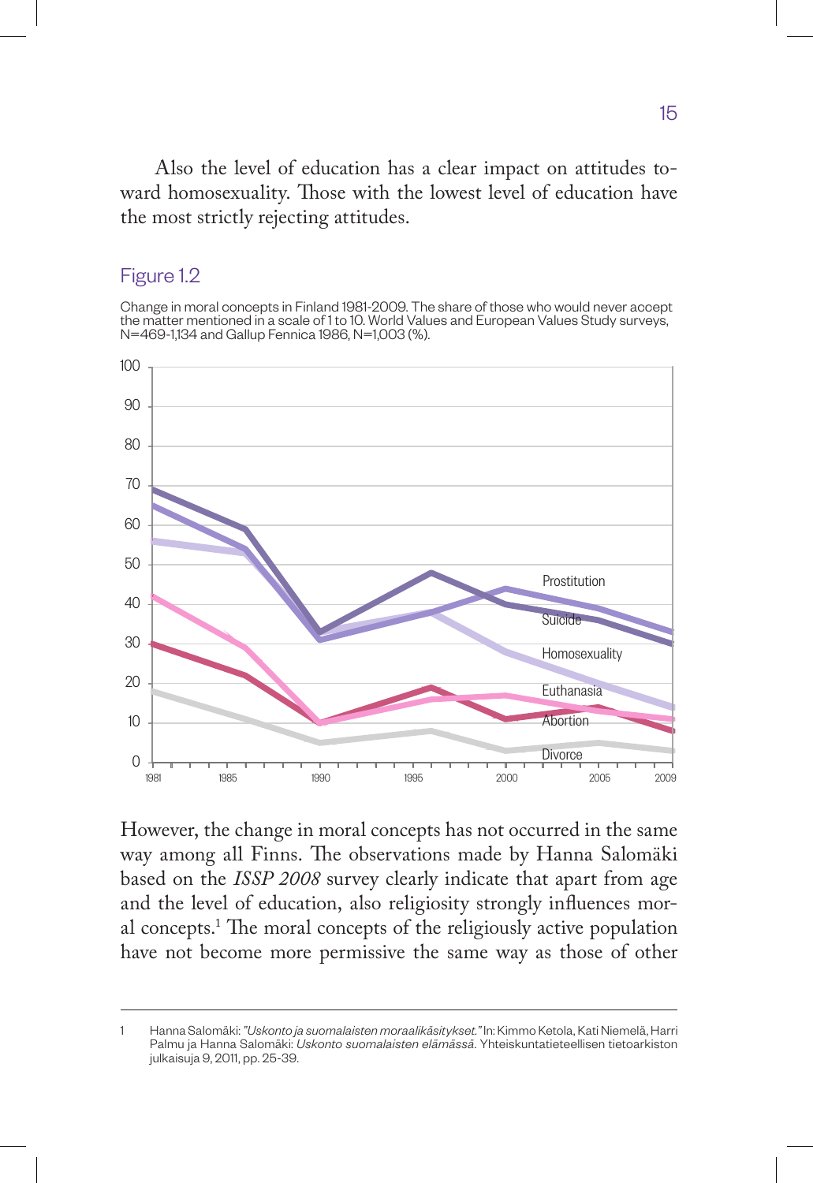Also the level of education has a clear impact on attitudes toward homosexuality. Those with the lowest level of education have the most strictly rejecting attitudes.

### Figure 1.2

Change in moral concepts in Finland 1981-2009. The share of those who would never accept the matter mentioned in a scale of 1 to 10. World Values and European Values Study surveys, N=469-1,134 and Gallup Fennica 1986, N=1,003 (%).

However, the change in moral concepts has not occurred in the same way among all Finns. The observations made by Hanna Salomäki based on the *ISSP 2008* survey clearly indicate that apart from age and the level of education, also religiosity strongly influences moral concepts.[1] The moral concepts of the religiously active population have not become more permissive the same way as those of other

---

1 Hanna Salomäki: *"Uskonto ja suomalaisten moraalikäsitykset."* In: Kimmo Ketola, Kati Niemelä, Harri Palmu ja Hanna Salomäki: *Uskonto suomalaisten elämässä*. Yhteiskuntatieteellisen tietoarkiston julkaisuja 9, 2011, pp. 25-39.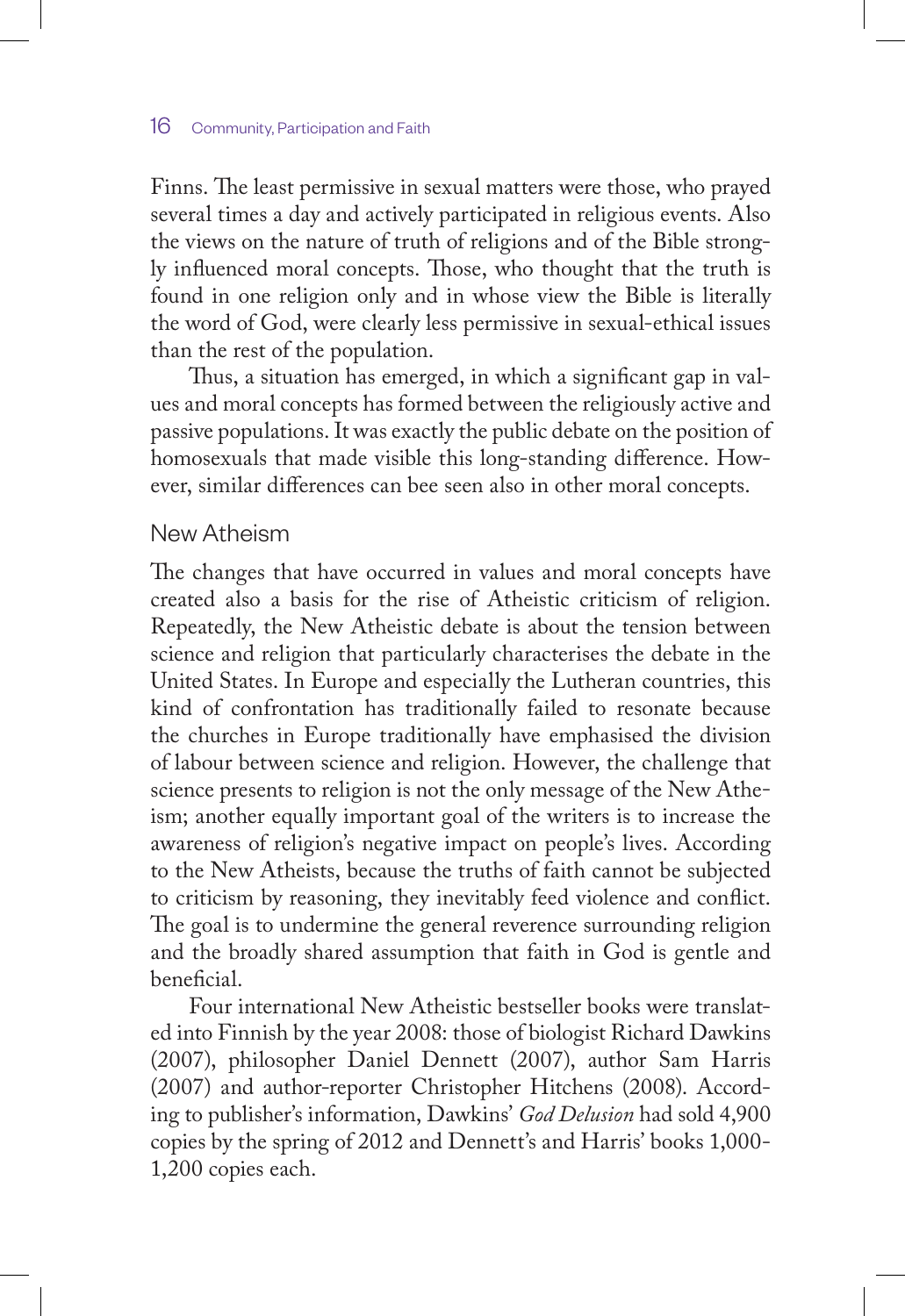Finns. The least permissive in sexual matters were those, who prayed several times a day and actively participated in religious events. Also the views on the nature of truth of religions and of the Bible strongly influenced moral concepts. Those, who thought that the truth is found in one religion only and in whose view the Bible is literally the word of God, were clearly less permissive in sexual-ethical issues than the rest of the population.

Thus, a situation has emerged, in which a significant gap in values and moral concepts has formed between the religiously active and passive populations. It was exactly the public debate on the position of homosexuals that made visible this long-standing difference. However, similar differences can bee seen also in other moral concepts.

## New Atheism

The changes that have occurred in values and moral concepts have created also a basis for the rise of Atheistic criticism of religion. Repeatedly, the New Atheistic debate is about the tension between science and religion that particularly characterises the debate in the United States. In Europe and especially the Lutheran countries, this kind of confrontation has traditionally failed to resonate because the churches in Europe traditionally have emphasised the division of labour between science and religion. However, the challenge that science presents to religion is not the only message of the New Atheism; another equally important goal of the writers is to increase the awareness of religion's negative impact on people's lives. According to the New Atheists, because the truths of faith cannot be subjected to criticism by reasoning, they inevitably feed violence and conflict. The goal is to undermine the general reverence surrounding religion and the broadly shared assumption that faith in God is gentle and beneficial.

Four international New Atheistic bestseller books were translated into Finnish by the year 2008: those of biologist Richard Dawkins (2007), philosopher Daniel Dennett (2007), author Sam Harris (2007) and author-reporter Christopher Hitchens (2008). According to publisher's information, Dawkins' *God Delusion* had sold 4,900 copies by the spring of 2012 and Dennett's and Harris' books 1,000-1,200 copies each.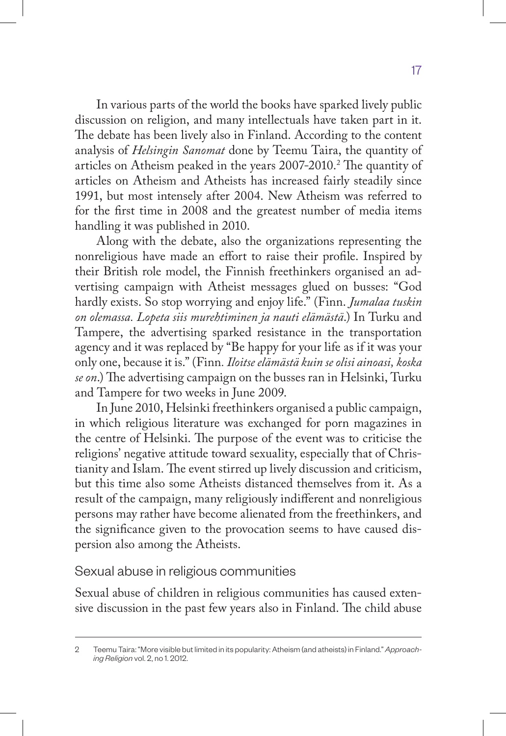In various parts of the world the books have sparked lively public discussion on religion, and many intellectuals have taken part in it. The debate has been lively also in Finland. According to the content analysis of *Helsingin Sanomat* done by Teemu Taira, the quantity of articles on Atheism peaked in the years 2007-2010.[2] The quantity of articles on Atheism and Atheists has increased fairly steadily since 1991, but most intensely after 2004. New Atheism was referred to for the first time in 2008 and the greatest number of media items handling it was published in 2010.

Along with the debate, also the organizations representing the nonreligious have made an effort to raise their profile. Inspired by their British role model, the Finnish freethinkers organised an advertising campaign with Atheist messages glued on busses: "God hardly exists. So stop worrying and enjoy life." (Finn. *Jumalaa tuskin on olemassa. Lopeta siis murehtiminen ja nauti elämästä.*) In Turku and Tampere, the advertising sparked resistance in the transportation agency and it was replaced by "Be happy for your life as if it was your only one, because it is." (Finn. *Iloitse elämästä kuin se olisi ainoasi, koska se on.*) The advertising campaign on the busses ran in Helsinki, Turku and Tampere for two weeks in June 2009.

In June 2010, Helsinki freethinkers organised a public campaign, in which religious literature was exchanged for porn magazines in the centre of Helsinki. The purpose of the event was to criticise the religions' negative attitude toward sexuality, especially that of Christianity and Islam. The event stirred up lively discussion and criticism, but this time also some Atheists distanced themselves from it. As a result of the campaign, many religiously indifferent and nonreligious persons may rather have become alienated from the freethinkers, and the significance given to the provocation seems to have caused dispersion also among the Atheists.

## Sexual abuse in religious communities

Sexual abuse of children in religious communities has caused extensive discussion in the past few years also in Finland. The child abuse

---

2 Teemu Taira: "More visible but limited in its popularity: Atheism (and atheists) in Finland." *Approaching Religion* vol. 2, no 1. 2012.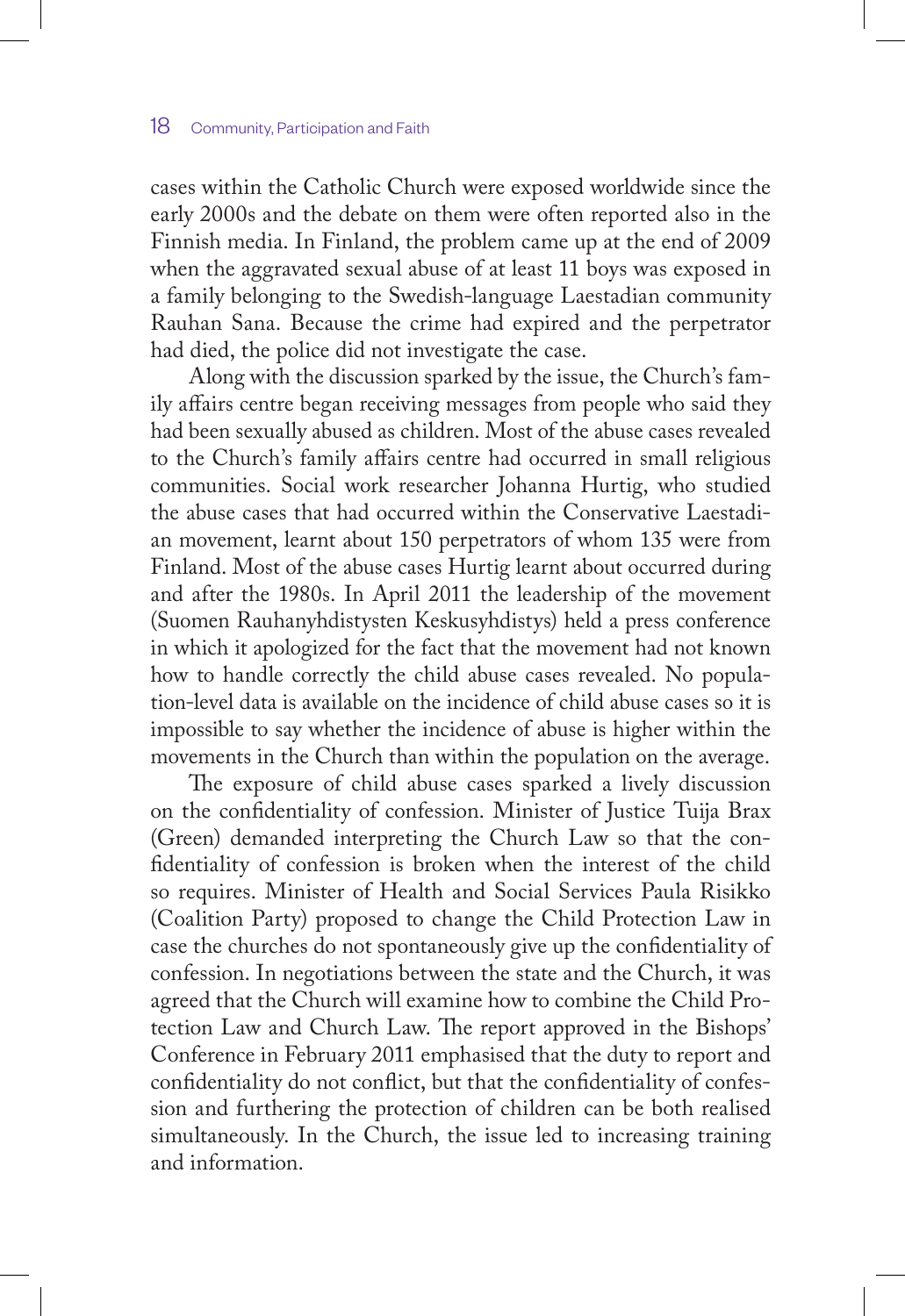cases within the Catholic Church were exposed worldwide since the early 2000s and the debate on them were often reported also in the Finnish media. In Finland, the problem came up at the end of 2009 when the aggravated sexual abuse of at least 11 boys was exposed in a family belonging to the Swedish-language Laestadian community Rauhan Sana. Because the crime had expired and the perpetrator had died, the police did not investigate the case.

Along with the discussion sparked by the issue, the Church's family affairs centre began receiving messages from people who said they had been sexually abused as children. Most of the abuse cases revealed to the Church's family affairs centre had occurred in small religious communities. Social work researcher Johanna Hurtig, who studied the abuse cases that had occurred within the Conservative Laestadian movement, learnt about 150 perpetrators of whom 135 were from Finland. Most of the abuse cases Hurtig learnt about occurred during and after the 1980s. In April 2011 the leadership of the movement (Suomen Rauhanyhdistysten Keskusyhdistys) held a press conference in which it apologized for the fact that the movement had not known how to handle correctly the child abuse cases revealed. No population-level data is available on the incidence of child abuse cases so it is impossible to say whether the incidence of abuse is higher within the movements in the Church than within the population on the average.

The exposure of child abuse cases sparked a lively discussion on the confidentiality of confession. Minister of Justice Tuija Brax (Green) demanded interpreting the Church Law so that the confidentiality of confession is broken when the interest of the child so requires. Minister of Health and Social Services Paula Risikko (Coalition Party) proposed to change the Child Protection Law in case the churches do not spontaneously give up the confidentiality of confession. In negotiations between the state and the Church, it was agreed that the Church will examine how to combine the Child Protection Law and Church Law. The report approved in the Bishops' Conference in February 2011 emphasised that the duty to report and confidentiality do not conflict, but that the confidentiality of confession and furthering the protection of children can be both realised simultaneously. In the Church, the issue led to increasing training and information.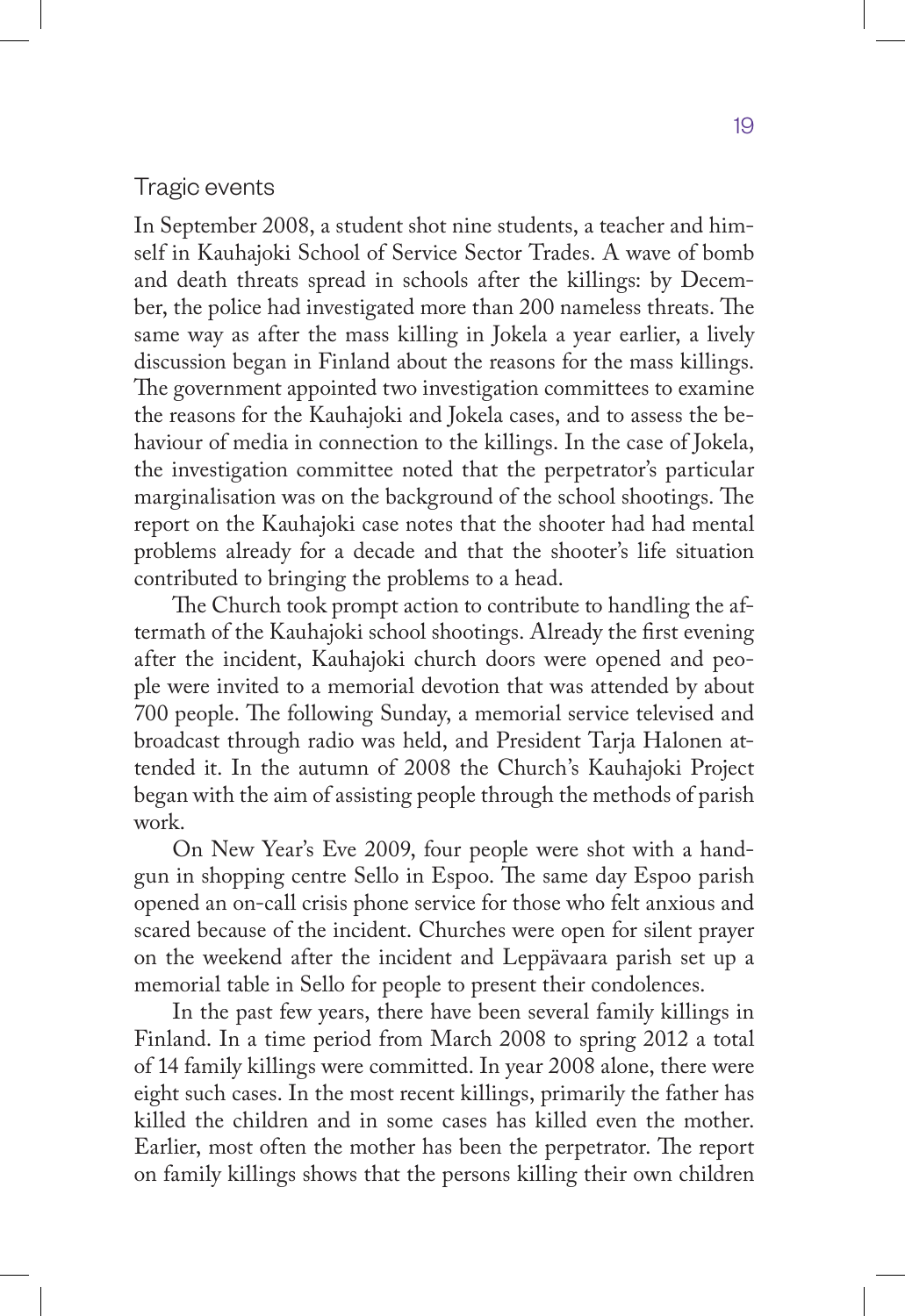## Tragic events

In September 2008, a student shot nine students, a teacher and himself in Kauhajoki School of Service Sector Trades. A wave of bomb and death threats spread in schools after the killings: by December, the police had investigated more than 200 nameless threats. The same way as after the mass killing in Jokela a year earlier, a lively discussion began in Finland about the reasons for the mass killings. The government appointed two investigation committees to examine the reasons for the Kauhajoki and Jokela cases, and to assess the behaviour of media in connection to the killings. In the case of Jokela, the investigation committee noted that the perpetrator's particular marginalisation was on the background of the school shootings. The report on the Kauhajoki case notes that the shooter had had mental problems already for a decade and that the shooter's life situation contributed to bringing the problems to a head.

The Church took prompt action to contribute to handling the aftermath of the Kauhajoki school shootings. Already the first evening after the incident, Kauhajoki church doors were opened and people were invited to a memorial devotion that was attended by about 700 people. The following Sunday, a memorial service televised and broadcast through radio was held, and President Tarja Halonen attended it. In the autumn of 2008 the Church's Kauhajoki Project began with the aim of assisting people through the methods of parish work.

On New Year's Eve 2009, four people were shot with a handgun in shopping centre Sello in Espoo. The same day Espoo parish opened an on-call crisis phone service for those who felt anxious and scared because of the incident. Churches were open for silent prayer on the weekend after the incident and Leppävaara parish set up a memorial table in Sello for people to present their condolences.

In the past few years, there have been several family killings in Finland. In a time period from March 2008 to spring 2012 a total of 14 family killings were committed. In year 2008 alone, there were eight such cases. In the most recent killings, primarily the father has killed the children and in some cases has killed even the mother. Earlier, most often the mother has been the perpetrator. The report on family killings shows that the persons killing their own children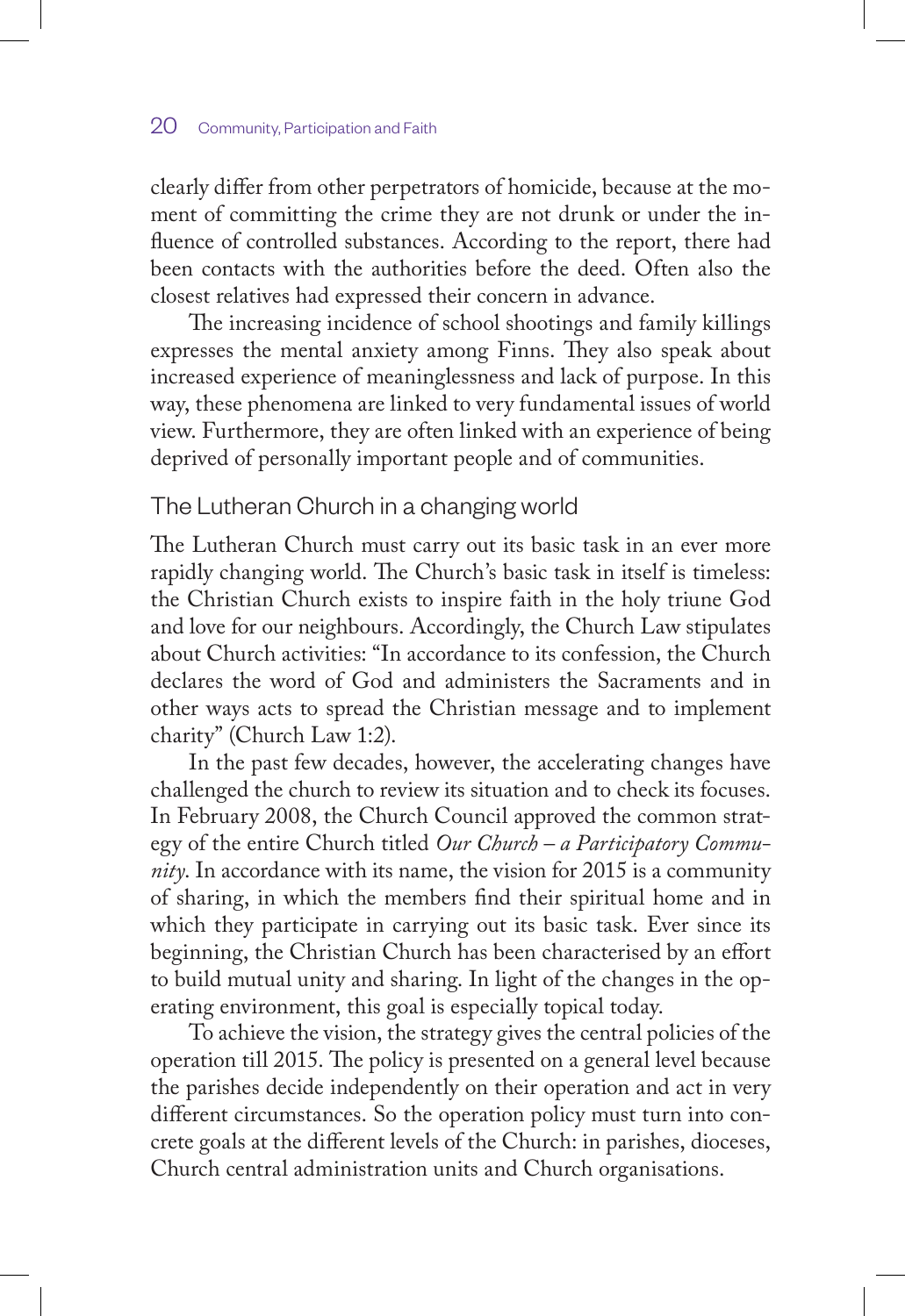clearly differ from other perpetrators of homicide, because at the moment of committing the crime they are not drunk or under the influence of controlled substances. According to the report, there had been contacts with the authorities before the deed. Often also the closest relatives had expressed their concern in advance.

The increasing incidence of school shootings and family killings expresses the mental anxiety among Finns. They also speak about increased experience of meaninglessness and lack of purpose. In this way, these phenomena are linked to very fundamental issues of world view. Furthermore, they are often linked with an experience of being deprived of personally important people and of communities.

## The Lutheran Church in a changing world

The Lutheran Church must carry out its basic task in an ever more rapidly changing world. The Church's basic task in itself is timeless: the Christian Church exists to inspire faith in the holy triune God and love for our neighbours. Accordingly, the Church Law stipulates about Church activities: "In accordance to its confession, the Church declares the word of God and administers the Sacraments and in other ways acts to spread the Christian message and to implement charity" (Church Law 1:2).

In the past few decades, however, the accelerating changes have challenged the church to review its situation and to check its focuses. In February 2008, the Church Council approved the common strategy of the entire Church titled *Our Church – a Participatory Community*. In accordance with its name, the vision for 2015 is a community of sharing, in which the members find their spiritual home and in which they participate in carrying out its basic task. Ever since its beginning, the Christian Church has been characterised by an effort to build mutual unity and sharing. In light of the changes in the operating environment, this goal is especially topical today.

To achieve the vision, the strategy gives the central policies of the operation till 2015. The policy is presented on a general level because the parishes decide independently on their operation and act in very different circumstances. So the operation policy must turn into concrete goals at the different levels of the Church: in parishes, dioceses, Church central administration units and Church organisations.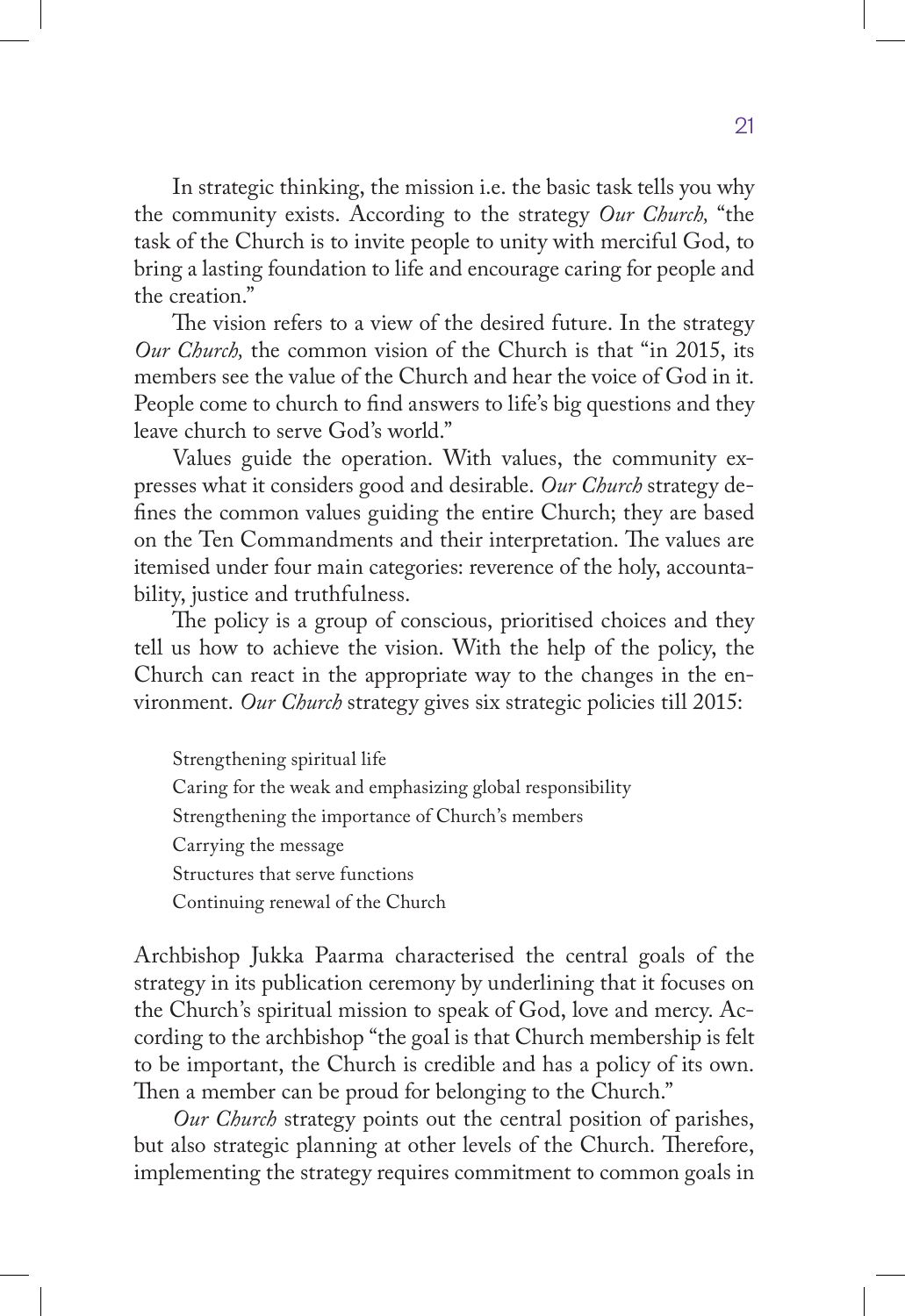In strategic thinking, the mission i.e. the basic task tells you why the community exists. According to the strategy *Our Church,* "the task of the Church is to invite people to unity with merciful God, to bring a lasting foundation to life and encourage caring for people and the creation."

The vision refers to a view of the desired future. In the strategy *Our Church,* the common vision of the Church is that "in 2015, its members see the value of the Church and hear the voice of God in it. People come to church to find answers to life's big questions and they leave church to serve God's world."

Values guide the operation. With values, the community expresses what it considers good and desirable. *Our Church* strategy defines the common values guiding the entire Church; they are based on the Ten Commandments and their interpretation. The values are itemised under four main categories: reverence of the holy, accountability, justice and truthfulness.

The policy is a group of conscious, prioritised choices and they tell us how to achieve the vision. With the help of the policy, the Church can react in the appropriate way to the changes in the environment. *Our Church* strategy gives six strategic policies till 2015:

Strengthening spiritual life
Caring for the weak and emphasizing global responsibility
Strengthening the importance of Church's members
Carrying the message
Structures that serve functions
Continuing renewal of the Church

Archbishop Jukka Paarma characterised the central goals of the strategy in its publication ceremony by underlining that it focuses on the Church's spiritual mission to speak of God, love and mercy. According to the archbishop "the goal is that Church membership is felt to be important, the Church is credible and has a policy of its own. Then a member can be proud for belonging to the Church."

*Our Church* strategy points out the central position of parishes, but also strategic planning at other levels of the Church. Therefore, implementing the strategy requires commitment to common goals in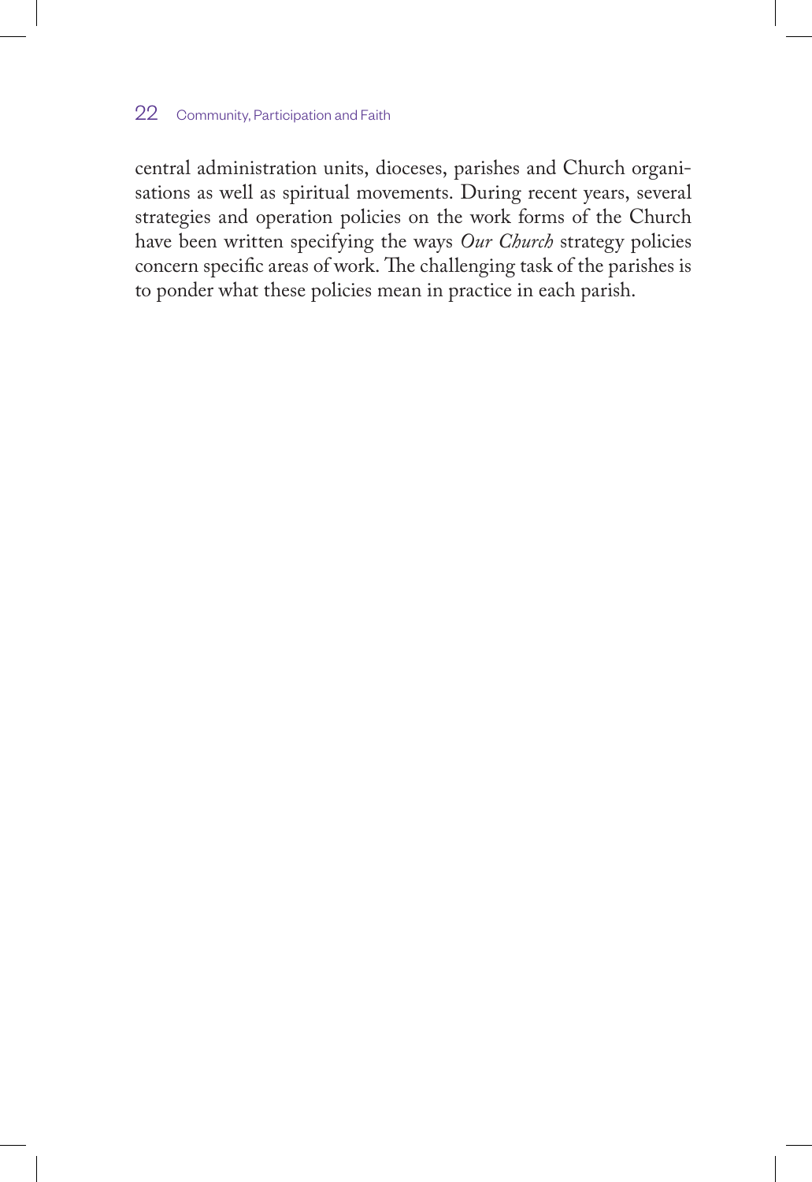central administration units, dioceses, parishes and Church organisations as well as spiritual movements. During recent years, several strategies and operation policies on the work forms of the Church have been written specifying the ways *Our Church* strategy policies concern specific areas of work. The challenging task of the parishes is to ponder what these policies mean in practice in each parish.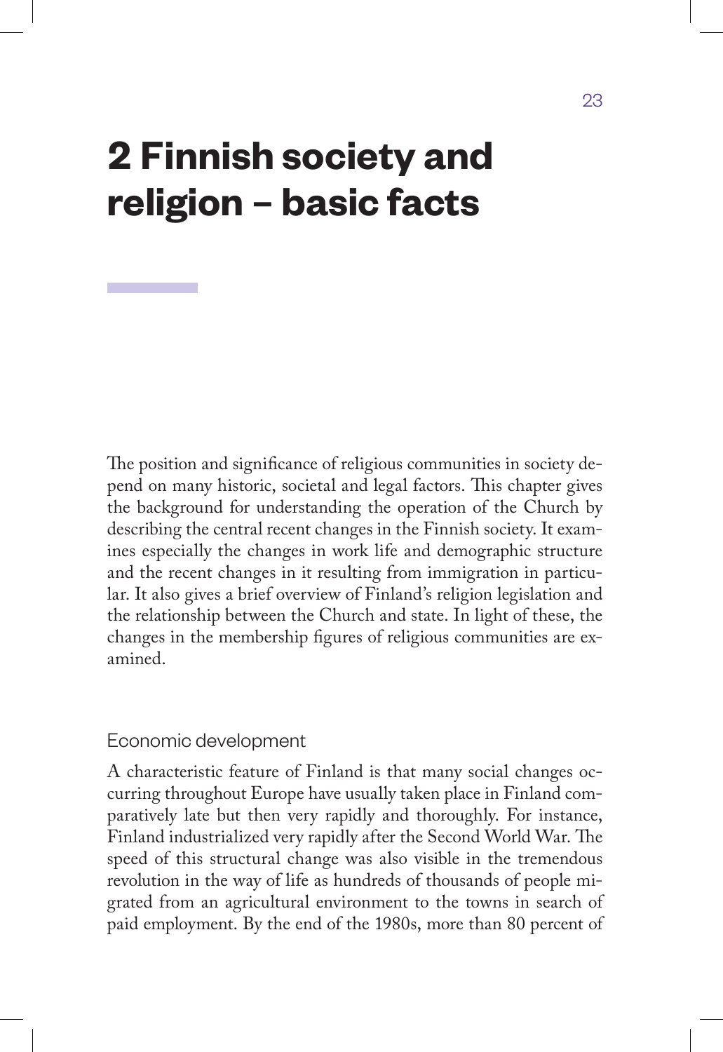# 2 Finnish society and religion – basic facts

The position and significance of religious communities in society depend on many historic, societal and legal factors. This chapter gives the background for understanding the operation of the Church by describing the central recent changes in the Finnish society. It examines especially the changes in work life and demographic structure and the recent changes in it resulting from immigration in particular. It also gives a brief overview of Finland's religion legislation and the relationship between the Church and state. In light of these, the changes in the membership figures of religious communities are examined.

## Economic development

A characteristic feature of Finland is that many social changes occurring throughout Europe have usually taken place in Finland comparatively late but then very rapidly and thoroughly. For instance, Finland industrialized very rapidly after the Second World War. The speed of this structural change was also visible in the tremendous revolution in the way of life as hundreds of thousands of people migrated from an agricultural environment to the towns in search of paid employment. By the end of the 1980s, more than 80 percent of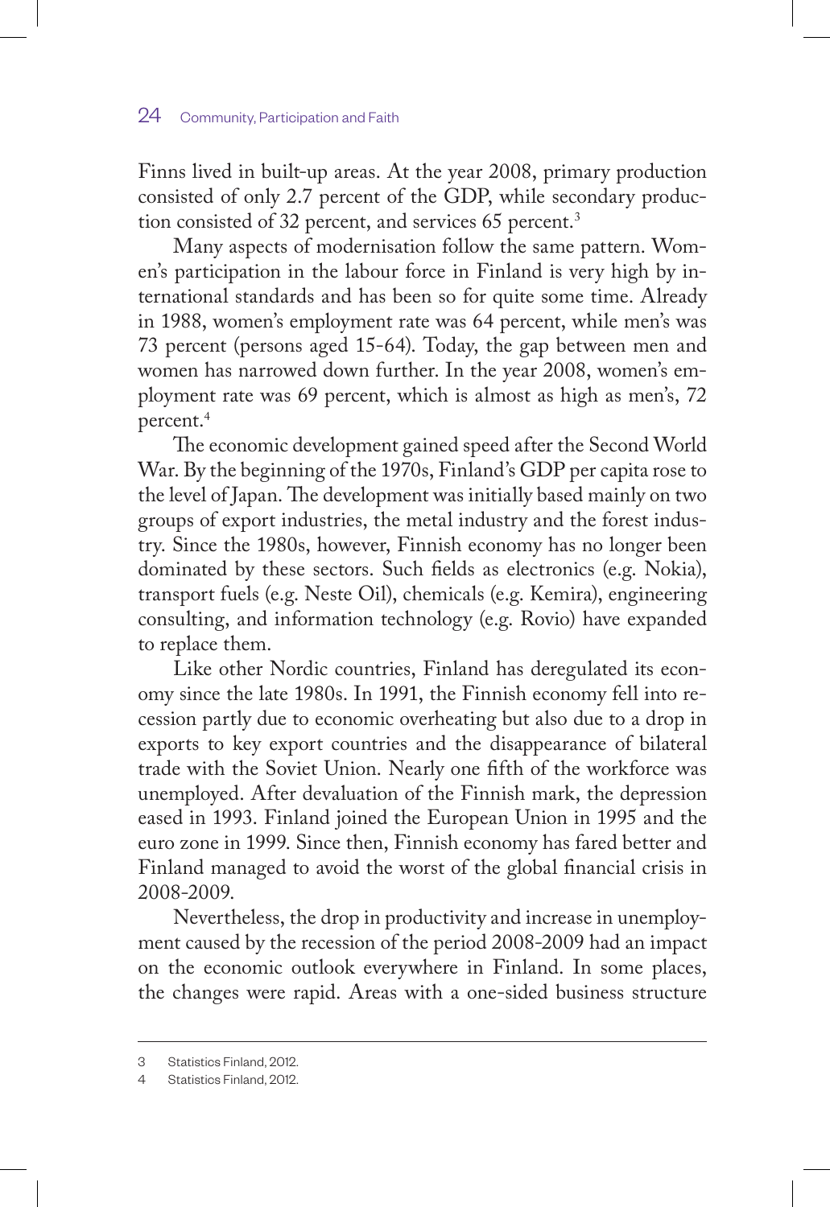Finns lived in built-up areas. At the year 2008, primary production consisted of only 2.7 percent of the GDP, while secondary production consisted of 32 percent, and services 65 percent.[3]

Many aspects of modernisation follow the same pattern. Women's participation in the labour force in Finland is very high by international standards and has been so for quite some time. Already in 1988, women's employment rate was 64 percent, while men's was 73 percent (persons aged 15-64). Today, the gap between men and women has narrowed down further. In the year 2008, women's employment rate was 69 percent, which is almost as high as men's, 72 percent.[4]

The economic development gained speed after the Second World War. By the beginning of the 1970s, Finland's GDP per capita rose to the level of Japan. The development was initially based mainly on two groups of export industries, the metal industry and the forest industry. Since the 1980s, however, Finnish economy has no longer been dominated by these sectors. Such fields as electronics (e.g. Nokia), transport fuels (e.g. Neste Oil), chemicals (e.g. Kemira), engineering consulting, and information technology (e.g. Rovio) have expanded to replace them.

Like other Nordic countries, Finland has deregulated its economy since the late 1980s. In 1991, the Finnish economy fell into recession partly due to economic overheating but also due to a drop in exports to key export countries and the disappearance of bilateral trade with the Soviet Union. Nearly one fifth of the workforce was unemployed. After devaluation of the Finnish mark, the depression eased in 1993. Finland joined the European Union in 1995 and the euro zone in 1999. Since then, Finnish economy has fared better and Finland managed to avoid the worst of the global financial crisis in 2008-2009.

Nevertheless, the drop in productivity and increase in unemployment caused by the recession of the period 2008-2009 had an impact on the economic outlook everywhere in Finland. In some places, the changes were rapid. Areas with a one-sided business structure

---

3 Statistics Finland, 2012.

4 Statistics Finland, 2012.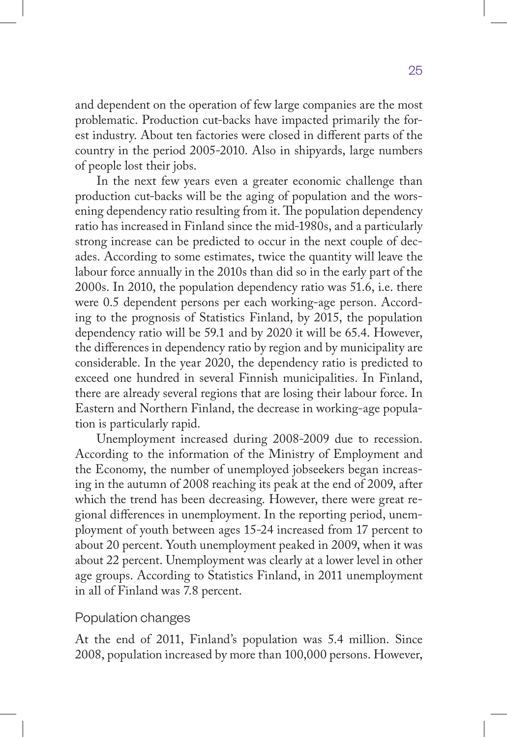and dependent on the operation of few large companies are the most problematic. Production cut-backs have impacted primarily the forest industry. About ten factories were closed in different parts of the country in the period 2005-2010. Also in shipyards, large numbers of people lost their jobs.

In the next few years even a greater economic challenge than production cut-backs will be the aging of population and the worsening dependency ratio resulting from it. The population dependency ratio has increased in Finland since the mid-1980s, and a particularly strong increase can be predicted to occur in the next couple of decades. According to some estimates, twice the quantity will leave the labour force annually in the 2010s than did so in the early part of the 2000s. In 2010, the population dependency ratio was 51.6, i.e. there were 0.5 dependent persons per each working-age person. According to the prognosis of Statistics Finland, by 2015, the population dependency ratio will be 59.1 and by 2020 it will be 65.4. However, the differences in dependency ratio by region and by municipality are considerable. In the year 2020, the dependency ratio is predicted to exceed one hundred in several Finnish municipalities. In Finland, there are already several regions that are losing their labour force. In Eastern and Northern Finland, the decrease in working-age population is particularly rapid.

Unemployment increased during 2008-2009 due to recession. According to the information of the Ministry of Employment and the Economy, the number of unemployed jobseekers began increasing in the autumn of 2008 reaching its peak at the end of 2009, after which the trend has been decreasing. However, there were great regional differences in unemployment. In the reporting period, unemployment of youth between ages 15-24 increased from 17 percent to about 20 percent. Youth unemployment peaked in 2009, when it was about 22 percent. Unemployment was clearly at a lower level in other age groups. According to Statistics Finland, in 2011 unemployment in all of Finland was 7.8 percent.

## Population changes

At the end of 2011, Finland's population was 5.4 million. Since 2008, population increased by more than 100,000 persons. However,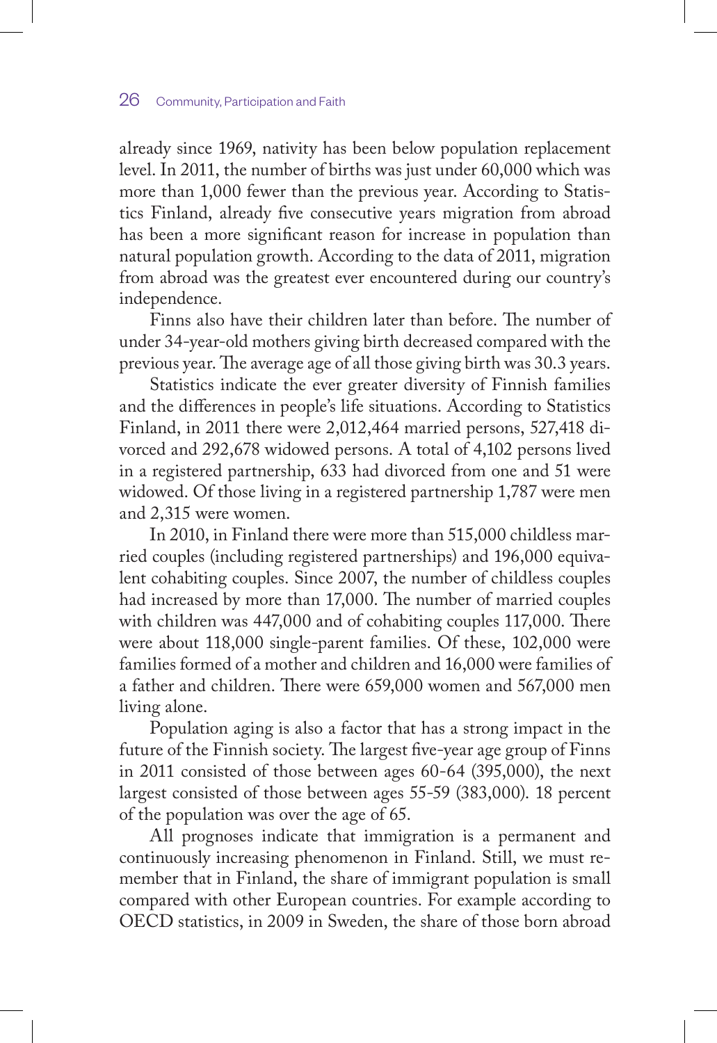already since 1969, nativity has been below population replacement level. In 2011, the number of births was just under 60,000 which was more than 1,000 fewer than the previous year. According to Statistics Finland, already five consecutive years migration from abroad has been a more significant reason for increase in population than natural population growth. According to the data of 2011, migration from abroad was the greatest ever encountered during our country's independence.

Finns also have their children later than before. The number of under 34-year-old mothers giving birth decreased compared with the previous year. The average age of all those giving birth was 30.3 years.

Statistics indicate the ever greater diversity of Finnish families and the differences in people's life situations. According to Statistics Finland, in 2011 there were 2,012,464 married persons, 527,418 divorced and 292,678 widowed persons. A total of 4,102 persons lived in a registered partnership, 633 had divorced from one and 51 were widowed. Of those living in a registered partnership 1,787 were men and 2,315 were women.

In 2010, in Finland there were more than 515,000 childless married couples (including registered partnerships) and 196,000 equivalent cohabiting couples. Since 2007, the number of childless couples had increased by more than 17,000. The number of married couples with children was 447,000 and of cohabiting couples 117,000. There were about 118,000 single-parent families. Of these, 102,000 were families formed of a mother and children and 16,000 were families of a father and children. There were 659,000 women and 567,000 men living alone.

Population aging is also a factor that has a strong impact in the future of the Finnish society. The largest five-year age group of Finns in 2011 consisted of those between ages 60-64 (395,000), the next largest consisted of those between ages 55-59 (383,000). 18 percent of the population was over the age of 65.

All prognoses indicate that immigration is a permanent and continuously increasing phenomenon in Finland. Still, we must remember that in Finland, the share of immigrant population is small compared with other European countries. For example according to OECD statistics, in 2009 in Sweden, the share of those born abroad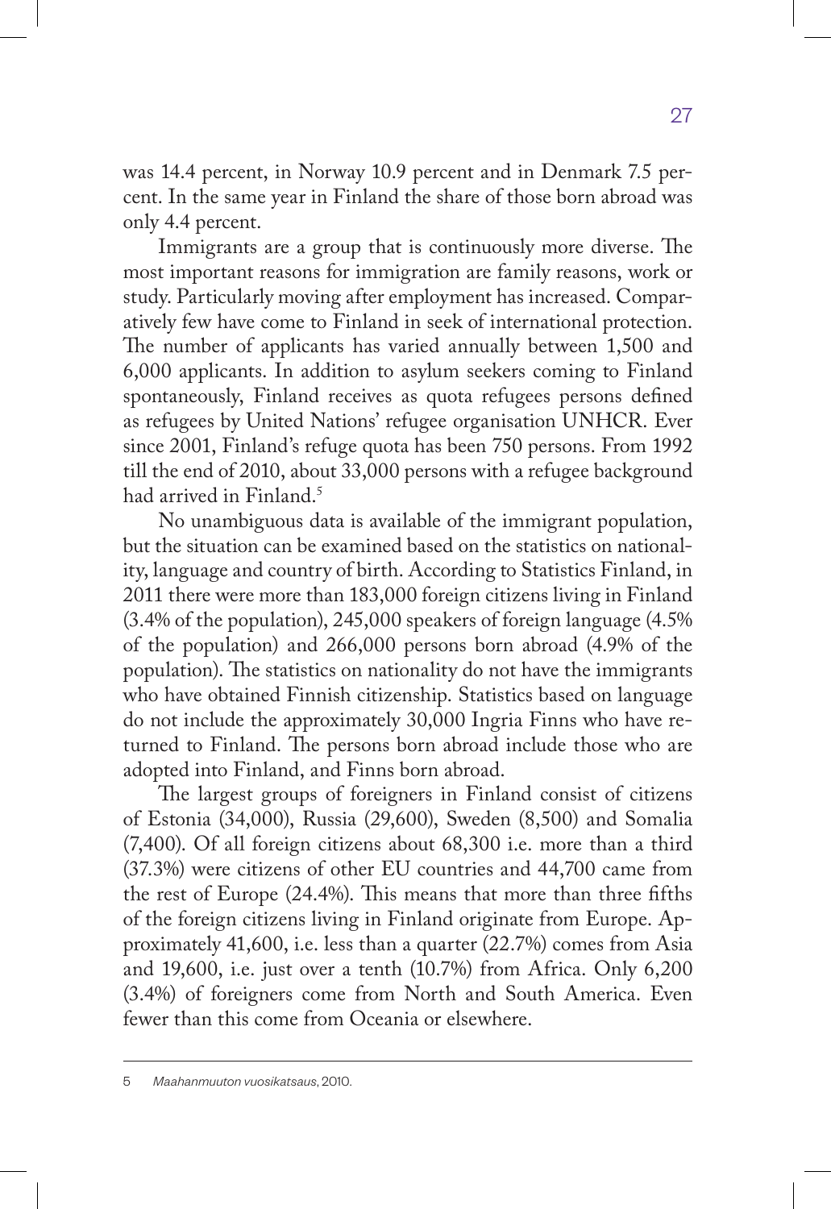was 14.4 percent, in Norway 10.9 percent and in Denmark 7.5 percent. In the same year in Finland the share of those born abroad was only 4.4 percent.

Immigrants are a group that is continuously more diverse. The most important reasons for immigration are family reasons, work or study. Particularly moving after employment has increased. Comparatively few have come to Finland in seek of international protection. The number of applicants has varied annually between 1,500 and 6,000 applicants. In addition to asylum seekers coming to Finland spontaneously, Finland receives as quota refugees persons defined as refugees by United Nations' refugee organisation UNHCR. Ever since 2001, Finland's refuge quota has been 750 persons. From 1992 till the end of 2010, about 33,000 persons with a refugee background had arrived in Finland.[5]

No unambiguous data is available of the immigrant population, but the situation can be examined based on the statistics on nationality, language and country of birth. According to Statistics Finland, in 2011 there were more than 183,000 foreign citizens living in Finland (3.4% of the population), 245,000 speakers of foreign language (4.5% of the population) and 266,000 persons born abroad (4.9% of the population). The statistics on nationality do not have the immigrants who have obtained Finnish citizenship. Statistics based on language do not include the approximately 30,000 Ingria Finns who have returned to Finland. The persons born abroad include those who are adopted into Finland, and Finns born abroad.

The largest groups of foreigners in Finland consist of citizens of Estonia (34,000), Russia (29,600), Sweden (8,500) and Somalia (7,400). Of all foreign citizens about 68,300 i.e. more than a third (37.3%) were citizens of other EU countries and 44,700 came from the rest of Europe (24.4%). This means that more than three fifths of the foreign citizens living in Finland originate from Europe. Approximately 41,600, i.e. less than a quarter (22.7%) comes from Asia and 19,600, i.e. just over a tenth (10.7%) from Africa. Only 6,200 (3.4%) of foreigners come from North and South America. Even fewer than this come from Oceania or elsewhere.

---

5 *Maahanmuuton vuosikatsaus*, 2010.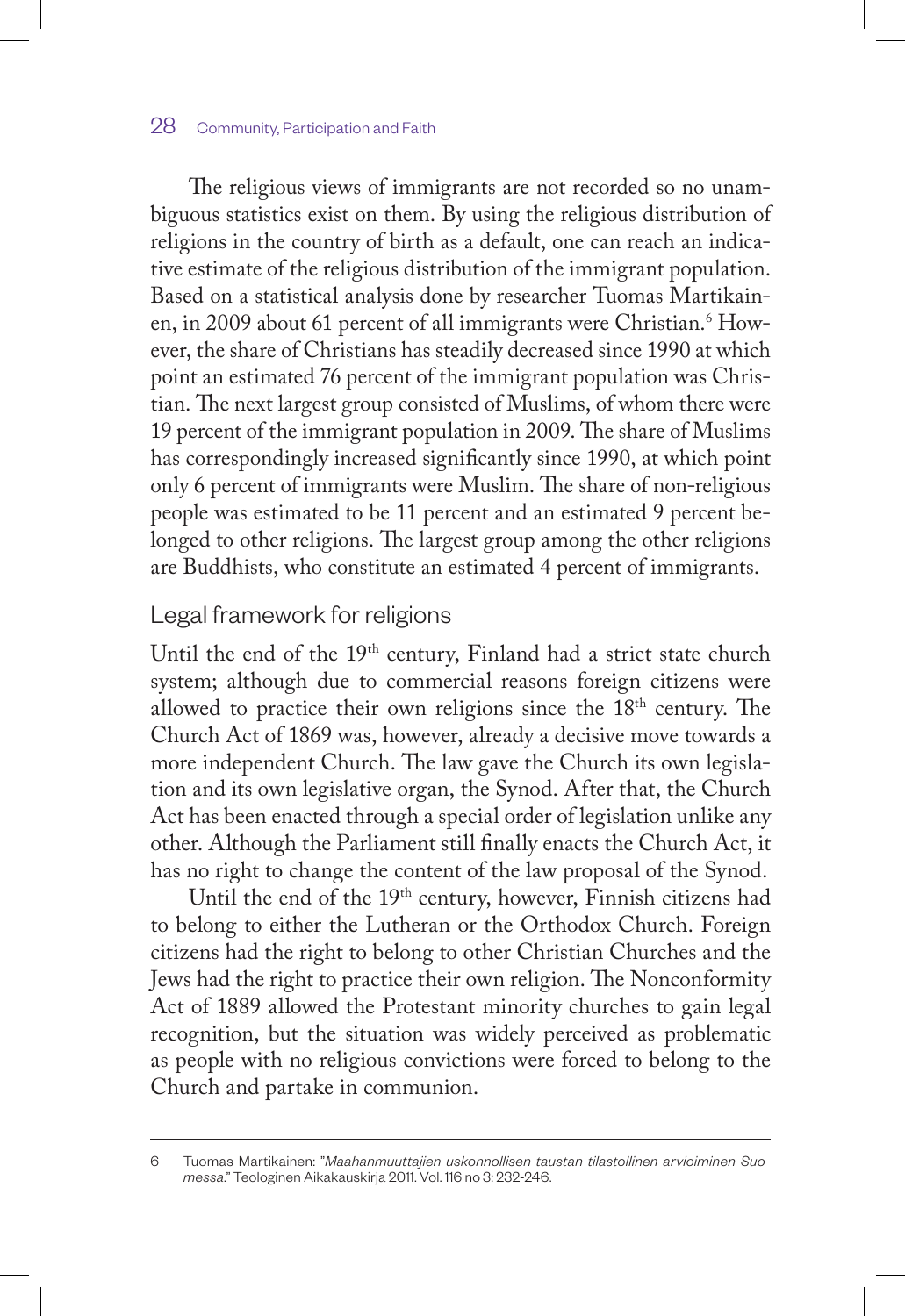The religious views of immigrants are not recorded so no unambiguous statistics exist on them. By using the religious distribution of religions in the country of birth as a default, one can reach an indicative estimate of the religious distribution of the immigrant population. Based on a statistical analysis done by researcher Tuomas Martikainen, in 2009 about 61 percent of all immigrants were Christian.[6] However, the share of Christians has steadily decreased since 1990 at which point an estimated 76 percent of the immigrant population was Christian. The next largest group consisted of Muslims, of whom there were 19 percent of the immigrant population in 2009. The share of Muslims has correspondingly increased significantly since 1990, at which point only 6 percent of immigrants were Muslim. The share of non-religious people was estimated to be 11 percent and an estimated 9 percent belonged to other religions. The largest group among the other religions are Buddhists, who constitute an estimated 4 percent of immigrants.

## Legal framework for religions

Until the end of the 19th century, Finland had a strict state church system; although due to commercial reasons foreign citizens were allowed to practice their own religions since the 18th century. The Church Act of 1869 was, however, already a decisive move towards a more independent Church. The law gave the Church its own legislation and its own legislative organ, the Synod. After that, the Church Act has been enacted through a special order of legislation unlike any other. Although the Parliament still finally enacts the Church Act, it has no right to change the content of the law proposal of the Synod.

Until the end of the 19th century, however, Finnish citizens had to belong to either the Lutheran or the Orthodox Church. Foreign citizens had the right to belong to other Christian Churches and the Jews had the right to practice their own religion. The Nonconformity Act of 1889 allowed the Protestant minority churches to gain legal recognition, but the situation was widely perceived as problematic as people with no religious convictions were forced to belong to the Church and partake in communion.

---

6 Tuomas Martikainen: "*Maahanmuuttajien uskonnollisen taustan tilastollinen arvioiminen Suomessa*." Teologinen Aikakauskirja 2011. Vol. 116 no 3: 232-246.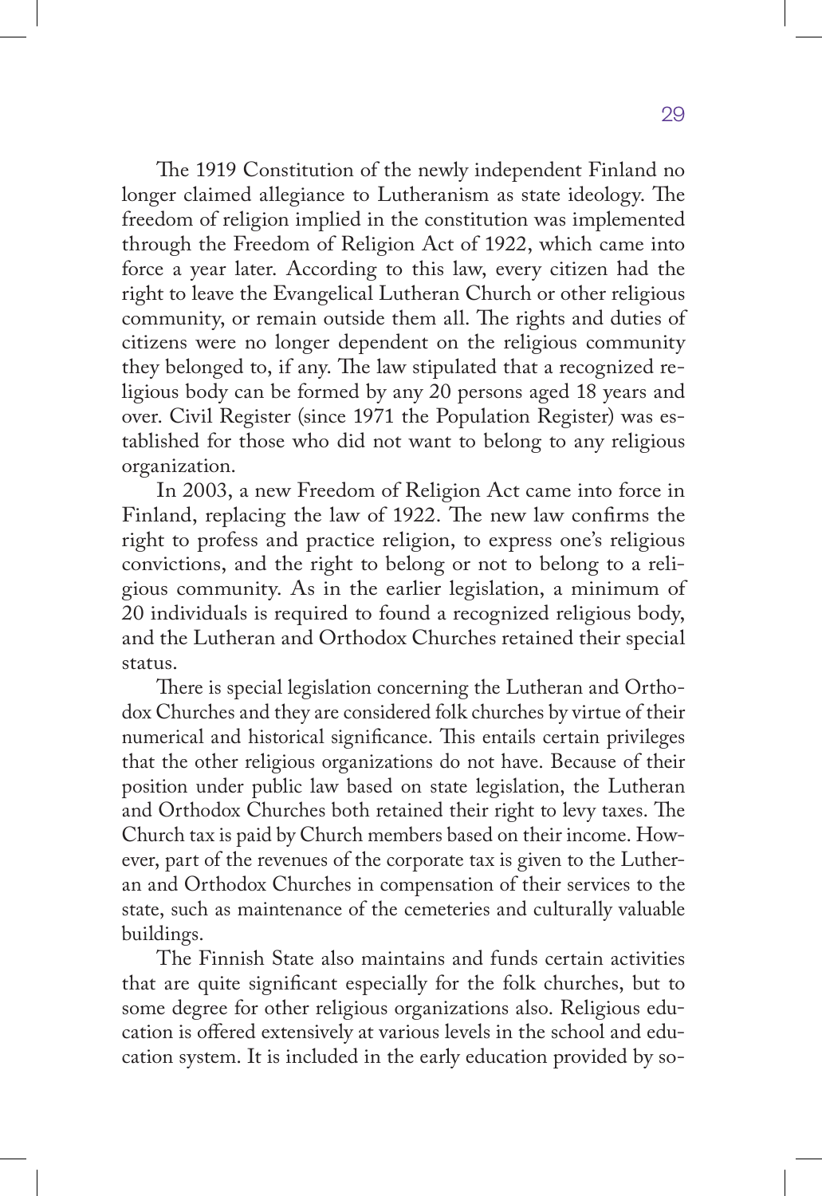The 1919 Constitution of the newly independent Finland no longer claimed allegiance to Lutheranism as state ideology. The freedom of religion implied in the constitution was implemented through the Freedom of Religion Act of 1922, which came into force a year later. According to this law, every citizen had the right to leave the Evangelical Lutheran Church or other religious community, or remain outside them all. The rights and duties of citizens were no longer dependent on the religious community they belonged to, if any. The law stipulated that a recognized religious body can be formed by any 20 persons aged 18 years and over. Civil Register (since 1971 the Population Register) was established for those who did not want to belong to any religious organization.

In 2003, a new Freedom of Religion Act came into force in Finland, replacing the law of 1922. The new law confirms the right to profess and practice religion, to express one's religious convictions, and the right to belong or not to belong to a religious community. As in the earlier legislation, a minimum of 20 individuals is required to found a recognized religious body, and the Lutheran and Orthodox Churches retained their special status.

There is special legislation concerning the Lutheran and Orthodox Churches and they are considered folk churches by virtue of their numerical and historical significance. This entails certain privileges that the other religious organizations do not have. Because of their position under public law based on state legislation, the Lutheran and Orthodox Churches both retained their right to levy taxes. The Church tax is paid by Church members based on their income. However, part of the revenues of the corporate tax is given to the Lutheran and Orthodox Churches in compensation of their services to the state, such as maintenance of the cemeteries and culturally valuable buildings.

The Finnish State also maintains and funds certain activities that are quite significant especially for the folk churches, but to some degree for other religious organizations also. Religious education is offered extensively at various levels in the school and education system. It is included in the early education provided by so-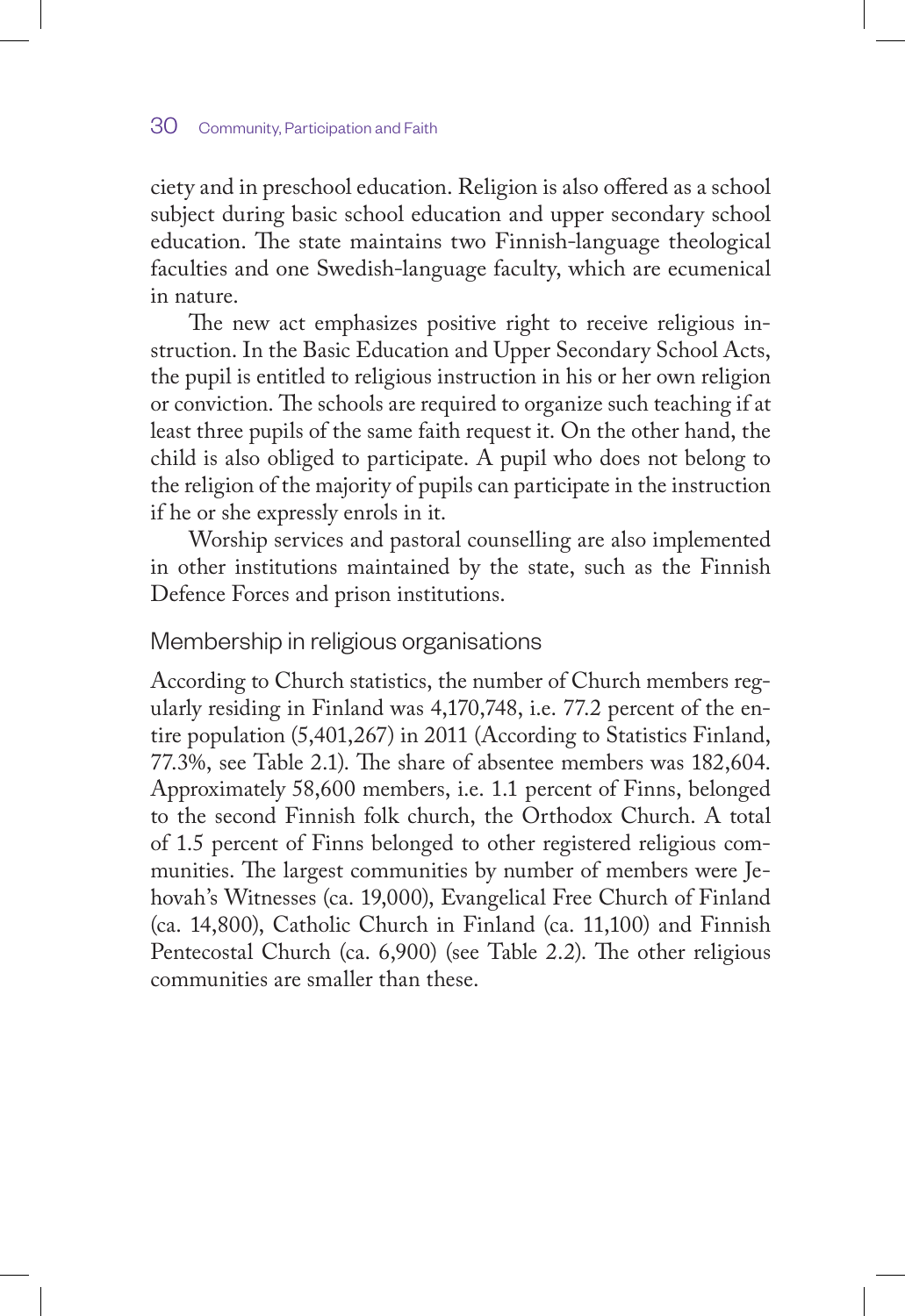ciety and in preschool education. Religion is also offered as a school subject during basic school education and upper secondary school education. The state maintains two Finnish-language theological faculties and one Swedish-language faculty, which are ecumenical in nature.

The new act emphasizes positive right to receive religious instruction. In the Basic Education and Upper Secondary School Acts, the pupil is entitled to religious instruction in his or her own religion or conviction. The schools are required to organize such teaching if at least three pupils of the same faith request it. On the other hand, the child is also obliged to participate. A pupil who does not belong to the religion of the majority of pupils can participate in the instruction if he or she expressly enrols in it.

Worship services and pastoral counselling are also implemented in other institutions maintained by the state, such as the Finnish Defence Forces and prison institutions.

## Membership in religious organisations

According to Church statistics, the number of Church members regularly residing in Finland was 4,170,748, i.e. 77.2 percent of the entire population (5,401,267) in 2011 (According to Statistics Finland, 77.3%, see Table 2.1). The share of absentee members was 182,604. Approximately 58,600 members, i.e. 1.1 percent of Finns, belonged to the second Finnish folk church, the Orthodox Church. A total of 1.5 percent of Finns belonged to other registered religious communities. The largest communities by number of members were Jehovah's Witnesses (ca. 19,000), Evangelical Free Church of Finland (ca. 14,800), Catholic Church in Finland (ca. 11,100) and Finnish Pentecostal Church (ca. 6,900) (see Table 2.2). The other religious communities are smaller than these.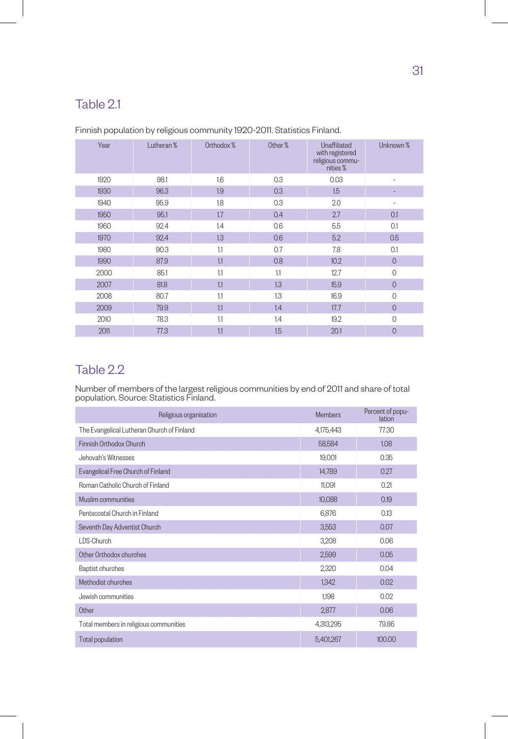## Table 2.1

Finnish population by religious community 1920-2011. Statistics Finland.

| Year | Lutheran % | Orthodox % | Other % | Unaffiliated with registered religious communities % | Unknown % |
|---|---|---|---|---|---|
| 1920 | 98.1 | 1.6 | 0.3 | 0.03 | - |
| 1930 | 96.3 | 1.9 | 0.3 | 1.5 | - |
| 1940 | 95.9 | 1.8 | 0.3 | 2.0 | - |
| 1950 | 95.1 | 1.7 | 0.4 | 2.7 | 0.1 |
| 1960 | 92.4 | 1.4 | 0.6 | 5.5 | 0.1 |
| 1970 | 92.4 | 1.3 | 0.6 | 5.2 | 0.5 |
| 1980 | 90.3 | 1.1 | 0.7 | 7.8 | 0.1 |
| 1990 | 87.9 | 1.1 | 0.8 | 10.2 | 0 |
| 2000 | 85.1 | 1.1 | 1.1 | 12.7 | 0 |
| 2007 | 81.8 | 1.1 | 1.3 | 15.9 | 0 |
| 2008 | 80.7 | 1.1 | 1.3 | 16.9 | 0 |
| 2009 | 79.9 | 1.1 | 1.4 | 17.7 | 0 |
| 2010 | 78.3 | 1.1 | 1.4 | 19.2 | 0 |
| 2011 | 77.3 | 1.1 | 1.5 | 20.1 | 0 |

## Table 2.2

Number of members of the largest religious communities by end of 2011 and share of total population. Source: Statistics Finland.

| Religious organisation | Members | Percent of population |
|---|---|---|
| The Evangelical Lutheran Church of Finland | 4,175,443 | 77.30 |
| Finnish Orthodox Church | 58,584 | 1.08 |
| Jehovah's Witnesses | 19,001 | 0.35 |
| Evangelical Free Church of Finland | 14,789 | 0.27 |
| Roman Catholic Church of Finland | 11,091 | 0.21 |
| Muslim communities | 10,088 | 0.19 |
| Pentecostal Church in Finland | 6,876 | 0.13 |
| Seventh Day Adventist Church | 3,553 | 0.07 |
| LDS-Church | 3,208 | 0.06 |
| Other Orthodox churches | 2,599 | 0.05 |
| Baptist churches | 2,320 | 0.04 |
| Methodist churches | 1,342 | 0.02 |
| Jewish communities | 1,198 | 0.02 |
| Other | 2,877 | 0.06 |
| Total members in religious communities | 4,313,295 | 79.86 |
| Total population | 5,401,267 | 100.00 |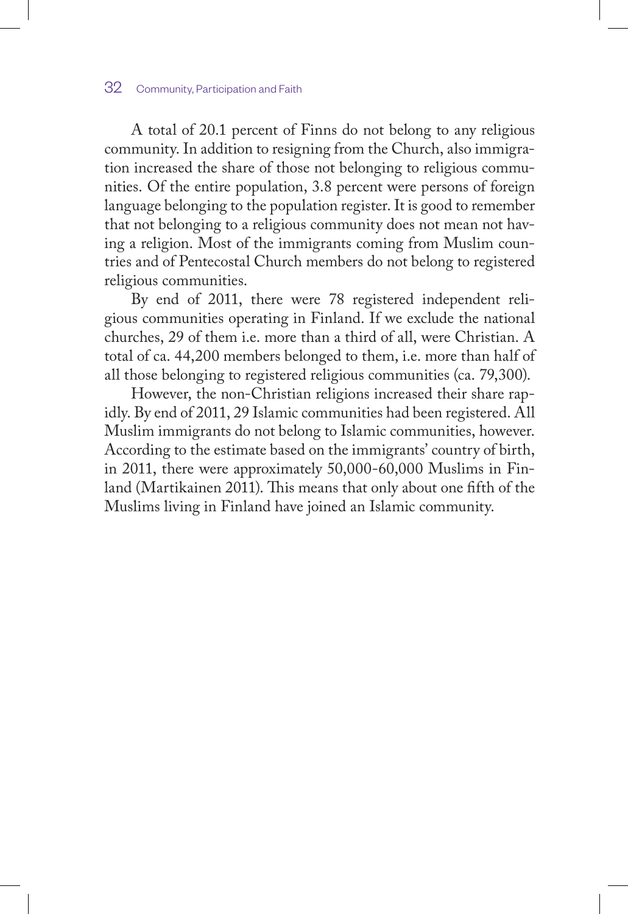A total of 20.1 percent of Finns do not belong to any religious community. In addition to resigning from the Church, also immigration increased the share of those not belonging to religious communities. Of the entire population, 3.8 percent were persons of foreign language belonging to the population register. It is good to remember that not belonging to a religious community does not mean not having a religion. Most of the immigrants coming from Muslim countries and of Pentecostal Church members do not belong to registered religious communities.

By end of 2011, there were 78 registered independent religious communities operating in Finland. If we exclude the national churches, 29 of them i.e. more than a third of all, were Christian. A total of ca. 44,200 members belonged to them, i.e. more than half of all those belonging to registered religious communities (ca. 79,300).

However, the non-Christian religions increased their share rapidly. By end of 2011, 29 Islamic communities had been registered. All Muslim immigrants do not belong to Islamic communities, however. According to the estimate based on the immigrants' country of birth, in 2011, there were approximately 50,000-60,000 Muslims in Finland (Martikainen 2011). This means that only about one fifth of the Muslims living in Finland have joined an Islamic community.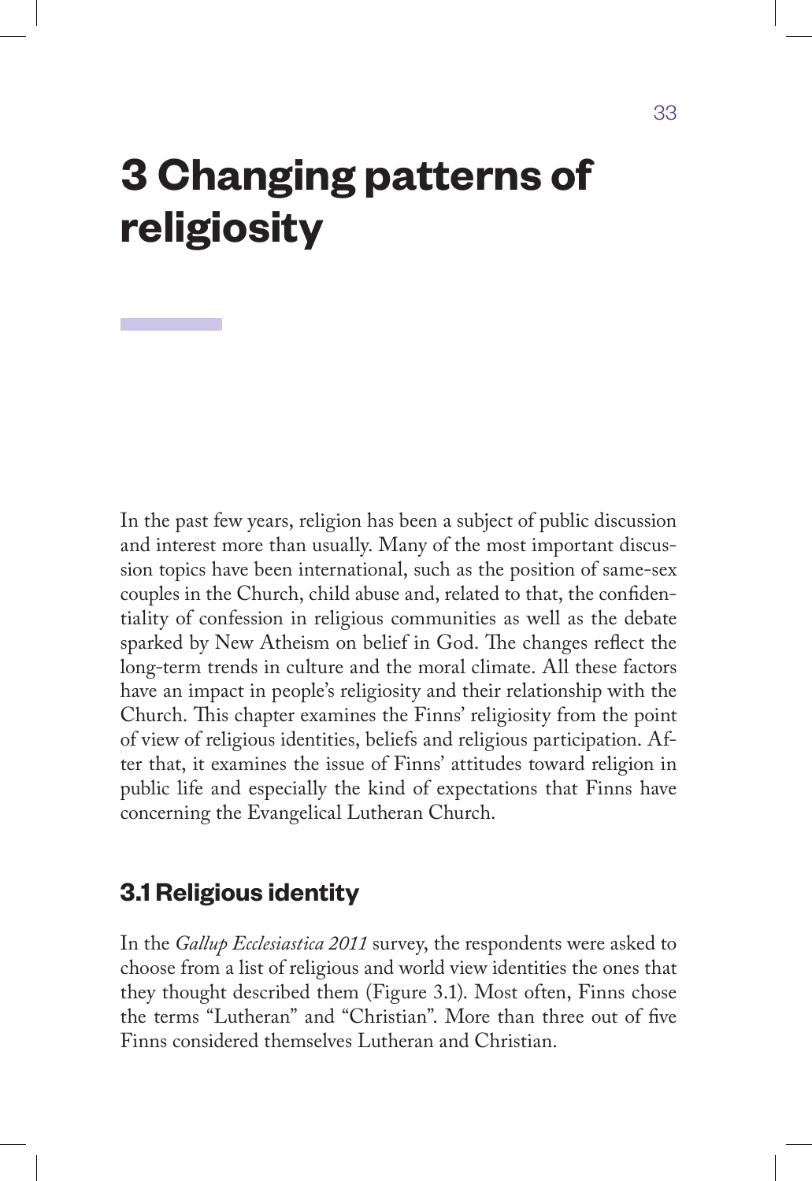# 3 Changing patterns of religiosity

In the past few years, religion has been a subject of public discussion and interest more than usually. Many of the most important discussion topics have been international, such as the position of same-sex couples in the Church, child abuse and, related to that, the confidentiality of confession in religious communities as well as the debate sparked by New Atheism on belief in God. The changes reflect the long-term trends in culture and the moral climate. All these factors have an impact in people's religiosity and their relationship with the Church. This chapter examines the Finns' religiosity from the point of view of religious identities, beliefs and religious participation. After that, it examines the issue of Finns' attitudes toward religion in public life and especially the kind of expectations that Finns have concerning the Evangelical Lutheran Church.

## 3.1 Religious identity

In the *Gallup Ecclesiastica 2011* survey, the respondents were asked to choose from a list of religious and world view identities the ones that they thought described them (Figure 3.1). Most often, Finns chose the terms "Lutheran" and "Christian". More than three out of five Finns considered themselves Lutheran and Christian.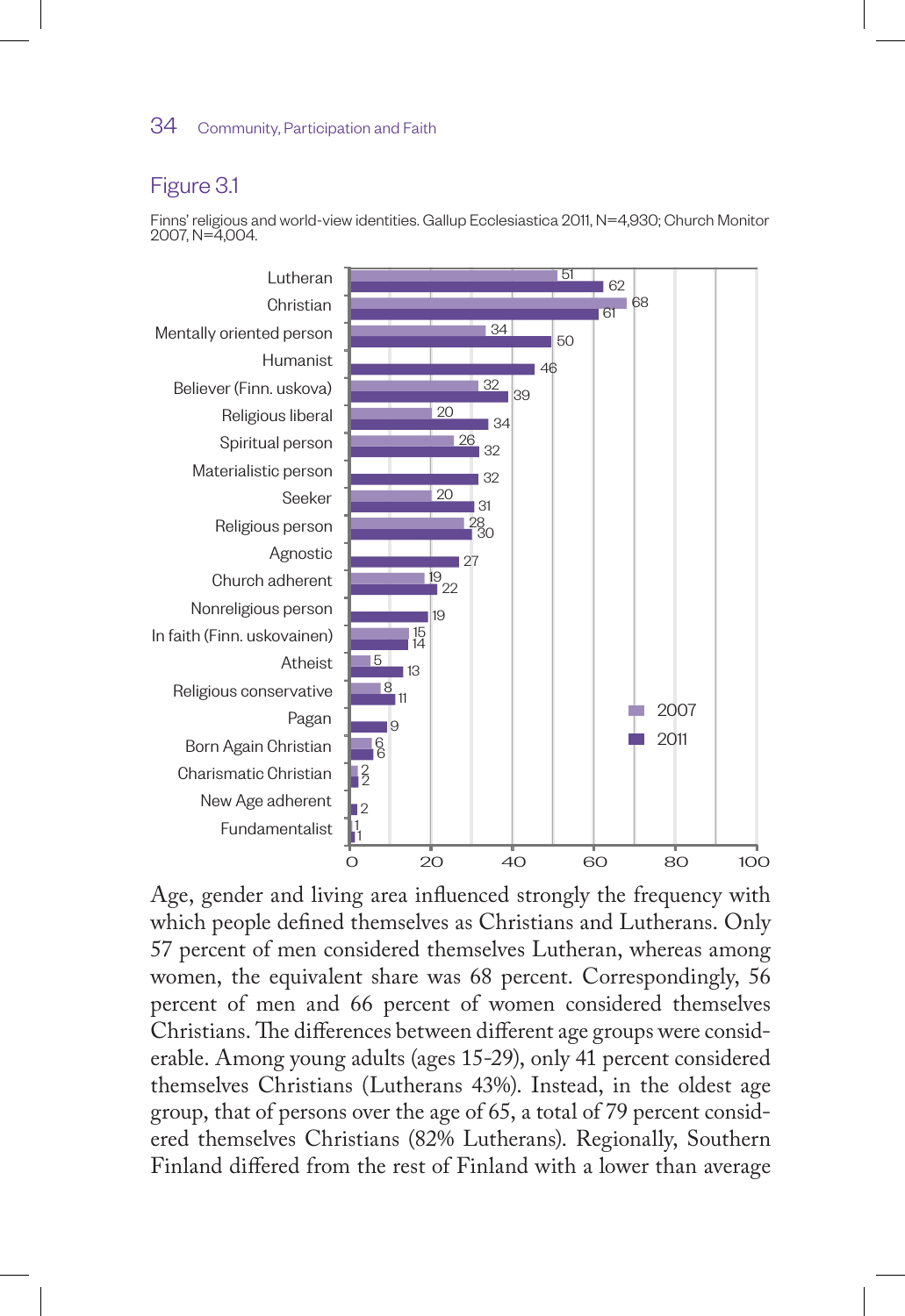## Figure 3.1

Finns' religious and world-view identities. Gallup Ecclesiastica 2011, N=4,930; Church Monitor 2007, N=4,004.

| | 2007 | 2011 |
|---|---|---|
| Lutheran | 51 | 62 |
| Christian | 68 | 61 |
| Mentally oriented person | 34 | 50 |
| Humanist | | 46 |
| Believer (Finn. uskova) | 32 | 39 |
| Religious liberal | 20 | 34 |
| Spiritual person | 26 | 32 |
| Materialistic person | | 32 |
| Seeker | 20 | 31 |
| Religious person | 28 | 30 |
| Agnostic | | 27 |
| Church adherent | 19 | 22 |
| Nonreligious person | | 19 |
| In faith (Finn. uskovainen) | 15 | 14 |
| Atheist | 5 | 13 |
| Religious conservative | 8 | 11 |
| Pagan | | 9 |
| Born Again Christian | 6 | 6 |
| Charismatic Christian | 2 | 2 |
| New Age adherent | | 2 |
| Fundamentalist | 1 | 1 |

Age, gender and living area influenced strongly the frequency with which people defined themselves as Christians and Lutherans. Only 57 percent of men considered themselves Lutheran, whereas among women, the equivalent share was 68 percent. Correspondingly, 56 percent of men and 66 percent of women considered themselves Christians. The differences between different age groups were considerable. Among young adults (ages 15-29), only 41 percent considered themselves Christians (Lutherans 43%). Instead, in the oldest age group, that of persons over the age of 65, a total of 79 percent considered themselves Christians (82% Lutherans). Regionally, Southern Finland differed from the rest of Finland with a lower than average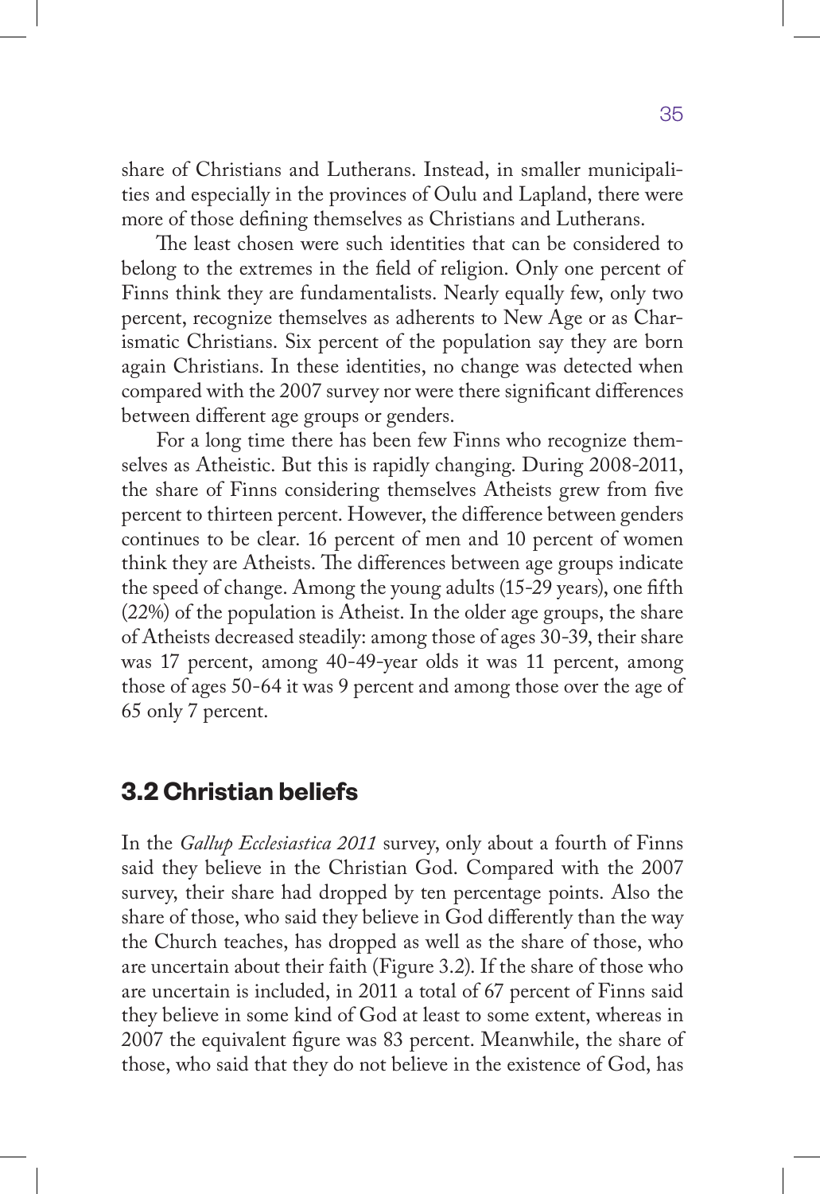share of Christians and Lutherans. Instead, in smaller municipalities and especially in the provinces of Oulu and Lapland, there were more of those defining themselves as Christians and Lutherans.

The least chosen were such identities that can be considered to belong to the extremes in the field of religion. Only one percent of Finns think they are fundamentalists. Nearly equally few, only two percent, recognize themselves as adherents to New Age or as Charismatic Christians. Six percent of the population say they are born again Christians. In these identities, no change was detected when compared with the 2007 survey nor were there significant differences between different age groups or genders.

For a long time there has been few Finns who recognize themselves as Atheistic. But this is rapidly changing. During 2008-2011, the share of Finns considering themselves Atheists grew from five percent to thirteen percent. However, the difference between genders continues to be clear. 16 percent of men and 10 percent of women think they are Atheists. The differences between age groups indicate the speed of change. Among the young adults (15-29 years), one fifth (22%) of the population is Atheist. In the older age groups, the share of Atheists decreased steadily: among those of ages 30-39, their share was 17 percent, among 40-49-year olds it was 11 percent, among those of ages 50-64 it was 9 percent and among those over the age of 65 only 7 percent.

## 3.2 Christian beliefs

In the *Gallup Ecclesiastica 2011* survey, only about a fourth of Finns said they believe in the Christian God. Compared with the 2007 survey, their share had dropped by ten percentage points. Also the share of those, who said they believe in God differently than the way the Church teaches, has dropped as well as the share of those, who are uncertain about their faith (Figure 3.2). If the share of those who are uncertain is included, in 2011 a total of 67 percent of Finns said they believe in some kind of God at least to some extent, whereas in 2007 the equivalent figure was 83 percent. Meanwhile, the share of those, who said that they do not believe in the existence of God, has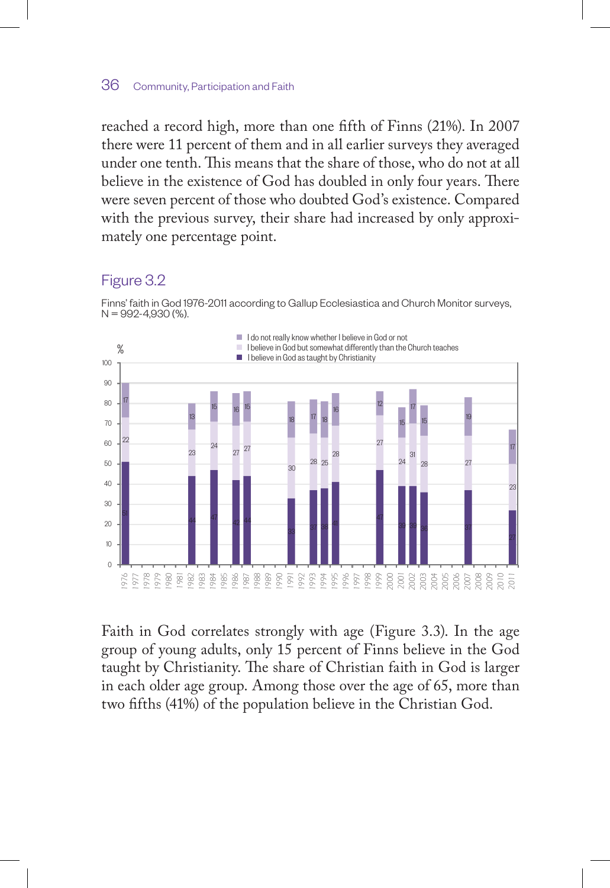reached a record high, more than one fifth of Finns (21%). In 2007 there were 11 percent of them and in all earlier surveys they averaged under one tenth. This means that the share of those, who do not at all believe in the existence of God has doubled in only four years. There were seven percent of those who doubted God's existence. Compared with the previous survey, their share had increased by only approximately one percentage point.

## Figure 3.2

Finns' faith in God 1976-2011 according to Gallup Ecclesiastica and Church Monitor surveys, N = 992-4,930 (%).

| Year | I believe in God as taught by Christianity | I believe in God but somewhat differently than the Church teaches | I do not really know whether I believe in God or not |
|---|---|---|---|
| 1976 | 51 | 22 | 17 |
| 1982 | 44 | 23 | 13 |
| 1984 | 47 | 24 | 15 |
| 1986 | 42 | 27 | 16 |
| 1987 | 44 | 27 | 15 |
| 1991 | 33 | 30 | 18 |
| 1993 | 37 | 28 | 17 |
| 1994 | 38 | 25 | 18 |
| 1995 | 41 | 28 | 16 |
| 1999 | 47 | 27 | 12 |
| 2001 | 39 | 24 | 15 |
| 2002 | 39 | 31 | 17 |
| 2003 | 36 | 28 | 15 |
| 2007 | 37 | 27 | 19 |
| 2011 | 27 | 23 | 17 |

Faith in God correlates strongly with age (Figure 3.3). In the age group of young adults, only 15 percent of Finns believe in the God taught by Christianity. The share of Christian faith in God is larger in each older age group. Among those over the age of 65, more than two fifths (41%) of the population believe in the Christian God.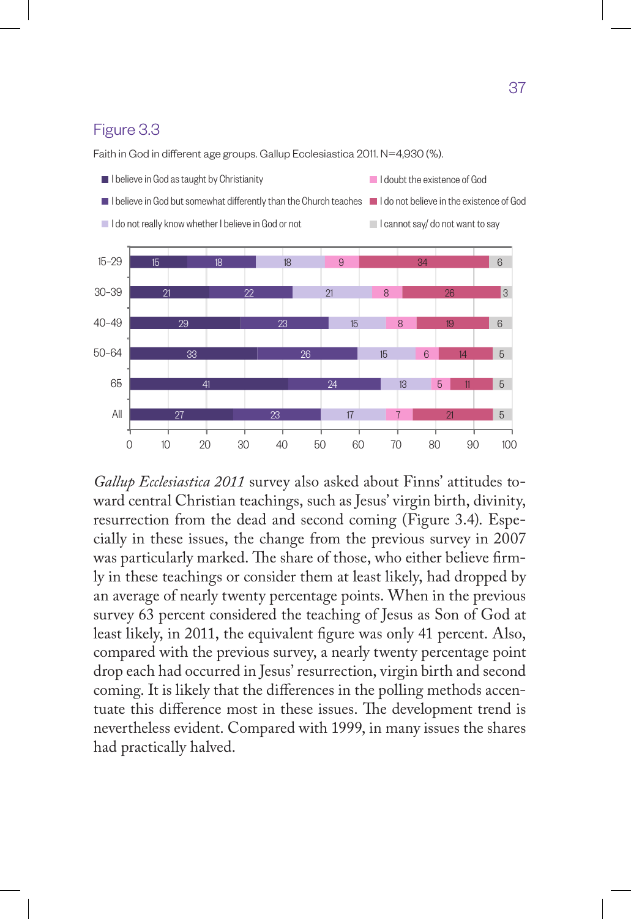Figure 3.3

Faith in God in different age groups. Gallup Ecclesiastica 2011. N=4,930 (%).

| Age group | I believe in God as taught by Christianity | I believe in God but somewhat differently than the Church teaches | I do not really know whether I believe in God or not | I doubt the existence of God | I do not believe in the existence of God | I cannot say/ do not want to say |
|---|---|---|---|---|---|---|
| 15–29 | 15 | 18 | 18 | 9 | 34 | 6 |
| 30–39 | 21 | 22 | 21 | 8 | 26 | 3 |
| 40–49 | 29 | 23 | 15 | 8 | 19 | 6 |
| 50–64 | 33 | 26 | 15 | 6 | 14 | 5 |
| 65 | 41 | 24 | 13 | 5 | 11 | 5 |
| All | 27 | 23 | 17 | 7 | 21 | 5 |

*Gallup Ecclesiastica 2011* survey also asked about Finns' attitudes toward central Christian teachings, such as Jesus' virgin birth, divinity, resurrection from the dead and second coming (Figure 3.4). Especially in these issues, the change from the previous survey in 2007 was particularly marked. The share of those, who either believe firmly in these teachings or consider them at least likely, had dropped by an average of nearly twenty percentage points. When in the previous survey 63 percent considered the teaching of Jesus as Son of God at least likely, in 2011, the equivalent figure was only 41 percent. Also, compared with the previous survey, a nearly twenty percentage point drop each had occurred in Jesus' resurrection, virgin birth and second coming. It is likely that the differences in the polling methods accentuate this difference most in these issues. The development trend is nevertheless evident. Compared with 1999, in many issues the shares had practically halved.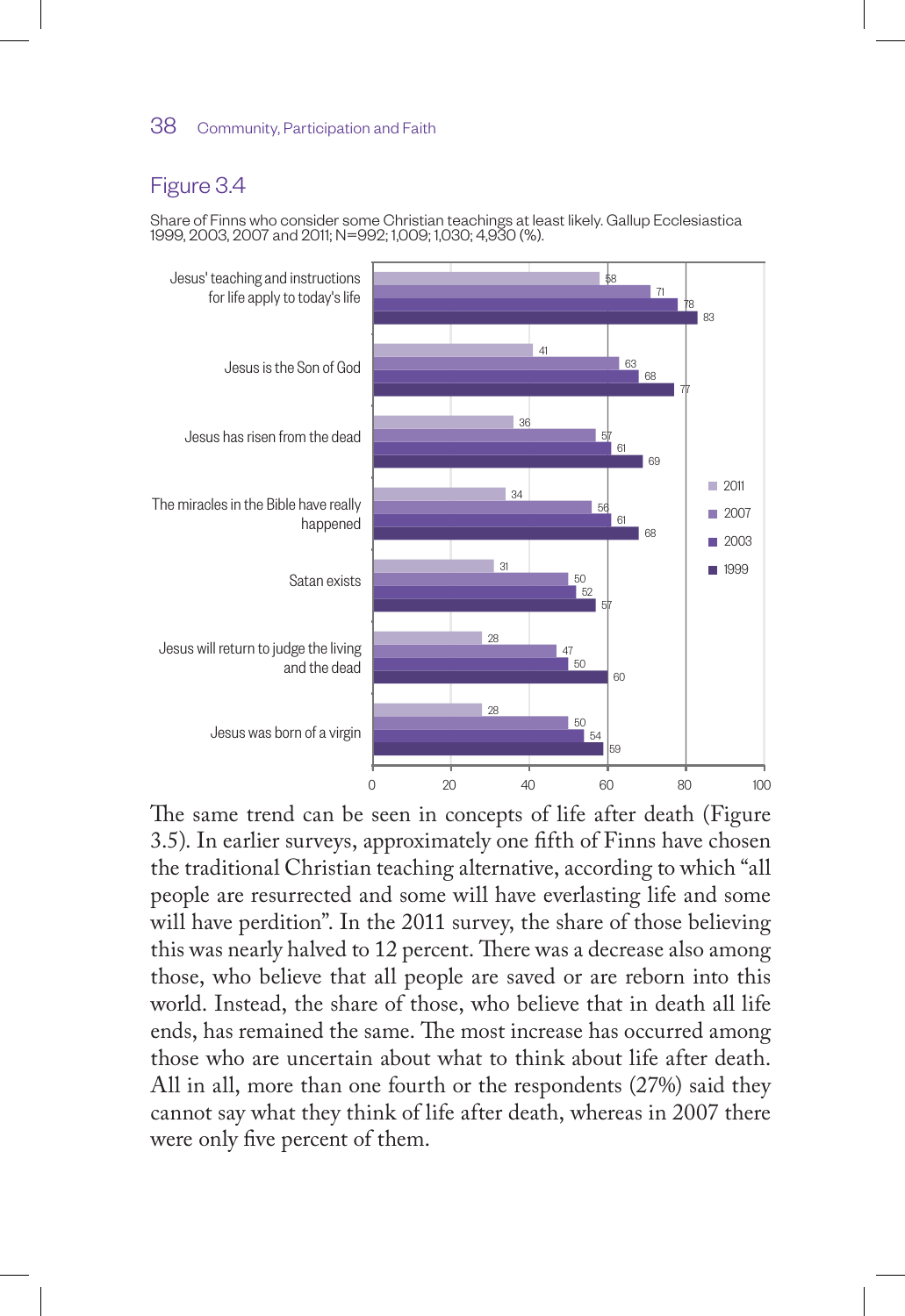## Figure 3.4

Share of Finns who consider some Christian teachings at least likely. Gallup Ecclesiastica 1999, 2003, 2007 and 2011; N=992; 1,009; 1,030; 4,930 (%).

| | 2011 | 2007 | 2003 | 1999 |
|---|---|---|---|---|
| Jesus' teaching and instructions for life apply to today's life | 58 | 71 | 78 | 83 |
| Jesus is the Son of God | 41 | 63 | 68 | 77 |
| Jesus has risen from the dead | 36 | 57 | 61 | 69 |
| The miracles in the Bible have really happened | 34 | 56 | 61 | 68 |
| Satan exists | 31 | 50 | 52 | 57 |
| Jesus will return to judge the living and the dead | 28 | 47 | 50 | 60 |
| Jesus was born of a virgin | 28 | 50 | 54 | 59 |

The same trend can be seen in concepts of life after death (Figure 3.5). In earlier surveys, approximately one fifth of Finns have chosen the traditional Christian teaching alternative, according to which "all people are resurrected and some will have everlasting life and some will have perdition". In the 2011 survey, the share of those believing this was nearly halved to 12 percent. There was a decrease also among those, who believe that all people are saved or are reborn into this world. Instead, the share of those, who believe that in death all life ends, has remained the same. The most increase has occurred among those who are uncertain about what to think about life after death. All in all, more than one fourth or the respondents (27%) said they cannot say what they think of life after death, whereas in 2007 there were only five percent of them.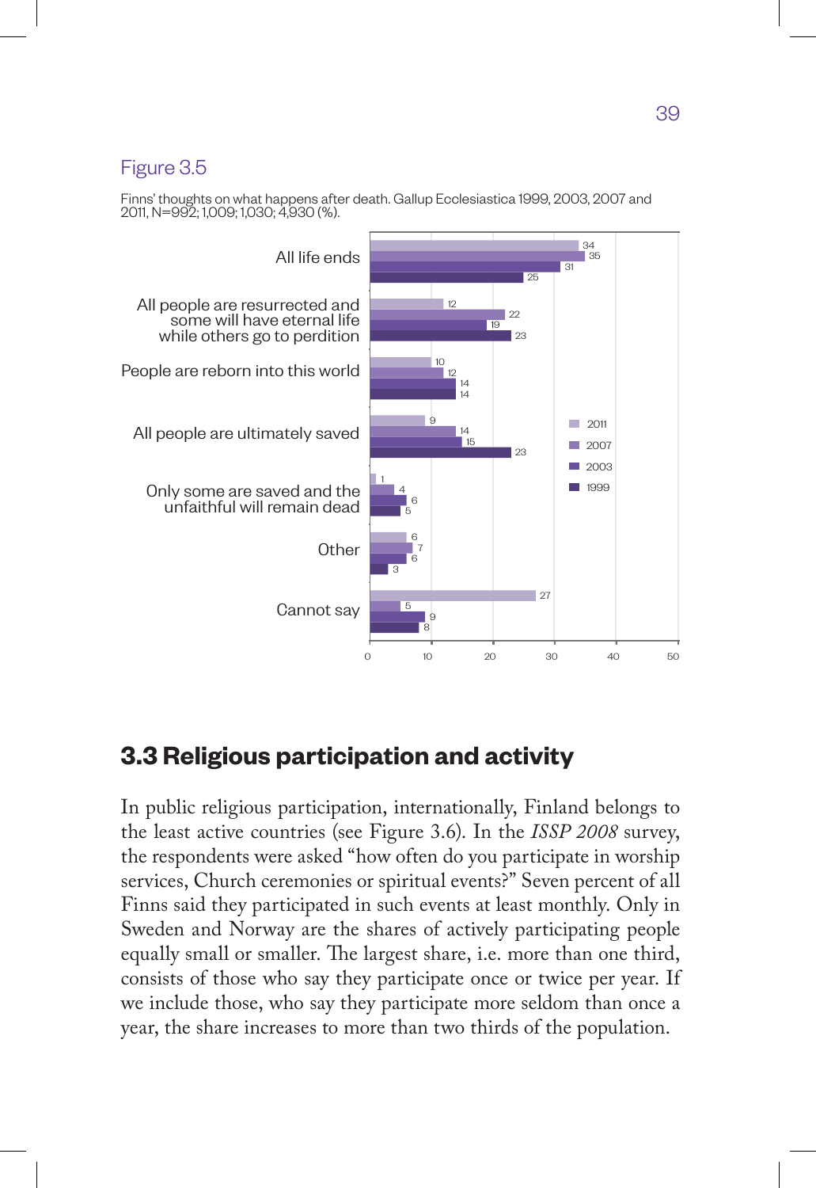Figure 3.5

Finns' thoughts on what happens after death. Gallup Ecclesiastica 1999, 2003, 2007 and 2011, N=992; 1,009; 1,030; 4,930 (%).

| | 2011 | 2007 | 2003 | 1999 |
|---|---|---|---|---|
| All life ends | 34 | 35 | 31 | 25 |
| All people are resurrected and some will have eternal life while others go to perdition | 12 | 22 | 19 | 23 |
| People are reborn into this world | 10 | 12 | 14 | 14 |
| All people are ultimately saved | 9 | 14 | 15 | 23 |
| Only some are saved and the unfaithful will remain dead | 1 | 4 | 6 | 5 |
| Other | 6 | 7 | 6 | 3 |
| Cannot say | 27 | 5 | 9 | 8 |

## 3.3 Religious participation and activity

In public religious participation, internationally, Finland belongs to the least active countries (see Figure 3.6). In the *ISSP 2008* survey, the respondents were asked "how often do you participate in worship services, Church ceremonies or spiritual events?" Seven percent of all Finns said they participated in such events at least monthly. Only in Sweden and Norway are the shares of actively participating people equally small or smaller. The largest share, i.e. more than one third, consists of those who say they participate once or twice per year. If we include those, who say they participate more seldom than once a year, the share increases to more than two thirds of the population.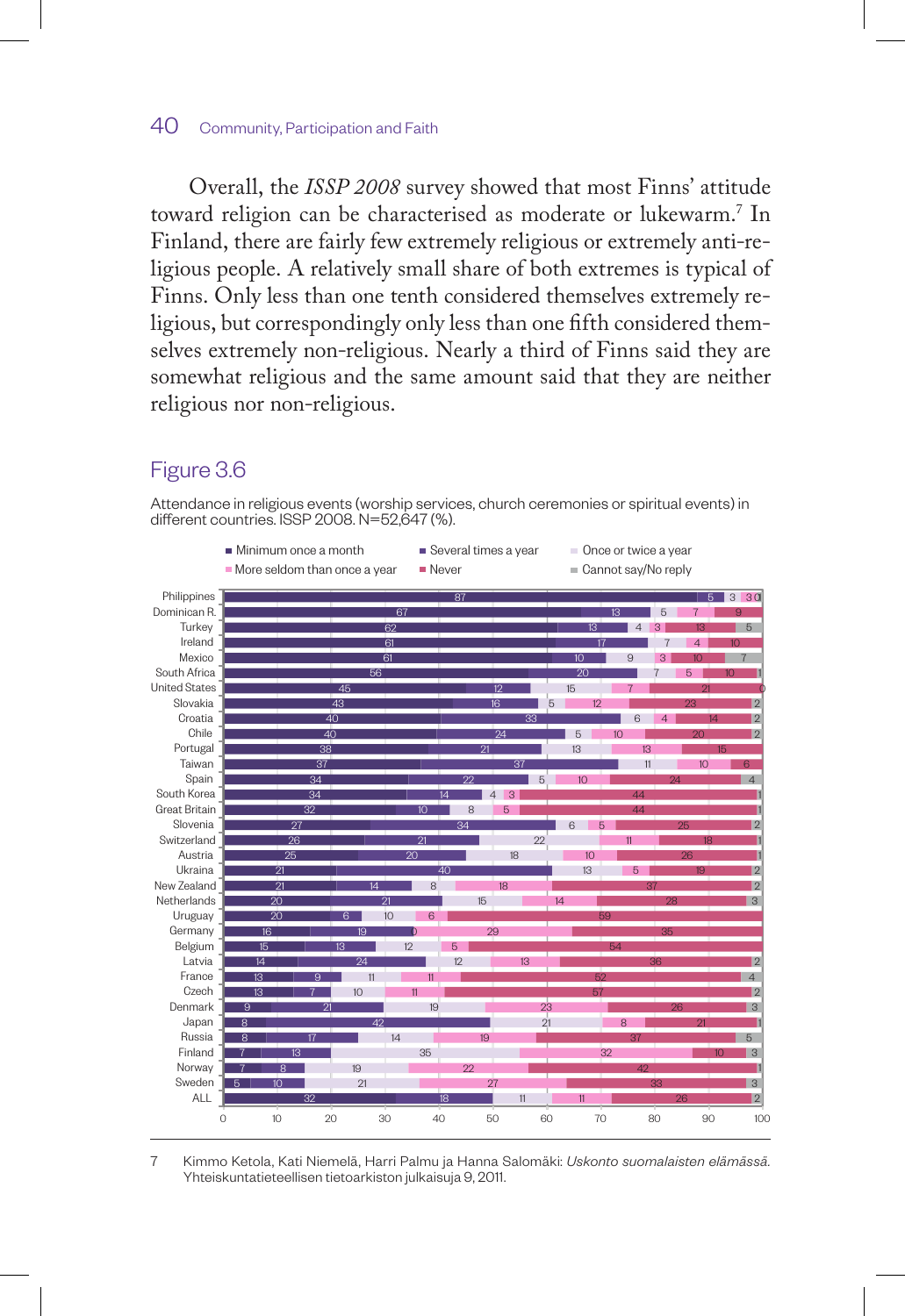Overall, the *ISSP 2008* survey showed that most Finns' attitude toward religion can be characterised as moderate or lukewarm.[7] In Finland, there are fairly few extremely religious or extremely anti-religious people. A relatively small share of both extremes is typical of Finns. Only less than one tenth considered themselves extremely religious, but correspondingly only less than one fifth considered themselves extremely non-religious. Nearly a third of Finns said they are somewhat religious and the same amount said that they are neither religious nor non-religious.

## Figure 3.6

Attendance in religious events (worship services, church ceremonies or spiritual events) in different countries. ISSP 2008. N=52,647 (%).

| Country | Minimum once a month | Several times a year | Once or twice a year | More seldom than once a year | Never | Cannot say/No reply |
|---|---|---|---|---|---|---|
| Philippines | 87 | 5 | 3 | | 3 | 0 |
| Dominican R. | 67 | 13 | 5 | 7 | 9 | |
| Turkey | 62 | 13 | 4 | 3 | 13 | 5 |
| Ireland | 61 | 17 | 7 | 4 | 10 | |
| Mexico | 61 | 10 | 9 | 3 | 10 | 7 |
| South Africa | 56 | 20 | 7 | 5 | 10 | 1 |
| United States | 45 | 12 | 15 | 7 | 21 | 0 |
| Slovakia | 43 | 16 | 5 | 12 | 23 | 2 |
| Croatia | 40 | 33 | 6 | 4 | 14 | 2 |
| Chile | 40 | 24 | 5 | 10 | 20 | 2 |
| Portugal | 38 | 21 | 13 | 13 | 15 | |
| Taiwan | 37 | 37 | 11 | 10 | 6 | |
| Spain | 34 | 22 | 5 | 10 | 24 | 4 |
| South Korea | 34 | 14 | 4 | 3 | 44 | 1 |
| Great Britain | 32 | 10 | 8 | 5 | 44 | 1 |
| Slovenia | 27 | 34 | 6 | 5 | 25 | 2 |
| Switzerland | 26 | 21 | 22 | 11 | 18 | 1 |
| Austria | 25 | 20 | 18 | 10 | 26 | 1 |
| Ukraina | 21 | 40 | 13 | 5 | 19 | 2 |
| New Zealand | 21 | 14 | 8 | 18 | 37 | 2 |
| Netherlands | 20 | 21 | 15 | 14 | 28 | 3 |
| Uruguay | 20 | 6 | 10 | 6 | 59 | |
| Germany | 16 | 19 | 0 | 29 | 35 | |
| Belgium | 15 | 13 | 12 | 5 | 54 | |
| Latvia | 14 | 24 | 12 | 13 | 36 | 2 |
| France | 13 | 9 | 11 | 11 | 52 | 4 |
| Czech | 13 | 7 | 10 | 11 | 57 | 2 |
| Denmark | 9 | 21 | 19 | 23 | 26 | 3 |
| Japan | 8 | 42 | 21 | 8 | 21 | 1 |
| Russia | 8 | 17 | 14 | 19 | 37 | 5 |
| Finland | 7 | 13 | 35 | 32 | 10 | 3 |
| Norway | 7 | 8 | 19 | 22 | 42 | 1 |
| Sweden | 5 | 10 | 21 | 27 | 33 | 3 |
| ALL | 32 | 18 | 11 | 11 | 26 | 2 |

7 Kimmo Ketola, Kati Niemelä, Harri Palmu ja Hanna Salomäki: *Uskonto suomalaisten elämässä.* Yhteiskuntatieteellisen tietoarkiston julkaisuja 9, 2011.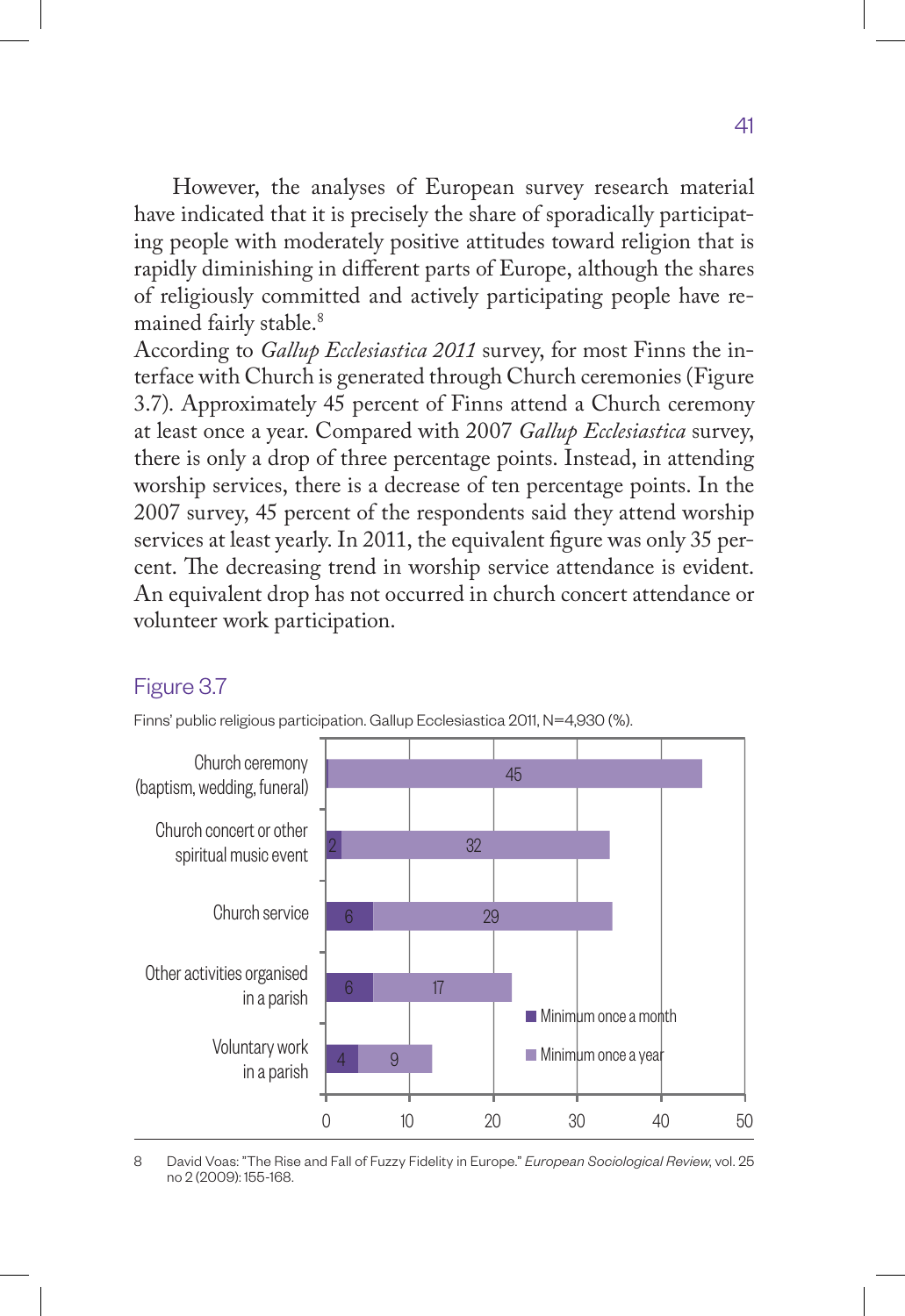However, the analyses of European survey research material have indicated that it is precisely the share of sporadically participating people with moderately positive attitudes toward religion that is rapidly diminishing in different parts of Europe, although the shares of religiously committed and actively participating people have remained fairly stable.[8]

According to *Gallup Ecclesiastica 2011* survey, for most Finns the interface with Church is generated through Church ceremonies (Figure 3.7). Approximately 45 percent of Finns attend a Church ceremony at least once a year. Compared with 2007 *Gallup Ecclesiastica* survey, there is only a drop of three percentage points. Instead, in attending worship services, there is a decrease of ten percentage points. In the 2007 survey, 45 percent of the respondents said they attend worship services at least yearly. In 2011, the equivalent figure was only 35 percent. The decreasing trend in worship service attendance is evident. An equivalent drop has not occurred in church concert attendance or volunteer work participation.

## Figure 3.7

Finns' public religious participation. Gallup Ecclesiastica 2011, N=4,930 (%).

| | Minimum once a month | Minimum once a year |
|---|---|---|
| Church ceremony (baptism, wedding, funeral) | | 45 |
| Church concert or other spiritual music event | 2 | 32 |
| Church service | 6 | 29 |
| Other activities organised in a parish | 6 | 17 |
| Voluntary work in a parish | 4 | 9 |

8 David Voas: "The Rise and Fall of Fuzzy Fidelity in Europe." *European Sociological Review*, vol. 25 no 2 (2009): 155-168.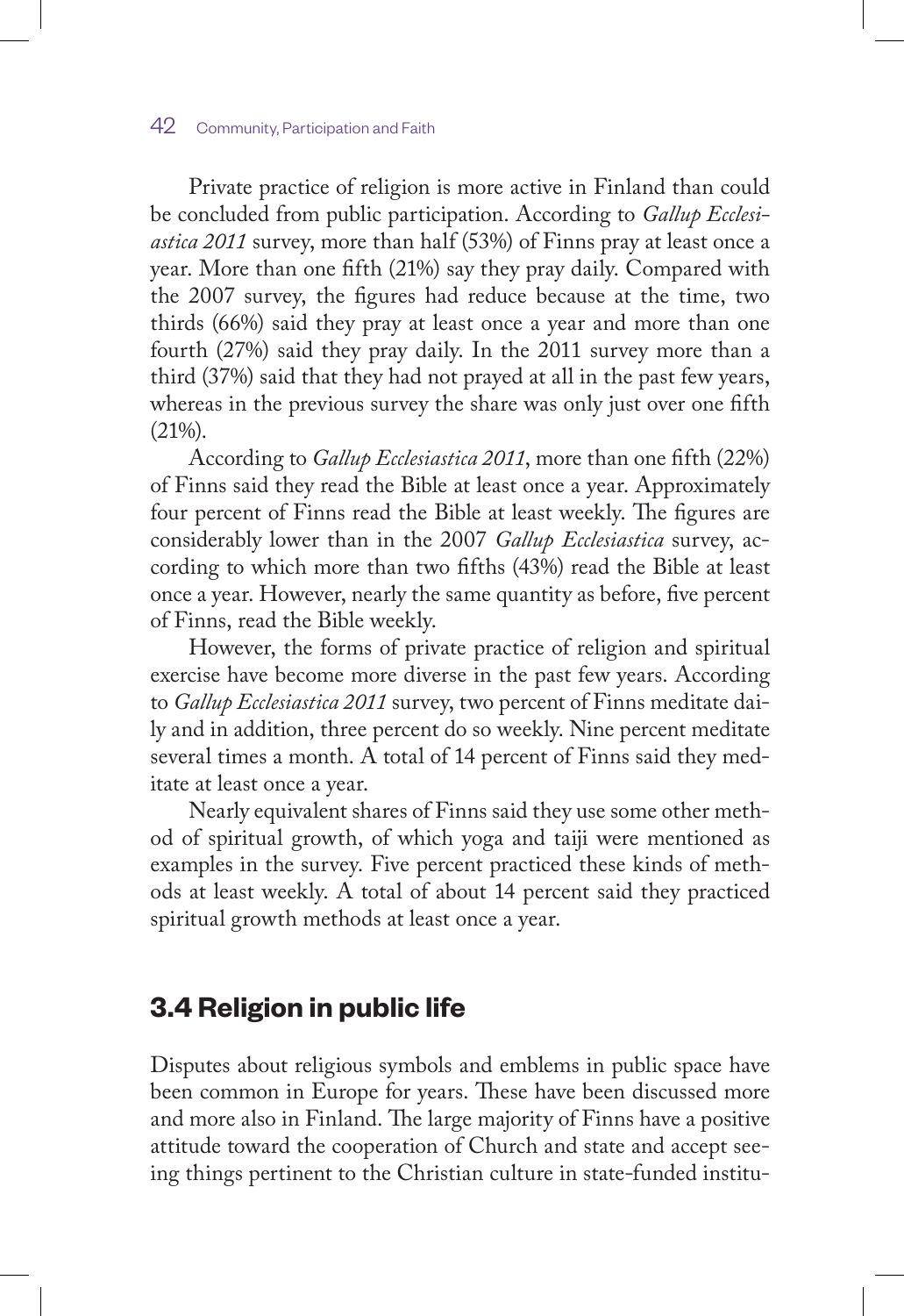Private practice of religion is more active in Finland than could be concluded from public participation. According to *Gallup Ecclesiastica 2011* survey, more than half (53%) of Finns pray at least once a year. More than one fifth (21%) say they pray daily. Compared with the 2007 survey, the figures had reduce because at the time, two thirds (66%) said they pray at least once a year and more than one fourth (27%) said they pray daily. In the 2011 survey more than a third (37%) said that they had not prayed at all in the past few years, whereas in the previous survey the share was only just over one fifth (21%).

According to *Gallup Ecclesiastica 2011*, more than one fifth (22%) of Finns said they read the Bible at least once a year. Approximately four percent of Finns read the Bible at least weekly. The figures are considerably lower than in the 2007 *Gallup Ecclesiastica* survey, according to which more than two fifths (43%) read the Bible at least once a year. However, nearly the same quantity as before, five percent of Finns, read the Bible weekly.

However, the forms of private practice of religion and spiritual exercise have become more diverse in the past few years. According to *Gallup Ecclesiastica 2011* survey, two percent of Finns meditate daily and in addition, three percent do so weekly. Nine percent meditate several times a month. A total of 14 percent of Finns said they meditate at least once a year.

Nearly equivalent shares of Finns said they use some other method of spiritual growth, of which yoga and taiji were mentioned as examples in the survey. Five percent practiced these kinds of methods at least weekly. A total of about 14 percent said they practiced spiritual growth methods at least once a year.

## 3.4 Religion in public life

Disputes about religious symbols and emblems in public space have been common in Europe for years. These have been discussed more and more also in Finland. The large majority of Finns have a positive attitude toward the cooperation of Church and state and accept seeing things pertinent to the Christian culture in state-funded institu-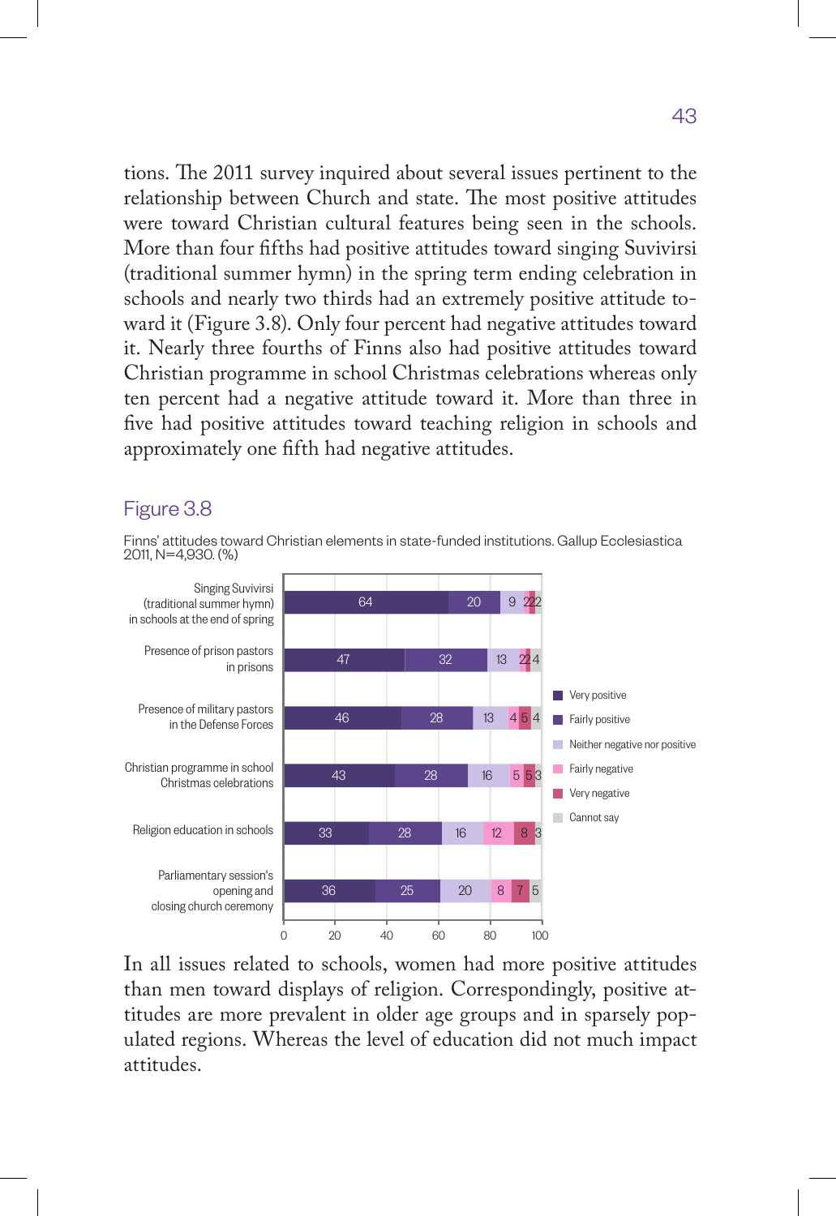tions. The 2011 survey inquired about several issues pertinent to the relationship between Church and state. The most positive attitudes were toward Christian cultural features being seen in the schools. More than four fifths had positive attitudes toward singing Suvivirsi (traditional summer hymn) in the spring term ending celebration in schools and nearly two thirds had an extremely positive attitude toward it (Figure 3.8). Only four percent had negative attitudes toward it. Nearly three fourths of Finns also had positive attitudes toward Christian programme in school Christmas celebrations whereas only ten percent had a negative attitude toward it. More than three in five had positive attitudes toward teaching religion in schools and approximately one fifth had negative attitudes.

## Figure 3.8

Finns' attitudes toward Christian elements in state-funded institutions. Gallup Ecclesiastica 2011, N=4,930. (%)

| | Very positive | Fairly positive | Neither negative nor positive | Fairly negative | Very negative | Cannot say |
|---|---|---|---|---|---|---|
| Singing Suvivirsi (traditional summer hymn) in schools at the end of spring | 64 | 20 | 9 | 2 | 2 | 2 |
| Presence of prison pastors in prisons | 47 | 32 | 13 | 2 | 2 | 4 |
| Presence of military pastors in the Defense Forces | 46 | 28 | 13 | 4 | 5 | 4 |
| Christian programme in school Christmas celebrations | 43 | 28 | 16 | 5 | 5 | 3 |
| Religion education in schools | 33 | 28 | 16 | 12 | 8 | 3 |
| Parliamentary session's opening and closing church ceremony | 36 | 25 | 20 | 8 | 7 | 5 |

In all issues related to schools, women had more positive attitudes than men toward displays of religion. Correspondingly, positive attitudes are more prevalent in older age groups and in sparsely populated regions. Whereas the level of education did not much impact attitudes.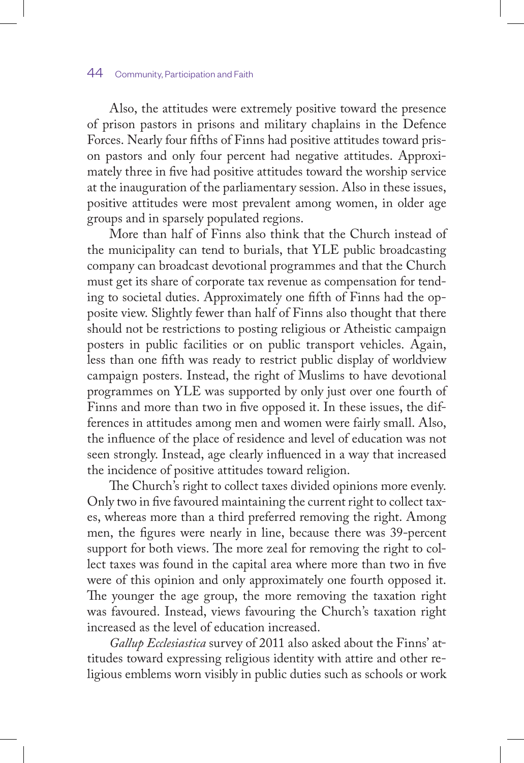Also, the attitudes were extremely positive toward the presence of prison pastors in prisons and military chaplains in the Defence Forces. Nearly four fifths of Finns had positive attitudes toward prison pastors and only four percent had negative attitudes. Approximately three in five had positive attitudes toward the worship service at the inauguration of the parliamentary session. Also in these issues, positive attitudes were most prevalent among women, in older age groups and in sparsely populated regions.

More than half of Finns also think that the Church instead of the municipality can tend to burials, that YLE public broadcasting company can broadcast devotional programmes and that the Church must get its share of corporate tax revenue as compensation for tending to societal duties. Approximately one fifth of Finns had the opposite view. Slightly fewer than half of Finns also thought that there should not be restrictions to posting religious or Atheistic campaign posters in public facilities or on public transport vehicles. Again, less than one fifth was ready to restrict public display of worldview campaign posters. Instead, the right of Muslims to have devotional programmes on YLE was supported by only just over one fourth of Finns and more than two in five opposed it. In these issues, the differences in attitudes among men and women were fairly small. Also, the influence of the place of residence and level of education was not seen strongly. Instead, age clearly influenced in a way that increased the incidence of positive attitudes toward religion.

The Church's right to collect taxes divided opinions more evenly. Only two in five favoured maintaining the current right to collect taxes, whereas more than a third preferred removing the right. Among men, the figures were nearly in line, because there was 39-percent support for both views. The more zeal for removing the right to collect taxes was found in the capital area where more than two in five were of this opinion and only approximately one fourth opposed it. The younger the age group, the more removing the taxation right was favoured. Instead, views favouring the Church's taxation right increased as the level of education increased.

*Gallup Ecclesiastica* survey of 2011 also asked about the Finns' attitudes toward expressing religious identity with attire and other religious emblems worn visibly in public duties such as schools or work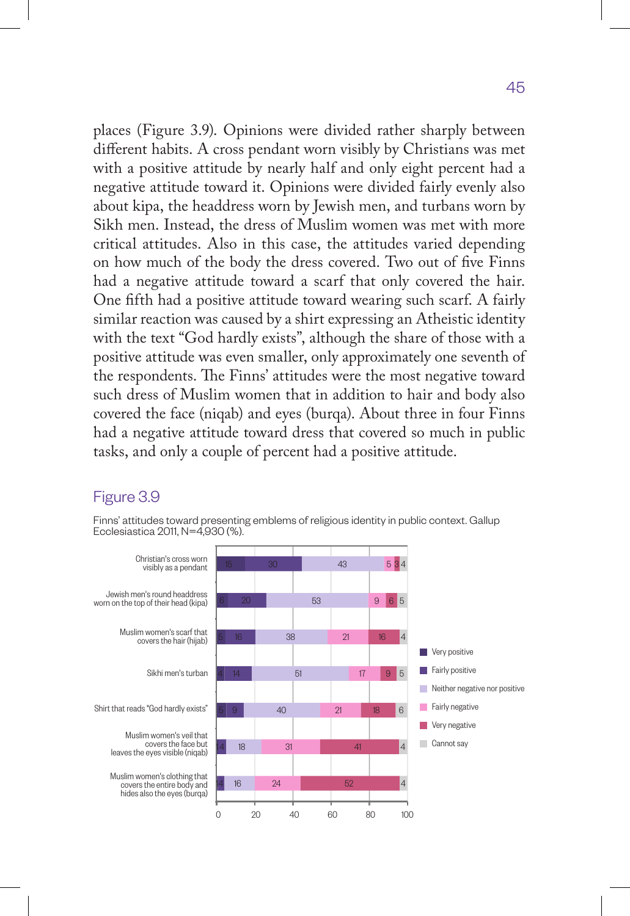places (Figure 3.9). Opinions were divided rather sharply between different habits. A cross pendant worn visibly by Christians was met with a positive attitude by nearly half and only eight percent had a negative attitude toward it. Opinions were divided fairly evenly also about kipa, the headdress worn by Jewish men, and turbans worn by Sikh men. Instead, the dress of Muslim women was met with more critical attitudes. Also in this case, the attitudes varied depending on how much of the body the dress covered. Two out of five Finns had a negative attitude toward a scarf that only covered the hair. One fifth had a positive attitude toward wearing such scarf. A fairly similar reaction was caused by a shirt expressing an Atheistic identity with the text "God hardly exists", although the share of those with a positive attitude was even smaller, only approximately one seventh of the respondents. The Finns' attitudes were the most negative toward such dress of Muslim women that in addition to hair and body also covered the face (niqab) and eyes (burqa). About three in four Finns had a negative attitude toward dress that covered so much in public tasks, and only a couple of percent had a positive attitude.

## Figure 3.9

Finns' attitudes toward presenting emblems of religious identity in public context. Gallup Ecclesiastica 2011, N=4,930 (%).

| | Very positive | Fairly positive | Neither negative nor positive | Fairly negative | Very negative | Cannot say |
|---|---|---|---|---|---|---|
| Christian's cross worn visibly as a pendant | 15 | 30 | 43 | 5 | 3 | 4 |
| Jewish men's round headdress worn on the top of their head (kipa) | 6 | 20 | 53 | 9 | 6 | 5 |
| Muslim women's scarf that covers the hair (hijab) | 5 | 16 | 38 | 21 | 16 | 4 |
| Sikhi men's turban | 4 | 14 | 51 | 17 | 9 | 5 |
| Shirt that reads "God hardly exists" | 6 | 9 | 40 | 21 | 18 | 6 |
| Muslim women's veil that covers the face but leaves the eyes visible (niqab) | 1 | 4 | 18 | 31 | 41 | 4 |
| Muslim women's clothing that covers the entire body and hides also the eyes (burqa) | 1 | 4 | 16 | 24 | 52 | 4 |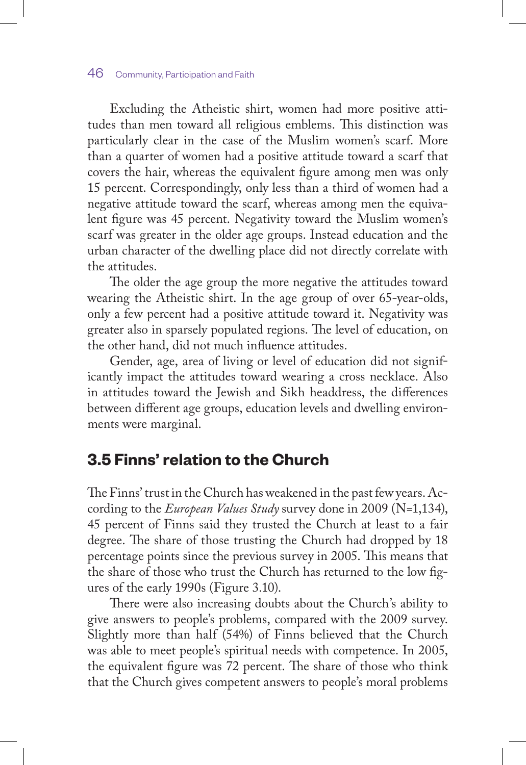Excluding the Atheistic shirt, women had more positive attitudes than men toward all religious emblems. This distinction was particularly clear in the case of the Muslim women's scarf. More than a quarter of women had a positive attitude toward a scarf that covers the hair, whereas the equivalent figure among men was only 15 percent. Correspondingly, only less than a third of women had a negative attitude toward the scarf, whereas among men the equivalent figure was 45 percent. Negativity toward the Muslim women's scarf was greater in the older age groups. Instead education and the urban character of the dwelling place did not directly correlate with the attitudes.

The older the age group the more negative the attitudes toward wearing the Atheistic shirt. In the age group of over 65-year-olds, only a few percent had a positive attitude toward it. Negativity was greater also in sparsely populated regions. The level of education, on the other hand, did not much influence attitudes.

Gender, age, area of living or level of education did not significantly impact the attitudes toward wearing a cross necklace. Also in attitudes toward the Jewish and Sikh headdress, the differences between different age groups, education levels and dwelling environments were marginal.

## 3.5 Finns' relation to the Church

The Finns' trust in the Church has weakened in the past few years. According to the *European Values Study* survey done in 2009 (N=1,134), 45 percent of Finns said they trusted the Church at least to a fair degree. The share of those trusting the Church had dropped by 18 percentage points since the previous survey in 2005. This means that the share of those who trust the Church has returned to the low figures of the early 1990s (Figure 3.10).

There were also increasing doubts about the Church's ability to give answers to people's problems, compared with the 2009 survey. Slightly more than half (54%) of Finns believed that the Church was able to meet people's spiritual needs with competence. In 2005, the equivalent figure was 72 percent. The share of those who think that the Church gives competent answers to people's moral problems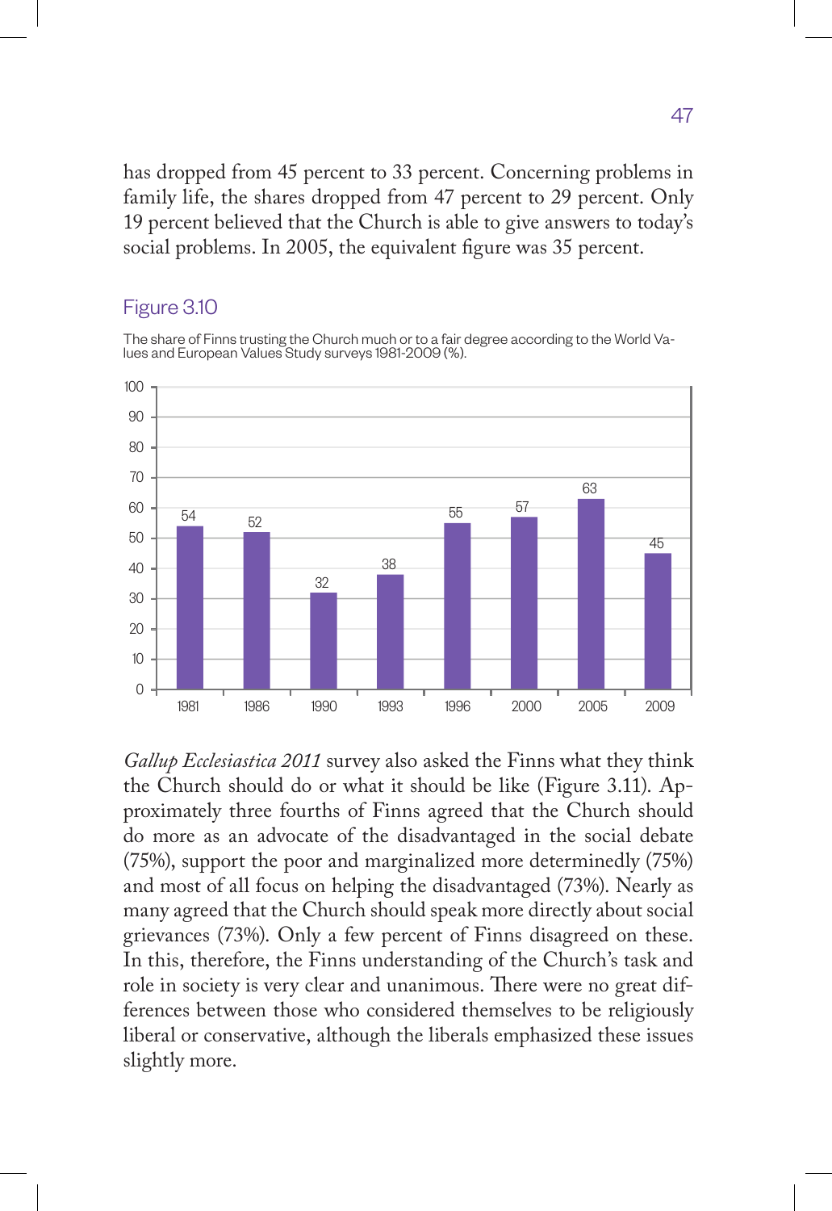has dropped from 45 percent to 33 percent. Concerning problems in family life, the shares dropped from 47 percent to 29 percent. Only 19 percent believed that the Church is able to give answers to today's social problems. In 2005, the equivalent figure was 35 percent.

### Figure 3.10

The share of Finns trusting the Church much or to a fair degree according to the World Values and European Values Study surveys 1981-2009 (%).

| 1981 | 1986 | 1990 | 1993 | 1996 | 2000 | 2005 | 2009 |
|---|---|---|---|---|---|---|---|
| 54 | 52 | 32 | 38 | 55 | 57 | 63 | 45 |

*Gallup Ecclesiastica 2011* survey also asked the Finns what they think the Church should do or what it should be like (Figure 3.11). Approximately three fourths of Finns agreed that the Church should do more as an advocate of the disadvantaged in the social debate (75%), support the poor and marginalized more determinedly (75%) and most of all focus on helping the disadvantaged (73%). Nearly as many agreed that the Church should speak more directly about social grievances (73%). Only a few percent of Finns disagreed on these. In this, therefore, the Finns understanding of the Church's task and role in society is very clear and unanimous. There were no great differences between those who considered themselves to be religiously liberal or conservative, although the liberals emphasized these issues slightly more.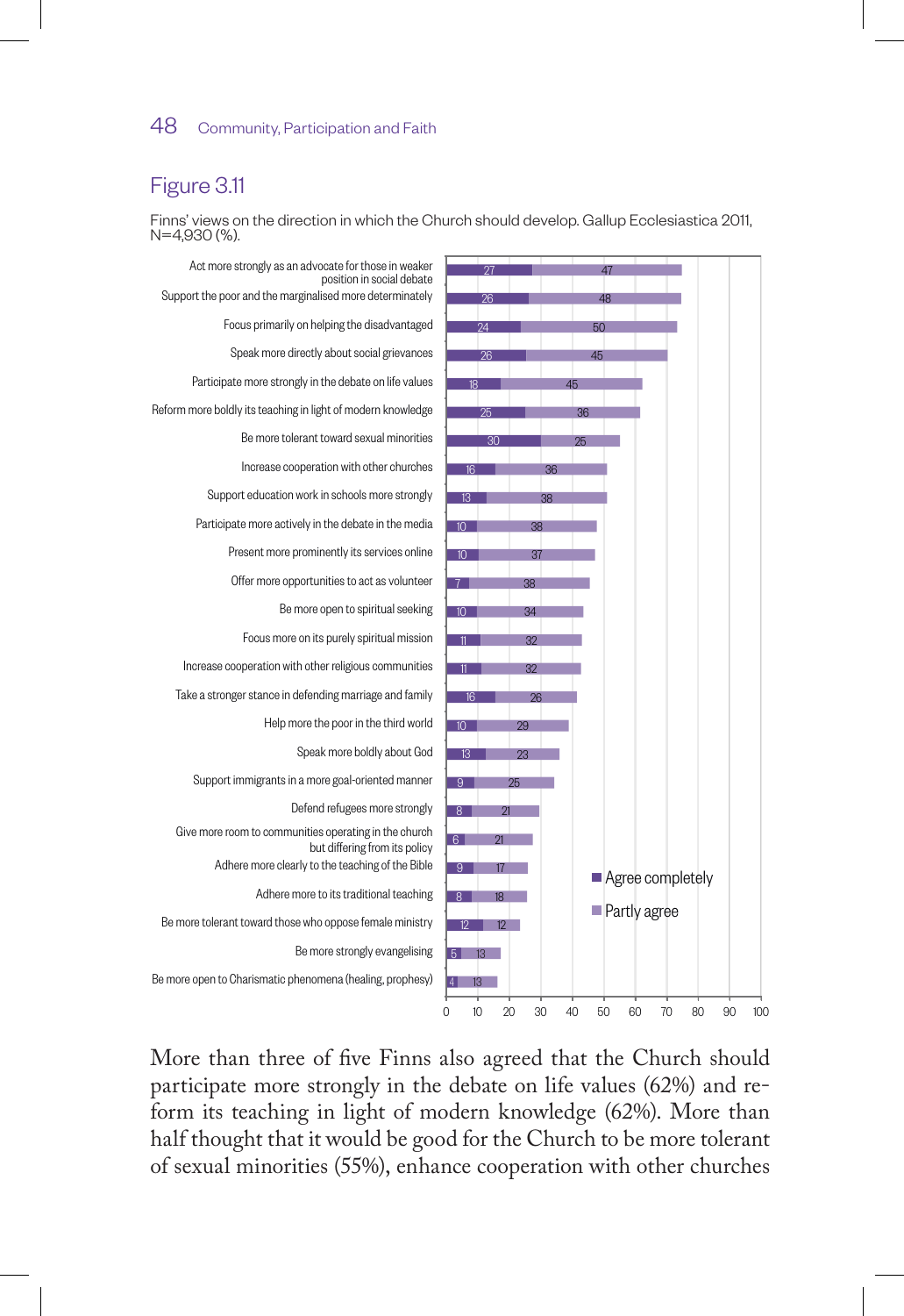## Figure 3.11

Finns' views on the direction in which the Church should develop. Gallup Ecclesiastica 2011, N=4,930 (%).

| Statement | Agree completely | Partly agree |
|---|---|---|
| Act more strongly as an advocate for those in weaker position in social debate | 27 | 47 |
| Support the poor and the marginalised more determinately | 26 | 48 |
| Focus primarily on helping the disadvantaged | 24 | 50 |
| Speak more directly about social grievances | 26 | 45 |
| Participate more strongly in the debate on life values | 18 | 45 |
| Reform more boldly its teaching in light of modern knowledge | 25 | 36 |
| Be more tolerant toward sexual minorities | 30 | 25 |
| Increase cooperation with other churches | 16 | 36 |
| Support education work in schools more strongly | 13 | 38 |
| Participate more actively in the debate in the media | 10 | 38 |
| Present more prominently its services online | 10 | 37 |
| Offer more opportunities to act as volunteer | 7 | 38 |
| Be more open to spiritual seeking | 10 | 34 |
| Focus more on its purely spiritual mission | 11 | 32 |
| Increase cooperation with other religious communities | 11 | 32 |
| Take a stronger stance in defending marriage and family | 16 | 26 |
| Help more the poor in the third world | 10 | 29 |
| Speak more boldly about God | 13 | 23 |
| Support immigrants in a more goal-oriented manner | 9 | 25 |
| Defend refugees more strongly | 8 | 21 |
| Give more room to communities operating in the church but differing from its policy | 6 | 21 |
| Adhere more clearly to the teaching of the Bible | 9 | 17 |
| Adhere more to its traditional teaching | 8 | 18 |
| Be more tolerant toward those who oppose female ministry | 12 | 12 |
| Be more strongly evangelising | 5 | 13 |
| Be more open to Charismatic phenomena (healing, prophesy) | 4 | 13 |

More than three of five Finns also agreed that the Church should participate more strongly in the debate on life values (62%) and reform its teaching in light of modern knowledge (62%). More than half thought that it would be good for the Church to be more tolerant of sexual minorities (55%), enhance cooperation with other churches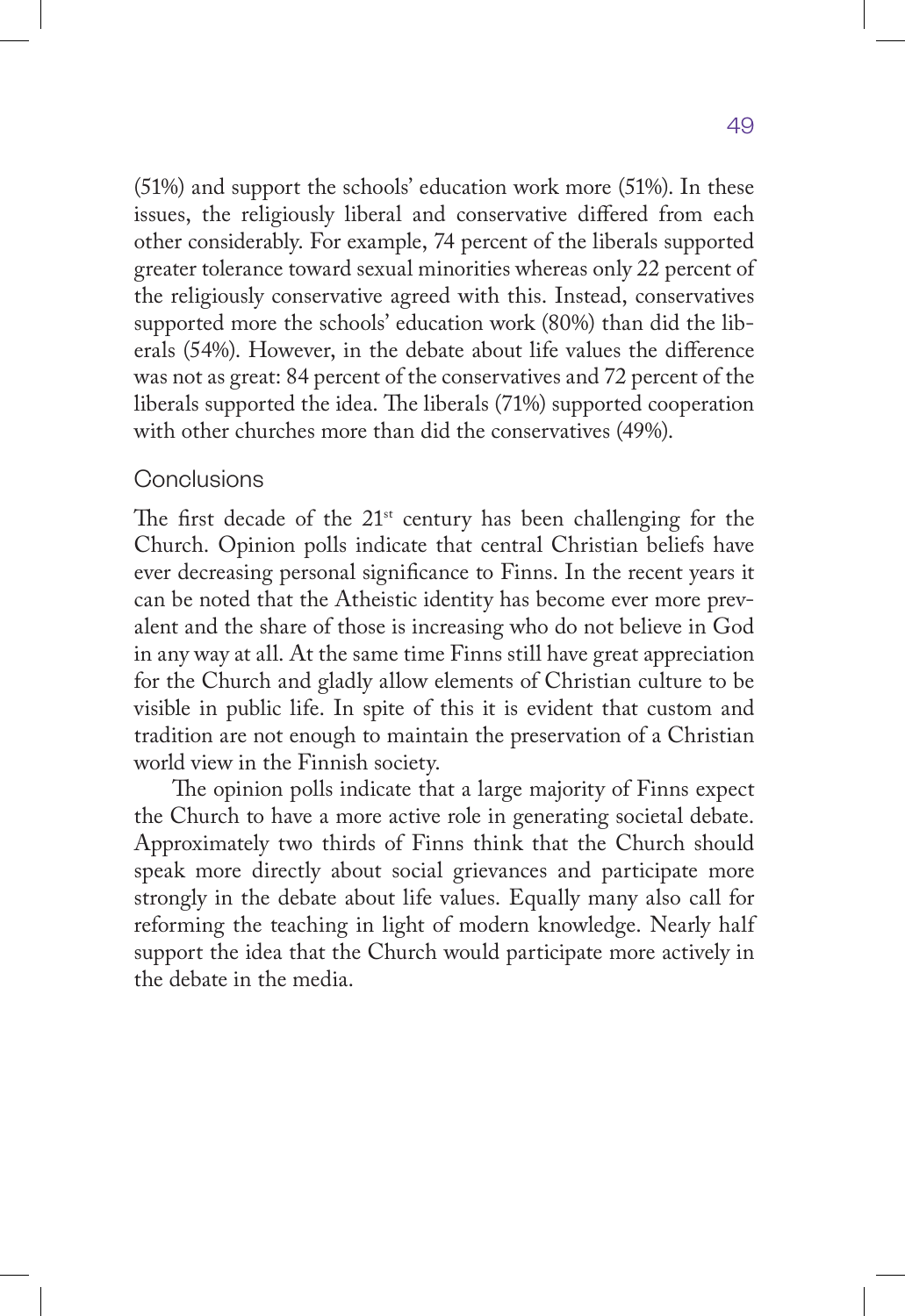(51%) and support the schools' education work more (51%). In these issues, the religiously liberal and conservative differed from each other considerably. For example, 74 percent of the liberals supported greater tolerance toward sexual minorities whereas only 22 percent of the religiously conservative agreed with this. Instead, conservatives supported more the schools' education work (80%) than did the liberals (54%). However, in the debate about life values the difference was not as great: 84 percent of the conservatives and 72 percent of the liberals supported the idea. The liberals (71%) supported cooperation with other churches more than did the conservatives (49%).

## Conclusions

The first decade of the 21st century has been challenging for the Church. Opinion polls indicate that central Christian beliefs have ever decreasing personal significance to Finns. In the recent years it can be noted that the Atheistic identity has become ever more prevalent and the share of those is increasing who do not believe in God in any way at all. At the same time Finns still have great appreciation for the Church and gladly allow elements of Christian culture to be visible in public life. In spite of this it is evident that custom and tradition are not enough to maintain the preservation of a Christian world view in the Finnish society.

The opinion polls indicate that a large majority of Finns expect the Church to have a more active role in generating societal debate. Approximately two thirds of Finns think that the Church should speak more directly about social grievances and participate more strongly in the debate about life values. Equally many also call for reforming the teaching in light of modern knowledge. Nearly half support the idea that the Church would participate more actively in the debate in the media.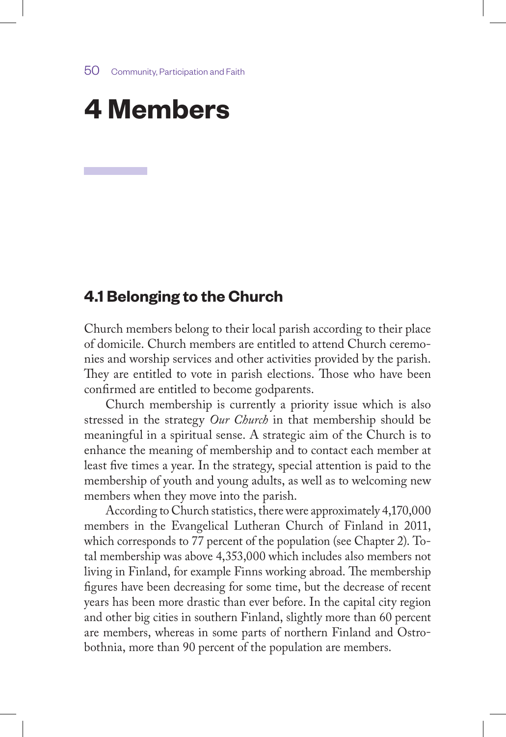# 4 Members

## 4.1 Belonging to the Church

Church members belong to their local parish according to their place of domicile. Church members are entitled to attend Church ceremonies and worship services and other activities provided by the parish. They are entitled to vote in parish elections. Those who have been confirmed are entitled to become godparents.

Church membership is currently a priority issue which is also stressed in the strategy *Our Church* in that membership should be meaningful in a spiritual sense. A strategic aim of the Church is to enhance the meaning of membership and to contact each member at least five times a year. In the strategy, special attention is paid to the membership of youth and young adults, as well as to welcoming new members when they move into the parish.

According to Church statistics, there were approximately 4,170,000 members in the Evangelical Lutheran Church of Finland in 2011, which corresponds to 77 percent of the population (see Chapter 2). Total membership was above 4,353,000 which includes also members not living in Finland, for example Finns working abroad. The membership figures have been decreasing for some time, but the decrease of recent years has been more drastic than ever before. In the capital city region and other big cities in southern Finland, slightly more than 60 percent are members, whereas in some parts of northern Finland and Ostrobothnia, more than 90 percent of the population are members.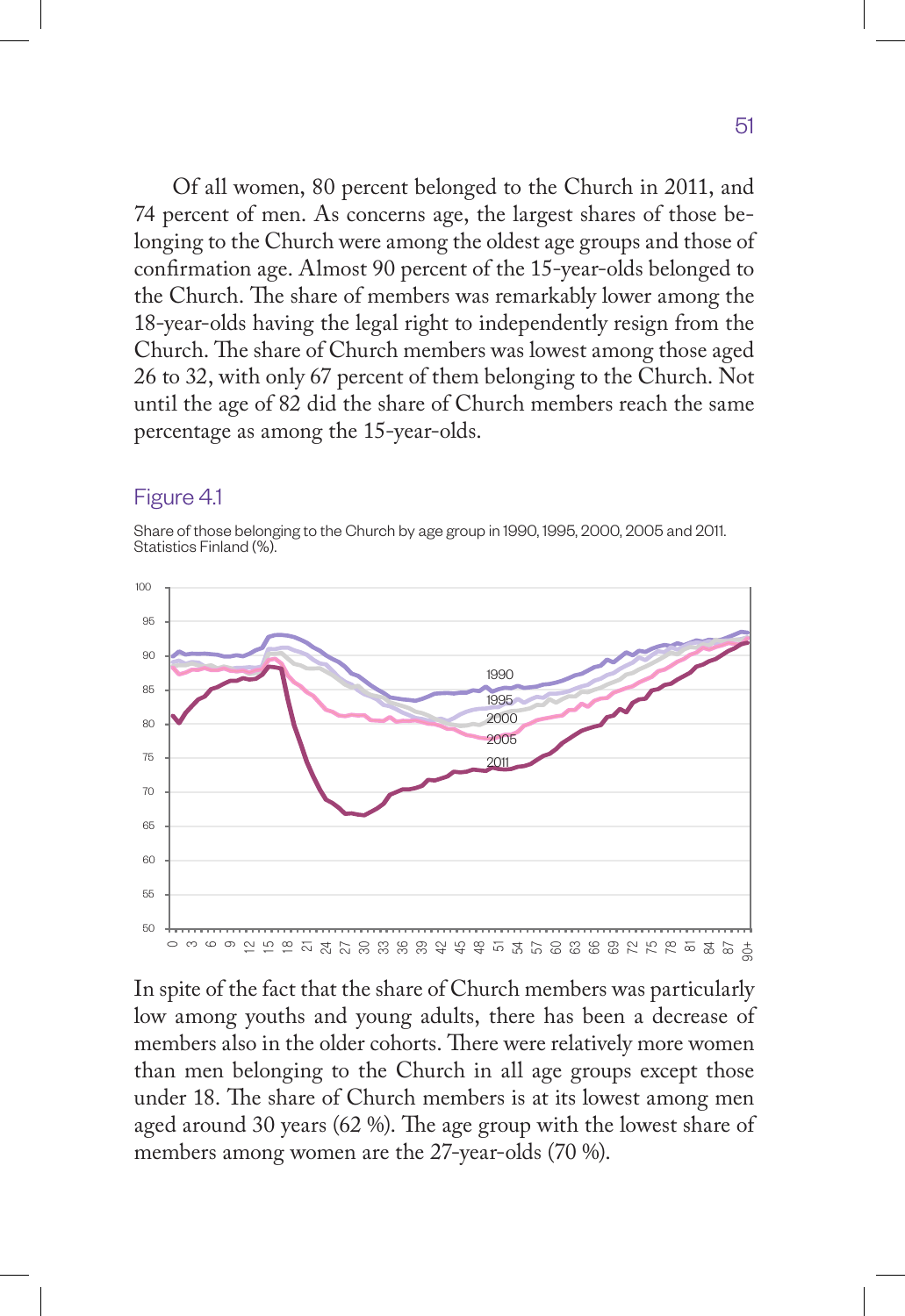Of all women, 80 percent belonged to the Church in 2011, and 74 percent of men. As concerns age, the largest shares of those belonging to the Church were among the oldest age groups and those of confirmation age. Almost 90 percent of the 15-year-olds belonged to the Church. The share of members was remarkably lower among the 18-year-olds having the legal right to independently resign from the Church. The share of Church members was lowest among those aged 26 to 32, with only 67 percent of them belonging to the Church. Not until the age of 82 did the share of Church members reach the same percentage as among the 15-year-olds.

## Figure 4.1

Share of those belonging to the Church by age group in 1990, 1995, 2000, 2005 and 2011. Statistics Finland (%).

In spite of the fact that the share of Church members was particularly low among youths and young adults, there has been a decrease of members also in the older cohorts. There were relatively more women than men belonging to the Church in all age groups except those under 18. The share of Church members is at its lowest among men aged around 30 years (62 %). The age group with the lowest share of members among women are the 27-year-olds (70 %).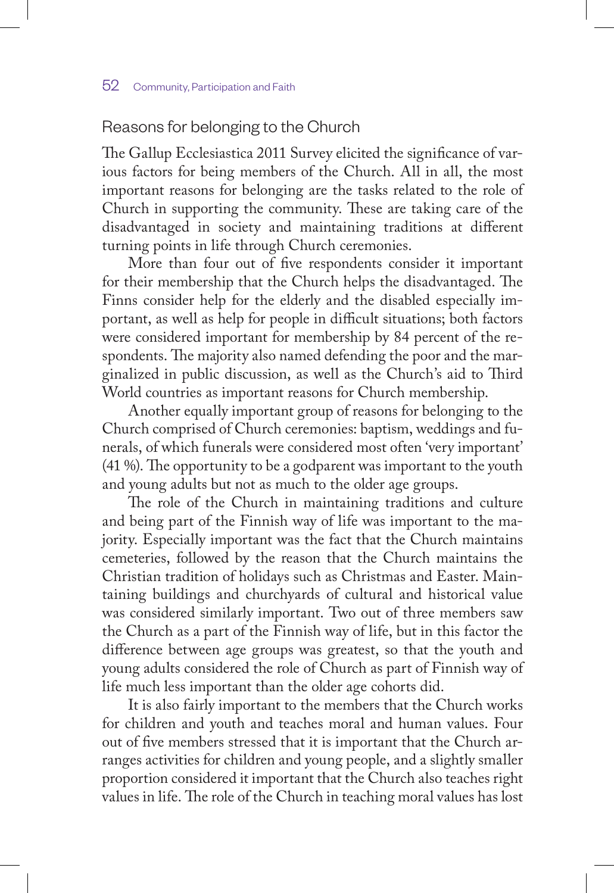## Reasons for belonging to the Church

The Gallup Ecclesiastica 2011 Survey elicited the significance of various factors for being members of the Church. All in all, the most important reasons for belonging are the tasks related to the role of Church in supporting the community. These are taking care of the disadvantaged in society and maintaining traditions at different turning points in life through Church ceremonies.

More than four out of five respondents consider it important for their membership that the Church helps the disadvantaged. The Finns consider help for the elderly and the disabled especially important, as well as help for people in difficult situations; both factors were considered important for membership by 84 percent of the respondents. The majority also named defending the poor and the marginalized in public discussion, as well as the Church's aid to Third World countries as important reasons for Church membership.

Another equally important group of reasons for belonging to the Church comprised of Church ceremonies: baptism, weddings and funerals, of which funerals were considered most often 'very important' (41 %). The opportunity to be a godparent was important to the youth and young adults but not as much to the older age groups.

The role of the Church in maintaining traditions and culture and being part of the Finnish way of life was important to the majority. Especially important was the fact that the Church maintains cemeteries, followed by the reason that the Church maintains the Christian tradition of holidays such as Christmas and Easter. Maintaining buildings and churchyards of cultural and historical value was considered similarly important. Two out of three members saw the Church as a part of the Finnish way of life, but in this factor the difference between age groups was greatest, so that the youth and young adults considered the role of Church as part of Finnish way of life much less important than the older age cohorts did.

It is also fairly important to the members that the Church works for children and youth and teaches moral and human values. Four out of five members stressed that it is important that the Church arranges activities for children and young people, and a slightly smaller proportion considered it important that the Church also teaches right values in life. The role of the Church in teaching moral values has lost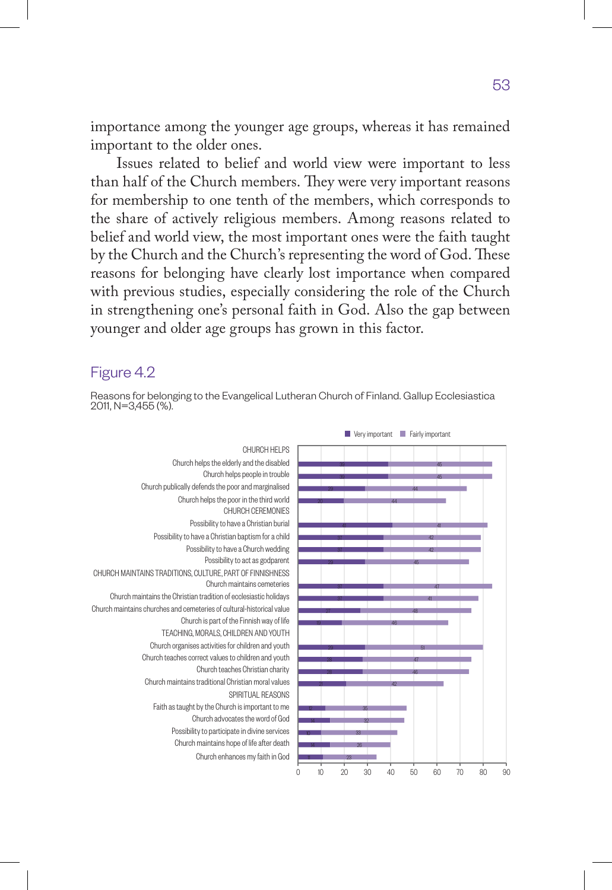importance among the younger age groups, whereas it has remained important to the older ones.

Issues related to belief and world view were important to less than half of the Church members. They were very important reasons for membership to one tenth of the members, which corresponds to the share of actively religious members. Among reasons related to belief and world view, the most important ones were the faith taught by the Church and the Church's representing the word of God. These reasons for belonging have clearly lost importance when compared with previous studies, especially considering the role of the Church in strengthening one's personal faith in God. Also the gap between younger and older age groups has grown in this factor.

## Figure 4.2

Reasons for belonging to the Evangelical Lutheran Church of Finland. Gallup Ecclesiastica 2011, N=3,455 (%).

| | Very important | Fairly important |
|---|---|---|
| **CHURCH HELPS** | | |
| Church helps the elderly and the disabled | 39 | 45 |
| Church helps people in trouble | 39 | 45 |
| Church publically defends the poor and marginalised | 29 | 44 |
| Church helps the poor in the third world | 20 | 44 |
| **CHURCH CEREMONIES** | | |
| Possibility to have a Christian burial | 41 | 41 |
| Possibility to have a Christian baptism for a child | 37 | 42 |
| Possibility to have a Church wedding | 37 | 42 |
| Possibility to act as godparent | 29 | 45 |
| **CHURCH MAINTAINS TRADITIONS, CULTURE, PART OF FINNISHNESS** | | |
| Church maintains cemeteries | 37 | 47 |
| Church maintains the Christian tradition of ecclesiastic holidays | 37 | 41 |
| Church maintains churches and cemeteries of cultural-historical value | 27 | 48 |
| Church is part of the Finnish way of life | 19 | 46 |
| **TEACHING, MORALS, CHILDREN AND YOUTH** | | |
| Church organises activities for children and youth | 29 | 51 |
| Church teaches correct values to children and youth | 28 | 47 |
| Church teaches Christian charity | 28 | 46 |
| Church maintains traditional Christian moral values | 21 | 42 |
| **SPIRITUAL REASONS** | | |
| Faith as taught by the Church is important to me | 12 | 35 |
| Church advocates the word of God | 14 | 32 |
| Possibility to participate in divine services | 10 | 33 |
| Church maintains hope of life after death | 14 | 26 |
| Church enhances my faith in God | 11 | 23 |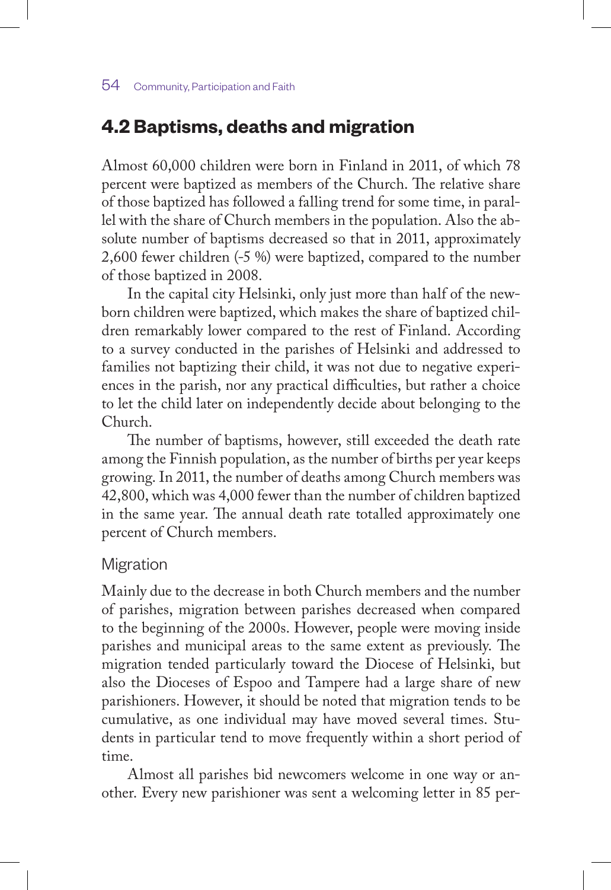## 4.2 Baptisms, deaths and migration

Almost 60,000 children were born in Finland in 2011, of which 78 percent were baptized as members of the Church. The relative share of those baptized has followed a falling trend for some time, in parallel with the share of Church members in the population. Also the absolute number of baptisms decreased so that in 2011, approximately 2,600 fewer children (-5 %) were baptized, compared to the number of those baptized in 2008.

In the capital city Helsinki, only just more than half of the newborn children were baptized, which makes the share of baptized children remarkably lower compared to the rest of Finland. According to a survey conducted in the parishes of Helsinki and addressed to families not baptizing their child, it was not due to negative experiences in the parish, nor any practical difficulties, but rather a choice to let the child later on independently decide about belonging to the Church.

The number of baptisms, however, still exceeded the death rate among the Finnish population, as the number of births per year keeps growing. In 2011, the number of deaths among Church members was 42,800, which was 4,000 fewer than the number of children baptized in the same year. The annual death rate totalled approximately one percent of Church members.

### Migration

Mainly due to the decrease in both Church members and the number of parishes, migration between parishes decreased when compared to the beginning of the 2000s. However, people were moving inside parishes and municipal areas to the same extent as previously. The migration tended particularly toward the Diocese of Helsinki, but also the Dioceses of Espoo and Tampere had a large share of new parishioners. However, it should be noted that migration tends to be cumulative, as one individual may have moved several times. Students in particular tend to move frequently within a short period of time.

Almost all parishes bid newcomers welcome in one way or another. Every new parishioner was sent a welcoming letter in 85 per-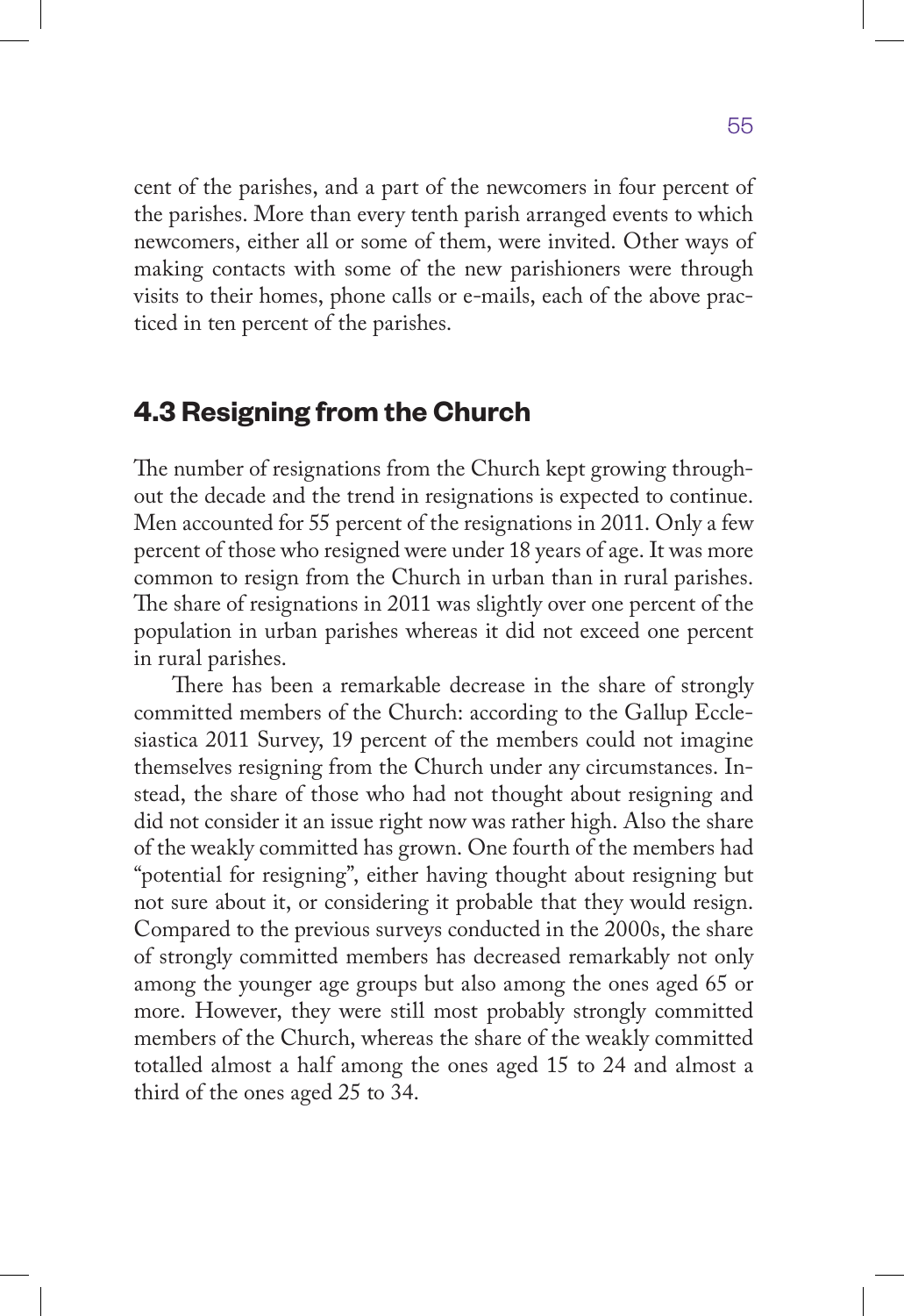cent of the parishes, and a part of the newcomers in four percent of the parishes. More than every tenth parish arranged events to which newcomers, either all or some of them, were invited. Other ways of making contacts with some of the new parishioners were through visits to their homes, phone calls or e-mails, each of the above practiced in ten percent of the parishes.

## 4.3 Resigning from the Church

The number of resignations from the Church kept growing throughout the decade and the trend in resignations is expected to continue. Men accounted for 55 percent of the resignations in 2011. Only a few percent of those who resigned were under 18 years of age. It was more common to resign from the Church in urban than in rural parishes. The share of resignations in 2011 was slightly over one percent of the population in urban parishes whereas it did not exceed one percent in rural parishes.

There has been a remarkable decrease in the share of strongly committed members of the Church: according to the Gallup Ecclesiastica 2011 Survey, 19 percent of the members could not imagine themselves resigning from the Church under any circumstances. Instead, the share of those who had not thought about resigning and did not consider it an issue right now was rather high. Also the share of the weakly committed has grown. One fourth of the members had "potential for resigning", either having thought about resigning but not sure about it, or considering it probable that they would resign. Compared to the previous surveys conducted in the 2000s, the share of strongly committed members has decreased remarkably not only among the younger age groups but also among the ones aged 65 or more. However, they were still most probably strongly committed members of the Church, whereas the share of the weakly committed totalled almost a half among the ones aged 15 to 24 and almost a third of the ones aged 25 to 34.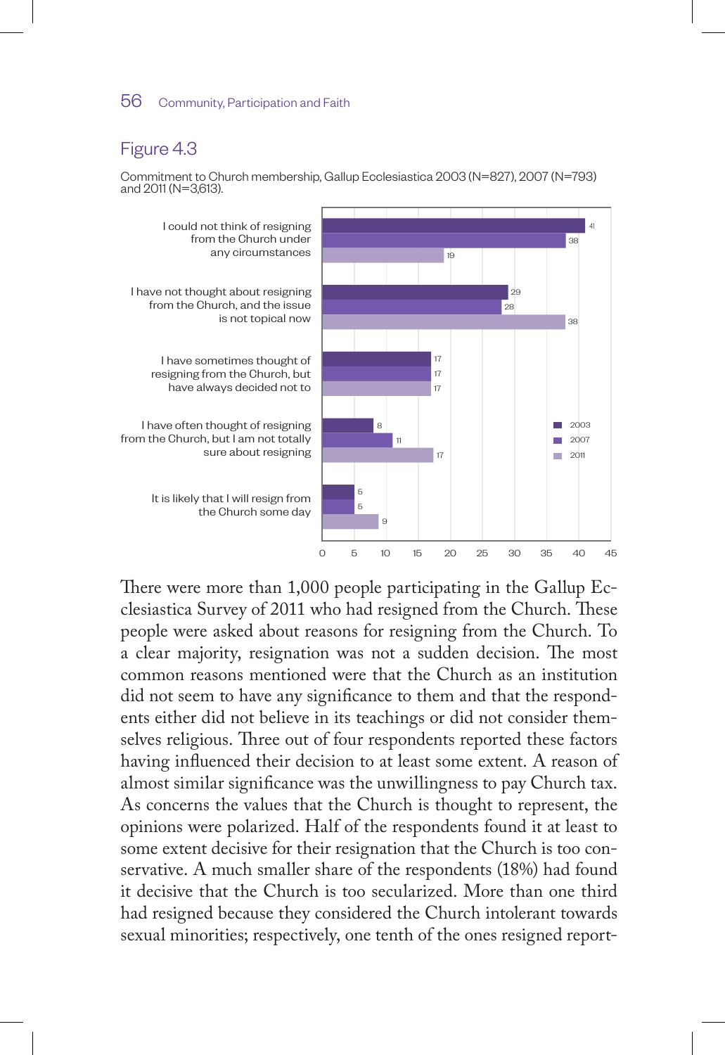## Figure 4.3

Commitment to Church membership, Gallup Ecclesiastica 2003 (N=827), 2007 (N=793) and 2011 (N=3,613).

| | 2003 | 2007 | 2011 |
|---|---|---|---|
| I could not think of resigning from the Church under any circumstances | 41 | 38 | 19 |
| I have not thought about resigning from the Church, and the issue is not topical now | 29 | 28 | 38 |
| I have sometimes thought of resigning from the Church, but have always decided not to | 17 | 17 | 17 |
| I have often thought of resigning from the Church, but I am not totally sure about resigning | 8 | 11 | 17 |
| It is likely that I will resign from the Church some day | 5 | 5 | 9 |

There were more than 1,000 people participating in the Gallup Ecclesiastica Survey of 2011 who had resigned from the Church. These people were asked about reasons for resigning from the Church. To a clear majority, resignation was not a sudden decision. The most common reasons mentioned were that the Church as an institution did not seem to have any significance to them and that the respondents either did not believe in its teachings or did not consider themselves religious. Three out of four respondents reported these factors having influenced their decision to at least some extent. A reason of almost similar significance was the unwillingness to pay Church tax. As concerns the values that the Church is thought to represent, the opinions were polarized. Half of the respondents found it at least to some extent decisive for their resignation that the Church is too conservative. A much smaller share of the respondents (18%) had found it decisive that the Church is too secularized. More than one third had resigned because they considered the Church intolerant towards sexual minorities; respectively, one tenth of the ones resigned report-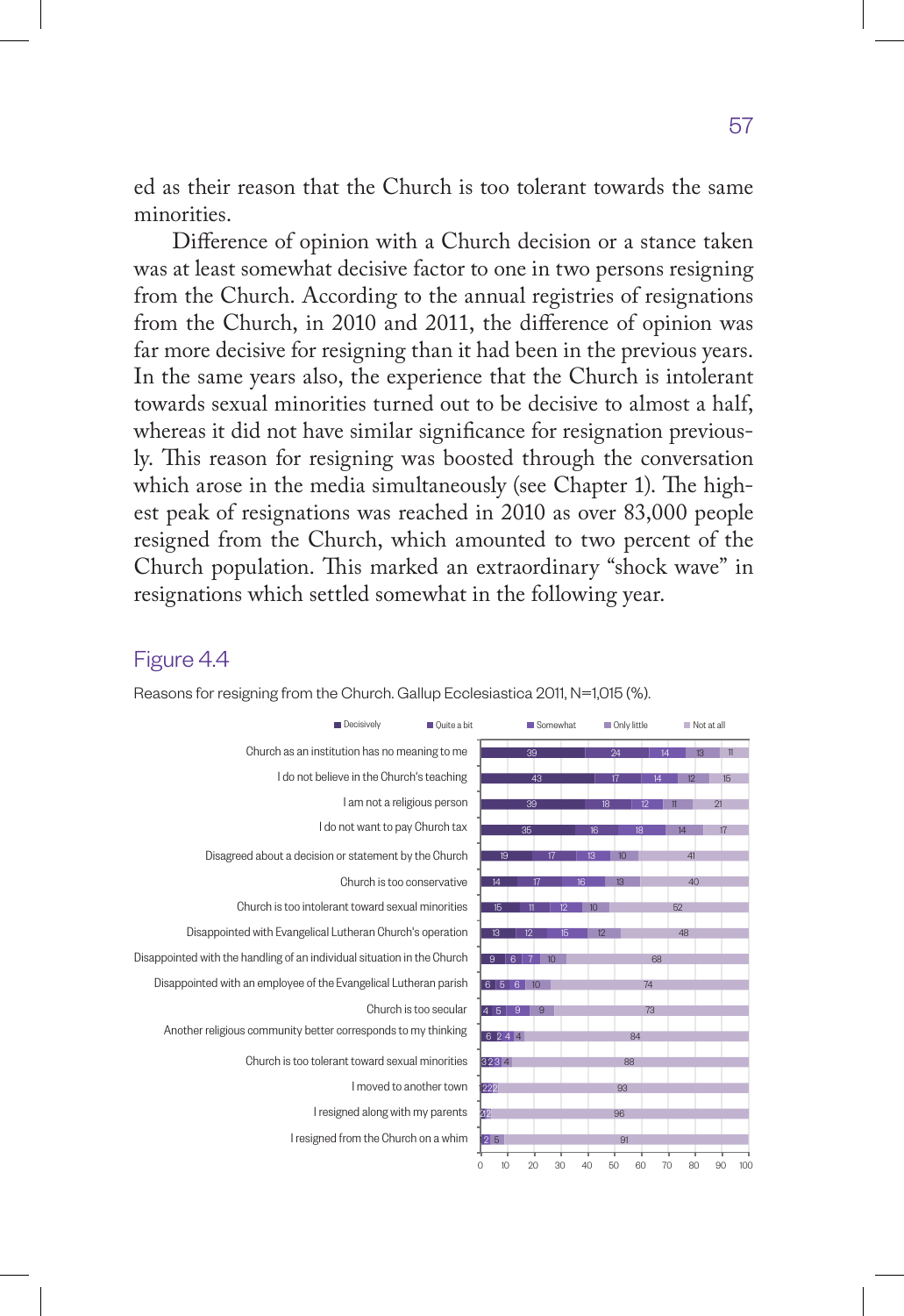ed as their reason that the Church is too tolerant towards the same minorities.

Difference of opinion with a Church decision or a stance taken was at least somewhat decisive factor to one in two persons resigning from the Church. According to the annual registries of resignations from the Church, in 2010 and 2011, the difference of opinion was far more decisive for resigning than it had been in the previous years. In the same years also, the experience that the Church is intolerant towards sexual minorities turned out to be decisive to almost a half, whereas it did not have similar significance for resignation previously. This reason for resigning was boosted through the conversation which arose in the media simultaneously (see Chapter 1). The highest peak of resignations was reached in 2010 as over 83,000 people resigned from the Church, which amounted to two percent of the Church population. This marked an extraordinary "shock wave" in resignations which settled somewhat in the following year.

## Figure 4.4

Reasons for resigning from the Church. Gallup Ecclesiastica 2011, N=1,015 (%).

| | Decisively | Quite a bit | Somewhat | Only little | Not at all |
|---|---|---|---|---|---|
| Church as an institution has no meaning to me | 39 | 24 | 14 | 13 | 11 |
| I do not believe in the Church's teaching | 43 | 17 | 14 | 12 | 15 |
| I am not a religious person | 39 | 18 | 12 | 11 | 21 |
| I do not want to pay Church tax | 35 | 16 | 18 | 14 | 17 |
| Disagreed about a decision or statement by the Church | 19 | 17 | 13 | 10 | 41 |
| Church is too conservative | 14 | 17 | 16 | 13 | 40 |
| Church is too intolerant toward sexual minorities | 15 | 11 | 12 | 10 | 52 |
| Disappointed with Evangelical Lutheran Church's operation | 13 | 12 | 15 | 12 | 48 |
| Disappointed with the handling of an individual situation in the Church | 9 | 6 | 7 | 10 | 68 |
| Disappointed with an employee of the Evangelical Lutheran parish | 6 | 5 | 6 | 10 | 74 |
| Church is too secular | 4 | 5 | 9 | 9 | 73 |
| Another religious community better corresponds to my thinking | 6 | 2 | 4 | 4 | 84 |
| Church is too tolerant toward sexual minorities | 3 | 2 | 3 | 4 | 88 |
| I moved to another town | 2 | 2 | 2 | | 93 |
| I resigned along with my parents | 2 | 1 | | | 96 |
| I resigned from the Church on a whim | 2 | 5 | | | 91 |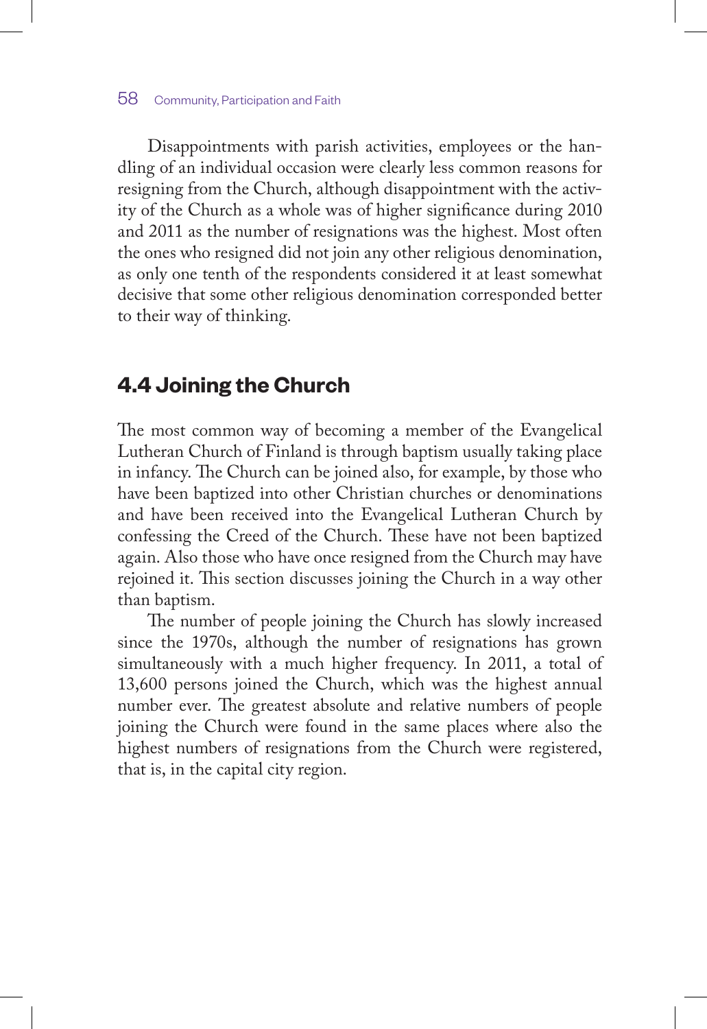Disappointments with parish activities, employees or the handling of an individual occasion were clearly less common reasons for resigning from the Church, although disappointment with the activity of the Church as a whole was of higher significance during 2010 and 2011 as the number of resignations was the highest. Most often the ones who resigned did not join any other religious denomination, as only one tenth of the respondents considered it at least somewhat decisive that some other religious denomination corresponded better to their way of thinking.

## 4.4 Joining the Church

The most common way of becoming a member of the Evangelical Lutheran Church of Finland is through baptism usually taking place in infancy. The Church can be joined also, for example, by those who have been baptized into other Christian churches or denominations and have been received into the Evangelical Lutheran Church by confessing the Creed of the Church. These have not been baptized again. Also those who have once resigned from the Church may have rejoined it. This section discusses joining the Church in a way other than baptism.

The number of people joining the Church has slowly increased since the 1970s, although the number of resignations has grown simultaneously with a much higher frequency. In 2011, a total of 13,600 persons joined the Church, which was the highest annual number ever. The greatest absolute and relative numbers of people joining the Church were found in the same places where also the highest numbers of resignations from the Church were registered, that is, in the capital city region.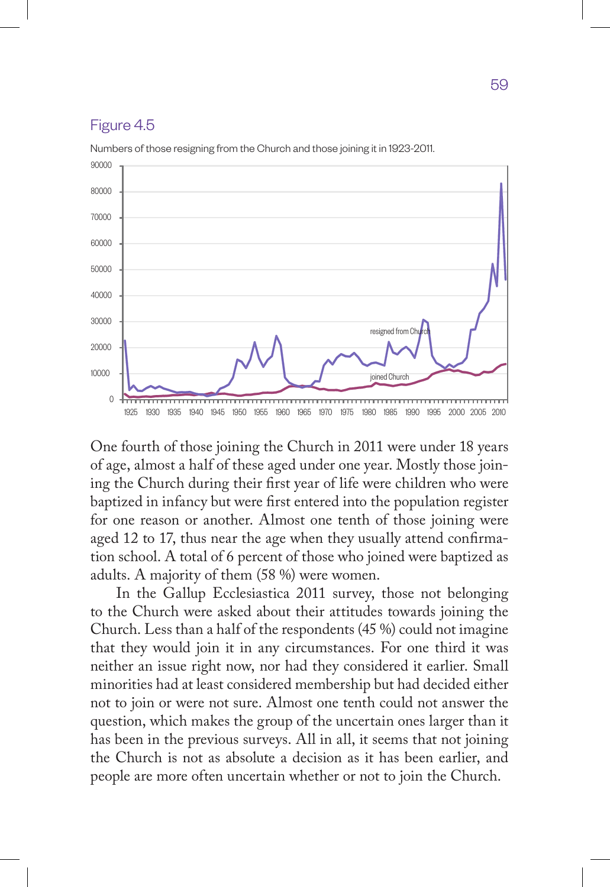Figure 4.5

Numbers of those resigning from the Church and those joining it in 1923-2011.

One fourth of those joining the Church in 2011 were under 18 years of age, almost a half of these aged under one year. Mostly those joining the Church during their first year of life were children who were baptized in infancy but were first entered into the population register for one reason or another. Almost one tenth of those joining were aged 12 to 17, thus near the age when they usually attend confirmation school. A total of 6 percent of those who joined were baptized as adults. A majority of them (58 %) were women.

In the Gallup Ecclesiastica 2011 survey, those not belonging to the Church were asked about their attitudes towards joining the Church. Less than a half of the respondents (45 %) could not imagine that they would join it in any circumstances. For one third it was neither an issue right now, nor had they considered it earlier. Small minorities had at least considered membership but had decided either not to join or were not sure. Almost one tenth could not answer the question, which makes the group of the uncertain ones larger than it has been in the previous surveys. All in all, it seems that not joining the Church is not as absolute a decision as it has been earlier, and people are more often uncertain whether or not to join the Church.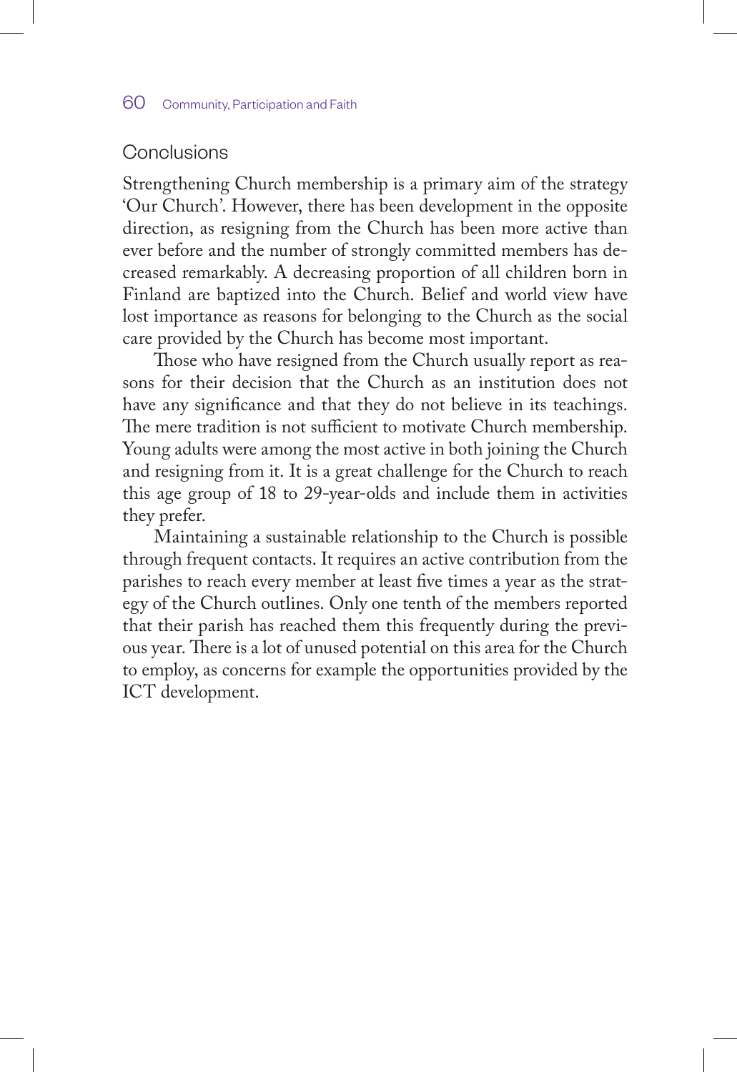## Conclusions

Strengthening Church membership is a primary aim of the strategy 'Our Church'. However, there has been development in the opposite direction, as resigning from the Church has been more active than ever before and the number of strongly committed members has decreased remarkably. A decreasing proportion of all children born in Finland are baptized into the Church. Belief and world view have lost importance as reasons for belonging to the Church as the social care provided by the Church has become most important.

Those who have resigned from the Church usually report as reasons for their decision that the Church as an institution does not have any significance and that they do not believe in its teachings. The mere tradition is not sufficient to motivate Church membership. Young adults were among the most active in both joining the Church and resigning from it. It is a great challenge for the Church to reach this age group of 18 to 29-year-olds and include them in activities they prefer.

Maintaining a sustainable relationship to the Church is possible through frequent contacts. It requires an active contribution from the parishes to reach every member at least five times a year as the strategy of the Church outlines. Only one tenth of the members reported that their parish has reached them this frequently during the previous year. There is a lot of unused potential on this area for the Church to employ, as concerns for example the opportunities provided by the ICT development.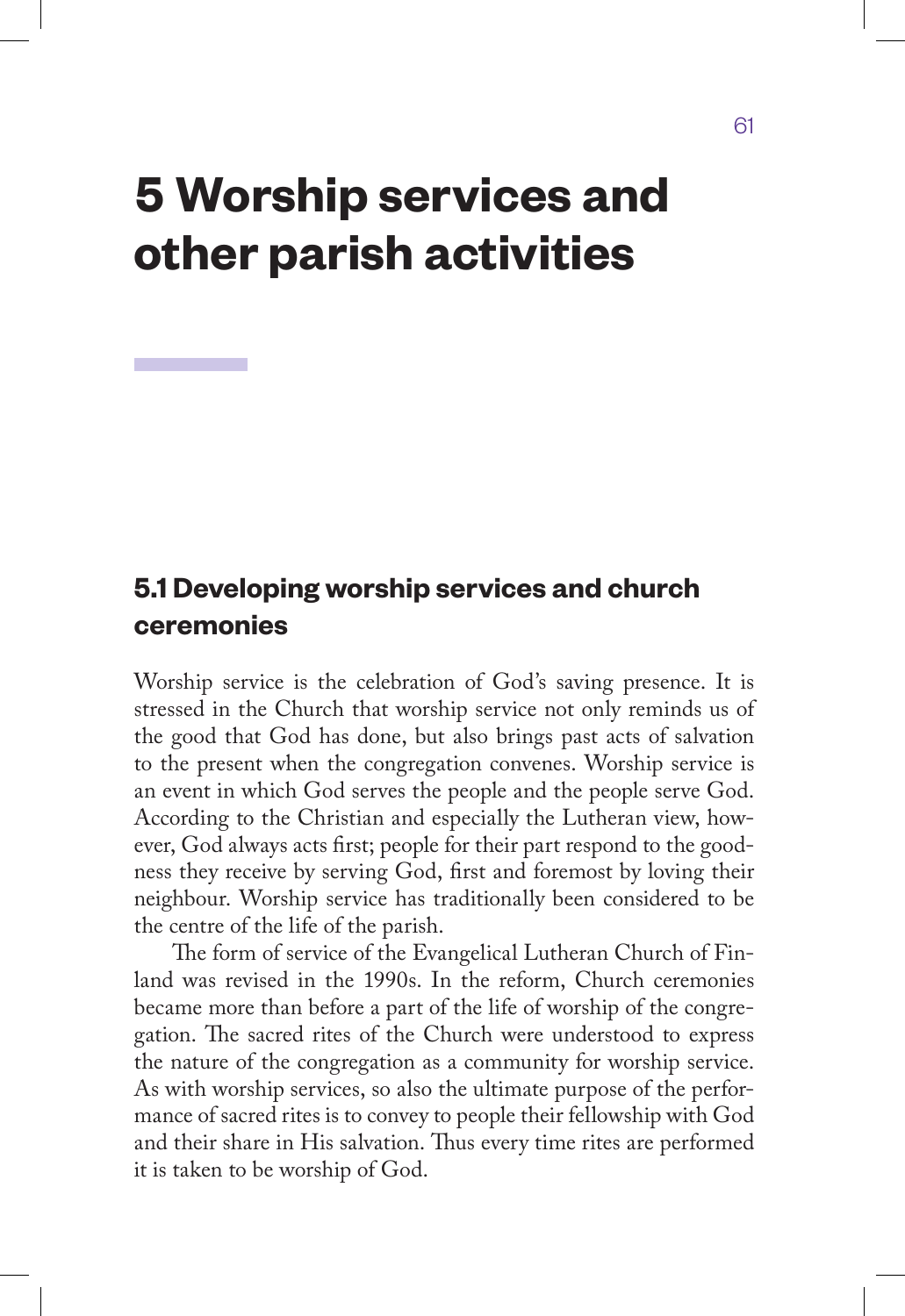# 5 Worship services and other parish activities

## 5.1 Developing worship services and church ceremonies

Worship service is the celebration of God's saving presence. It is stressed in the Church that worship service not only reminds us of the good that God has done, but also brings past acts of salvation to the present when the congregation convenes. Worship service is an event in which God serves the people and the people serve God. According to the Christian and especially the Lutheran view, however, God always acts first; people for their part respond to the goodness they receive by serving God, first and foremost by loving their neighbour. Worship service has traditionally been considered to be the centre of the life of the parish.

The form of service of the Evangelical Lutheran Church of Finland was revised in the 1990s. In the reform, Church ceremonies became more than before a part of the life of worship of the congregation. The sacred rites of the Church were understood to express the nature of the congregation as a community for worship service. As with worship services, so also the ultimate purpose of the performance of sacred rites is to convey to people their fellowship with God and their share in His salvation. Thus every time rites are performed it is taken to be worship of God.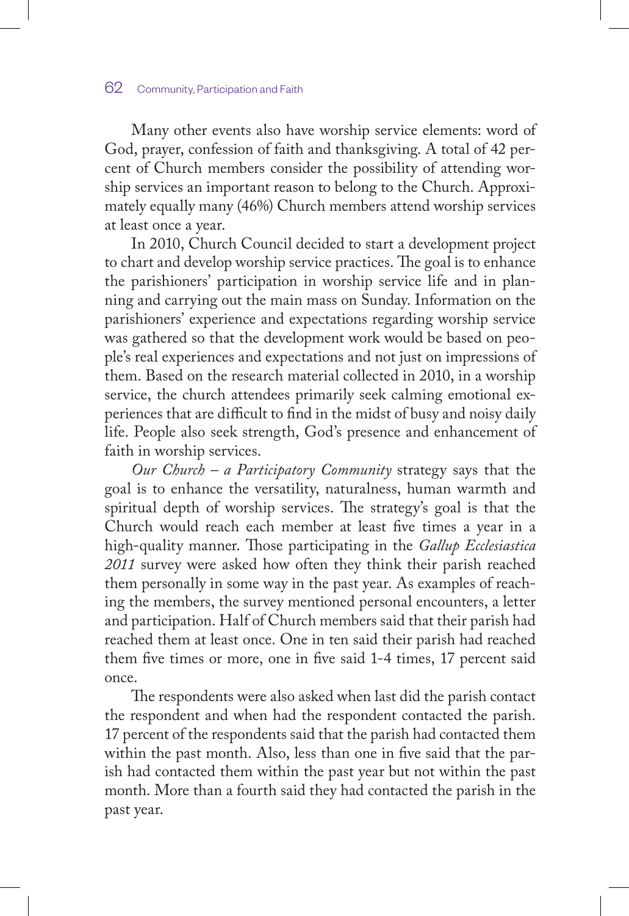Many other events also have worship service elements: word of God, prayer, confession of faith and thanksgiving. A total of 42 percent of Church members consider the possibility of attending worship services an important reason to belong to the Church. Approximately equally many (46%) Church members attend worship services at least once a year.

In 2010, Church Council decided to start a development project to chart and develop worship service practices. The goal is to enhance the parishioners' participation in worship service life and in planning and carrying out the main mass on Sunday. Information on the parishioners' experience and expectations regarding worship service was gathered so that the development work would be based on people's real experiences and expectations and not just on impressions of them. Based on the research material collected in 2010, in a worship service, the church attendees primarily seek calming emotional experiences that are difficult to find in the midst of busy and noisy daily life. People also seek strength, God's presence and enhancement of faith in worship services.

*Our Church – a Participatory Community* strategy says that the goal is to enhance the versatility, naturalness, human warmth and spiritual depth of worship services. The strategy's goal is that the Church would reach each member at least five times a year in a high-quality manner. Those participating in the *Gallup Ecclesiastica 2011* survey were asked how often they think their parish reached them personally in some way in the past year. As examples of reaching the members, the survey mentioned personal encounters, a letter and participation. Half of Church members said that their parish had reached them at least once. One in ten said their parish had reached them five times or more, one in five said 1-4 times, 17 percent said once.

The respondents were also asked when last did the parish contact the respondent and when had the respondent contacted the parish. 17 percent of the respondents said that the parish had contacted them within the past month. Also, less than one in five said that the parish had contacted them within the past year but not within the past month. More than a fourth said they had contacted the parish in the past year.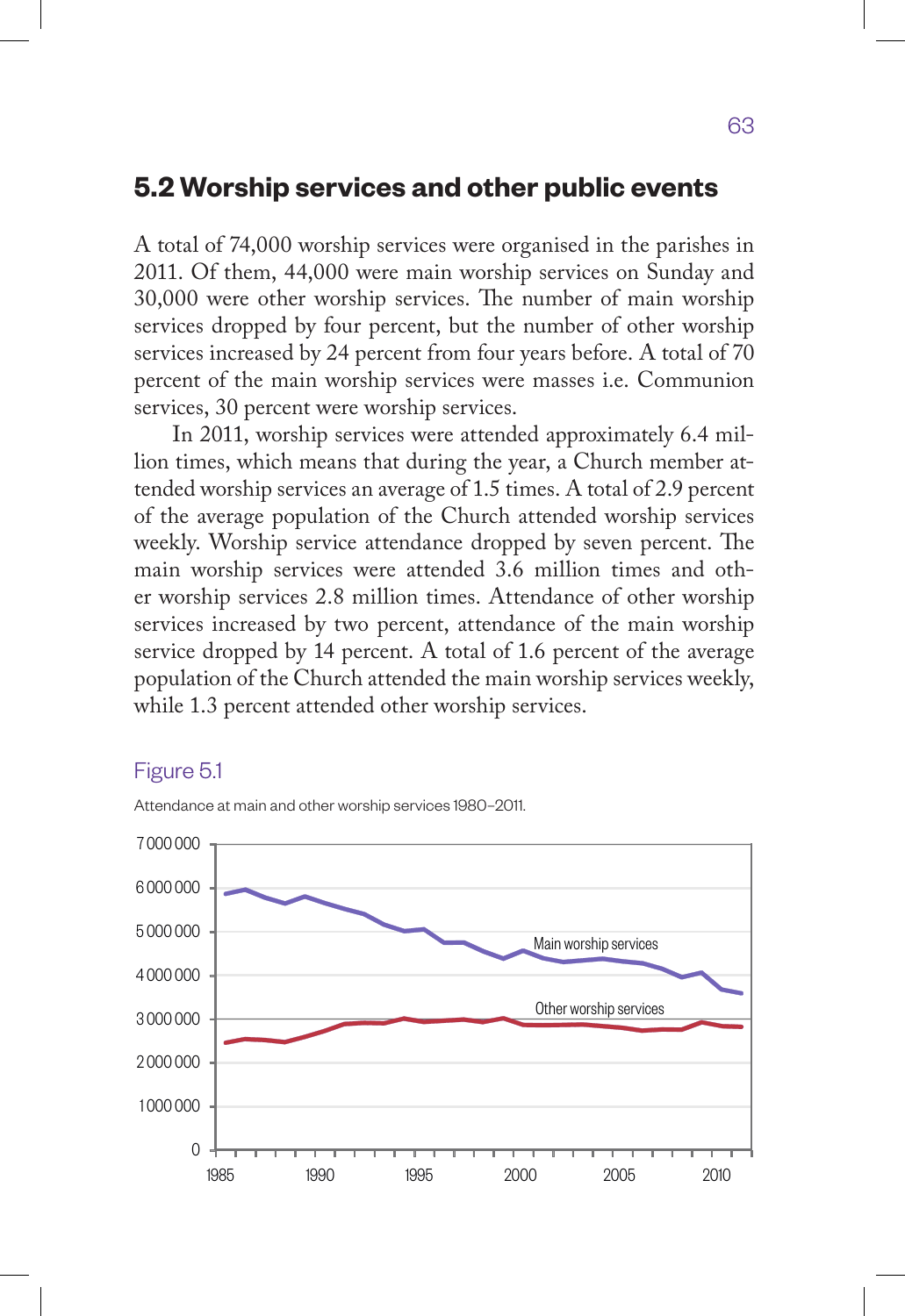## 5.2 Worship services and other public events

A total of 74,000 worship services were organised in the parishes in 2011. Of them, 44,000 were main worship services on Sunday and 30,000 were other worship services. The number of main worship services dropped by four percent, but the number of other worship services increased by 24 percent from four years before. A total of 70 percent of the main worship services were masses i.e. Communion services, 30 percent were worship services.

In 2011, worship services were attended approximately 6.4 million times, which means that during the year, a Church member attended worship services an average of 1.5 times. A total of 2.9 percent of the average population of the Church attended worship services weekly. Worship service attendance dropped by seven percent. The main worship services were attended 3.6 million times and other worship services 2.8 million times. Attendance of other worship services increased by two percent, attendance of the main worship service dropped by 14 percent. A total of 1.6 percent of the average population of the Church attended the main worship services weekly, while 1.3 percent attended other worship services.

Figure 5.1

Attendance at main and other worship services 1980–2011.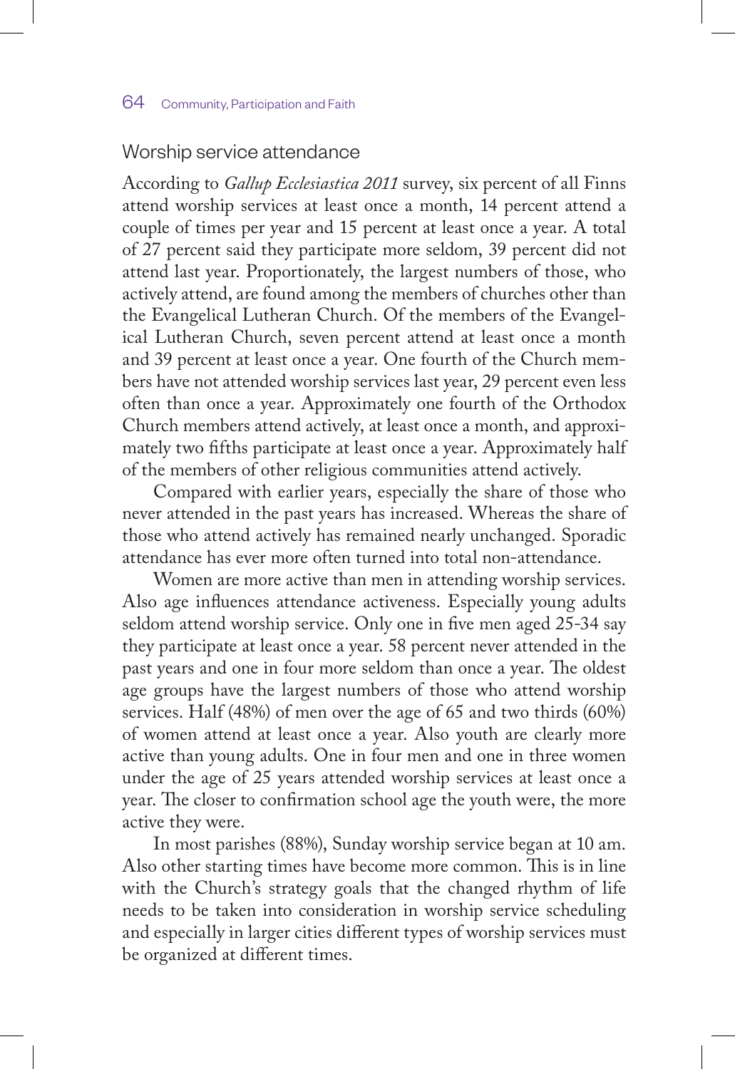## Worship service attendance

According to *Gallup Ecclesiastica 2011* survey, six percent of all Finns attend worship services at least once a month, 14 percent attend a couple of times per year and 15 percent at least once a year. A total of 27 percent said they participate more seldom, 39 percent did not attend last year. Proportionately, the largest numbers of those, who actively attend, are found among the members of churches other than the Evangelical Lutheran Church. Of the members of the Evangelical Lutheran Church, seven percent attend at least once a month and 39 percent at least once a year. One fourth of the Church members have not attended worship services last year, 29 percent even less often than once a year. Approximately one fourth of the Orthodox Church members attend actively, at least once a month, and approximately two fifths participate at least once a year. Approximately half of the members of other religious communities attend actively.

Compared with earlier years, especially the share of those who never attended in the past years has increased. Whereas the share of those who attend actively has remained nearly unchanged. Sporadic attendance has ever more often turned into total non-attendance.

Women are more active than men in attending worship services. Also age influences attendance activeness. Especially young adults seldom attend worship service. Only one in five men aged 25-34 say they participate at least once a year. 58 percent never attended in the past years and one in four more seldom than once a year. The oldest age groups have the largest numbers of those who attend worship services. Half (48%) of men over the age of 65 and two thirds (60%) of women attend at least once a year. Also youth are clearly more active than young adults. One in four men and one in three women under the age of 25 years attended worship services at least once a year. The closer to confirmation school age the youth were, the more active they were.

In most parishes (88%), Sunday worship service began at 10 am. Also other starting times have become more common. This is in line with the Church's strategy goals that the changed rhythm of life needs to be taken into consideration in worship service scheduling and especially in larger cities different types of worship services must be organized at different times.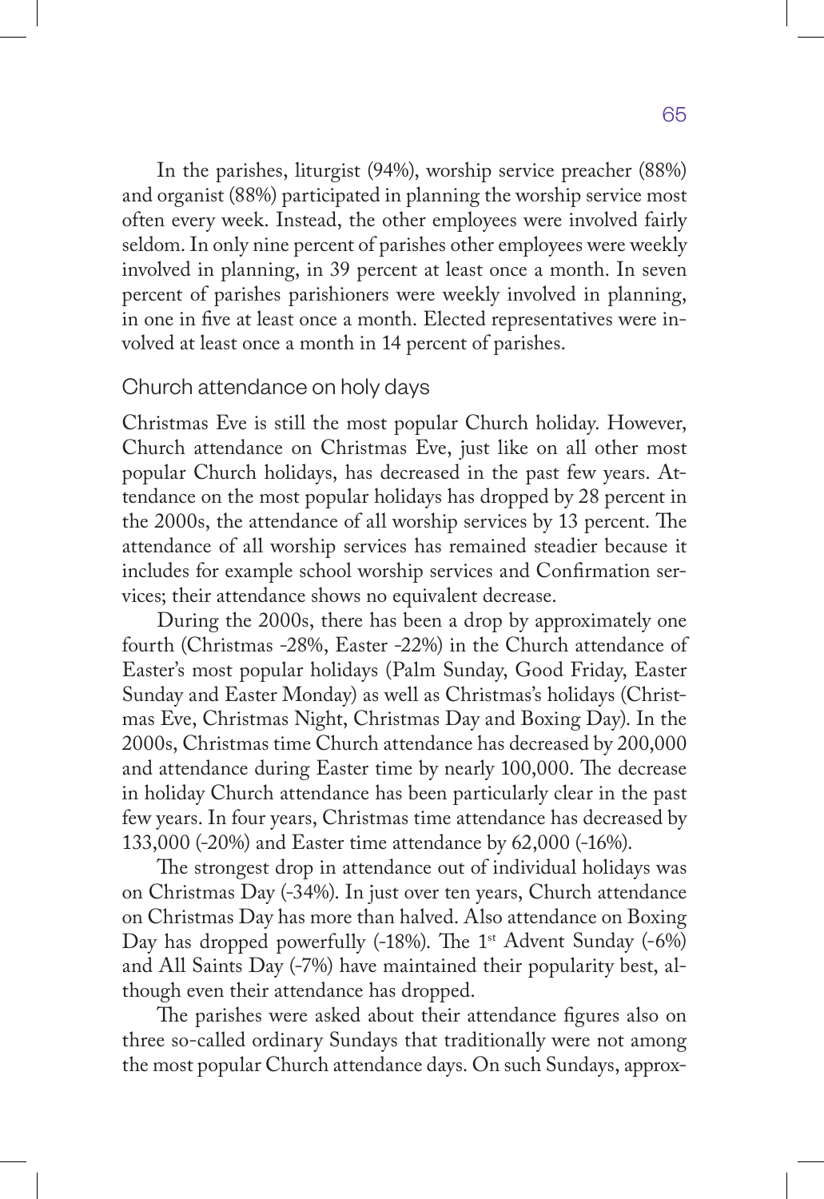In the parishes, liturgist (94%), worship service preacher (88%) and organist (88%) participated in planning the worship service most often every week. Instead, the other employees were involved fairly seldom. In only nine percent of parishes other employees were weekly involved in planning, in 39 percent at least once a month. In seven percent of parishes parishioners were weekly involved in planning, in one in five at least once a month. Elected representatives were involved at least once a month in 14 percent of parishes.

## Church attendance on holy days

Christmas Eve is still the most popular Church holiday. However, Church attendance on Christmas Eve, just like on all other most popular Church holidays, has decreased in the past few years. Attendance on the most popular holidays has dropped by 28 percent in the 2000s, the attendance of all worship services by 13 percent. The attendance of all worship services has remained steadier because it includes for example school worship services and Confirmation services; their attendance shows no equivalent decrease.

During the 2000s, there has been a drop by approximately one fourth (Christmas -28%, Easter -22%) in the Church attendance of Easter's most popular holidays (Palm Sunday, Good Friday, Easter Sunday and Easter Monday) as well as Christmas's holidays (Christmas Eve, Christmas Night, Christmas Day and Boxing Day). In the 2000s, Christmas time Church attendance has decreased by 200,000 and attendance during Easter time by nearly 100,000. The decrease in holiday Church attendance has been particularly clear in the past few years. In four years, Christmas time attendance has decreased by 133,000 (-20%) and Easter time attendance by 62,000 (-16%).

The strongest drop in attendance out of individual holidays was on Christmas Day (-34%). In just over ten years, Church attendance on Christmas Day has more than halved. Also attendance on Boxing Day has dropped powerfully (-18%). The 1st Advent Sunday (-6%) and All Saints Day (-7%) have maintained their popularity best, although even their attendance has dropped.

The parishes were asked about their attendance figures also on three so-called ordinary Sundays that traditionally were not among the most popular Church attendance days. On such Sundays, approx-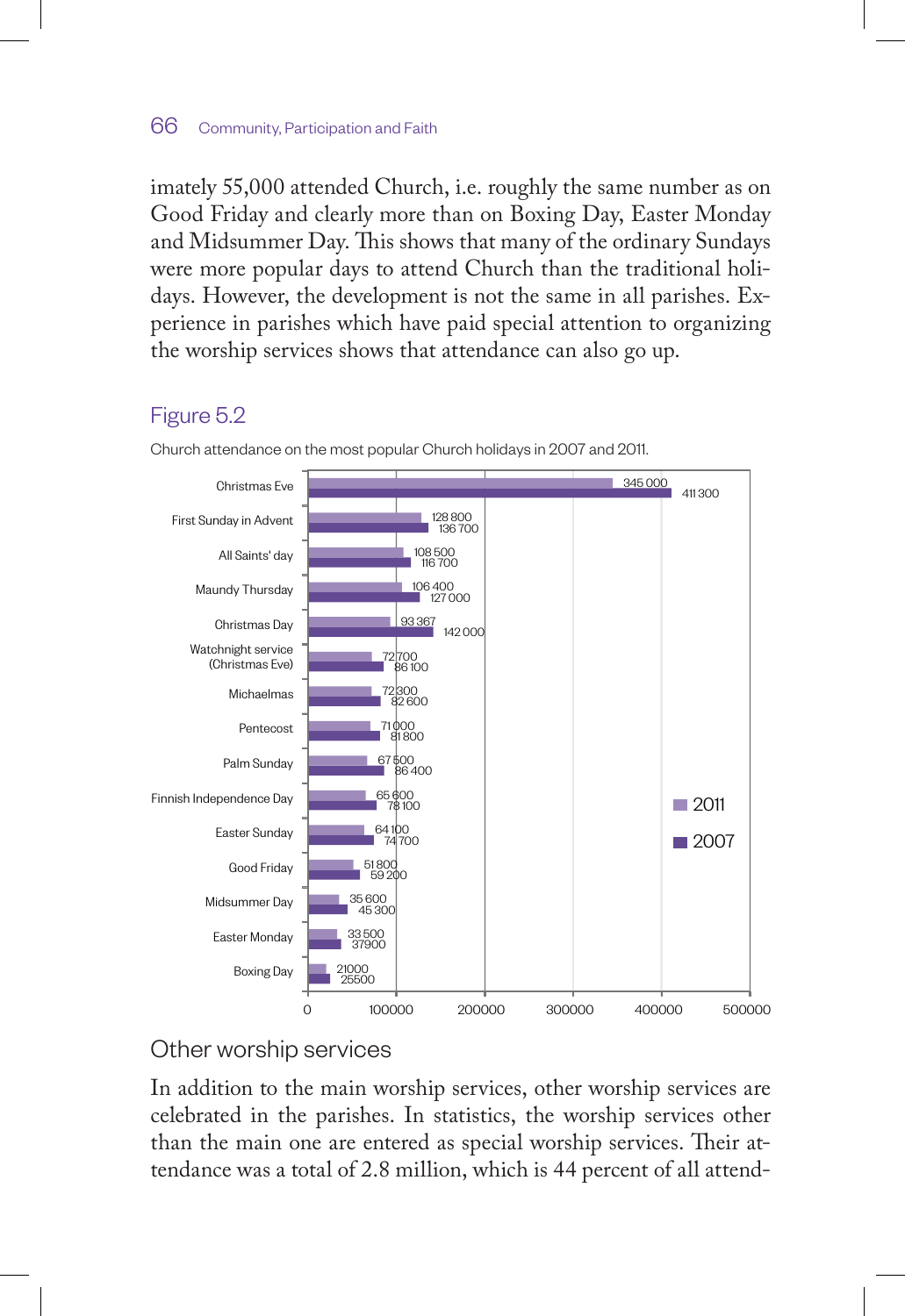imately 55,000 attended Church, i.e. roughly the same number as on Good Friday and clearly more than on Boxing Day, Easter Monday and Midsummer Day. This shows that many of the ordinary Sundays were more popular days to attend Church than the traditional holidays. However, the development is not the same in all parishes. Experience in parishes which have paid special attention to organizing the worship services shows that attendance can also go up.

## Figure 5.2

Church attendance on the most popular Church holidays in 2007 and 2011.

| | 2011 | 2007 |
|---|---|---|
| Christmas Eve | 345 000 | 411 300 |
| First Sunday in Advent | 128 800 | 136 700 |
| All Saints' day | 108 500 | 116 700 |
| Maundy Thursday | 106 400 | 127 000 |
| Christmas Day | 93 367 | 142 000 |
| Watchnight service (Christmas Eve) | 72 700 | 86 100 |
| Michaelmas | 72 300 | 82 600 |
| Pentecost | 71 000 | 81 800 |
| Palm Sunday | 67 500 | 86 400 |
| Finnish Independence Day | 65 600 | 78 100 |
| Easter Sunday | 64 100 | 74 700 |
| Good Friday | 51 800 | 59 200 |
| Midsummer Day | 35 600 | 45 300 |
| Easter Monday | 33 500 | 37900 |
| Boxing Day | 21000 | 25500 |

## Other worship services

In addition to the main worship services, other worship services are celebrated in the parishes. In statistics, the worship services other than the main one are entered as special worship services. Their attendance was a total of 2.8 million, which is 44 percent of all attend-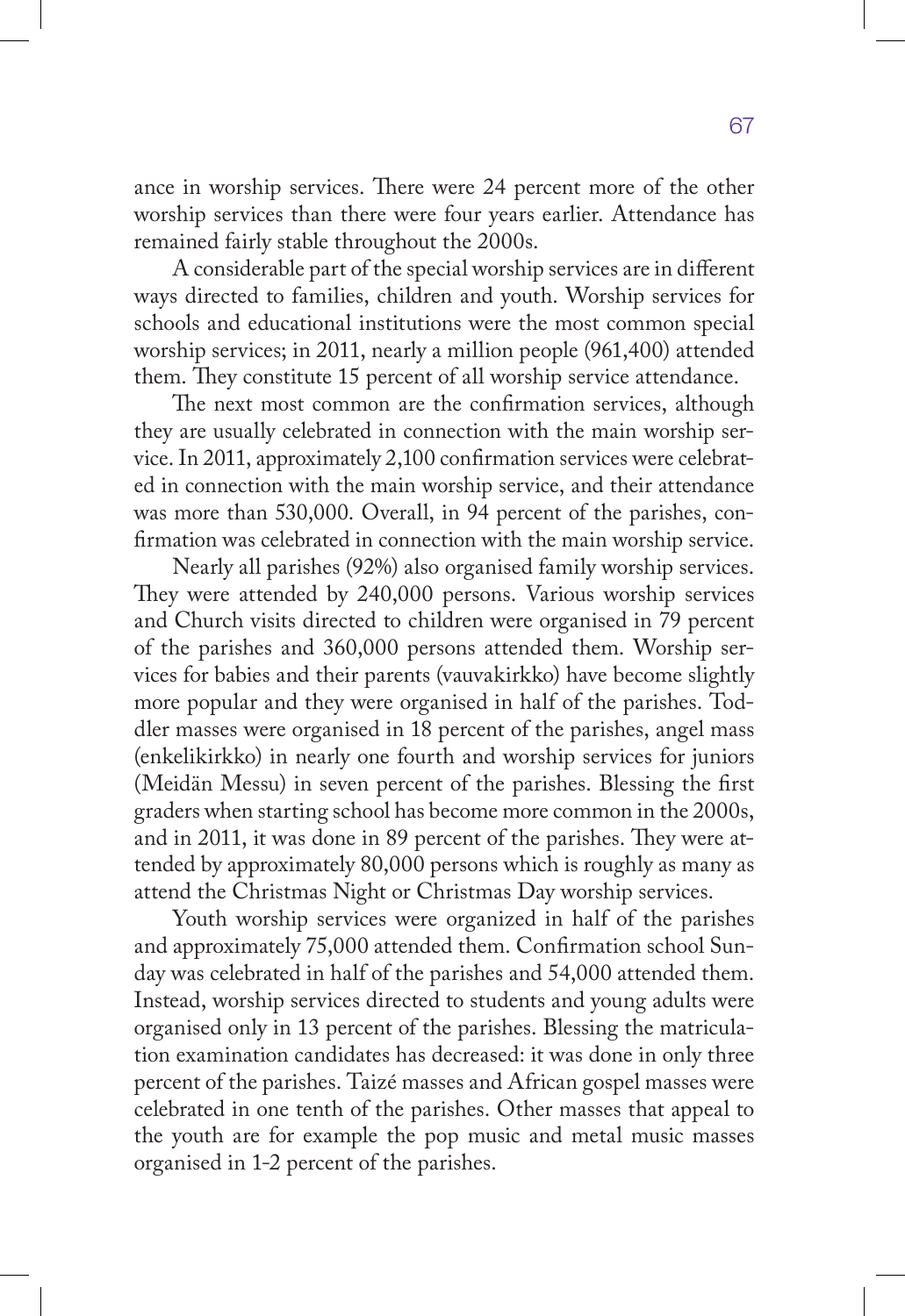ance in worship services. There were 24 percent more of the other worship services than there were four years earlier. Attendance has remained fairly stable throughout the 2000s.

A considerable part of the special worship services are in different ways directed to families, children and youth. Worship services for schools and educational institutions were the most common special worship services; in 2011, nearly a million people (961,400) attended them. They constitute 15 percent of all worship service attendance.

The next most common are the confirmation services, although they are usually celebrated in connection with the main worship service. In 2011, approximately 2,100 confirmation services were celebrated in connection with the main worship service, and their attendance was more than 530,000. Overall, in 94 percent of the parishes, confirmation was celebrated in connection with the main worship service.

Nearly all parishes (92%) also organised family worship services. They were attended by 240,000 persons. Various worship services and Church visits directed to children were organised in 79 percent of the parishes and 360,000 persons attended them. Worship services for babies and their parents (vauvakirkko) have become slightly more popular and they were organised in half of the parishes. Toddler masses were organised in 18 percent of the parishes, angel mass (enkelikirkko) in nearly one fourth and worship services for juniors (Meidän Messu) in seven percent of the parishes. Blessing the first graders when starting school has become more common in the 2000s, and in 2011, it was done in 89 percent of the parishes. They were attended by approximately 80,000 persons which is roughly as many as attend the Christmas Night or Christmas Day worship services.

Youth worship services were organized in half of the parishes and approximately 75,000 attended them. Confirmation school Sunday was celebrated in half of the parishes and 54,000 attended them. Instead, worship services directed to students and young adults were organised only in 13 percent of the parishes. Blessing the matriculation examination candidates has decreased: it was done in only three percent of the parishes. Taizé masses and African gospel masses were celebrated in one tenth of the parishes. Other masses that appeal to the youth are for example the pop music and metal music masses organised in 1-2 percent of the parishes.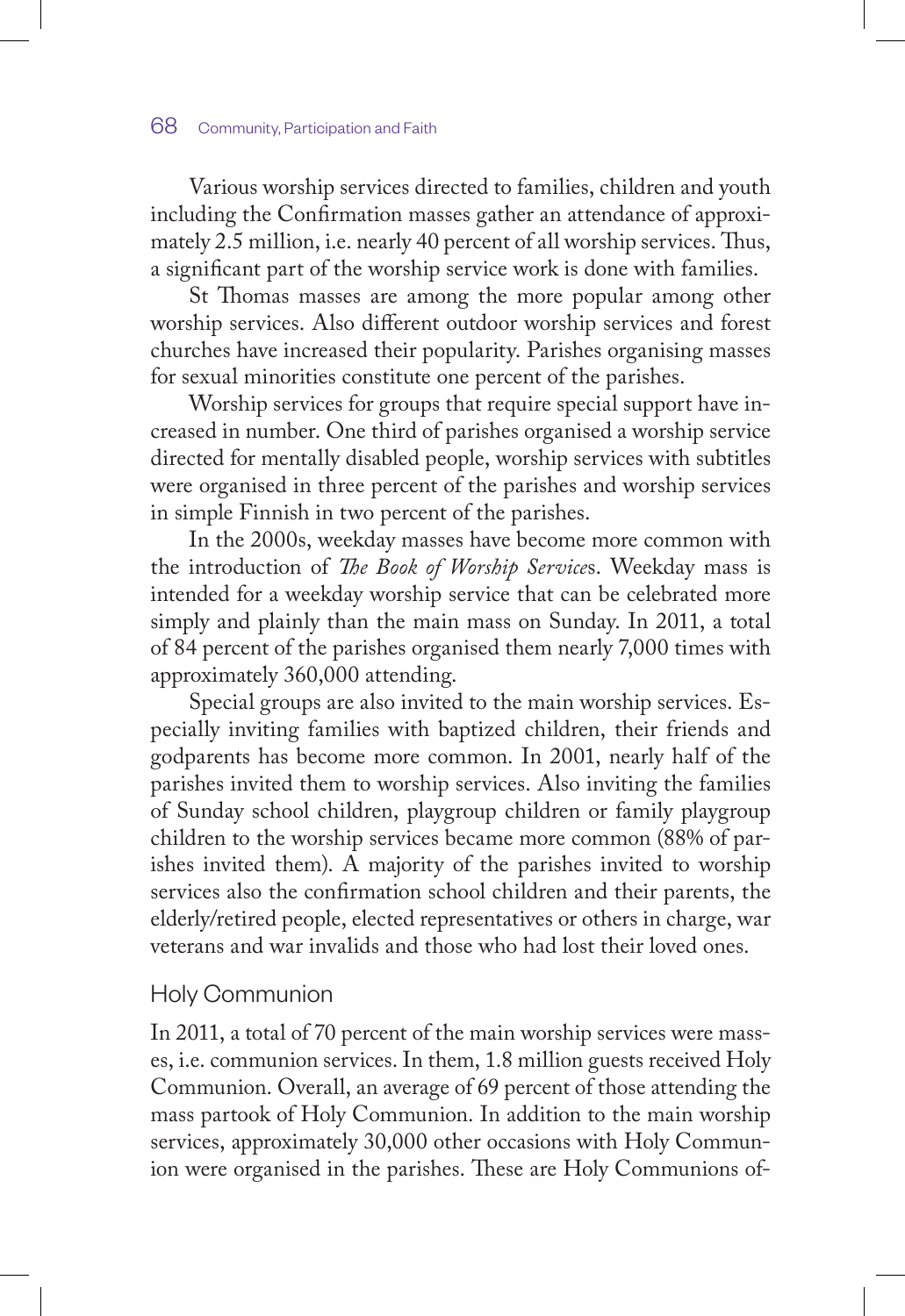Various worship services directed to families, children and youth including the Confirmation masses gather an attendance of approximately 2.5 million, i.e. nearly 40 percent of all worship services. Thus, a significant part of the worship service work is done with families.

St Thomas masses are among the more popular among other worship services. Also different outdoor worship services and forest churches have increased their popularity. Parishes organising masses for sexual minorities constitute one percent of the parishes.

Worship services for groups that require special support have increased in number. One third of parishes organised a worship service directed for mentally disabled people, worship services with subtitles were organised in three percent of the parishes and worship services in simple Finnish in two percent of the parishes.

In the 2000s, weekday masses have become more common with the introduction of *The Book of Worship Services*. Weekday mass is intended for a weekday worship service that can be celebrated more simply and plainly than the main mass on Sunday. In 2011, a total of 84 percent of the parishes organised them nearly 7,000 times with approximately 360,000 attending.

Special groups are also invited to the main worship services. Especially inviting families with baptized children, their friends and godparents has become more common. In 2001, nearly half of the parishes invited them to worship services. Also inviting the families of Sunday school children, playgroup children or family playgroup children to the worship services became more common (88% of parishes invited them). A majority of the parishes invited to worship services also the confirmation school children and their parents, the elderly/retired people, elected representatives or others in charge, war veterans and war invalids and those who had lost their loved ones.

## Holy Communion

In 2011, a total of 70 percent of the main worship services were masses, i.e. communion services. In them, 1.8 million guests received Holy Communion. Overall, an average of 69 percent of those attending the mass partook of Holy Communion. In addition to the main worship services, approximately 30,000 other occasions with Holy Communion were organised in the parishes. These are Holy Communions of-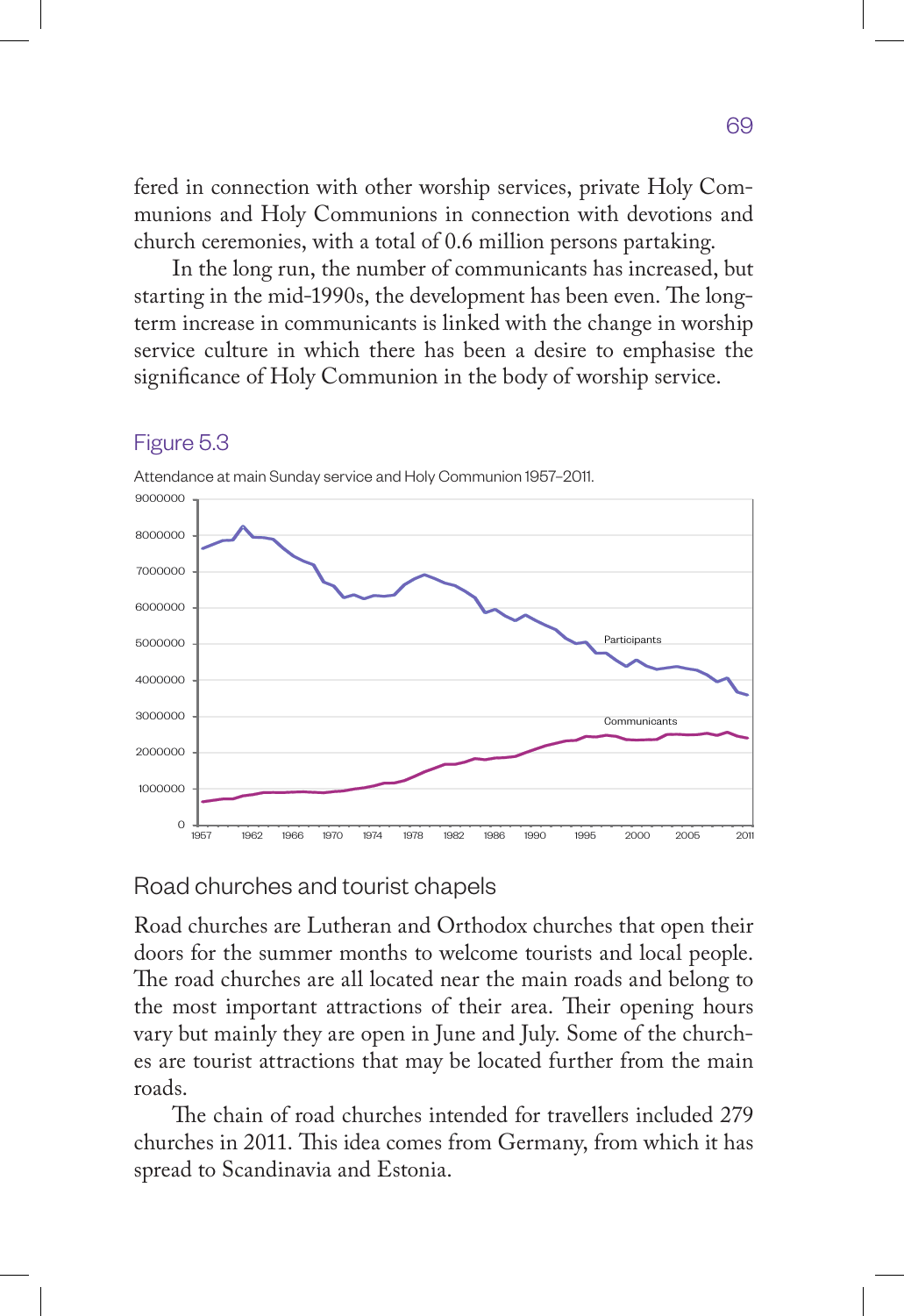fered in connection with other worship services, private Holy Communions and Holy Communions in connection with devotions and church ceremonies, with a total of 0.6 million persons partaking.

In the long run, the number of communicants has increased, but starting in the mid-1990s, the development has been even. The long-term increase in communicants is linked with the change in worship service culture in which there has been a desire to emphasise the significance of Holy Communion in the body of worship service.

## Figure 5.3

Attendance at main Sunday service and Holy Communion 1957–2011.

## Road churches and tourist chapels

Road churches are Lutheran and Orthodox churches that open their doors for the summer months to welcome tourists and local people. The road churches are all located near the main roads and belong to the most important attractions of their area. Their opening hours vary but mainly they are open in June and July. Some of the churches are tourist attractions that may be located further from the main roads.

The chain of road churches intended for travellers included 279 churches in 2011. This idea comes from Germany, from which it has spread to Scandinavia and Estonia.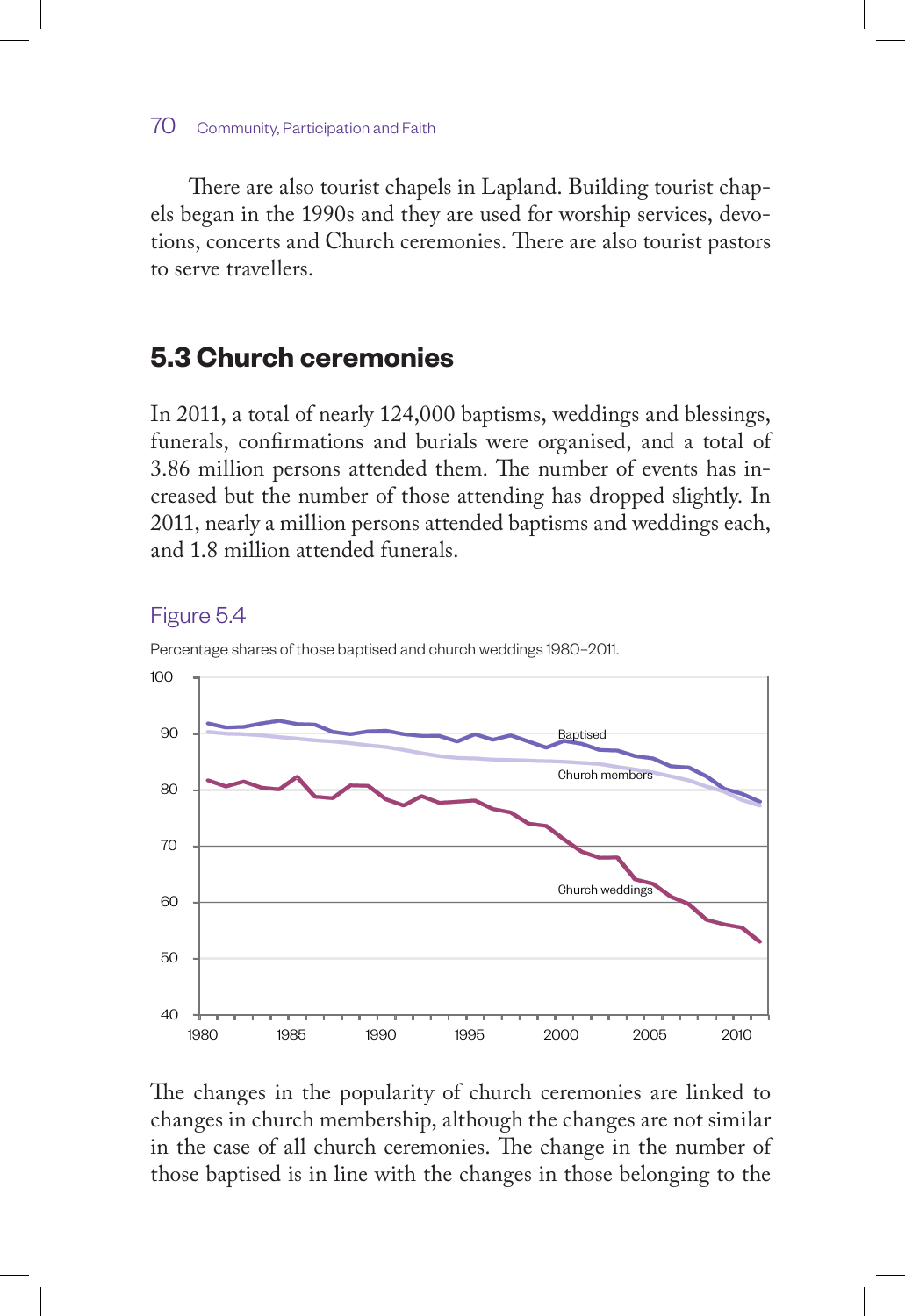There are also tourist chapels in Lapland. Building tourist chapels began in the 1990s and they are used for worship services, devotions, concerts and Church ceremonies. There are also tourist pastors to serve travellers.

## 5.3 Church ceremonies

In 2011, a total of nearly 124,000 baptisms, weddings and blessings, funerals, confirmations and burials were organised, and a total of 3.86 million persons attended them. The number of events has increased but the number of those attending has dropped slightly. In 2011, nearly a million persons attended baptisms and weddings each, and 1.8 million attended funerals.

Figure 5.4

Percentage shares of those baptised and church weddings 1980–2011.

The changes in the popularity of church ceremonies are linked to changes in church membership, although the changes are not similar in the case of all church ceremonies. The change in the number of those baptised is in line with the changes in those belonging to the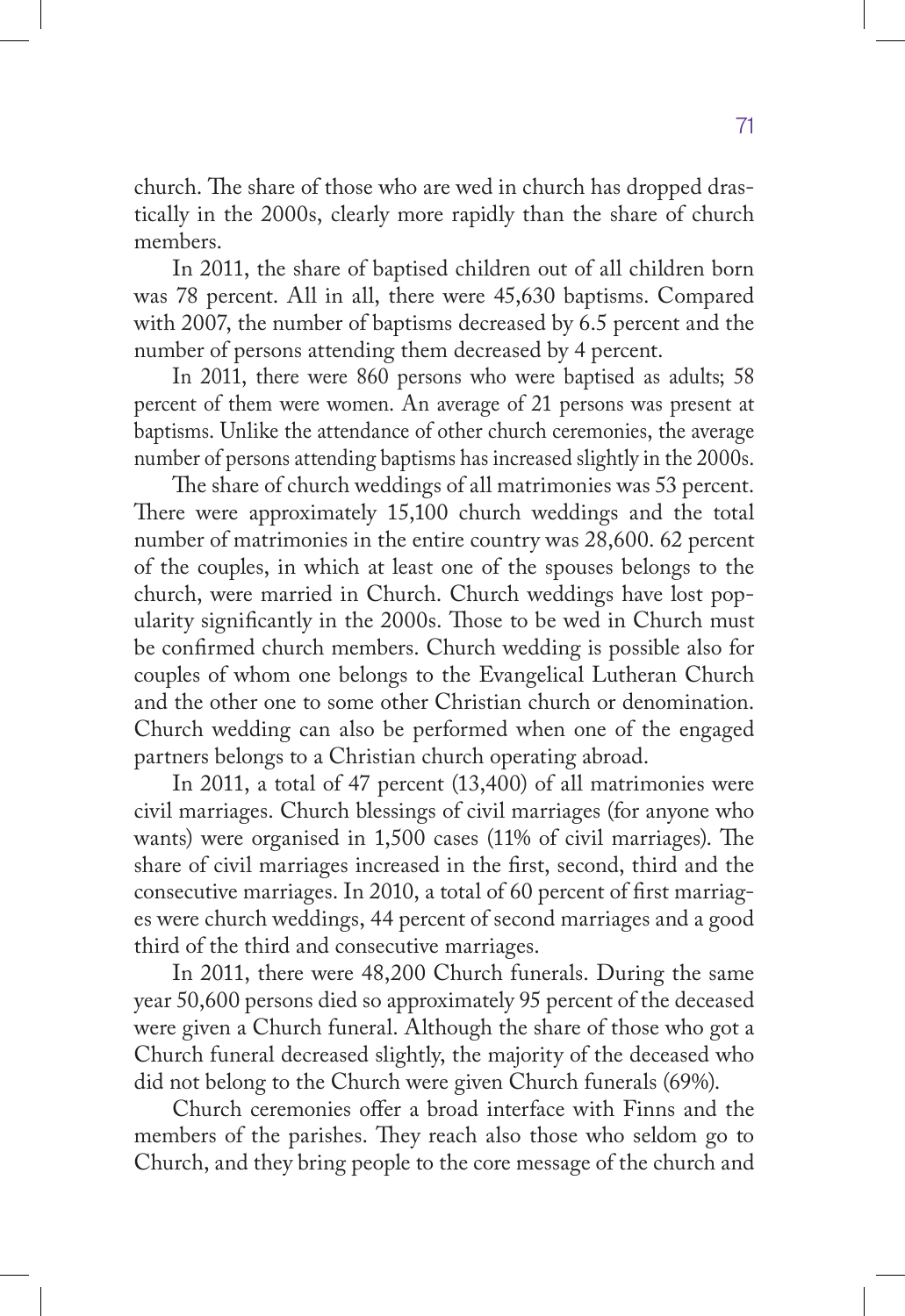church. The share of those who are wed in church has dropped drastically in the 2000s, clearly more rapidly than the share of church members.

In 2011, the share of baptised children out of all children born was 78 percent. All in all, there were 45,630 baptisms. Compared with 2007, the number of baptisms decreased by 6.5 percent and the number of persons attending them decreased by 4 percent.

In 2011, there were 860 persons who were baptised as adults; 58 percent of them were women. An average of 21 persons was present at baptisms. Unlike the attendance of other church ceremonies, the average number of persons attending baptisms has increased slightly in the 2000s.

The share of church weddings of all matrimonies was 53 percent. There were approximately 15,100 church weddings and the total number of matrimonies in the entire country was 28,600. 62 percent of the couples, in which at least one of the spouses belongs to the church, were married in Church. Church weddings have lost popularity significantly in the 2000s. Those to be wed in Church must be confirmed church members. Church wedding is possible also for couples of whom one belongs to the Evangelical Lutheran Church and the other one to some other Christian church or denomination. Church wedding can also be performed when one of the engaged partners belongs to a Christian church operating abroad.

In 2011, a total of 47 percent (13,400) of all matrimonies were civil marriages. Church blessings of civil marriages (for anyone who wants) were organised in 1,500 cases (11% of civil marriages). The share of civil marriages increased in the first, second, third and the consecutive marriages. In 2010, a total of 60 percent of first marriages were church weddings, 44 percent of second marriages and a good third of the third and consecutive marriages.

In 2011, there were 48,200 Church funerals. During the same year 50,600 persons died so approximately 95 percent of the deceased were given a Church funeral. Although the share of those who got a Church funeral decreased slightly, the majority of the deceased who did not belong to the Church were given Church funerals (69%).

Church ceremonies offer a broad interface with Finns and the members of the parishes. They reach also those who seldom go to Church, and they bring people to the core message of the church and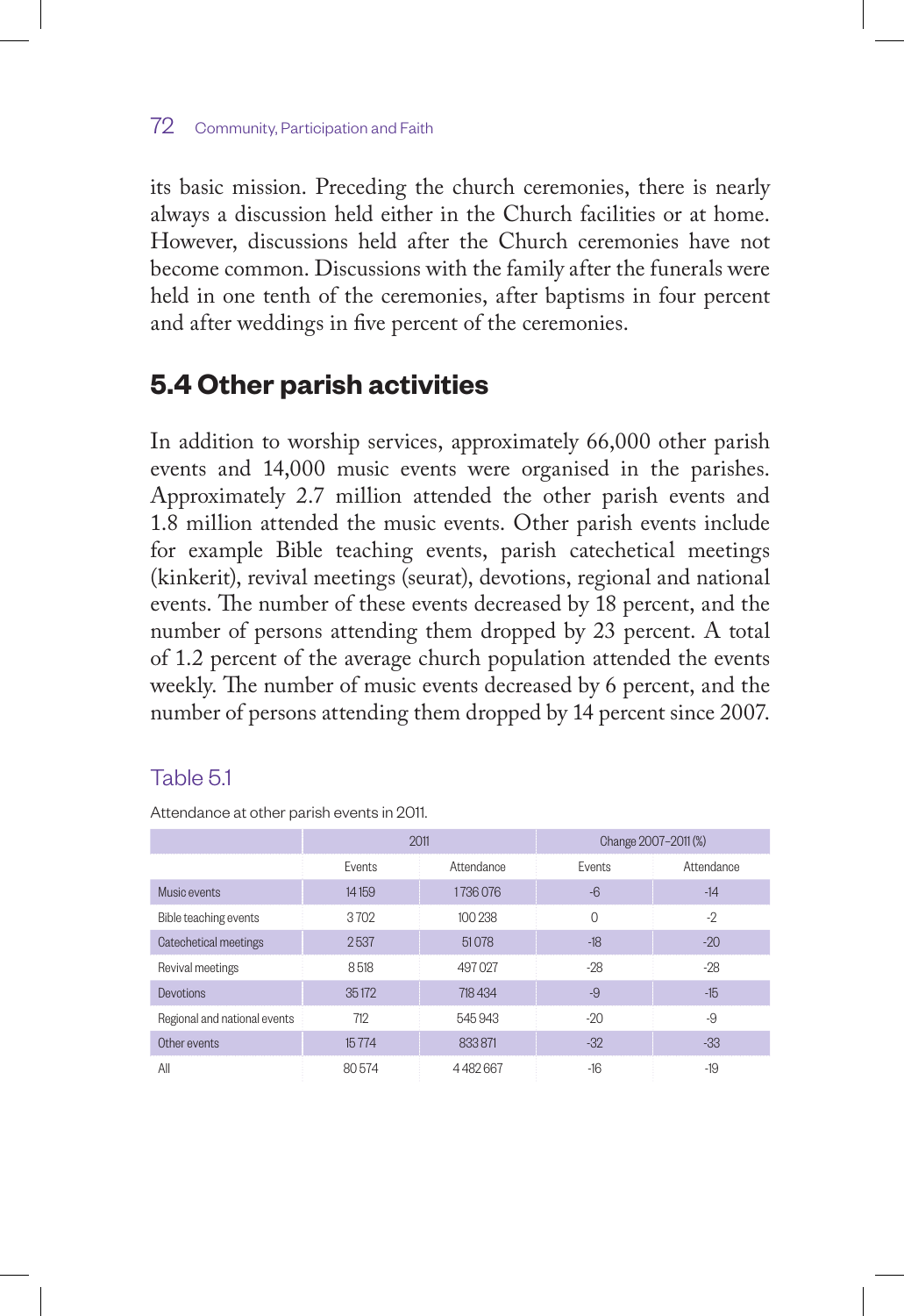its basic mission. Preceding the church ceremonies, there is nearly always a discussion held either in the Church facilities or at home. However, discussions held after the Church ceremonies have not become common. Discussions with the family after the funerals were held in one tenth of the ceremonies, after baptisms in four percent and after weddings in five percent of the ceremonies.

## 5.4 Other parish activities

In addition to worship services, approximately 66,000 other parish events and 14,000 music events were organised in the parishes. Approximately 2.7 million attended the other parish events and 1.8 million attended the music events. Other parish events include for example Bible teaching events, parish catechetical meetings (kinkerit), revival meetings (seurat), devotions, regional and national events. The number of these events decreased by 18 percent, and the number of persons attending them dropped by 23 percent. A total of 1.2 percent of the average church population attended the events weekly. The number of music events decreased by 6 percent, and the number of persons attending them dropped by 14 percent since 2007.

Table 5.1

Attendance at other parish events in 2011.

| | 2011 | | Change 2007–2011 (%) | |
|---|---|---|---|---|
| | Events | Attendance | Events | Attendance |
| Music events | 14 159 | 1 736 076 | -6 | -14 |
| Bible teaching events | 3 702 | 100 238 | 0 | -2 |
| Catechetical meetings | 2 537 | 51 078 | -18 | -20 |
| Revival meetings | 8 518 | 497 027 | -28 | -28 |
| Devotions | 35 172 | 718 434 | -9 | -15 |
| Regional and national events | 712 | 545 943 | -20 | -9 |
| Other events | 15 774 | 833 871 | -32 | -33 |
| All | 80 574 | 4 482 667 | -16 | -19 |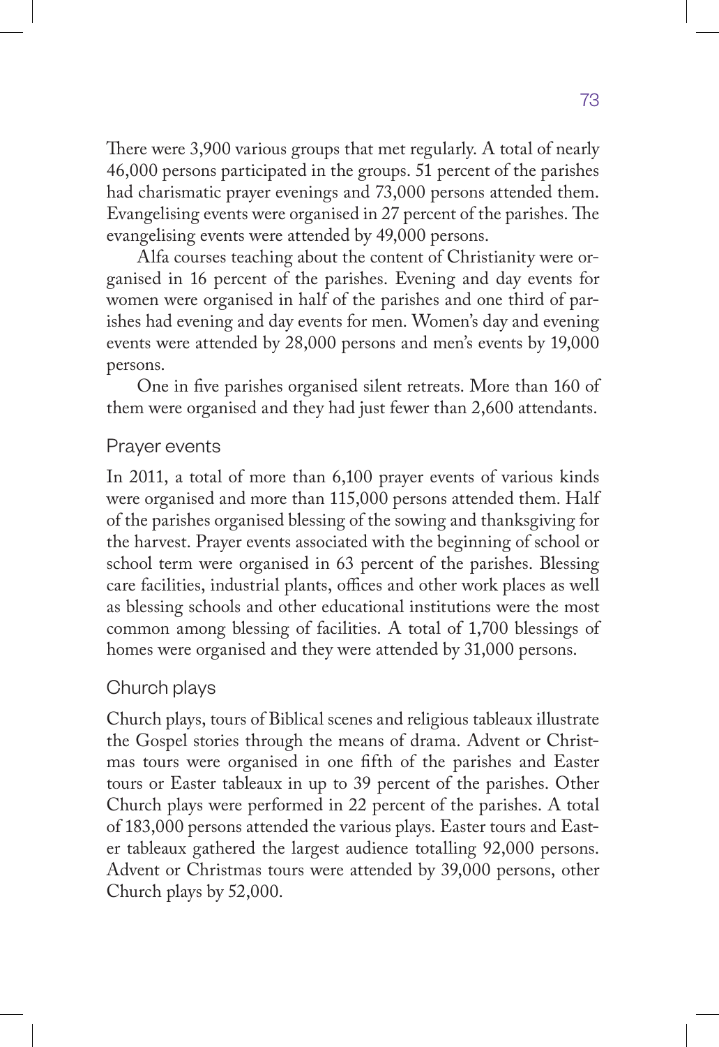There were 3,900 various groups that met regularly. A total of nearly 46,000 persons participated in the groups. 51 percent of the parishes had charismatic prayer evenings and 73,000 persons attended them. Evangelising events were organised in 27 percent of the parishes. The evangelising events were attended by 49,000 persons.

Alfa courses teaching about the content of Christianity were organised in 16 percent of the parishes. Evening and day events for women were organised in half of the parishes and one third of parishes had evening and day events for men. Women's day and evening events were attended by 28,000 persons and men's events by 19,000 persons.

One in five parishes organised silent retreats. More than 160 of them were organised and they had just fewer than 2,600 attendants.

### Prayer events

In 2011, a total of more than 6,100 prayer events of various kinds were organised and more than 115,000 persons attended them. Half of the parishes organised blessing of the sowing and thanksgiving for the harvest. Prayer events associated with the beginning of school or school term were organised in 63 percent of the parishes. Blessing care facilities, industrial plants, offices and other work places as well as blessing schools and other educational institutions were the most common among blessing of facilities. A total of 1,700 blessings of homes were organised and they were attended by 31,000 persons.

### Church plays

Church plays, tours of Biblical scenes and religious tableaux illustrate the Gospel stories through the means of drama. Advent or Christmas tours were organised in one fifth of the parishes and Easter tours or Easter tableaux in up to 39 percent of the parishes. Other Church plays were performed in 22 percent of the parishes. A total of 183,000 persons attended the various plays. Easter tours and Easter tableaux gathered the largest audience totalling 92,000 persons. Advent or Christmas tours were attended by 39,000 persons, other Church plays by 52,000.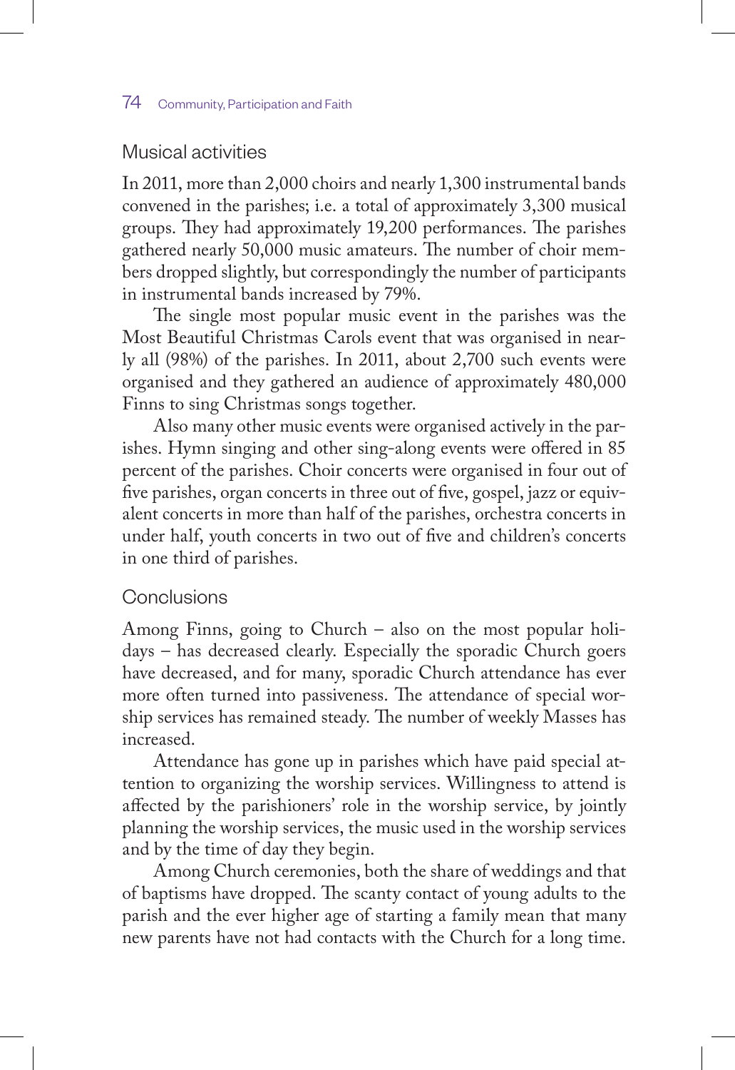## Musical activities

In 2011, more than 2,000 choirs and nearly 1,300 instrumental bands convened in the parishes; i.e. a total of approximately 3,300 musical groups. They had approximately 19,200 performances. The parishes gathered nearly 50,000 music amateurs. The number of choir members dropped slightly, but correspondingly the number of participants in instrumental bands increased by 79%.

The single most popular music event in the parishes was the Most Beautiful Christmas Carols event that was organised in nearly all (98%) of the parishes. In 2011, about 2,700 such events were organised and they gathered an audience of approximately 480,000 Finns to sing Christmas songs together.

Also many other music events were organised actively in the parishes. Hymn singing and other sing-along events were offered in 85 percent of the parishes. Choir concerts were organised in four out of five parishes, organ concerts in three out of five, gospel, jazz or equivalent concerts in more than half of the parishes, orchestra concerts in under half, youth concerts in two out of five and children's concerts in one third of parishes.

## Conclusions

Among Finns, going to Church – also on the most popular holidays – has decreased clearly. Especially the sporadic Church goers have decreased, and for many, sporadic Church attendance has ever more often turned into passiveness. The attendance of special worship services has remained steady. The number of weekly Masses has increased.

Attendance has gone up in parishes which have paid special attention to organizing the worship services. Willingness to attend is affected by the parishioners' role in the worship service, by jointly planning the worship services, the music used in the worship services and by the time of day they begin.

Among Church ceremonies, both the share of weddings and that of baptisms have dropped. The scanty contact of young adults to the parish and the ever higher age of starting a family mean that many new parents have not had contacts with the Church for a long time.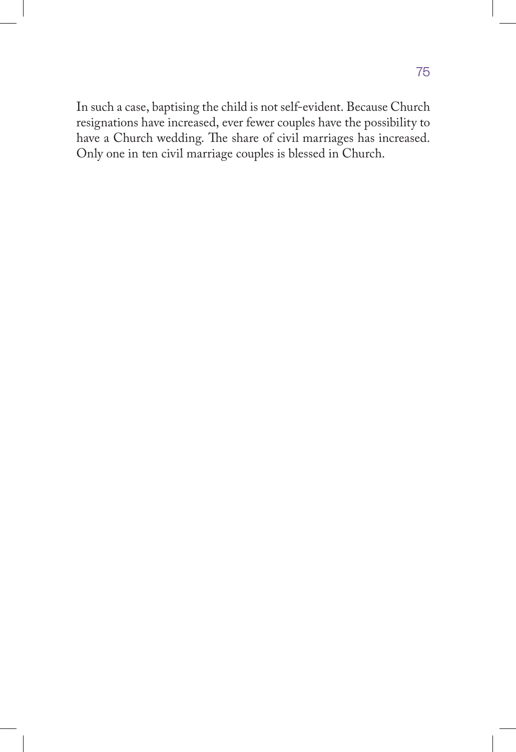In such a case, baptising the child is not self-evident. Because Church resignations have increased, ever fewer couples have the possibility to have a Church wedding. The share of civil marriages has increased. Only one in ten civil marriage couples is blessed in Church.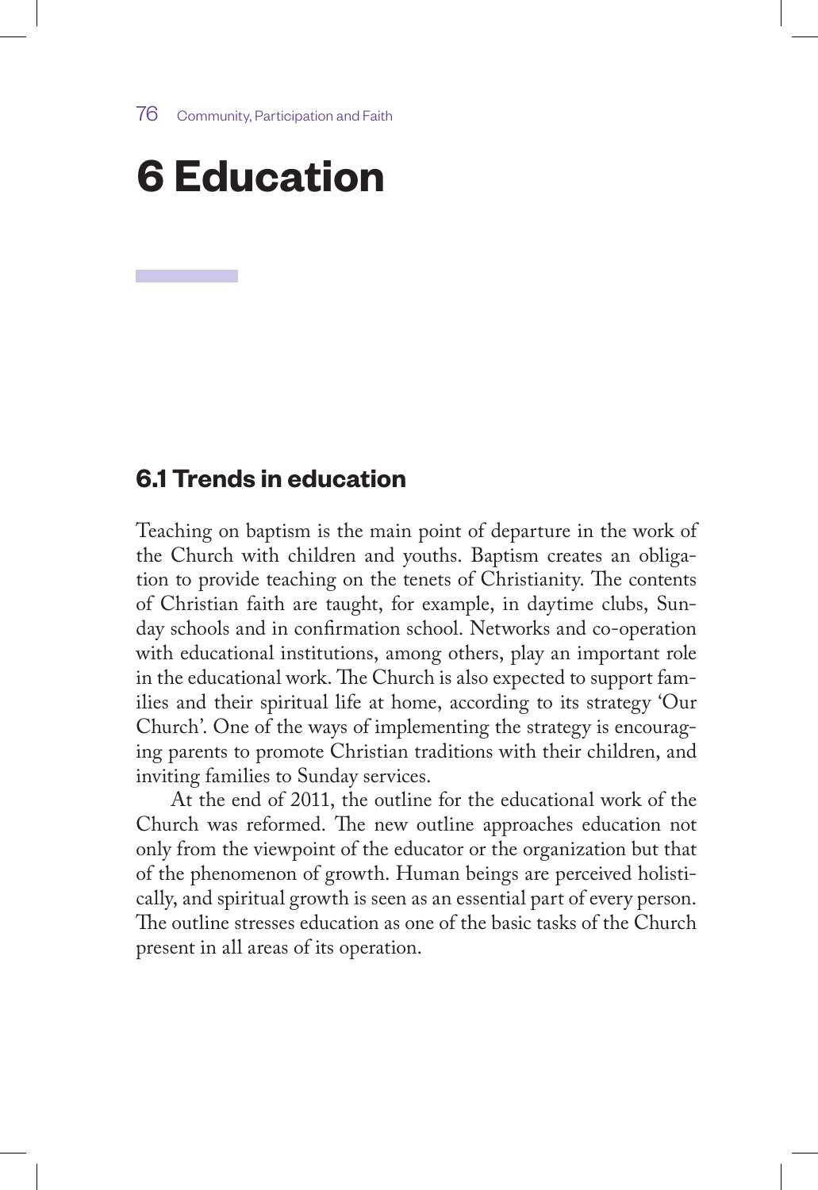# 6 Education

## 6.1 Trends in education

Teaching on baptism is the main point of departure in the work of the Church with children and youths. Baptism creates an obligation to provide teaching on the tenets of Christianity. The contents of Christian faith are taught, for example, in daytime clubs, Sunday schools and in confirmation school. Networks and co-operation with educational institutions, among others, play an important role in the educational work. The Church is also expected to support families and their spiritual life at home, according to its strategy 'Our Church'. One of the ways of implementing the strategy is encouraging parents to promote Christian traditions with their children, and inviting families to Sunday services.

At the end of 2011, the outline for the educational work of the Church was reformed. The new outline approaches education not only from the viewpoint of the educator or the organization but that of the phenomenon of growth. Human beings are perceived holistically, and spiritual growth is seen as an essential part of every person. The outline stresses education as one of the basic tasks of the Church present in all areas of its operation.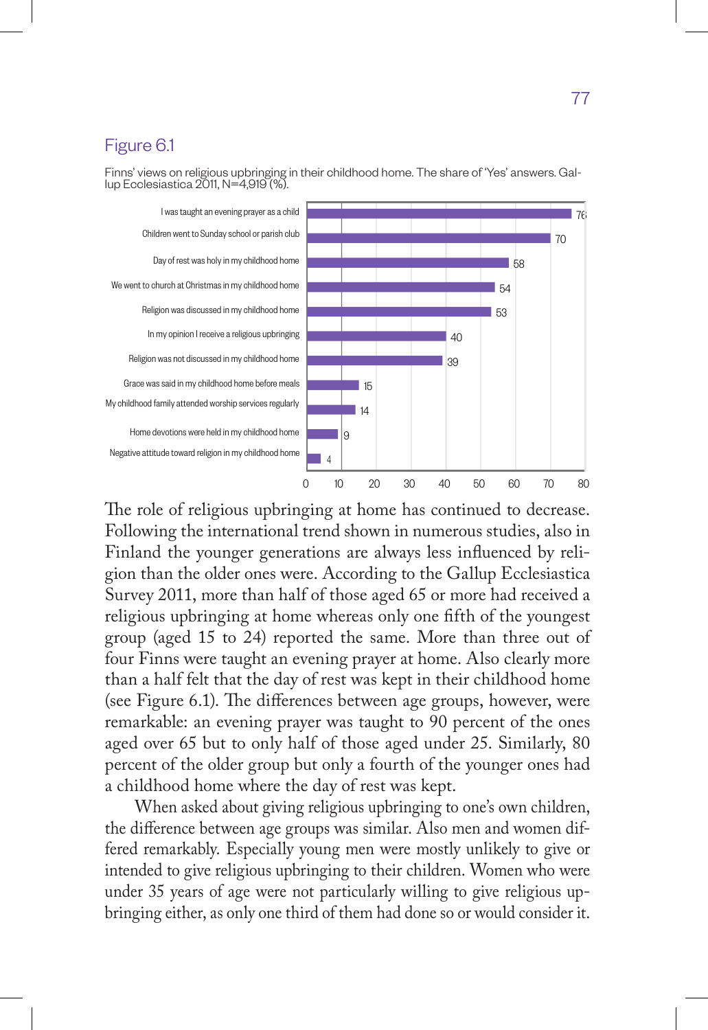Figure 6.1

Finns' views on religious upbringing in their childhood home. The share of 'Yes' answers. Gallup Ecclesiastica 2011, N=4,919 (%).

| Statement | % |
|---|---|
| I was taught an evening prayer as a child | 76 |
| Children went to Sunday school or parish club | 70 |
| Day of rest was holy in my childhood home | 58 |
| We went to church at Christmas in my childhood home | 54 |
| Religion was discussed in my childhood home | 53 |
| In my opinion I receive a religious upbringing | 40 |
| Religion was not discussed in my childhood home | 39 |
| Grace was said in my childhood home before meals | 15 |
| My childhood family attended worship services regularly | 14 |
| Home devotions were held in my childhood home | 9 |
| Negative attitude toward religion in my childhood home | 4 |

The role of religious upbringing at home has continued to decrease. Following the international trend shown in numerous studies, also in Finland the younger generations are always less influenced by religion than the older ones were. According to the Gallup Ecclesiastica Survey 2011, more than half of those aged 65 or more had received a religious upbringing at home whereas only one fifth of the youngest group (aged 15 to 24) reported the same. More than three out of four Finns were taught an evening prayer at home. Also clearly more than a half felt that the day of rest was kept in their childhood home (see Figure 6.1). The differences between age groups, however, were remarkable: an evening prayer was taught to 90 percent of the ones aged over 65 but to only half of those aged under 25. Similarly, 80 percent of the older group but only a fourth of the younger ones had a childhood home where the day of rest was kept.

When asked about giving religious upbringing to one's own children, the difference between age groups was similar. Also men and women differed remarkably. Especially young men were mostly unlikely to give or intended to give religious upbringing to their children. Women who were under 35 years of age were not particularly willing to give religious upbringing either, as only one third of them had done so or would consider it.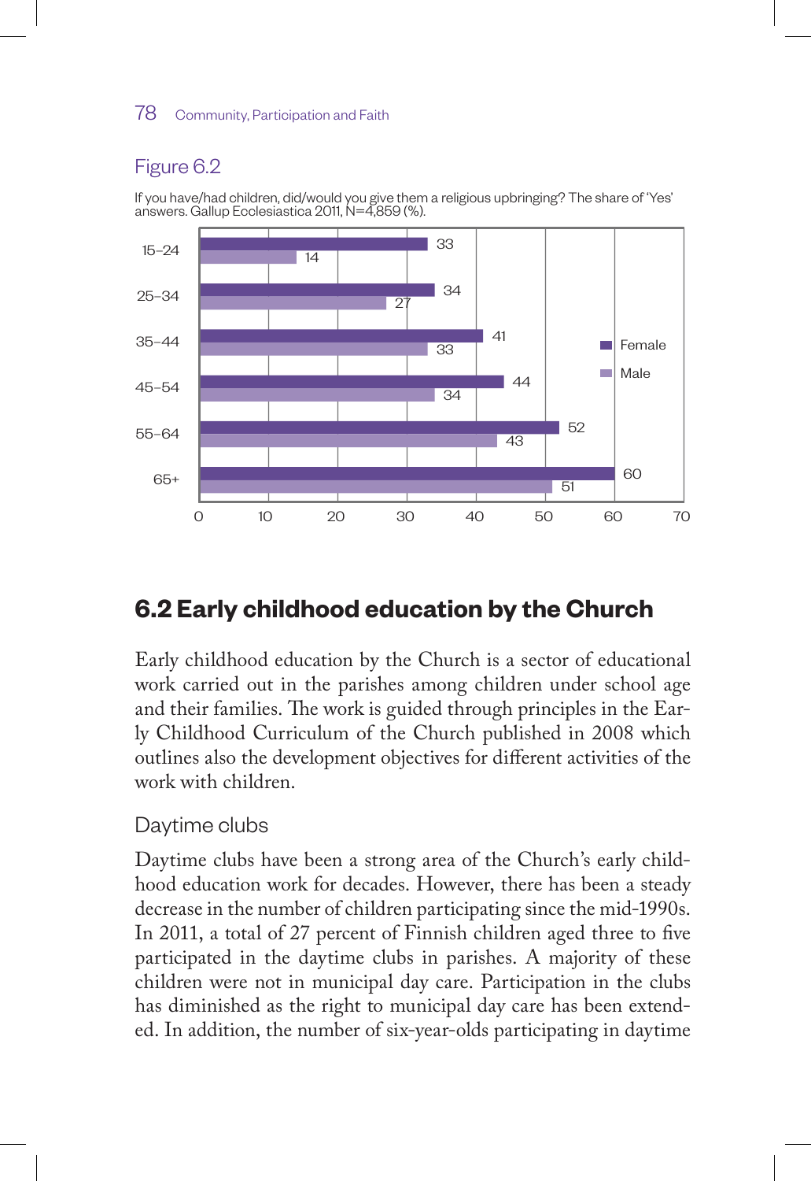Figure 6.2

If you have/had children, did/would you give them a religious upbringing? The share of 'Yes' answers. Gallup Ecclesiastica 2011, N=4,859 (%).

| Age | Female | Male |
| --- | --- | --- |
| 15–24 | 33 | 14 |
| 25–34 | 34 | 27 |
| 35–44 | 41 | 33 |
| 45–54 | 44 | 34 |
| 55–64 | 52 | 43 |
| 65+ | 60 | 51 |

## 6.2 Early childhood education by the Church

Early childhood education by the Church is a sector of educational work carried out in the parishes among children under school age and their families. The work is guided through principles in the Early Childhood Curriculum of the Church published in 2008 which outlines also the development objectives for different activities of the work with children.

### Daytime clubs

Daytime clubs have been a strong area of the Church's early childhood education work for decades. However, there has been a steady decrease in the number of children participating since the mid-1990s. In 2011, a total of 27 percent of Finnish children aged three to five participated in the daytime clubs in parishes. A majority of these children were not in municipal day care. Participation in the clubs has diminished as the right to municipal day care has been extended. In addition, the number of six-year-olds participating in daytime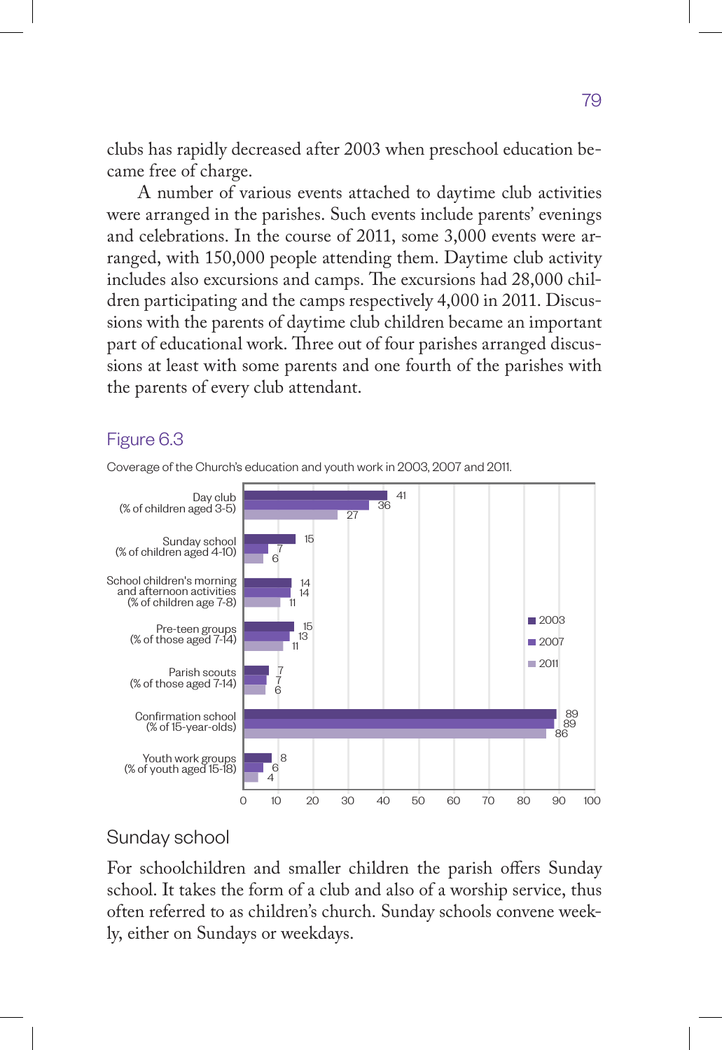clubs has rapidly decreased after 2003 when preschool education became free of charge.

A number of various events attached to daytime club activities were arranged in the parishes. Such events include parents' evenings and celebrations. In the course of 2011, some 3,000 events were arranged, with 150,000 people attending them. Daytime club activity includes also excursions and camps. The excursions had 28,000 children participating and the camps respectively 4,000 in 2011. Discussions with the parents of daytime club children became an important part of educational work. Three out of four parishes arranged discussions at least with some parents and one fourth of the parishes with the parents of every club attendant.

Figure 6.3

Coverage of the Church's education and youth work in 2003, 2007 and 2011.

| | 2003 | 2007 | 2011 |
|---|---|---|---|
| Day club (% of children aged 3-5) | 41 | 36 | 27 |
| Sunday school (% of children aged 4-10) | 15 | 7 | 6 |
| School children's morning and afternoon activities (% of children age 7-8) | 14 | 14 | 11 |
| Pre-teen groups (% of those aged 7-14) | 15 | 13 | 11 |
| Parish scouts (% of those aged 7-14) | 7 | 7 | 6 |
| Confirmation school (% of 15-year-olds) | 89 | 89 | 86 |
| Youth work groups (% of youth aged 15-18) | 8 | 6 | 4 |

## Sunday school

For schoolchildren and smaller children the parish offers Sunday school. It takes the form of a club and also of a worship service, thus often referred to as children's church. Sunday schools convene weekly, either on Sundays or weekdays.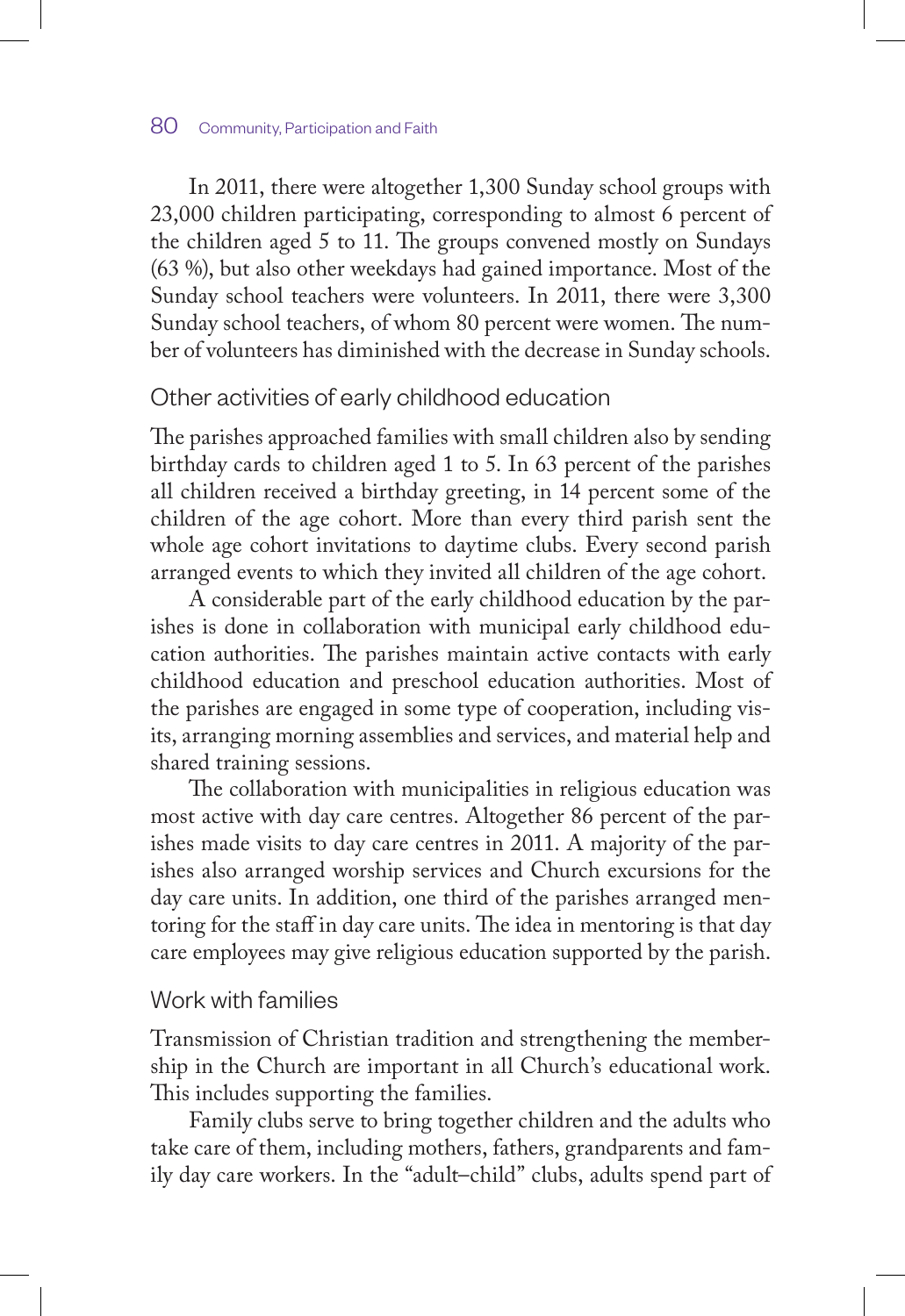In 2011, there were altogether 1,300 Sunday school groups with 23,000 children participating, corresponding to almost 6 percent of the children aged 5 to 11. The groups convened mostly on Sundays (63 %), but also other weekdays had gained importance. Most of the Sunday school teachers were volunteers. In 2011, there were 3,300 Sunday school teachers, of whom 80 percent were women. The number of volunteers has diminished with the decrease in Sunday schools.

## Other activities of early childhood education

The parishes approached families with small children also by sending birthday cards to children aged 1 to 5. In 63 percent of the parishes all children received a birthday greeting, in 14 percent some of the children of the age cohort. More than every third parish sent the whole age cohort invitations to daytime clubs. Every second parish arranged events to which they invited all children of the age cohort.

A considerable part of the early childhood education by the parishes is done in collaboration with municipal early childhood education authorities. The parishes maintain active contacts with early childhood education and preschool education authorities. Most of the parishes are engaged in some type of cooperation, including visits, arranging morning assemblies and services, and material help and shared training sessions.

The collaboration with municipalities in religious education was most active with day care centres. Altogether 86 percent of the parishes made visits to day care centres in 2011. A majority of the parishes also arranged worship services and Church excursions for the day care units. In addition, one third of the parishes arranged mentoring for the staff in day care units. The idea in mentoring is that day care employees may give religious education supported by the parish.

## Work with families

Transmission of Christian tradition and strengthening the membership in the Church are important in all Church's educational work. This includes supporting the families.

Family clubs serve to bring together children and the adults who take care of them, including mothers, fathers, grandparents and family day care workers. In the "adult–child" clubs, adults spend part of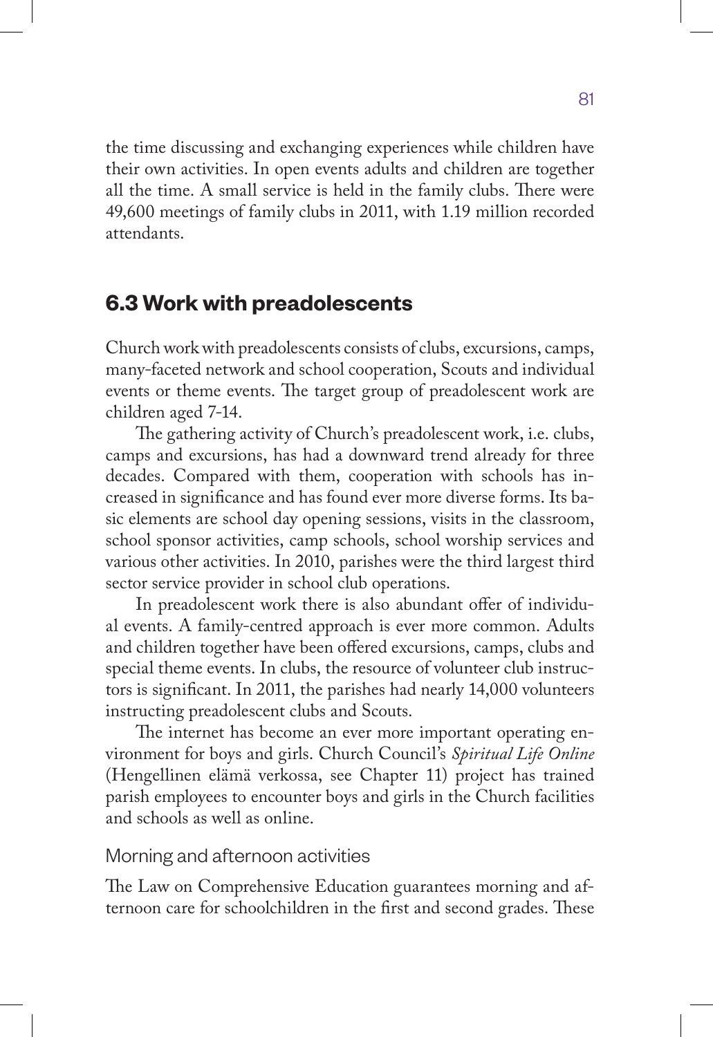the time discussing and exchanging experiences while children have their own activities. In open events adults and children are together all the time. A small service is held in the family clubs. There were 49,600 meetings of family clubs in 2011, with 1.19 million recorded attendants.

## 6.3 Work with preadolescents

Church work with preadolescents consists of clubs, excursions, camps, many-faceted network and school cooperation, Scouts and individual events or theme events. The target group of preadolescent work are children aged 7-14.

The gathering activity of Church's preadolescent work, i.e. clubs, camps and excursions, has had a downward trend already for three decades. Compared with them, cooperation with schools has increased in significance and has found ever more diverse forms. Its basic elements are school day opening sessions, visits in the classroom, school sponsor activities, camp schools, school worship services and various other activities. In 2010, parishes were the third largest third sector service provider in school club operations.

In preadolescent work there is also abundant offer of individual events. A family-centred approach is ever more common. Adults and children together have been offered excursions, camps, clubs and special theme events. In clubs, the resource of volunteer club instructors is significant. In 2011, the parishes had nearly 14,000 volunteers instructing preadolescent clubs and Scouts.

The internet has become an ever more important operating environment for boys and girls. Church Council's *Spiritual Life Online* (Hengellinen elämä verkossa, see Chapter 11) project has trained parish employees to encounter boys and girls in the Church facilities and schools as well as online.

### Morning and afternoon activities

The Law on Comprehensive Education guarantees morning and afternoon care for schoolchildren in the first and second grades. These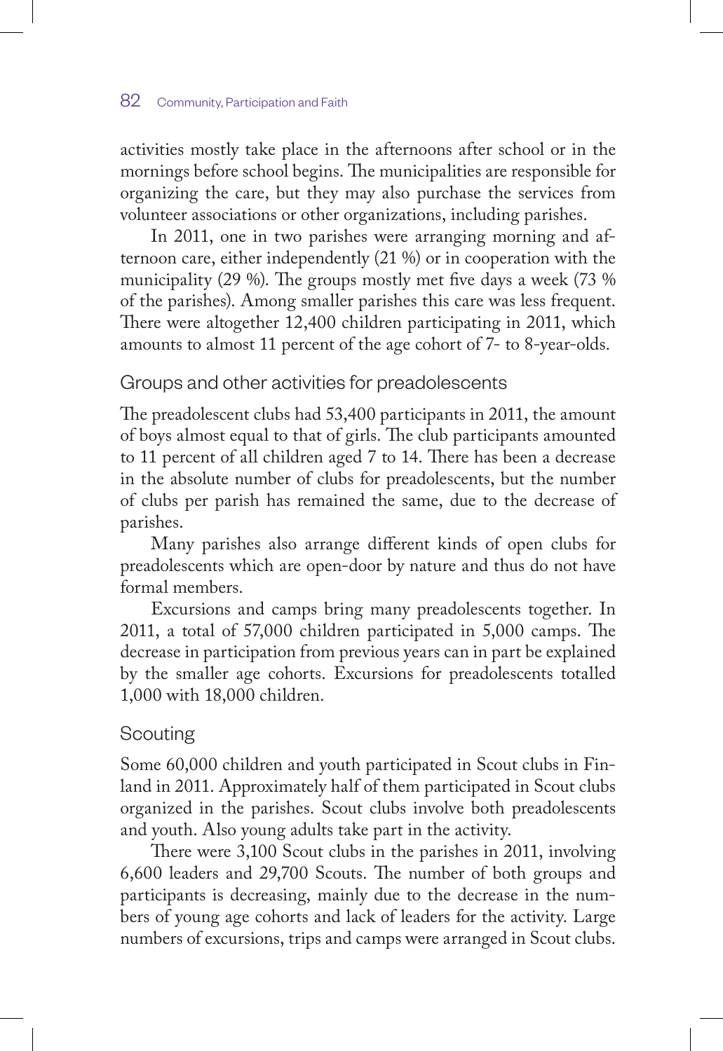activities mostly take place in the afternoons after school or in the mornings before school begins. The municipalities are responsible for organizing the care, but they may also purchase the services from volunteer associations or other organizations, including parishes.

In 2011, one in two parishes were arranging morning and afternoon care, either independently (21 %) or in cooperation with the municipality (29 %). The groups mostly met five days a week (73 % of the parishes). Among smaller parishes this care was less frequent. There were altogether 12,400 children participating in 2011, which amounts to almost 11 percent of the age cohort of 7- to 8-year-olds.

### Groups and other activities for preadolescents

The preadolescent clubs had 53,400 participants in 2011, the amount of boys almost equal to that of girls. The club participants amounted to 11 percent of all children aged 7 to 14. There has been a decrease in the absolute number of clubs for preadolescents, but the number of clubs per parish has remained the same, due to the decrease of parishes.

Many parishes also arrange different kinds of open clubs for preadolescents which are open-door by nature and thus do not have formal members.

Excursions and camps bring many preadolescents together. In 2011, a total of 57,000 children participated in 5,000 camps. The decrease in participation from previous years can in part be explained by the smaller age cohorts. Excursions for preadolescents totalled 1,000 with 18,000 children.

### Scouting

Some 60,000 children and youth participated in Scout clubs in Finland in 2011. Approximately half of them participated in Scout clubs organized in the parishes. Scout clubs involve both preadolescents and youth. Also young adults take part in the activity.

There were 3,100 Scout clubs in the parishes in 2011, involving 6,600 leaders and 29,700 Scouts. The number of both groups and participants is decreasing, mainly due to the decrease in the numbers of young age cohorts and lack of leaders for the activity. Large numbers of excursions, trips and camps were arranged in Scout clubs.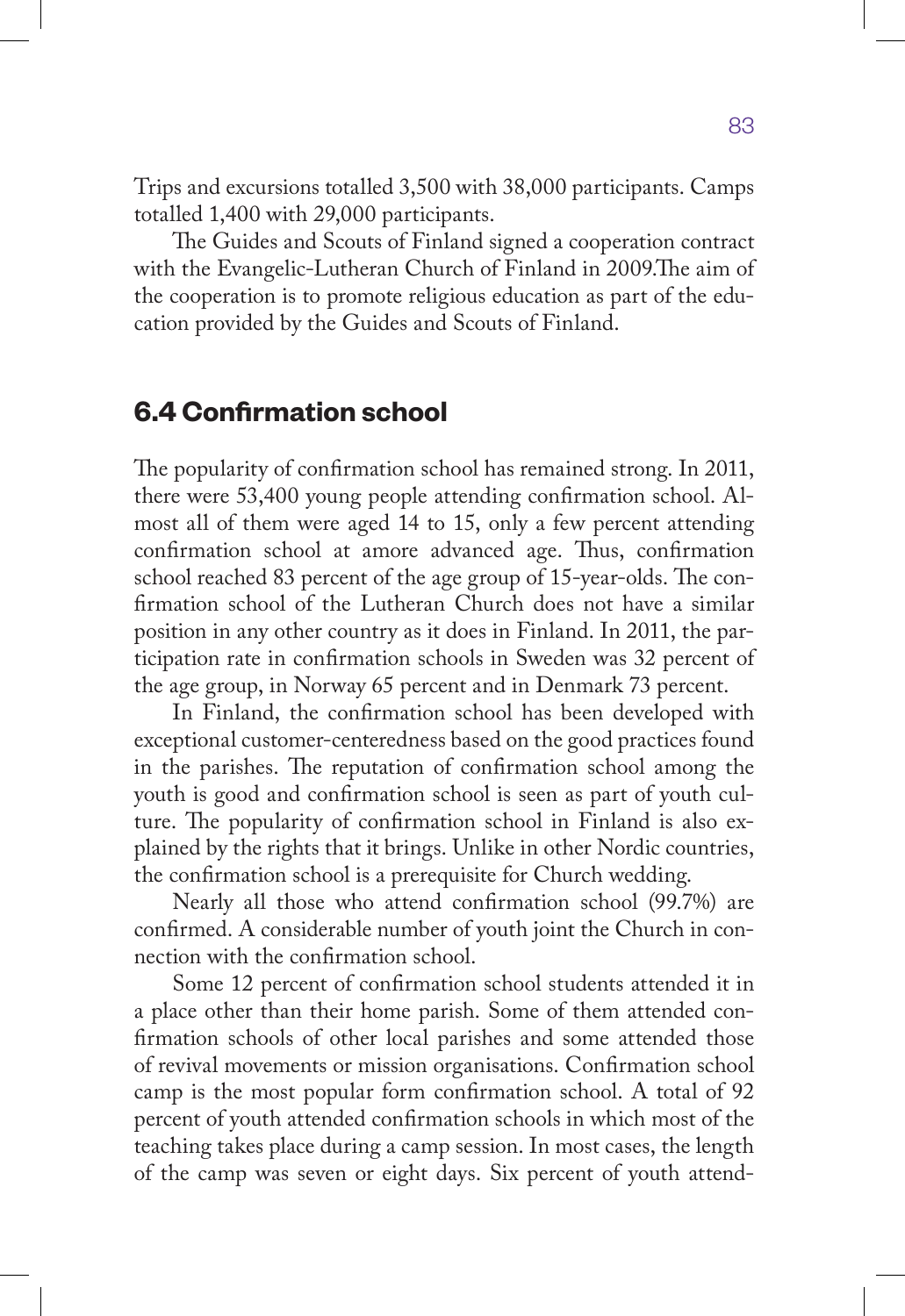Trips and excursions totalled 3,500 with 38,000 participants. Camps totalled 1,400 with 29,000 participants.

The Guides and Scouts of Finland signed a cooperation contract with the Evangelic-Lutheran Church of Finland in 2009.The aim of the cooperation is to promote religious education as part of the education provided by the Guides and Scouts of Finland.

## 6.4 Confirmation school

The popularity of confirmation school has remained strong. In 2011, there were 53,400 young people attending confirmation school. Almost all of them were aged 14 to 15, only a few percent attending confirmation school at amore advanced age. Thus, confirmation school reached 83 percent of the age group of 15-year-olds. The confirmation school of the Lutheran Church does not have a similar position in any other country as it does in Finland. In 2011, the participation rate in confirmation schools in Sweden was 32 percent of the age group, in Norway 65 percent and in Denmark 73 percent.

In Finland, the confirmation school has been developed with exceptional customer-centeredness based on the good practices found in the parishes. The reputation of confirmation school among the youth is good and confirmation school is seen as part of youth culture. The popularity of confirmation school in Finland is also explained by the rights that it brings. Unlike in other Nordic countries, the confirmation school is a prerequisite for Church wedding.

Nearly all those who attend confirmation school (99.7%) are confirmed. A considerable number of youth joint the Church in connection with the confirmation school.

Some 12 percent of confirmation school students attended it in a place other than their home parish. Some of them attended confirmation schools of other local parishes and some attended those of revival movements or mission organisations. Confirmation school camp is the most popular form confirmation school. A total of 92 percent of youth attended confirmation schools in which most of the teaching takes place during a camp session. In most cases, the length of the camp was seven or eight days. Six percent of youth attend-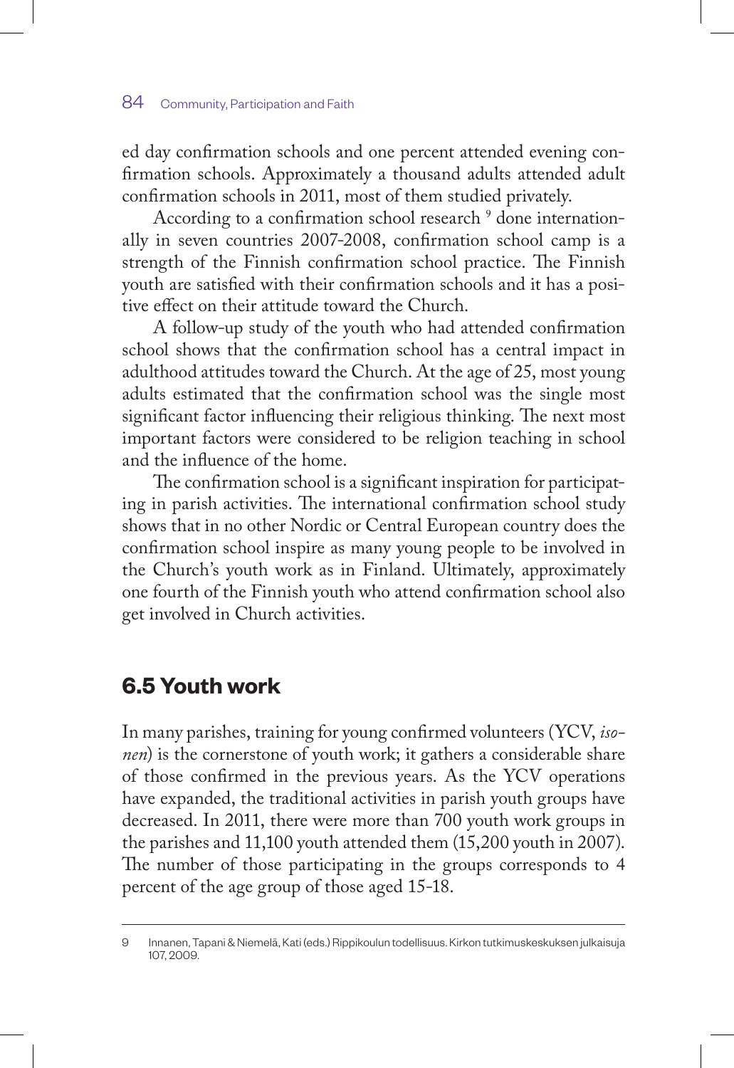ed day confirmation schools and one percent attended evening confirmation schools. Approximately a thousand adults attended adult confirmation schools in 2011, most of them studied privately.

According to a confirmation school research [9] done internationally in seven countries 2007-2008, confirmation school camp is a strength of the Finnish confirmation school practice. The Finnish youth are satisfied with their confirmation schools and it has a positive effect on their attitude toward the Church.

A follow-up study of the youth who had attended confirmation school shows that the confirmation school has a central impact in adulthood attitudes toward the Church. At the age of 25, most young adults estimated that the confirmation school was the single most significant factor influencing their religious thinking. The next most important factors were considered to be religion teaching in school and the influence of the home.

The confirmation school is a significant inspiration for participating in parish activities. The international confirmation school study shows that in no other Nordic or Central European country does the confirmation school inspire as many young people to be involved in the Church's youth work as in Finland. Ultimately, approximately one fourth of the Finnish youth who attend confirmation school also get involved in Church activities.

## 6.5 Youth work

In many parishes, training for young confirmed volunteers (YCV, *isonen*) is the cornerstone of youth work; it gathers a considerable share of those confirmed in the previous years. As the YCV operations have expanded, the traditional activities in parish youth groups have decreased. In 2011, there were more than 700 youth work groups in the parishes and 11,100 youth attended them (15,200 youth in 2007). The number of those participating in the groups corresponds to 4 percent of the age group of those aged 15-18.

---

9 Innanen, Tapani & Niemelä, Kati (eds.) Rippikoulun todellisuus. Kirkon tutkimuskeskuksen julkaisuja 107, 2009.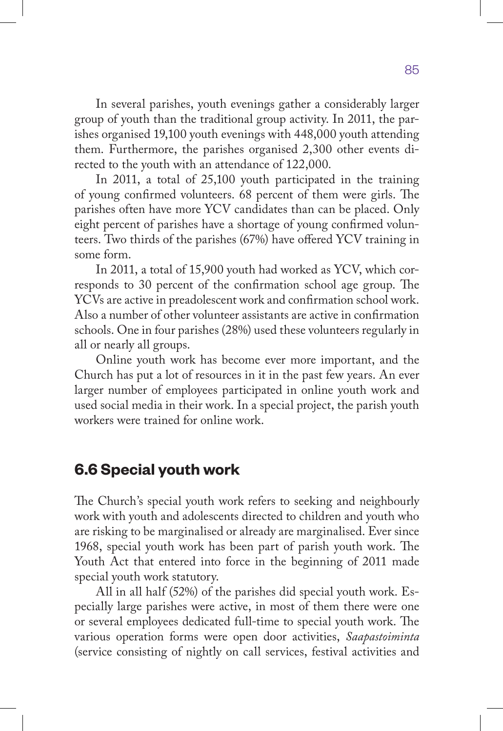In several parishes, youth evenings gather a considerably larger group of youth than the traditional group activity. In 2011, the parishes organised 19,100 youth evenings with 448,000 youth attending them. Furthermore, the parishes organised 2,300 other events directed to the youth with an attendance of 122,000.

In 2011, a total of 25,100 youth participated in the training of young confirmed volunteers. 68 percent of them were girls. The parishes often have more YCV candidates than can be placed. Only eight percent of parishes have a shortage of young confirmed volunteers. Two thirds of the parishes (67%) have offered YCV training in some form.

In 2011, a total of 15,900 youth had worked as YCV, which corresponds to 30 percent of the confirmation school age group. The YCVs are active in preadolescent work and confirmation school work. Also a number of other volunteer assistants are active in confirmation schools. One in four parishes (28%) used these volunteers regularly in all or nearly all groups.

Online youth work has become ever more important, and the Church has put a lot of resources in it in the past few years. An ever larger number of employees participated in online youth work and used social media in their work. In a special project, the parish youth workers were trained for online work.

## 6.6 Special youth work

The Church's special youth work refers to seeking and neighbourly work with youth and adolescents directed to children and youth who are risking to be marginalised or already are marginalised. Ever since 1968, special youth work has been part of parish youth work. The Youth Act that entered into force in the beginning of 2011 made special youth work statutory.

All in all half (52%) of the parishes did special youth work. Especially large parishes were active, in most of them there were one or several employees dedicated full-time to special youth work. The various operation forms were open door activities, *Saapastoiminta* (service consisting of nightly on call services, festival activities and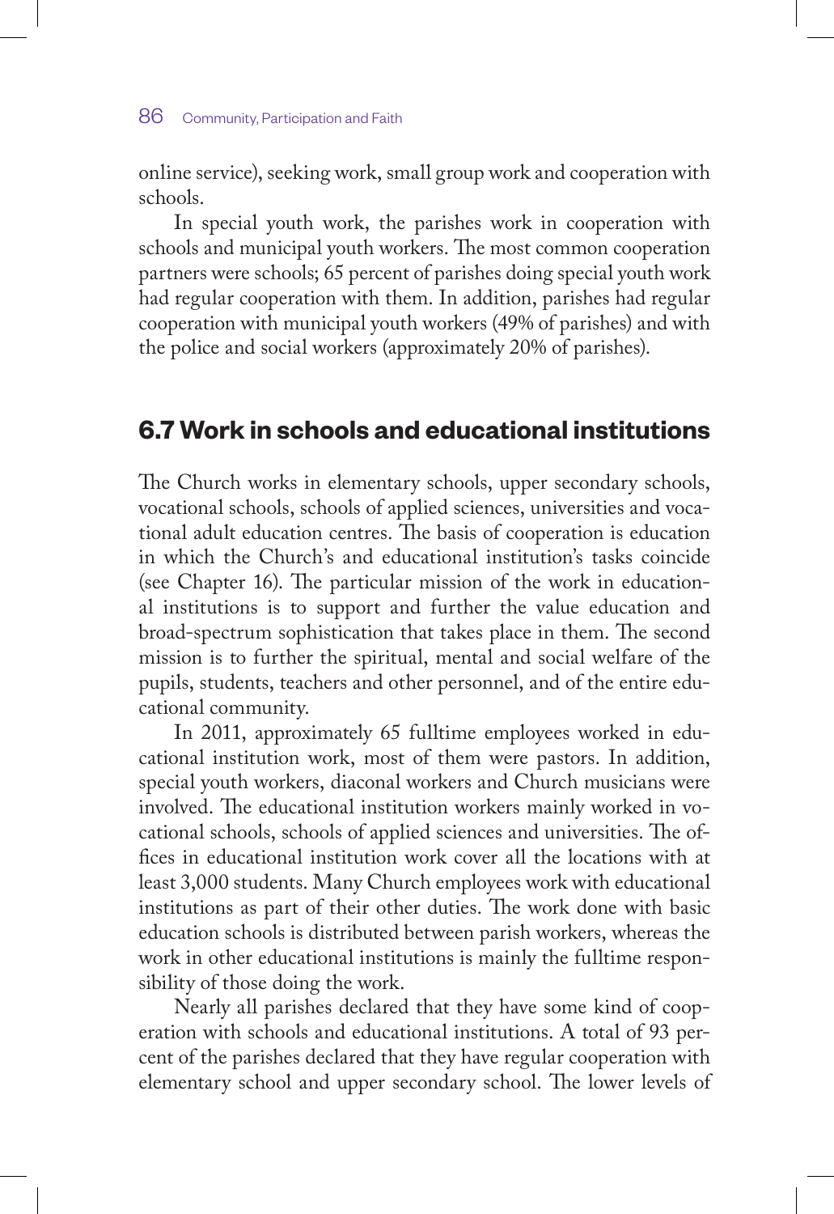online service), seeking work, small group work and cooperation with schools.

In special youth work, the parishes work in cooperation with schools and municipal youth workers. The most common cooperation partners were schools; 65 percent of parishes doing special youth work had regular cooperation with them. In addition, parishes had regular cooperation with municipal youth workers (49% of parishes) and with the police and social workers (approximately 20% of parishes).

## 6.7 Work in schools and educational institutions

The Church works in elementary schools, upper secondary schools, vocational schools, schools of applied sciences, universities and vocational adult education centres. The basis of cooperation is education in which the Church's and educational institution's tasks coincide (see Chapter 16). The particular mission of the work in educational institutions is to support and further the value education and broad-spectrum sophistication that takes place in them. The second mission is to further the spiritual, mental and social welfare of the pupils, students, teachers and other personnel, and of the entire educational community.

In 2011, approximately 65 fulltime employees worked in educational institution work, most of them were pastors. In addition, special youth workers, diaconal workers and Church musicians were involved. The educational institution workers mainly worked in vocational schools, schools of applied sciences and universities. The offices in educational institution work cover all the locations with at least 3,000 students. Many Church employees work with educational institutions as part of their other duties. The work done with basic education schools is distributed between parish workers, whereas the work in other educational institutions is mainly the fulltime responsibility of those doing the work.

Nearly all parishes declared that they have some kind of cooperation with schools and educational institutions. A total of 93 percent of the parishes declared that they have regular cooperation with elementary school and upper secondary school. The lower levels of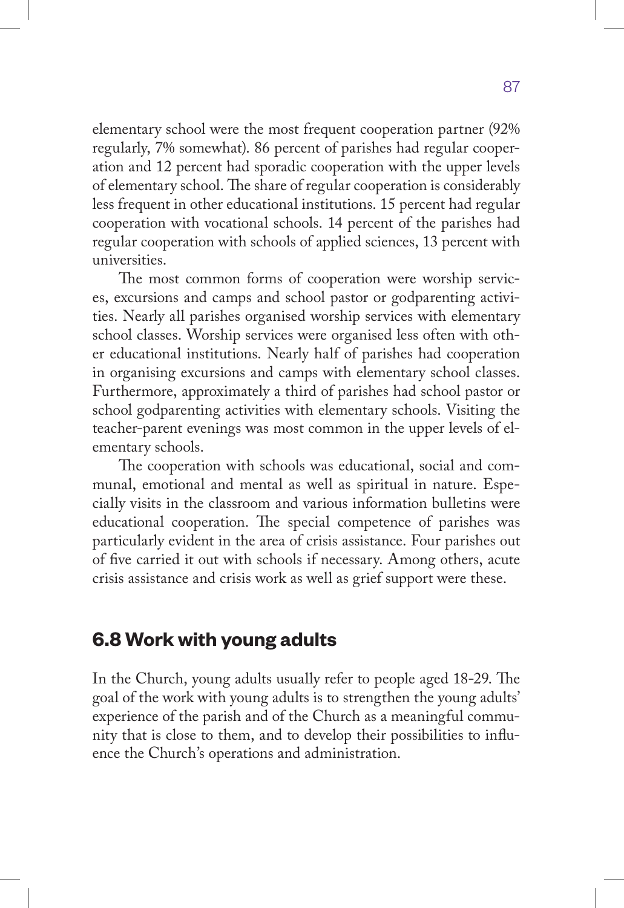elementary school were the most frequent cooperation partner (92% regularly, 7% somewhat). 86 percent of parishes had regular cooperation and 12 percent had sporadic cooperation with the upper levels of elementary school. The share of regular cooperation is considerably less frequent in other educational institutions. 15 percent had regular cooperation with vocational schools. 14 percent of the parishes had regular cooperation with schools of applied sciences, 13 percent with universities.

The most common forms of cooperation were worship services, excursions and camps and school pastor or godparenting activities. Nearly all parishes organised worship services with elementary school classes. Worship services were organised less often with other educational institutions. Nearly half of parishes had cooperation in organising excursions and camps with elementary school classes. Furthermore, approximately a third of parishes had school pastor or school godparenting activities with elementary schools. Visiting the teacher-parent evenings was most common in the upper levels of elementary schools.

The cooperation with schools was educational, social and communal, emotional and mental as well as spiritual in nature. Especially visits in the classroom and various information bulletins were educational cooperation. The special competence of parishes was particularly evident in the area of crisis assistance. Four parishes out of five carried it out with schools if necessary. Among others, acute crisis assistance and crisis work as well as grief support were these.

## 6.8 Work with young adults

In the Church, young adults usually refer to people aged 18-29. The goal of the work with young adults is to strengthen the young adults' experience of the parish and of the Church as a meaningful community that is close to them, and to develop their possibilities to influence the Church's operations and administration.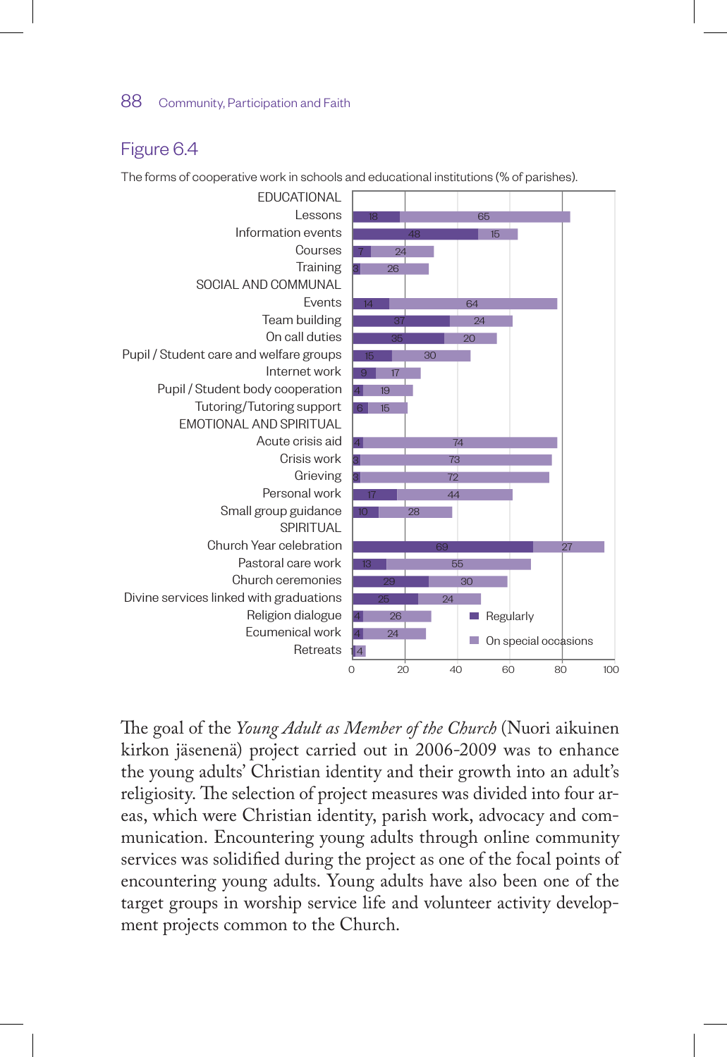## Figure 6.4

The forms of cooperative work in schools and educational institutions (% of parishes).

| | Regularly | On special occasions |
|---|---|---|
| **EDUCATIONAL** | | |
| Lessons | 18 | 65 |
| Information events | 48 | 15 |
| Courses | 7 | 24 |
| Training | 3 | 26 |
| **SOCIAL AND COMMUNAL** | | |
| Events | 14 | 64 |
| Team building | 37 | 24 |
| On call duties | 35 | 20 |
| Pupil / Student care and welfare groups | 15 | 30 |
| Internet work | 9 | 17 |
| Pupil / Student body cooperation | 4 | 19 |
| Tutoring/Tutoring support | 6 | 15 |
| **EMOTIONAL AND SPIRITUAL** | | |
| Acute crisis aid | 4 | 74 |
| Crisis work | 3 | 73 |
| Grieving | 3 | 72 |
| Personal work | 17 | 44 |
| Small group guidance | 10 | 28 |
| **SPIRITUAL** | | |
| Church Year celebration | 69 | 27 |
| Pastoral care work | 13 | 55 |
| Church ceremonies | 29 | 30 |
| Divine services linked with graduations | 25 | 24 |
| Religion dialogue | 4 | 26 |
| Ecumenical work | 4 | 24 |
| Retreats | 1 | 4 |

The goal of the *Young Adult as Member of the Church* (Nuori aikuinen kirkon jäsenenä) project carried out in 2006-2009 was to enhance the young adults' Christian identity and their growth into an adult's religiosity. The selection of project measures was divided into four areas, which were Christian identity, parish work, advocacy and communication. Encountering young adults through online community services was solidified during the project as one of the focal points of encountering young adults. Young adults have also been one of the target groups in worship service life and volunteer activity development projects common to the Church.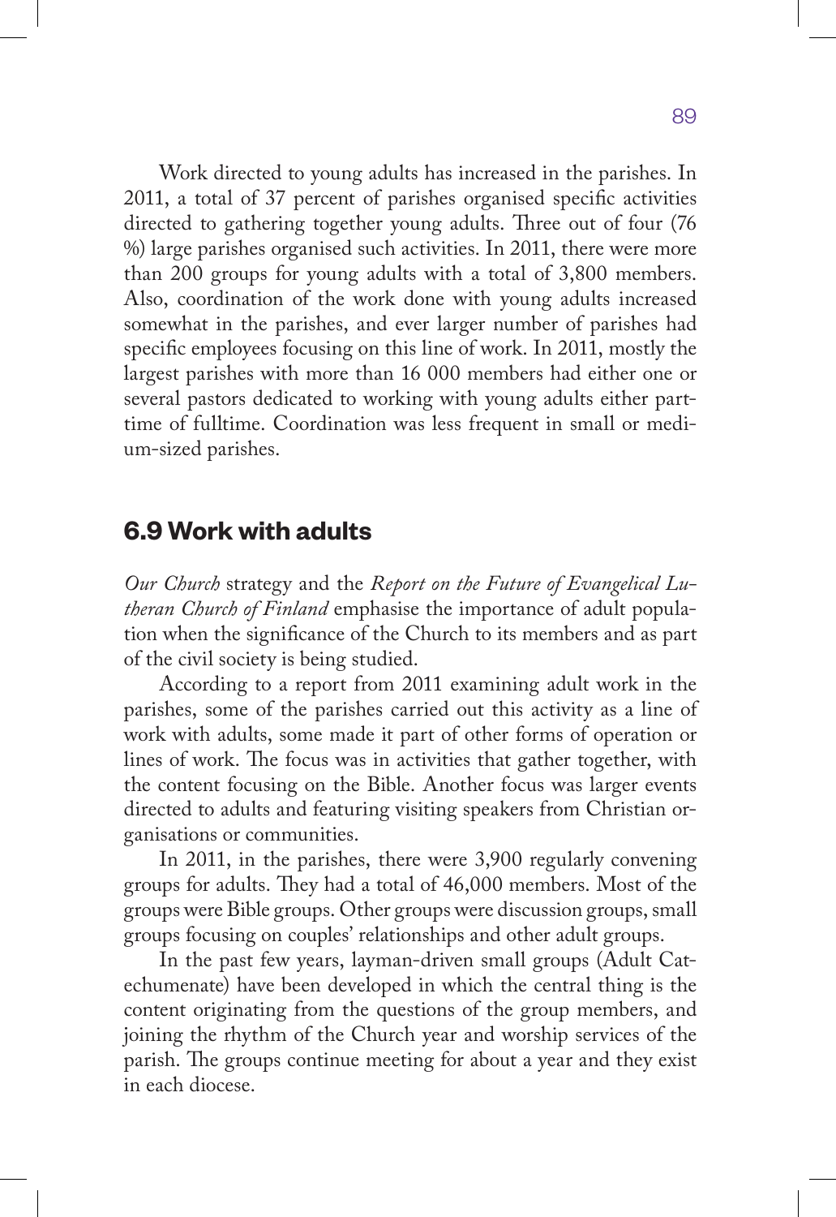Work directed to young adults has increased in the parishes. In 2011, a total of 37 percent of parishes organised specific activities directed to gathering together young adults. Three out of four (76 %) large parishes organised such activities. In 2011, there were more than 200 groups for young adults with a total of 3,800 members. Also, coordination of the work done with young adults increased somewhat in the parishes, and ever larger number of parishes had specific employees focusing on this line of work. In 2011, mostly the largest parishes with more than 16 000 members had either one or several pastors dedicated to working with young adults either part-time of fulltime. Coordination was less frequent in small or medium-sized parishes.

## 6.9 Work with adults

*Our Church* strategy and the *Report on the Future of Evangelical Lutheran Church of Finland* emphasise the importance of adult population when the significance of the Church to its members and as part of the civil society is being studied.

According to a report from 2011 examining adult work in the parishes, some of the parishes carried out this activity as a line of work with adults, some made it part of other forms of operation or lines of work. The focus was in activities that gather together, with the content focusing on the Bible. Another focus was larger events directed to adults and featuring visiting speakers from Christian organisations or communities.

In 2011, in the parishes, there were 3,900 regularly convening groups for adults. They had a total of 46,000 members. Most of the groups were Bible groups. Other groups were discussion groups, small groups focusing on couples' relationships and other adult groups.

In the past few years, layman-driven small groups (Adult Catechumenate) have been developed in which the central thing is the content originating from the questions of the group members, and joining the rhythm of the Church year and worship services of the parish. The groups continue meeting for about a year and they exist in each diocese.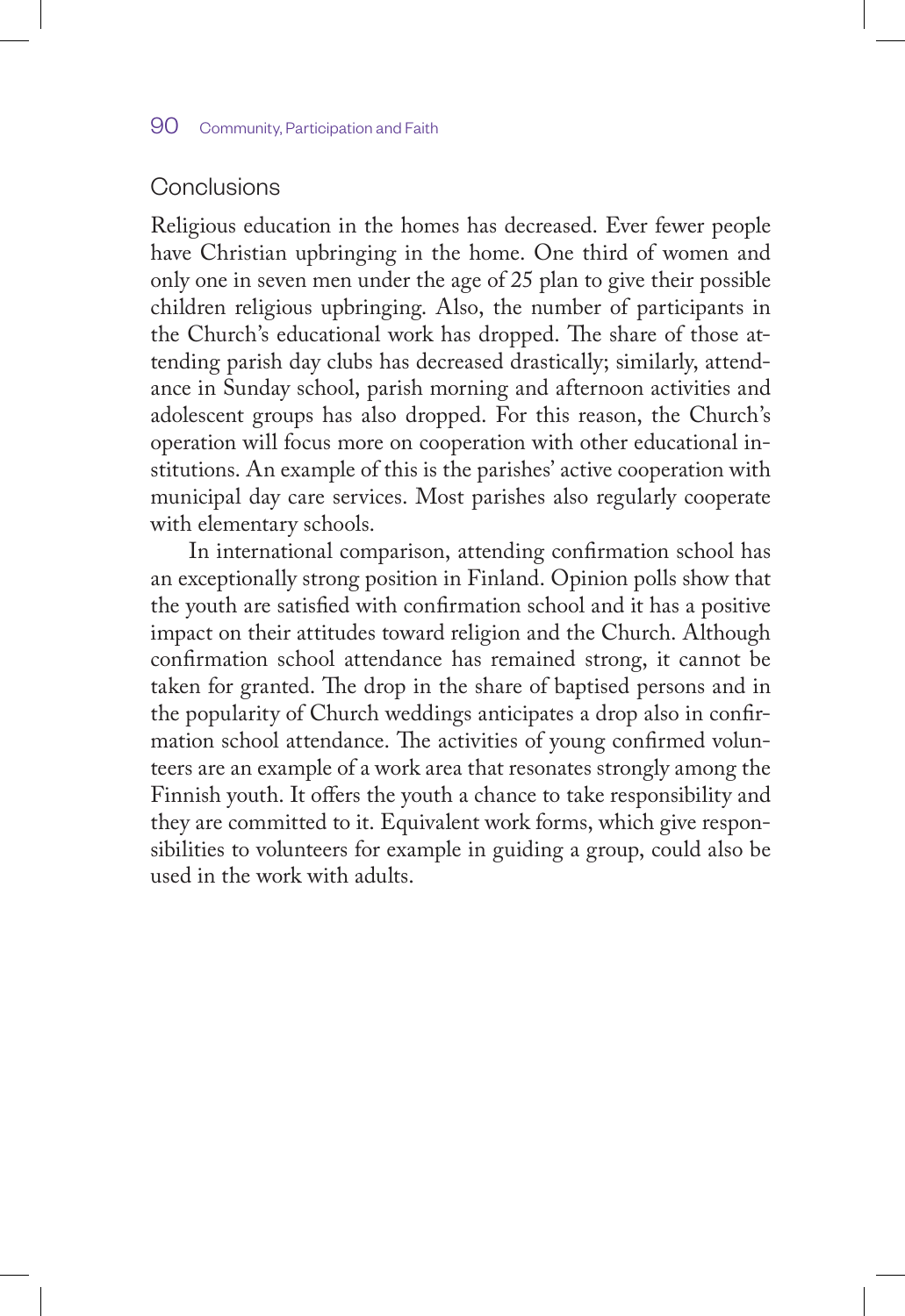## Conclusions

Religious education in the homes has decreased. Ever fewer people have Christian upbringing in the home. One third of women and only one in seven men under the age of 25 plan to give their possible children religious upbringing. Also, the number of participants in the Church's educational work has dropped. The share of those attending parish day clubs has decreased drastically; similarly, attendance in Sunday school, parish morning and afternoon activities and adolescent groups has also dropped. For this reason, the Church's operation will focus more on cooperation with other educational institutions. An example of this is the parishes' active cooperation with municipal day care services. Most parishes also regularly cooperate with elementary schools.

In international comparison, attending confirmation school has an exceptionally strong position in Finland. Opinion polls show that the youth are satisfied with confirmation school and it has a positive impact on their attitudes toward religion and the Church. Although confirmation school attendance has remained strong, it cannot be taken for granted. The drop in the share of baptised persons and in the popularity of Church weddings anticipates a drop also in confirmation school attendance. The activities of young confirmed volunteers are an example of a work area that resonates strongly among the Finnish youth. It offers the youth a chance to take responsibility and they are committed to it. Equivalent work forms, which give responsibilities to volunteers for example in guiding a group, could also be used in the work with adults.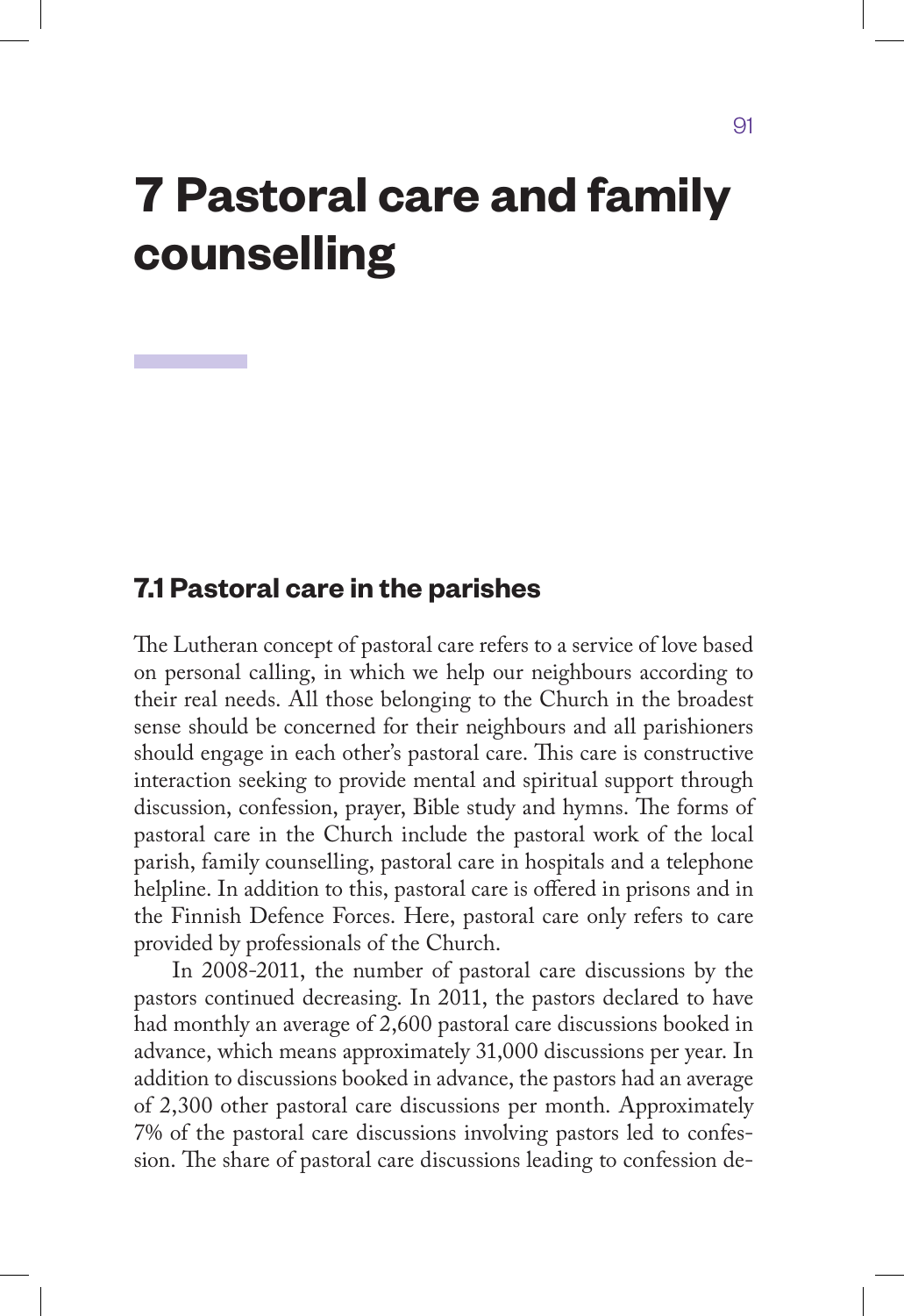# 7 Pastoral care and family counselling

## 7.1 Pastoral care in the parishes

The Lutheran concept of pastoral care refers to a service of love based on personal calling, in which we help our neighbours according to their real needs. All those belonging to the Church in the broadest sense should be concerned for their neighbours and all parishioners should engage in each other's pastoral care. This care is constructive interaction seeking to provide mental and spiritual support through discussion, confession, prayer, Bible study and hymns. The forms of pastoral care in the Church include the pastoral work of the local parish, family counselling, pastoral care in hospitals and a telephone helpline. In addition to this, pastoral care is offered in prisons and in the Finnish Defence Forces. Here, pastoral care only refers to care provided by professionals of the Church.

In 2008-2011, the number of pastoral care discussions by the pastors continued decreasing. In 2011, the pastors declared to have had monthly an average of 2,600 pastoral care discussions booked in advance, which means approximately 31,000 discussions per year. In addition to discussions booked in advance, the pastors had an average of 2,300 other pastoral care discussions per month. Approximately 7% of the pastoral care discussions involving pastors led to confession. The share of pastoral care discussions leading to confession de-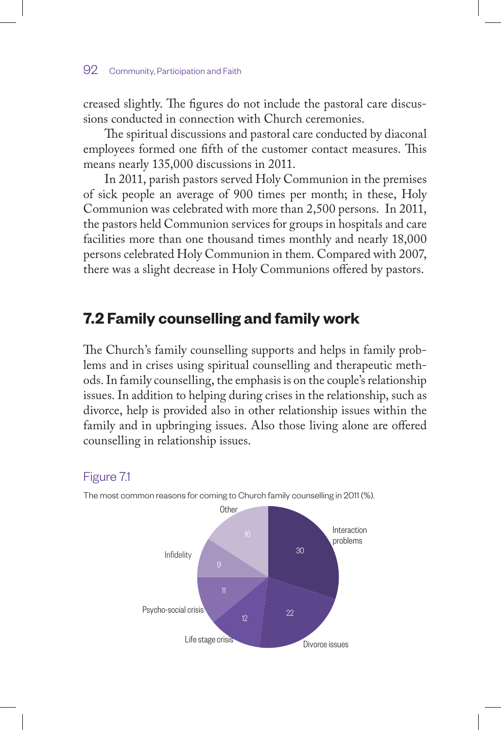creased slightly. The figures do not include the pastoral care discussions conducted in connection with Church ceremonies.

The spiritual discussions and pastoral care conducted by diaconal employees formed one fifth of the customer contact measures. This means nearly 135,000 discussions in 2011.

In 2011, parish pastors served Holy Communion in the premises of sick people an average of 900 times per month; in these, Holy Communion was celebrated with more than 2,500 persons. In 2011, the pastors held Communion services for groups in hospitals and care facilities more than one thousand times monthly and nearly 18,000 persons celebrated Holy Communion in them. Compared with 2007, there was a slight decrease in Holy Communions offered by pastors.

## 7.2 Family counselling and family work

The Church's family counselling supports and helps in family problems and in crises using spiritual counselling and therapeutic methods. In family counselling, the emphasis is on the couple's relationship issues. In addition to helping during crises in the relationship, such as divorce, help is provided also in other relationship issues within the family and in upbringing issues. Also those living alone are offered counselling in relationship issues.

Figure 7.1

The most common reasons for coming to Church family counselling in 2011 (%).

| Reason | % |
|---|---|
| Interaction problems | 30 |
| Divorce issues | 22 |
| Life stage crisis | 12 |
| Psycho-social crisis | 11 |
| Infidelity | 9 |
| Other | 16 |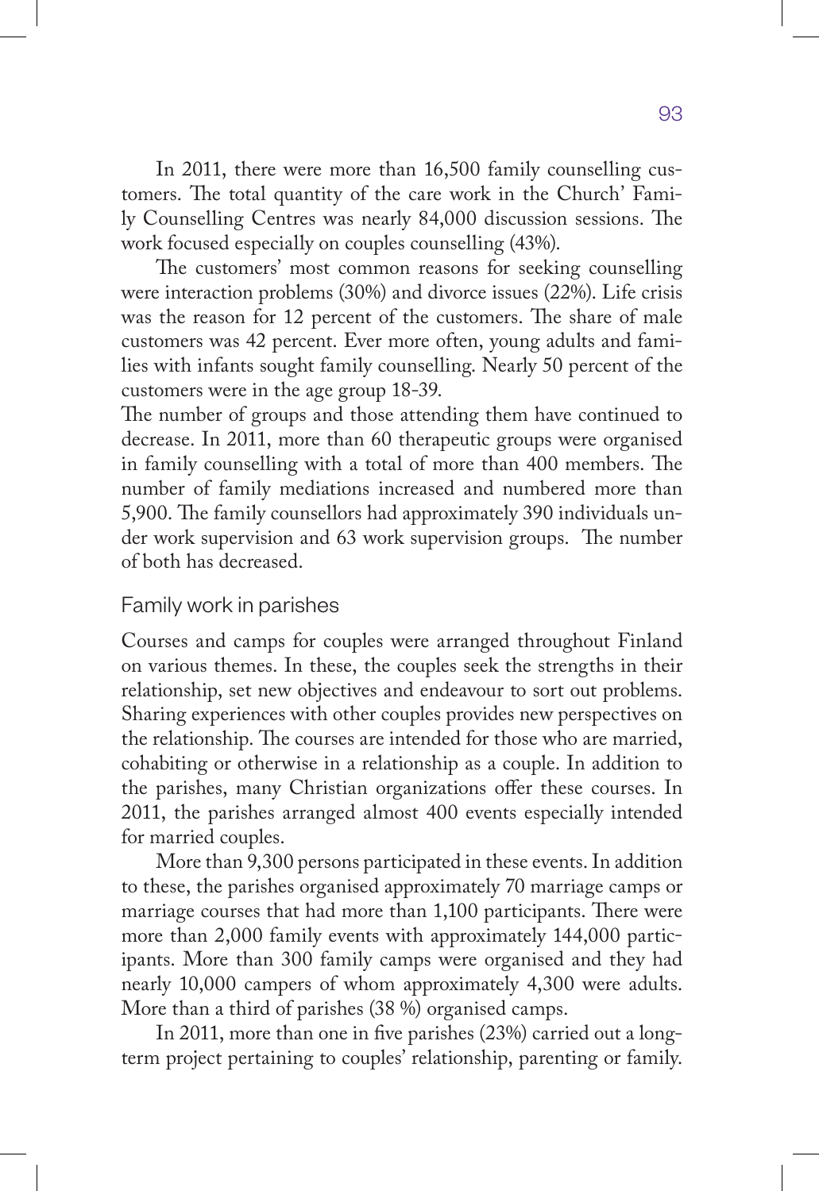In 2011, there were more than 16,500 family counselling customers. The total quantity of the care work in the Church' Family Counselling Centres was nearly 84,000 discussion sessions. The work focused especially on couples counselling (43%).

The customers' most common reasons for seeking counselling were interaction problems (30%) and divorce issues (22%). Life crisis was the reason for 12 percent of the customers. The share of male customers was 42 percent. Ever more often, young adults and families with infants sought family counselling. Nearly 50 percent of the customers were in the age group 18-39.

The number of groups and those attending them have continued to decrease. In 2011, more than 60 therapeutic groups were organised in family counselling with a total of more than 400 members. The number of family mediations increased and numbered more than 5,900. The family counsellors had approximately 390 individuals under work supervision and 63 work supervision groups. The number of both has decreased.

### Family work in parishes

Courses and camps for couples were arranged throughout Finland on various themes. In these, the couples seek the strengths in their relationship, set new objectives and endeavour to sort out problems. Sharing experiences with other couples provides new perspectives on the relationship. The courses are intended for those who are married, cohabiting or otherwise in a relationship as a couple. In addition to the parishes, many Christian organizations offer these courses. In 2011, the parishes arranged almost 400 events especially intended for married couples.

More than 9,300 persons participated in these events. In addition to these, the parishes organised approximately 70 marriage camps or marriage courses that had more than 1,100 participants. There were more than 2,000 family events with approximately 144,000 participants. More than 300 family camps were organised and they had nearly 10,000 campers of whom approximately 4,300 were adults. More than a third of parishes (38 %) organised camps.

In 2011, more than one in five parishes (23%) carried out a long-term project pertaining to couples' relationship, parenting or family.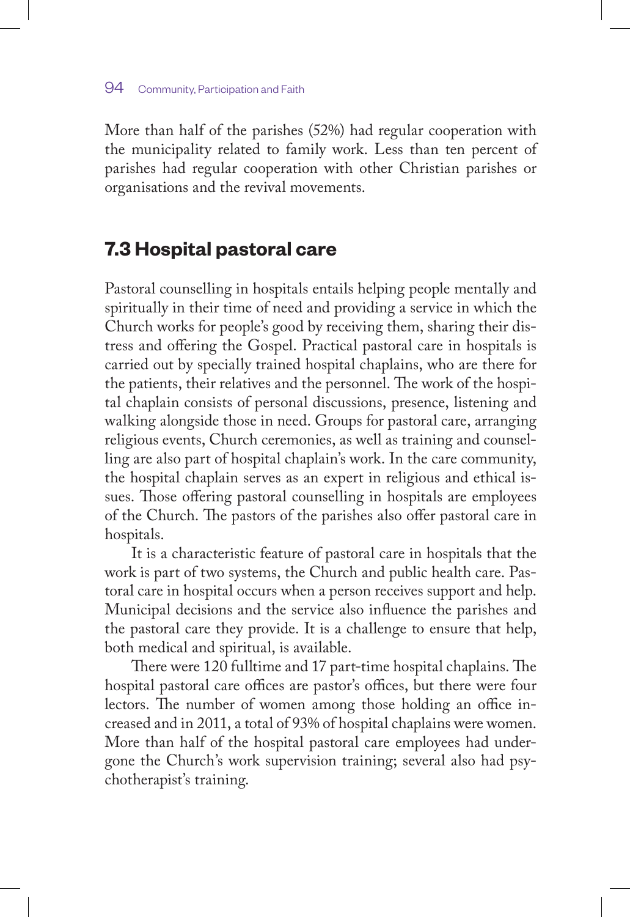More than half of the parishes (52%) had regular cooperation with the municipality related to family work. Less than ten percent of parishes had regular cooperation with other Christian parishes or organisations and the revival movements.

## 7.3 Hospital pastoral care

Pastoral counselling in hospitals entails helping people mentally and spiritually in their time of need and providing a service in which the Church works for people's good by receiving them, sharing their distress and offering the Gospel. Practical pastoral care in hospitals is carried out by specially trained hospital chaplains, who are there for the patients, their relatives and the personnel. The work of the hospital chaplain consists of personal discussions, presence, listening and walking alongside those in need. Groups for pastoral care, arranging religious events, Church ceremonies, as well as training and counselling are also part of hospital chaplain's work. In the care community, the hospital chaplain serves as an expert in religious and ethical issues. Those offering pastoral counselling in hospitals are employees of the Church. The pastors of the parishes also offer pastoral care in hospitals.

It is a characteristic feature of pastoral care in hospitals that the work is part of two systems, the Church and public health care. Pastoral care in hospital occurs when a person receives support and help. Municipal decisions and the service also influence the parishes and the pastoral care they provide. It is a challenge to ensure that help, both medical and spiritual, is available.

There were 120 fulltime and 17 part-time hospital chaplains. The hospital pastoral care offices are pastor's offices, but there were four lectors. The number of women among those holding an office increased and in 2011, a total of 93% of hospital chaplains were women. More than half of the hospital pastoral care employees had undergone the Church's work supervision training; several also had psychotherapist's training.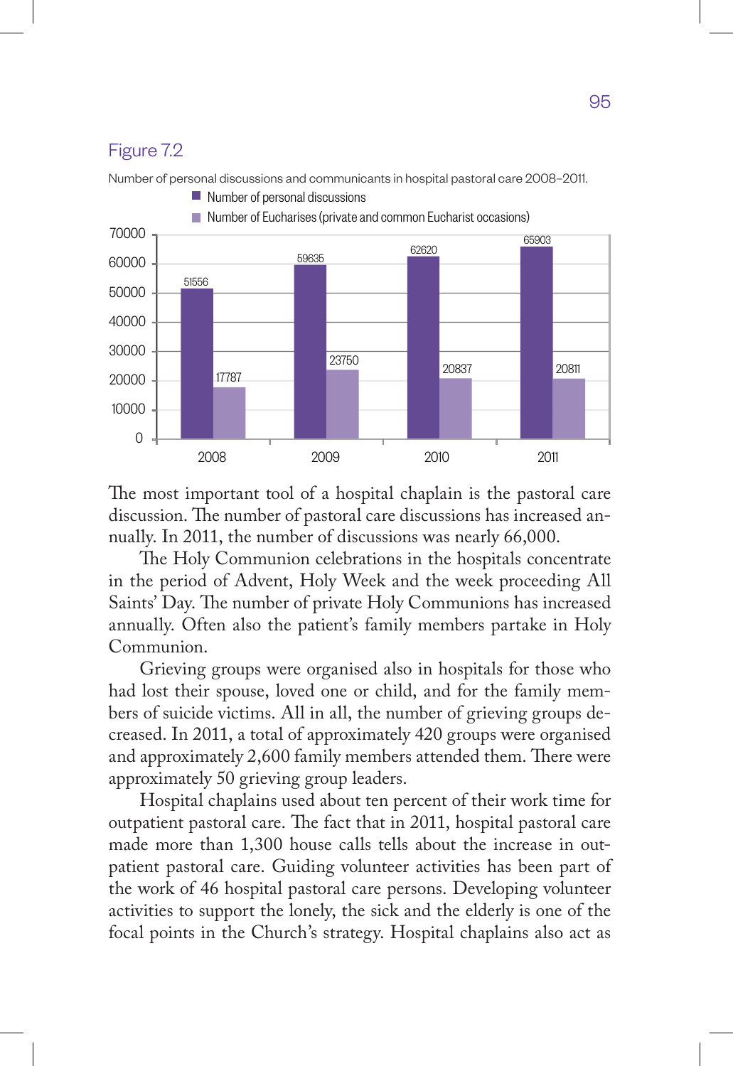Figure 7.2

Number of personal discussions and communicants in hospital pastoral care 2008–2011.

| | 2008 | 2009 | 2010 | 2011 |
|---|---|---|---|---|
| Number of personal discussions | 51556 | 59635 | 62620 | 65903 |
| Number of Eucharises (private and common Eucharist occasions) | 17787 | 23750 | 20837 | 20811 |

The most important tool of a hospital chaplain is the pastoral care discussion. The number of pastoral care discussions has increased annually. In 2011, the number of discussions was nearly 66,000.

The Holy Communion celebrations in the hospitals concentrate in the period of Advent, Holy Week and the week proceeding All Saints' Day. The number of private Holy Communions has increased annually. Often also the patient's family members partake in Holy Communion.

Grieving groups were organised also in hospitals for those who had lost their spouse, loved one or child, and for the family members of suicide victims. All in all, the number of grieving groups decreased. In 2011, a total of approximately 420 groups were organised and approximately 2,600 family members attended them. There were approximately 50 grieving group leaders.

Hospital chaplains used about ten percent of their work time for outpatient pastoral care. The fact that in 2011, hospital pastoral care made more than 1,300 house calls tells about the increase in outpatient pastoral care. Guiding volunteer activities has been part of the work of 46 hospital pastoral care persons. Developing volunteer activities to support the lonely, the sick and the elderly is one of the focal points in the Church's strategy. Hospital chaplains also act as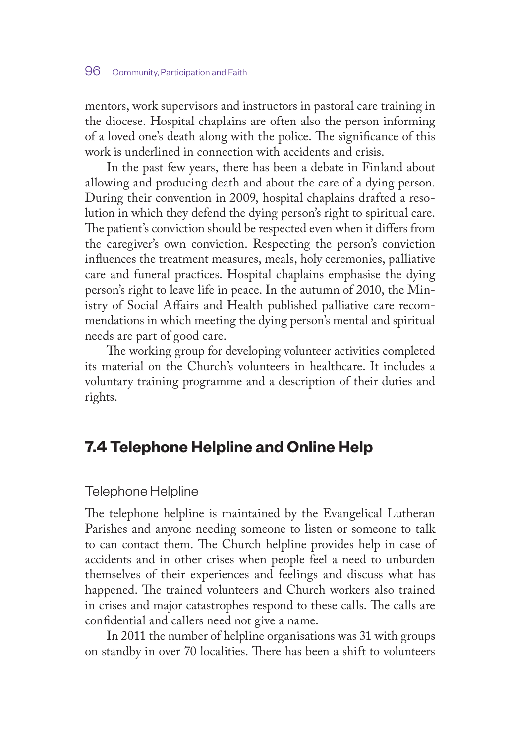mentors, work supervisors and instructors in pastoral care training in the diocese. Hospital chaplains are often also the person informing of a loved one's death along with the police. The significance of this work is underlined in connection with accidents and crisis.

In the past few years, there has been a debate in Finland about allowing and producing death and about the care of a dying person. During their convention in 2009, hospital chaplains drafted a resolution in which they defend the dying person's right to spiritual care. The patient's conviction should be respected even when it differs from the caregiver's own conviction. Respecting the person's conviction influences the treatment measures, meals, holy ceremonies, palliative care and funeral practices. Hospital chaplains emphasise the dying person's right to leave life in peace. In the autumn of 2010, the Ministry of Social Affairs and Health published palliative care recommendations in which meeting the dying person's mental and spiritual needs are part of good care.

The working group for developing volunteer activities completed its material on the Church's volunteers in healthcare. It includes a voluntary training programme and a description of their duties and rights.

## 7.4 Telephone Helpline and Online Help

### Telephone Helpline

The telephone helpline is maintained by the Evangelical Lutheran Parishes and anyone needing someone to listen or someone to talk to can contact them. The Church helpline provides help in case of accidents and in other crises when people feel a need to unburden themselves of their experiences and feelings and discuss what has happened. The trained volunteers and Church workers also trained in crises and major catastrophes respond to these calls. The calls are confidential and callers need not give a name.

In 2011 the number of helpline organisations was 31 with groups on standby in over 70 localities. There has been a shift to volunteers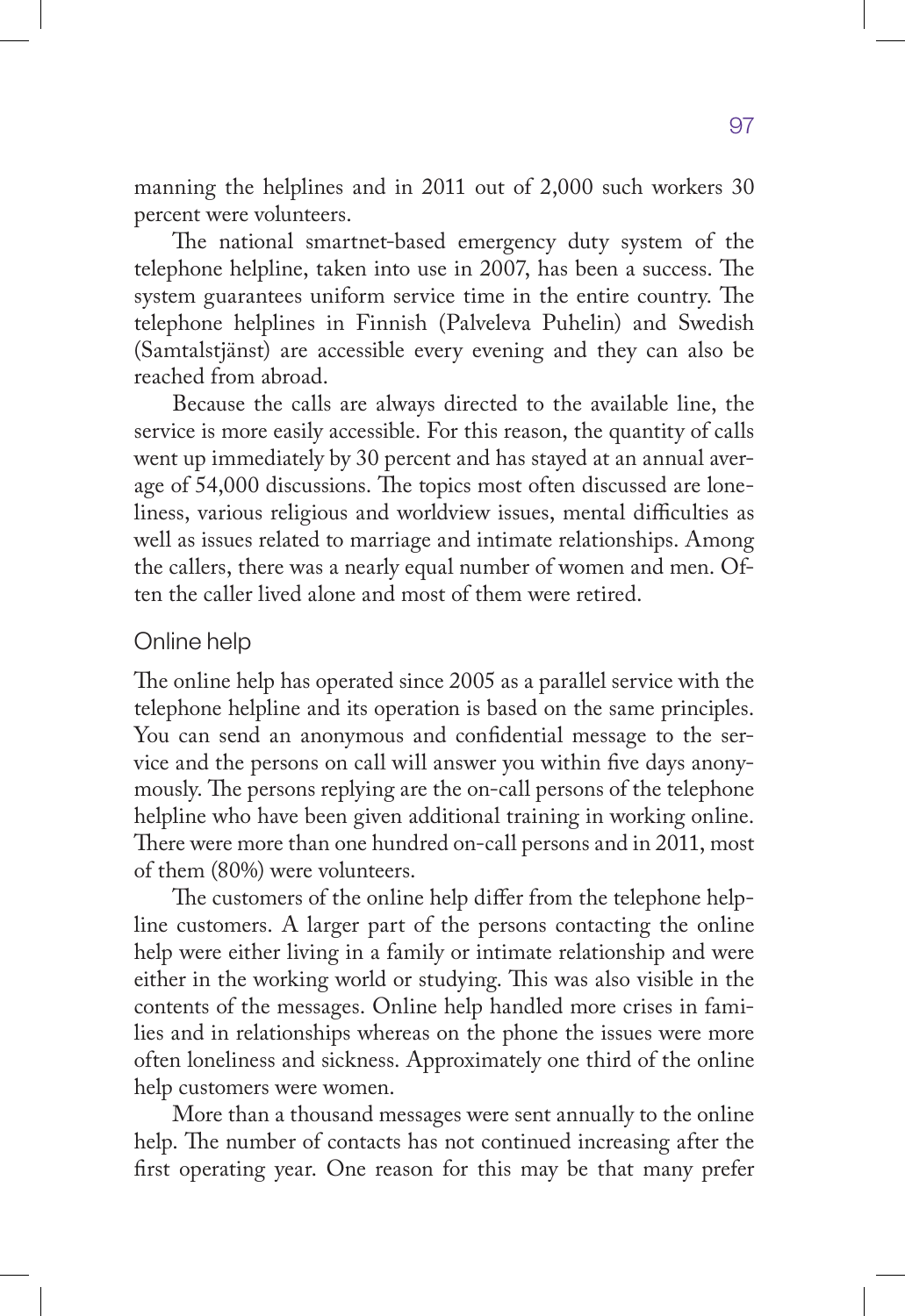manning the helplines and in 2011 out of 2,000 such workers 30 percent were volunteers.

The national smartnet-based emergency duty system of the telephone helpline, taken into use in 2007, has been a success. The system guarantees uniform service time in the entire country. The telephone helplines in Finnish (Palveleva Puhelin) and Swedish (Samtalstjänst) are accessible every evening and they can also be reached from abroad.

Because the calls are always directed to the available line, the service is more easily accessible. For this reason, the quantity of calls went up immediately by 30 percent and has stayed at an annual average of 54,000 discussions. The topics most often discussed are loneliness, various religious and worldview issues, mental difficulties as well as issues related to marriage and intimate relationships. Among the callers, there was a nearly equal number of women and men. Often the caller lived alone and most of them were retired.

## Online help

The online help has operated since 2005 as a parallel service with the telephone helpline and its operation is based on the same principles. You can send an anonymous and confidential message to the service and the persons on call will answer you within five days anonymously. The persons replying are the on-call persons of the telephone helpline who have been given additional training in working online. There were more than one hundred on-call persons and in 2011, most of them (80%) were volunteers.

The customers of the online help differ from the telephone helpline customers. A larger part of the persons contacting the online help were either living in a family or intimate relationship and were either in the working world or studying. This was also visible in the contents of the messages. Online help handled more crises in families and in relationships whereas on the phone the issues were more often loneliness and sickness. Approximately one third of the online help customers were women.

More than a thousand messages were sent annually to the online help. The number of contacts has not continued increasing after the first operating year. One reason for this may be that many prefer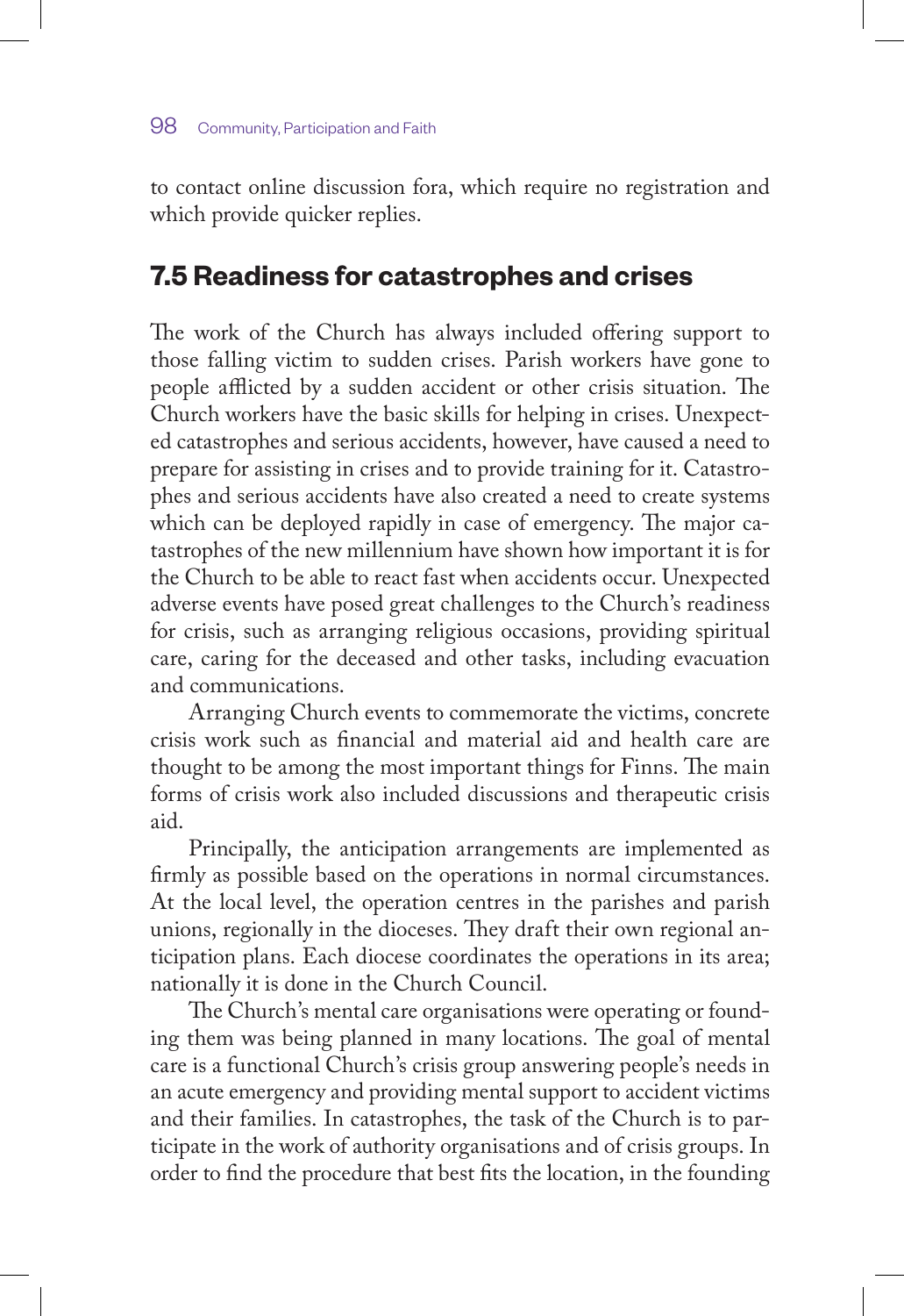to contact online discussion fora, which require no registration and which provide quicker replies.

## 7.5 Readiness for catastrophes and crises

The work of the Church has always included offering support to those falling victim to sudden crises. Parish workers have gone to people afflicted by a sudden accident or other crisis situation. The Church workers have the basic skills for helping in crises. Unexpected catastrophes and serious accidents, however, have caused a need to prepare for assisting in crises and to provide training for it. Catastrophes and serious accidents have also created a need to create systems which can be deployed rapidly in case of emergency. The major catastrophes of the new millennium have shown how important it is for the Church to be able to react fast when accidents occur. Unexpected adverse events have posed great challenges to the Church's readiness for crisis, such as arranging religious occasions, providing spiritual care, caring for the deceased and other tasks, including evacuation and communications.

Arranging Church events to commemorate the victims, concrete crisis work such as financial and material aid and health care are thought to be among the most important things for Finns. The main forms of crisis work also included discussions and therapeutic crisis aid.

Principally, the anticipation arrangements are implemented as firmly as possible based on the operations in normal circumstances. At the local level, the operation centres in the parishes and parish unions, regionally in the dioceses. They draft their own regional anticipation plans. Each diocese coordinates the operations in its area; nationally it is done in the Church Council.

The Church's mental care organisations were operating or founding them was being planned in many locations. The goal of mental care is a functional Church's crisis group answering people's needs in an acute emergency and providing mental support to accident victims and their families. In catastrophes, the task of the Church is to participate in the work of authority organisations and of crisis groups. In order to find the procedure that best fits the location, in the founding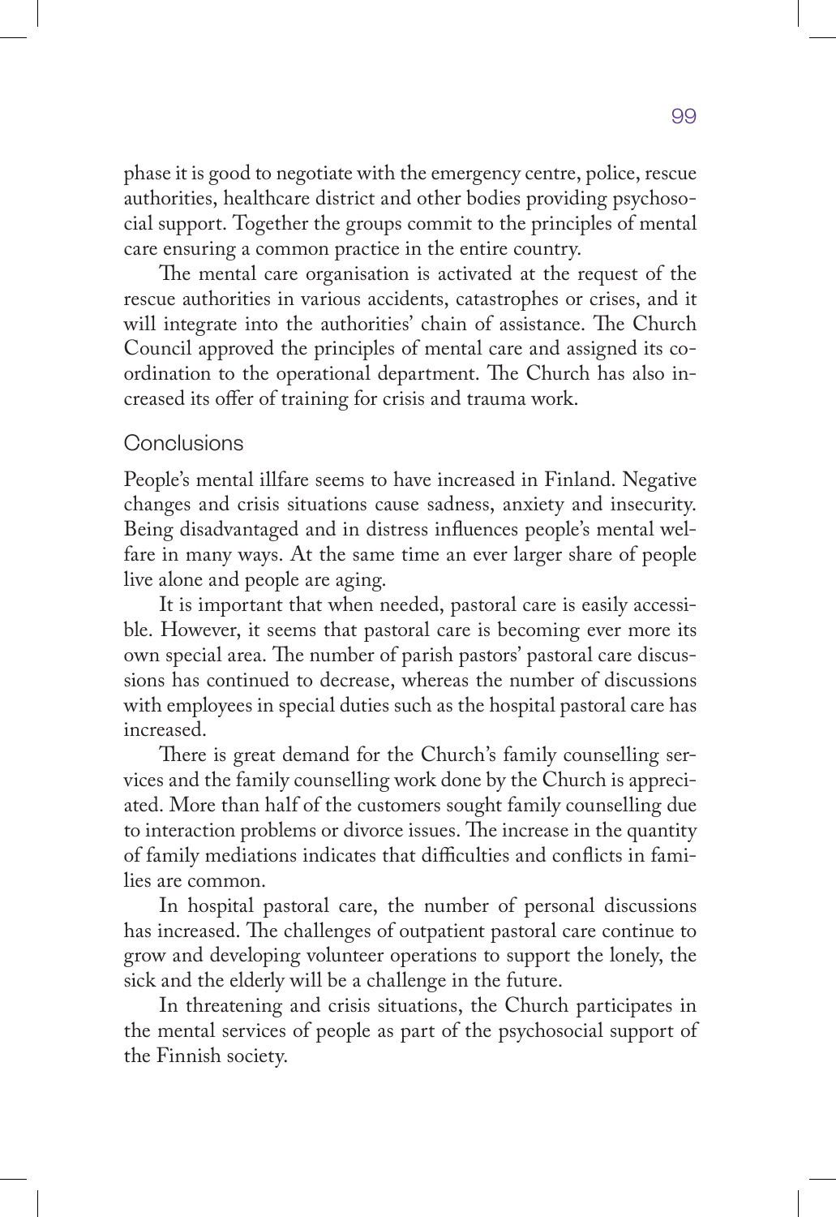phase it is good to negotiate with the emergency centre, police, rescue authorities, healthcare district and other bodies providing psychosocial support. Together the groups commit to the principles of mental care ensuring a common practice in the entire country.

The mental care organisation is activated at the request of the rescue authorities in various accidents, catastrophes or crises, and it will integrate into the authorities' chain of assistance. The Church Council approved the principles of mental care and assigned its coordination to the operational department. The Church has also increased its offer of training for crisis and trauma work.

## Conclusions

People's mental illfare seems to have increased in Finland. Negative changes and crisis situations cause sadness, anxiety and insecurity. Being disadvantaged and in distress influences people's mental welfare in many ways. At the same time an ever larger share of people live alone and people are aging.

It is important that when needed, pastoral care is easily accessible. However, it seems that pastoral care is becoming ever more its own special area. The number of parish pastors' pastoral care discussions has continued to decrease, whereas the number of discussions with employees in special duties such as the hospital pastoral care has increased.

There is great demand for the Church's family counselling services and the family counselling work done by the Church is appreciated. More than half of the customers sought family counselling due to interaction problems or divorce issues. The increase in the quantity of family mediations indicates that difficulties and conflicts in families are common.

In hospital pastoral care, the number of personal discussions has increased. The challenges of outpatient pastoral care continue to grow and developing volunteer operations to support the lonely, the sick and the elderly will be a challenge in the future.

In threatening and crisis situations, the Church participates in the mental services of people as part of the psychosocial support of the Finnish society.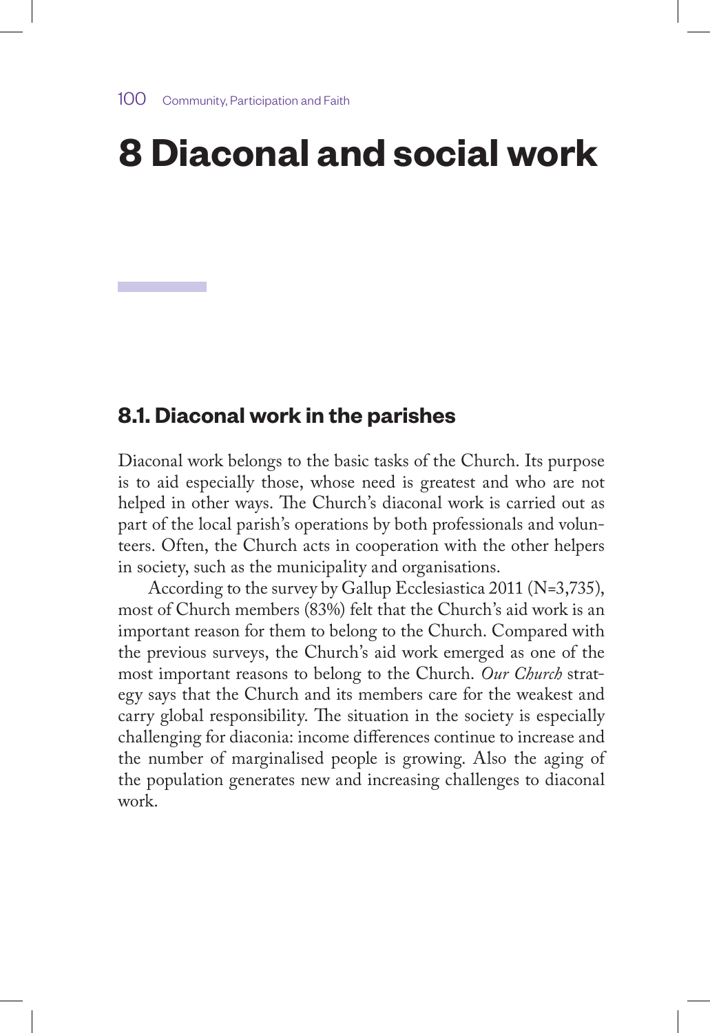# 8 Diaconal and social work

## 8.1. Diaconal work in the parishes

Diaconal work belongs to the basic tasks of the Church. Its purpose is to aid especially those, whose need is greatest and who are not helped in other ways. The Church's diaconal work is carried out as part of the local parish's operations by both professionals and volunteers. Often, the Church acts in cooperation with the other helpers in society, such as the municipality and organisations.

According to the survey by Gallup Ecclesiastica 2011 (N=3,735), most of Church members (83%) felt that the Church's aid work is an important reason for them to belong to the Church. Compared with the previous surveys, the Church's aid work emerged as one of the most important reasons to belong to the Church. *Our Church* strategy says that the Church and its members care for the weakest and carry global responsibility. The situation in the society is especially challenging for diaconia: income differences continue to increase and the number of marginalised people is growing. Also the aging of the population generates new and increasing challenges to diaconal work.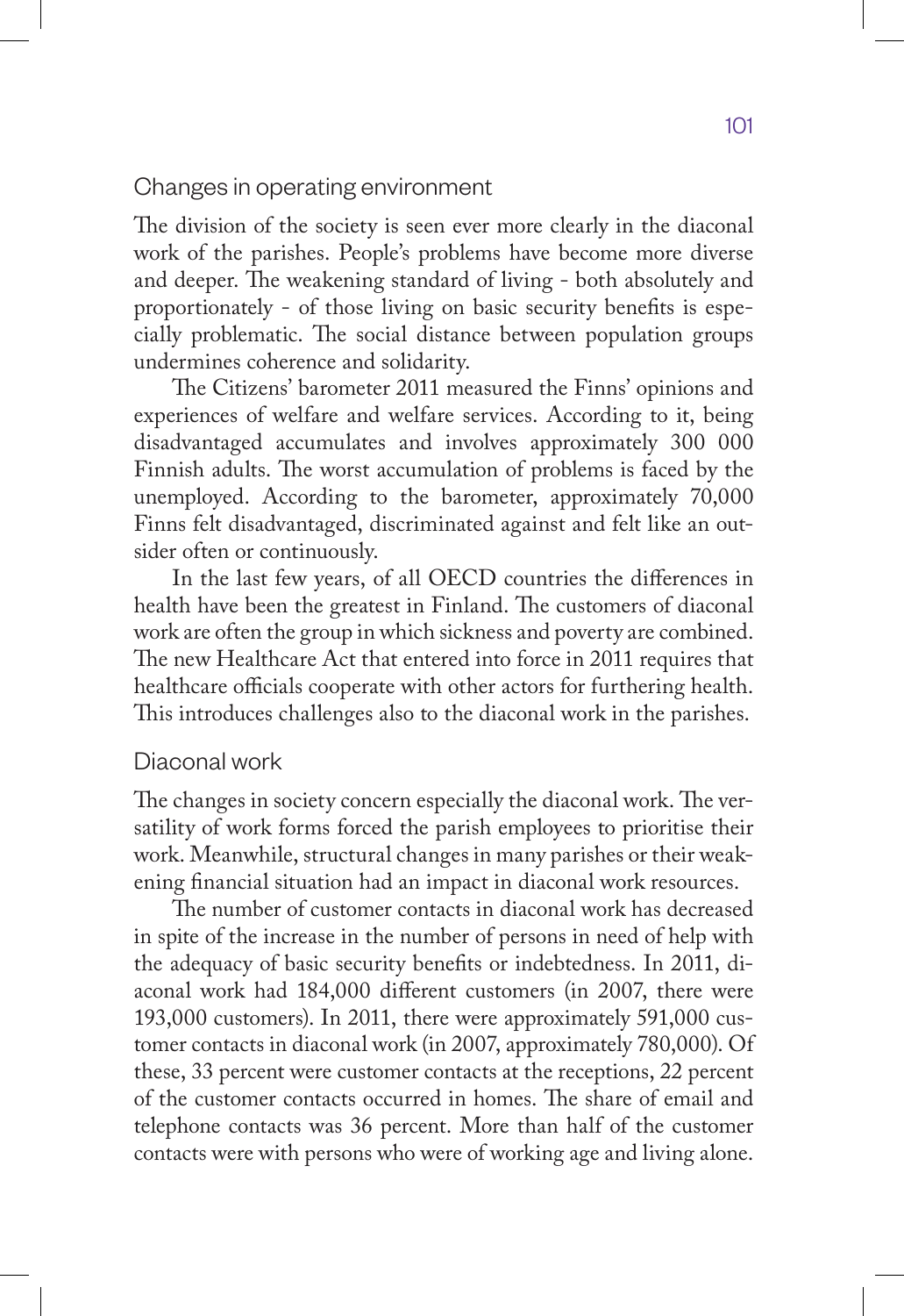## Changes in operating environment

The division of the society is seen ever more clearly in the diaconal work of the parishes. People's problems have become more diverse and deeper. The weakening standard of living - both absolutely and proportionately - of those living on basic security benefits is especially problematic. The social distance between population groups undermines coherence and solidarity.

The Citizens' barometer 2011 measured the Finns' opinions and experiences of welfare and welfare services. According to it, being disadvantaged accumulates and involves approximately 300 000 Finnish adults. The worst accumulation of problems is faced by the unemployed. According to the barometer, approximately 70,000 Finns felt disadvantaged, discriminated against and felt like an outsider often or continuously.

In the last few years, of all OECD countries the differences in health have been the greatest in Finland. The customers of diaconal work are often the group in which sickness and poverty are combined. The new Healthcare Act that entered into force in 2011 requires that healthcare officials cooperate with other actors for furthering health. This introduces challenges also to the diaconal work in the parishes.

## Diaconal work

The changes in society concern especially the diaconal work. The versatility of work forms forced the parish employees to prioritise their work. Meanwhile, structural changes in many parishes or their weakening financial situation had an impact in diaconal work resources.

The number of customer contacts in diaconal work has decreased in spite of the increase in the number of persons in need of help with the adequacy of basic security benefits or indebtedness. In 2011, diaconal work had 184,000 different customers (in 2007, there were 193,000 customers). In 2011, there were approximately 591,000 customer contacts in diaconal work (in 2007, approximately 780,000). Of these, 33 percent were customer contacts at the receptions, 22 percent of the customer contacts occurred in homes. The share of email and telephone contacts was 36 percent. More than half of the customer contacts were with persons who were of working age and living alone.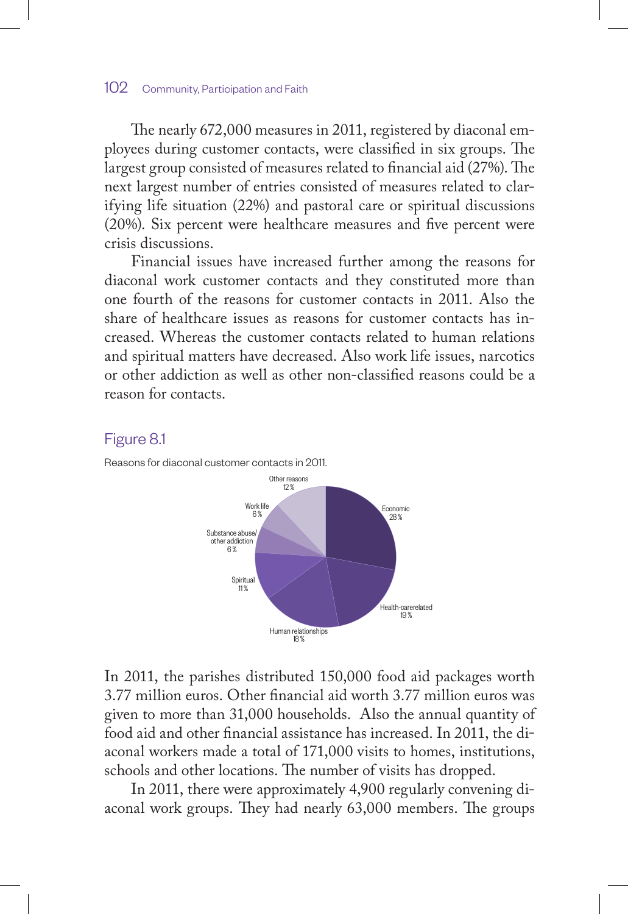The nearly 672,000 measures in 2011, registered by diaconal employees during customer contacts, were classified in six groups. The largest group consisted of measures related to financial aid (27%). The next largest number of entries consisted of measures related to clarifying life situation (22%) and pastoral care or spiritual discussions (20%). Six percent were healthcare measures and five percent were crisis discussions.

Financial issues have increased further among the reasons for diaconal work customer contacts and they constituted more than one fourth of the reasons for customer contacts in 2011. Also the share of healthcare issues as reasons for customer contacts has increased. Whereas the customer contacts related to human relations and spiritual matters have decreased. Also work life issues, narcotics or other addiction as well as other non-classified reasons could be a reason for contacts.

## Figure 8.1

Reasons for diaconal customer contacts in 2011.

Other reasons 12 %
Work life 6 %
Substance abuse/ other addiction 6 %
Spiritual 11 %
Human relationships 18 %
Health-carerelated 19 %
Economic 28 %

In 2011, the parishes distributed 150,000 food aid packages worth 3.77 million euros. Other financial aid worth 3.77 million euros was given to more than 31,000 households. Also the annual quantity of food aid and other financial assistance has increased. In 2011, the diaconal workers made a total of 171,000 visits to homes, institutions, schools and other locations. The number of visits has dropped.

In 2011, there were approximately 4,900 regularly convening diaconal work groups. They had nearly 63,000 members. The groups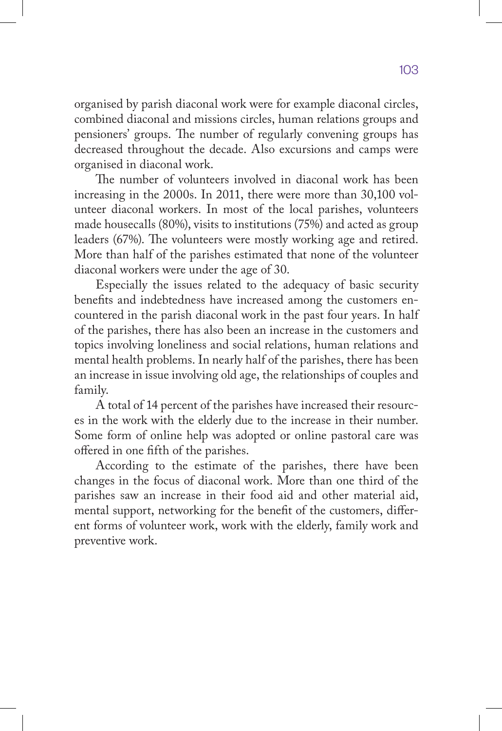organised by parish diaconal work were for example diaconal circles, combined diaconal and missions circles, human relations groups and pensioners' groups. The number of regularly convening groups has decreased throughout the decade. Also excursions and camps were organised in diaconal work.

The number of volunteers involved in diaconal work has been increasing in the 2000s. In 2011, there were more than 30,100 volunteer diaconal workers. In most of the local parishes, volunteers made housecalls (80%), visits to institutions (75%) and acted as group leaders (67%). The volunteers were mostly working age and retired. More than half of the parishes estimated that none of the volunteer diaconal workers were under the age of 30.

Especially the issues related to the adequacy of basic security benefits and indebtedness have increased among the customers encountered in the parish diaconal work in the past four years. In half of the parishes, there has also been an increase in the customers and topics involving loneliness and social relations, human relations and mental health problems. In nearly half of the parishes, there has been an increase in issue involving old age, the relationships of couples and family.

A total of 14 percent of the parishes have increased their resources in the work with the elderly due to the increase in their number. Some form of online help was adopted or online pastoral care was offered in one fifth of the parishes.

According to the estimate of the parishes, there have been changes in the focus of diaconal work. More than one third of the parishes saw an increase in their food aid and other material aid, mental support, networking for the benefit of the customers, different forms of volunteer work, work with the elderly, family work and preventive work.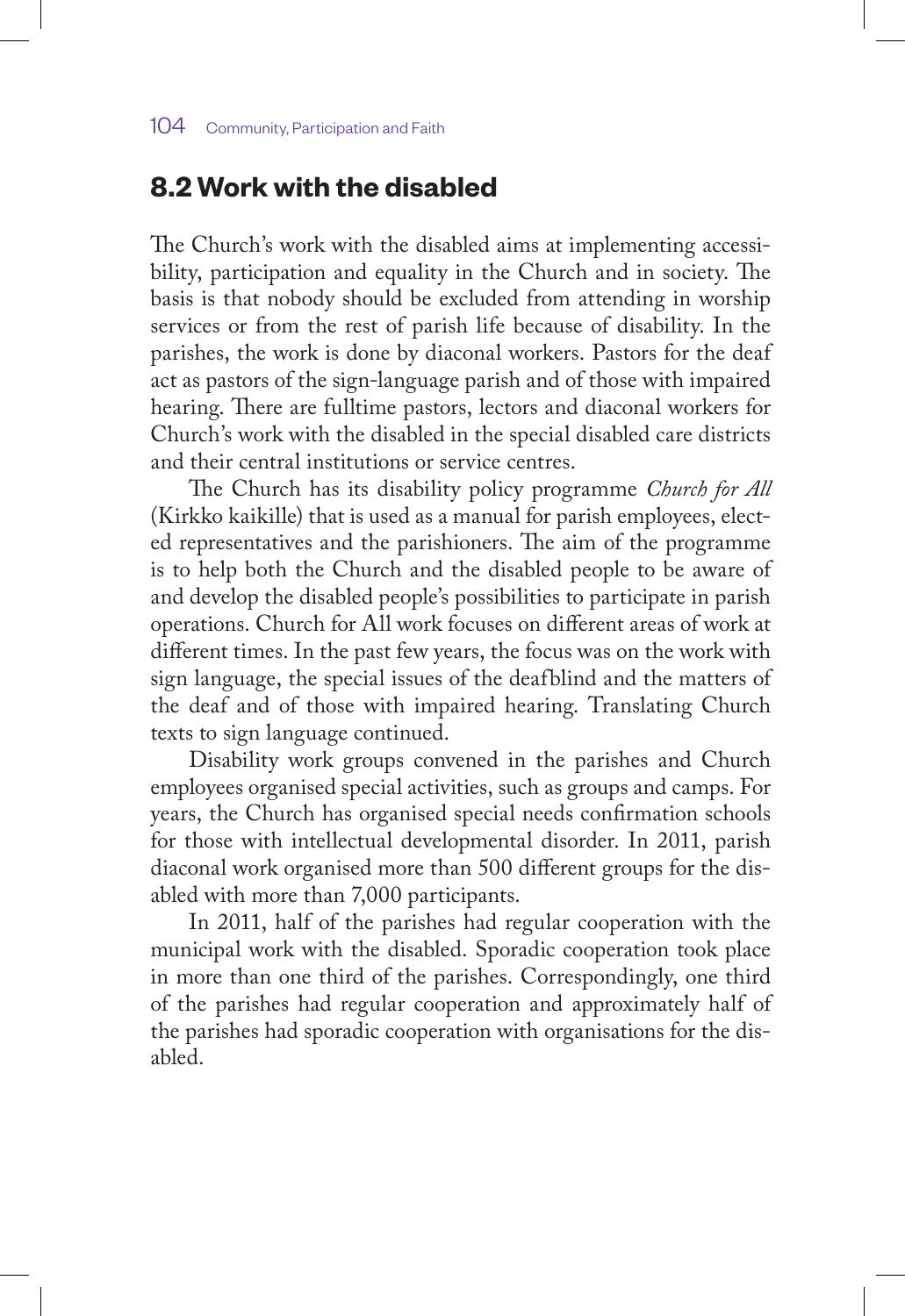## 8.2 Work with the disabled

The Church's work with the disabled aims at implementing accessibility, participation and equality in the Church and in society. The basis is that nobody should be excluded from attending in worship services or from the rest of parish life because of disability. In the parishes, the work is done by diaconal workers. Pastors for the deaf act as pastors of the sign-language parish and of those with impaired hearing. There are fulltime pastors, lectors and diaconal workers for Church's work with the disabled in the special disabled care districts and their central institutions or service centres.

The Church has its disability policy programme *Church for All* (Kirkko kaikille) that is used as a manual for parish employees, elected representatives and the parishioners. The aim of the programme is to help both the Church and the disabled people to be aware of and develop the disabled people's possibilities to participate in parish operations. Church for All work focuses on different areas of work at different times. In the past few years, the focus was on the work with sign language, the special issues of the deafblind and the matters of the deaf and of those with impaired hearing. Translating Church texts to sign language continued.

Disability work groups convened in the parishes and Church employees organised special activities, such as groups and camps. For years, the Church has organised special needs confirmation schools for those with intellectual developmental disorder. In 2011, parish diaconal work organised more than 500 different groups for the disabled with more than 7,000 participants.

In 2011, half of the parishes had regular cooperation with the municipal work with the disabled. Sporadic cooperation took place in more than one third of the parishes. Correspondingly, one third of the parishes had regular cooperation and approximately half of the parishes had sporadic cooperation with organisations for the disabled.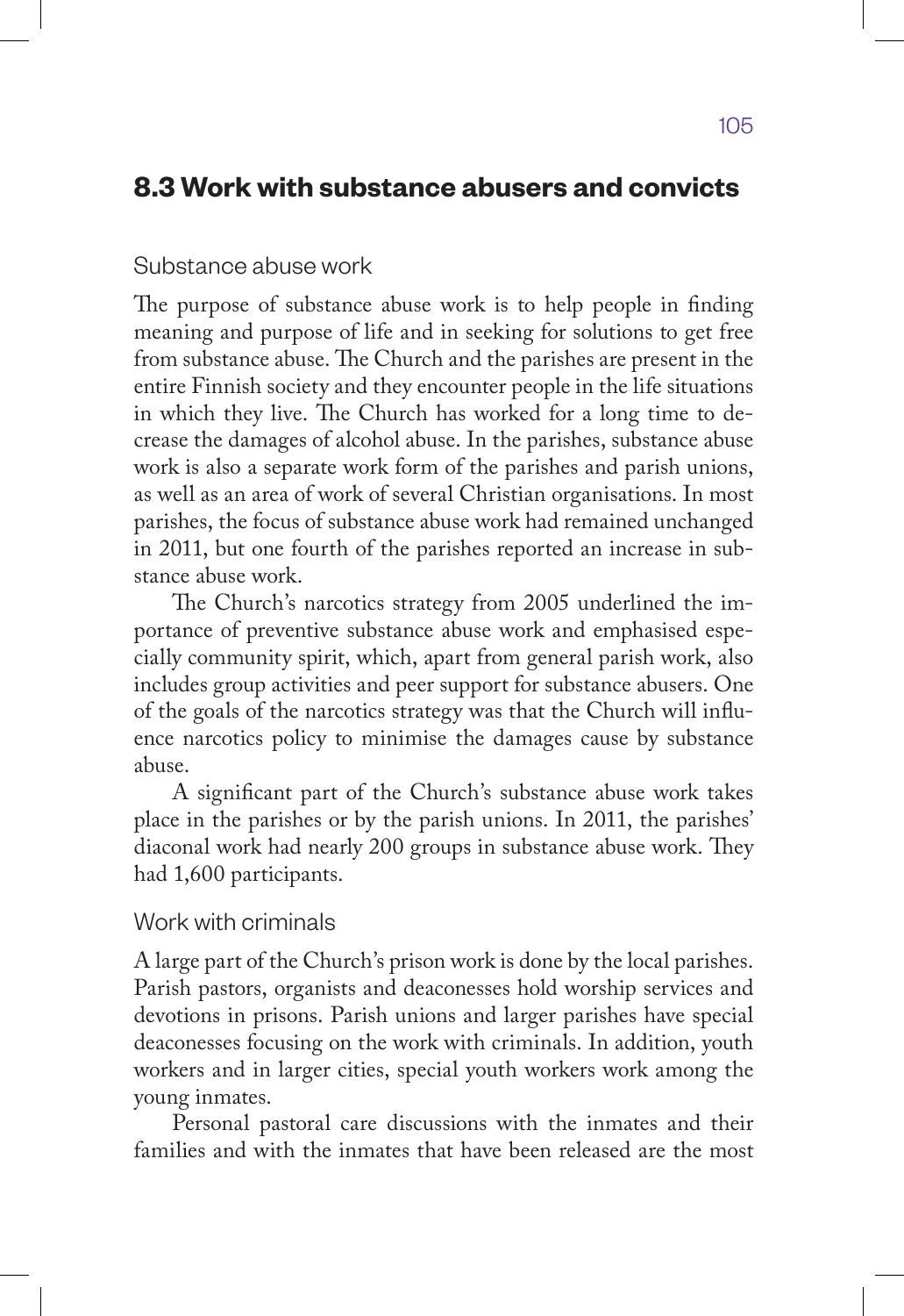## 8.3 Work with substance abusers and convicts

### Substance abuse work

The purpose of substance abuse work is to help people in finding meaning and purpose of life and in seeking for solutions to get free from substance abuse. The Church and the parishes are present in the entire Finnish society and they encounter people in the life situations in which they live. The Church has worked for a long time to decrease the damages of alcohol abuse. In the parishes, substance abuse work is also a separate work form of the parishes and parish unions, as well as an area of work of several Christian organisations. In most parishes, the focus of substance abuse work had remained unchanged in 2011, but one fourth of the parishes reported an increase in substance abuse work.

The Church's narcotics strategy from 2005 underlined the importance of preventive substance abuse work and emphasised especially community spirit, which, apart from general parish work, also includes group activities and peer support for substance abusers. One of the goals of the narcotics strategy was that the Church will influence narcotics policy to minimise the damages cause by substance abuse.

A significant part of the Church's substance abuse work takes place in the parishes or by the parish unions. In 2011, the parishes' diaconal work had nearly 200 groups in substance abuse work. They had 1,600 participants.

### Work with criminals

A large part of the Church's prison work is done by the local parishes. Parish pastors, organists and deaconesses hold worship services and devotions in prisons. Parish unions and larger parishes have special deaconesses focusing on the work with criminals. In addition, youth workers and in larger cities, special youth workers work among the young inmates.

Personal pastoral care discussions with the inmates and their families and with the inmates that have been released are the most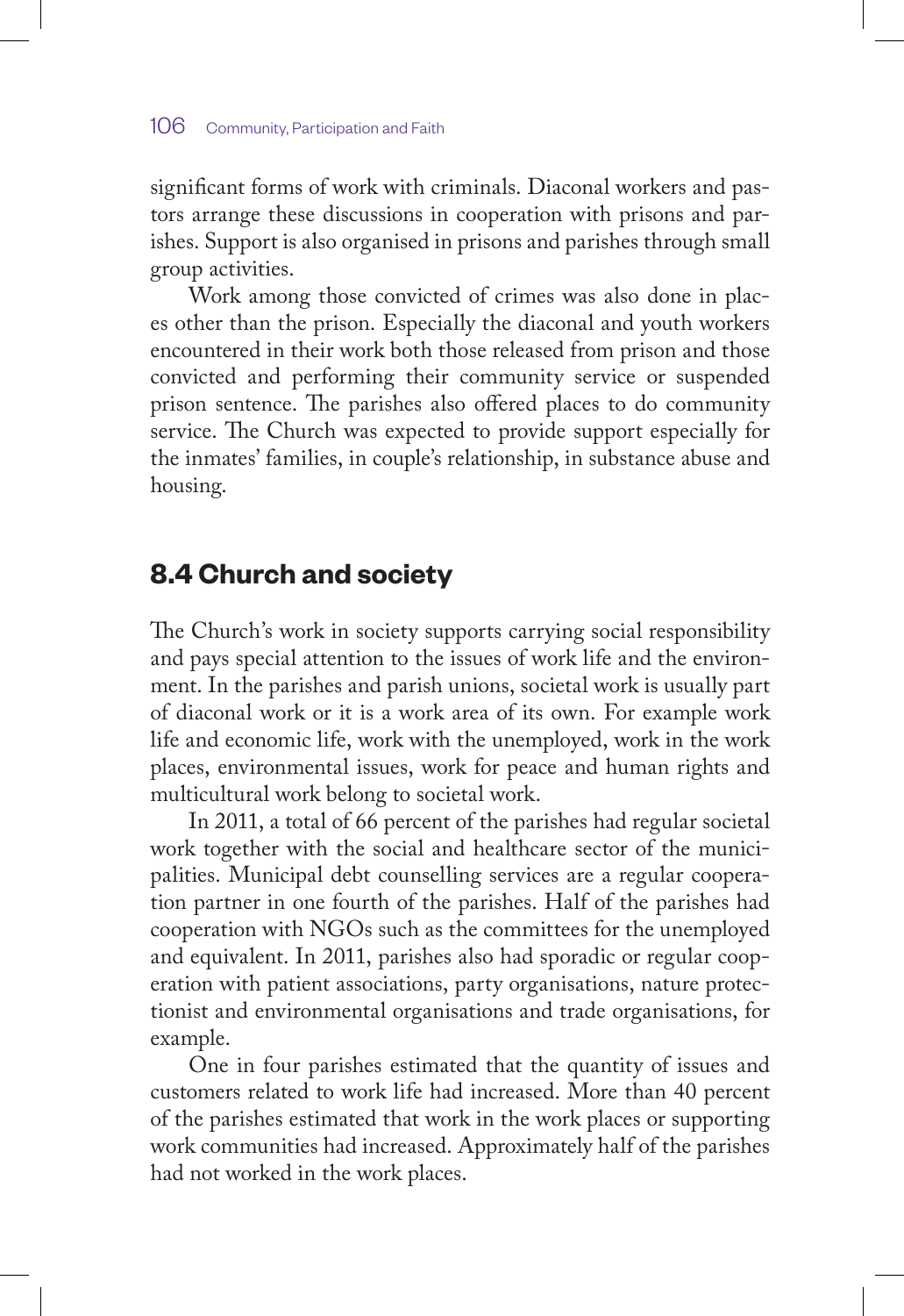significant forms of work with criminals. Diaconal workers and pastors arrange these discussions in cooperation with prisons and parishes. Support is also organised in prisons and parishes through small group activities.

Work among those convicted of crimes was also done in places other than the prison. Especially the diaconal and youth workers encountered in their work both those released from prison and those convicted and performing their community service or suspended prison sentence. The parishes also offered places to do community service. The Church was expected to provide support especially for the inmates' families, in couple's relationship, in substance abuse and housing.

## 8.4 Church and society

The Church's work in society supports carrying social responsibility and pays special attention to the issues of work life and the environment. In the parishes and parish unions, societal work is usually part of diaconal work or it is a work area of its own. For example work life and economic life, work with the unemployed, work in the work places, environmental issues, work for peace and human rights and multicultural work belong to societal work.

In 2011, a total of 66 percent of the parishes had regular societal work together with the social and healthcare sector of the municipalities. Municipal debt counselling services are a regular cooperation partner in one fourth of the parishes. Half of the parishes had cooperation with NGOs such as the committees for the unemployed and equivalent. In 2011, parishes also had sporadic or regular cooperation with patient associations, party organisations, nature protectionist and environmental organisations and trade organisations, for example.

One in four parishes estimated that the quantity of issues and customers related to work life had increased. More than 40 percent of the parishes estimated that work in the work places or supporting work communities had increased. Approximately half of the parishes had not worked in the work places.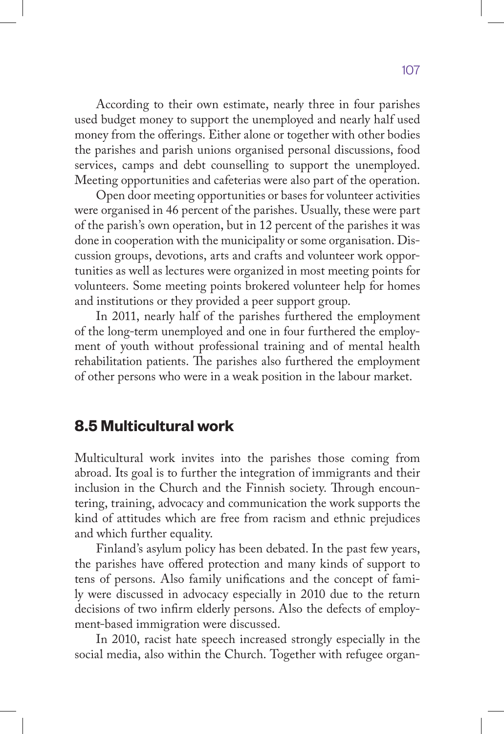According to their own estimate, nearly three in four parishes used budget money to support the unemployed and nearly half used money from the offerings. Either alone or together with other bodies the parishes and parish unions organised personal discussions, food services, camps and debt counselling to support the unemployed. Meeting opportunities and cafeterias were also part of the operation.

Open door meeting opportunities or bases for volunteer activities were organised in 46 percent of the parishes. Usually, these were part of the parish's own operation, but in 12 percent of the parishes it was done in cooperation with the municipality or some organisation. Discussion groups, devotions, arts and crafts and volunteer work opportunities as well as lectures were organized in most meeting points for volunteers. Some meeting points brokered volunteer help for homes and institutions or they provided a peer support group.

In 2011, nearly half of the parishes furthered the employment of the long-term unemployed and one in four furthered the employment of youth without professional training and of mental health rehabilitation patients. The parishes also furthered the employment of other persons who were in a weak position in the labour market.

## 8.5 Multicultural work

Multicultural work invites into the parishes those coming from abroad. Its goal is to further the integration of immigrants and their inclusion in the Church and the Finnish society. Through encountering, training, advocacy and communication the work supports the kind of attitudes which are free from racism and ethnic prejudices and which further equality.

Finland's asylum policy has been debated. In the past few years, the parishes have offered protection and many kinds of support to tens of persons. Also family unifications and the concept of family were discussed in advocacy especially in 2010 due to the return decisions of two infirm elderly persons. Also the defects of employment-based immigration were discussed.

In 2010, racist hate speech increased strongly especially in the social media, also within the Church. Together with refugee organ-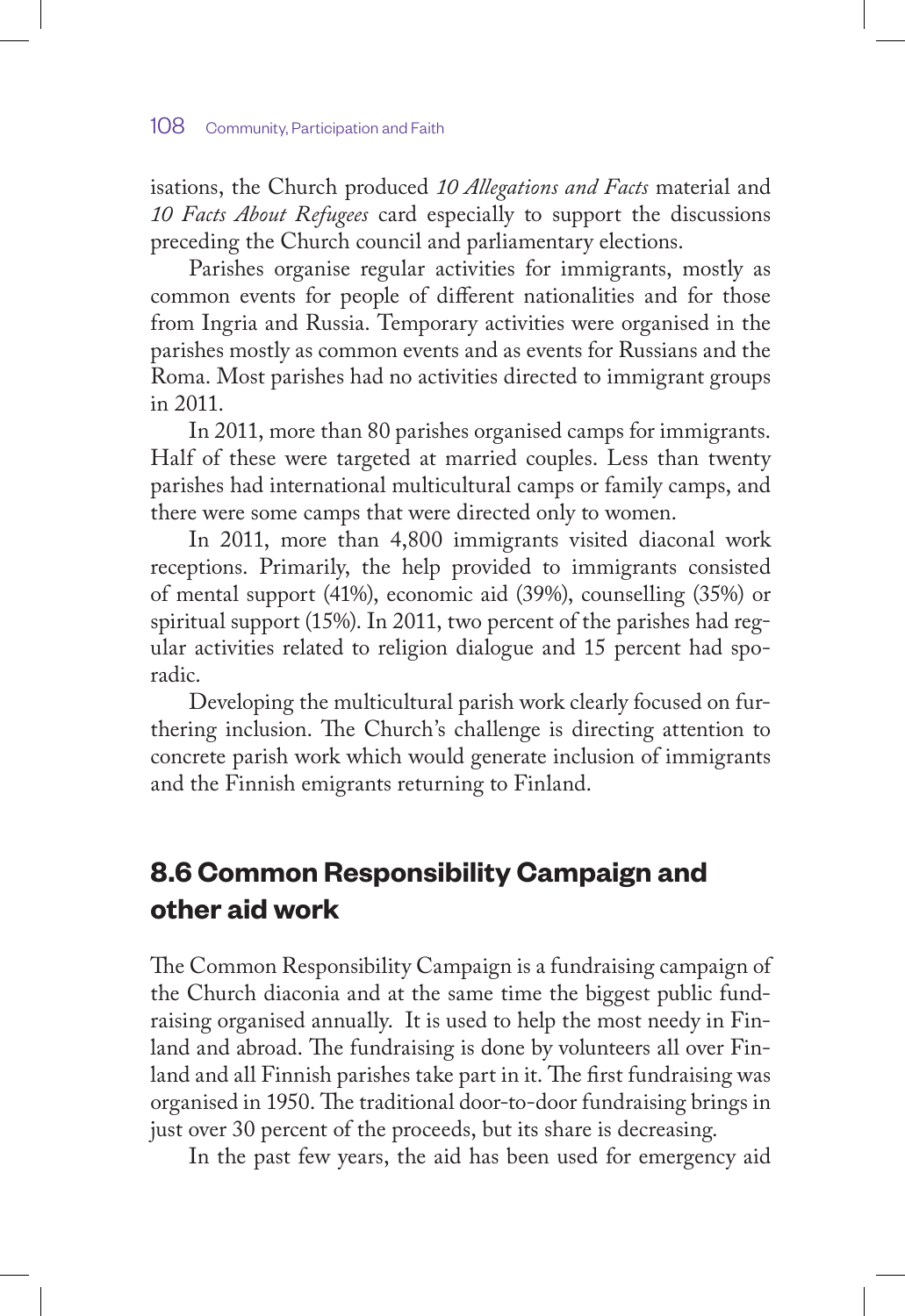isations, the Church produced *10 Allegations and Facts* material and *10 Facts About Refugees* card especially to support the discussions preceding the Church council and parliamentary elections.

Parishes organise regular activities for immigrants, mostly as common events for people of different nationalities and for those from Ingria and Russia. Temporary activities were organised in the parishes mostly as common events and as events for Russians and the Roma. Most parishes had no activities directed to immigrant groups in 2011.

In 2011, more than 80 parishes organised camps for immigrants. Half of these were targeted at married couples. Less than twenty parishes had international multicultural camps or family camps, and there were some camps that were directed only to women.

In 2011, more than 4,800 immigrants visited diaconal work receptions. Primarily, the help provided to immigrants consisted of mental support (41%), economic aid (39%), counselling (35%) or spiritual support (15%). In 2011, two percent of the parishes had regular activities related to religion dialogue and 15 percent had sporadic.

Developing the multicultural parish work clearly focused on furthering inclusion. The Church's challenge is directing attention to concrete parish work which would generate inclusion of immigrants and the Finnish emigrants returning to Finland.

## 8.6 Common Responsibility Campaign and other aid work

The Common Responsibility Campaign is a fundraising campaign of the Church diaconia and at the same time the biggest public fundraising organised annually. It is used to help the most needy in Finland and abroad. The fundraising is done by volunteers all over Finland and all Finnish parishes take part in it. The first fundraising was organised in 1950. The traditional door-to-door fundraising brings in just over 30 percent of the proceeds, but its share is decreasing.

In the past few years, the aid has been used for emergency aid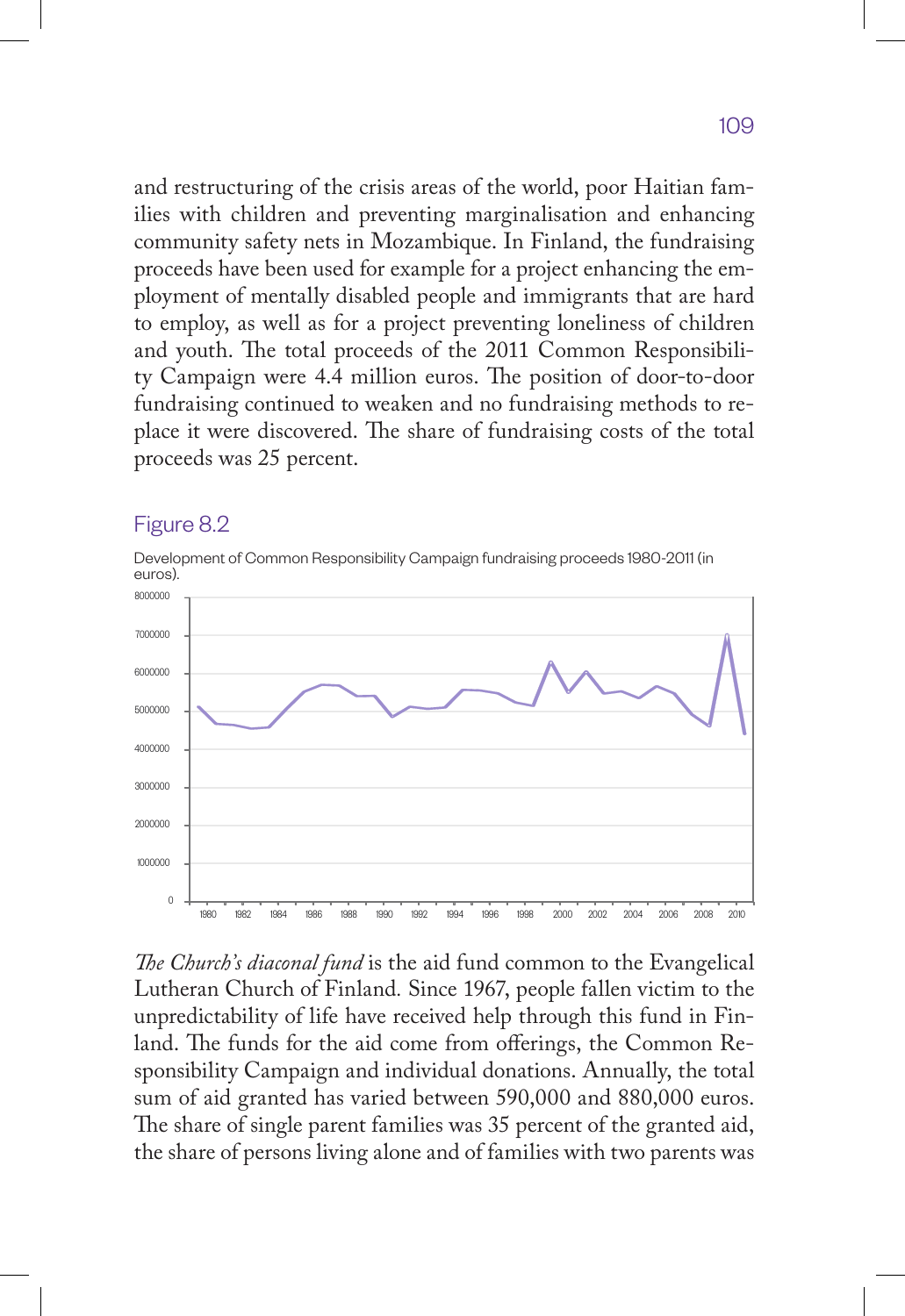and restructuring of the crisis areas of the world, poor Haitian families with children and preventing marginalisation and enhancing community safety nets in Mozambique. In Finland, the fundraising proceeds have been used for example for a project enhancing the employment of mentally disabled people and immigrants that are hard to employ, as well as for a project preventing loneliness of children and youth. The total proceeds of the 2011 Common Responsibility Campaign were 4.4 million euros. The position of door-to-door fundraising continued to weaken and no fundraising methods to replace it were discovered. The share of fundraising costs of the total proceeds was 25 percent.

Figure 8.2

Development of Common Responsibility Campaign fundraising proceeds 1980-2011 (in euros).

*The Church's diaconal fund* is the aid fund common to the Evangelical Lutheran Church of Finland. Since 1967, people fallen victim to the unpredictability of life have received help through this fund in Finland. The funds for the aid come from offerings, the Common Responsibility Campaign and individual donations. Annually, the total sum of aid granted has varied between 590,000 and 880,000 euros. The share of single parent families was 35 percent of the granted aid, the share of persons living alone and of families with two parents was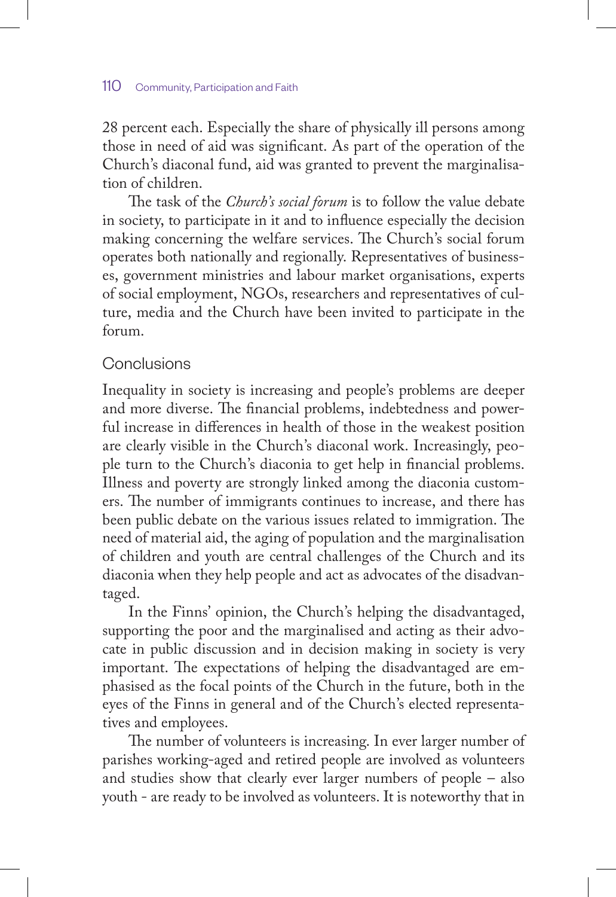28 percent each. Especially the share of physically ill persons among those in need of aid was significant. As part of the operation of the Church's diaconal fund, aid was granted to prevent the marginalisation of children.

The task of the *Church's social forum* is to follow the value debate in society, to participate in it and to influence especially the decision making concerning the welfare services. The Church's social forum operates both nationally and regionally. Representatives of businesses, government ministries and labour market organisations, experts of social employment, NGOs, researchers and representatives of culture, media and the Church have been invited to participate in the forum.

## Conclusions

Inequality in society is increasing and people's problems are deeper and more diverse. The financial problems, indebtedness and powerful increase in differences in health of those in the weakest position are clearly visible in the Church's diaconal work. Increasingly, people turn to the Church's diaconia to get help in financial problems. Illness and poverty are strongly linked among the diaconia customers. The number of immigrants continues to increase, and there has been public debate on the various issues related to immigration. The need of material aid, the aging of population and the marginalisation of children and youth are central challenges of the Church and its diaconia when they help people and act as advocates of the disadvantaged.

In the Finns' opinion, the Church's helping the disadvantaged, supporting the poor and the marginalised and acting as their advocate in public discussion and in decision making in society is very important. The expectations of helping the disadvantaged are emphasised as the focal points of the Church in the future, both in the eyes of the Finns in general and of the Church's elected representatives and employees.

The number of volunteers is increasing. In ever larger number of parishes working-aged and retired people are involved as volunteers and studies show that clearly ever larger numbers of people – also youth - are ready to be involved as volunteers. It is noteworthy that in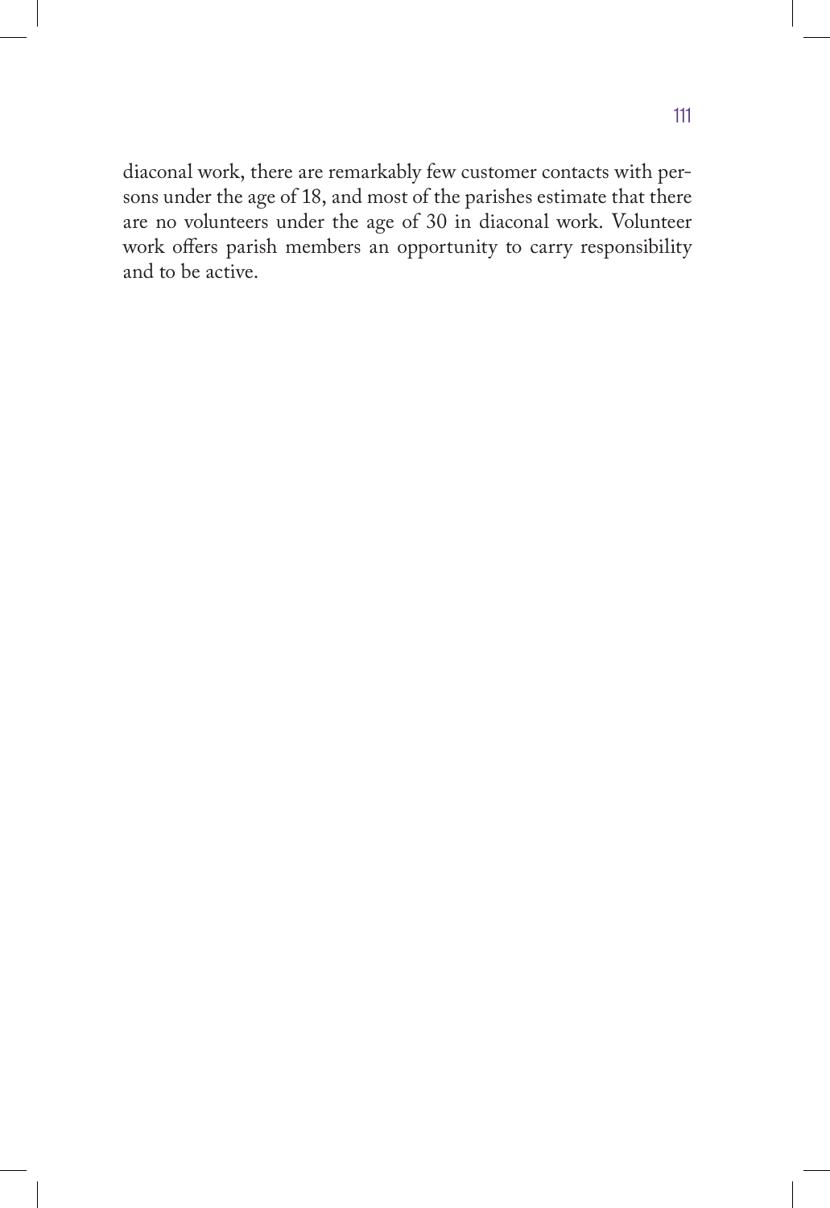diaconal work, there are remarkably few customer contacts with persons under the age of 18, and most of the parishes estimate that there are no volunteers under the age of 30 in diaconal work. Volunteer work offers parish members an opportunity to carry responsibility and to be active.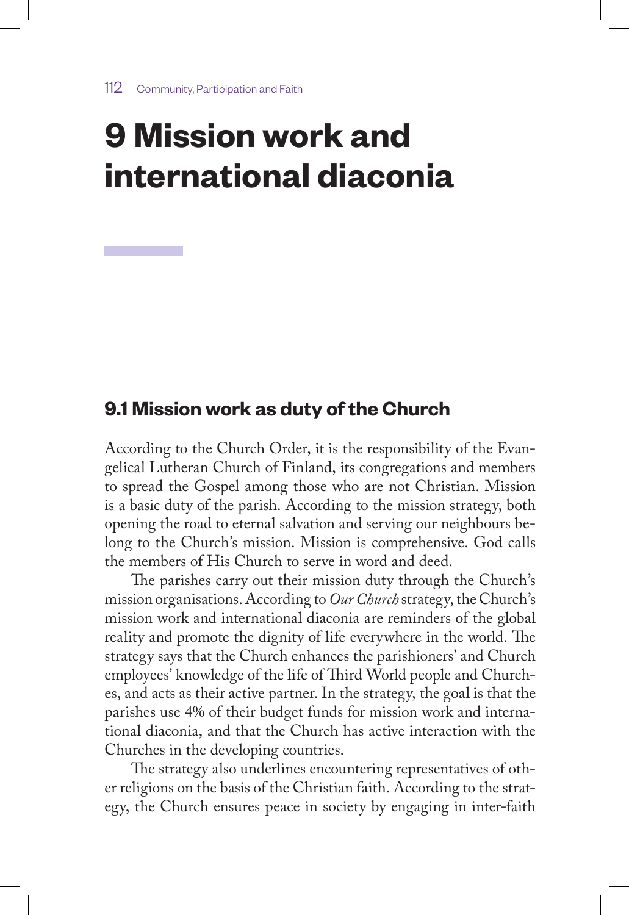# 9 Mission work and international diaconia

## 9.1 Mission work as duty of the Church

According to the Church Order, it is the responsibility of the Evangelical Lutheran Church of Finland, its congregations and members to spread the Gospel among those who are not Christian. Mission is a basic duty of the parish. According to the mission strategy, both opening the road to eternal salvation and serving our neighbours belong to the Church's mission. Mission is comprehensive. God calls the members of His Church to serve in word and deed.

The parishes carry out their mission duty through the Church's mission organisations. According to *Our Church* strategy, the Church's mission work and international diaconia are reminders of the global reality and promote the dignity of life everywhere in the world. The strategy says that the Church enhances the parishioners' and Church employees' knowledge of the life of Third World people and Churches, and acts as their active partner. In the strategy, the goal is that the parishes use 4% of their budget funds for mission work and international diaconia, and that the Church has active interaction with the Churches in the developing countries.

The strategy also underlines encountering representatives of other religions on the basis of the Christian faith. According to the strategy, the Church ensures peace in society by engaging in inter-faith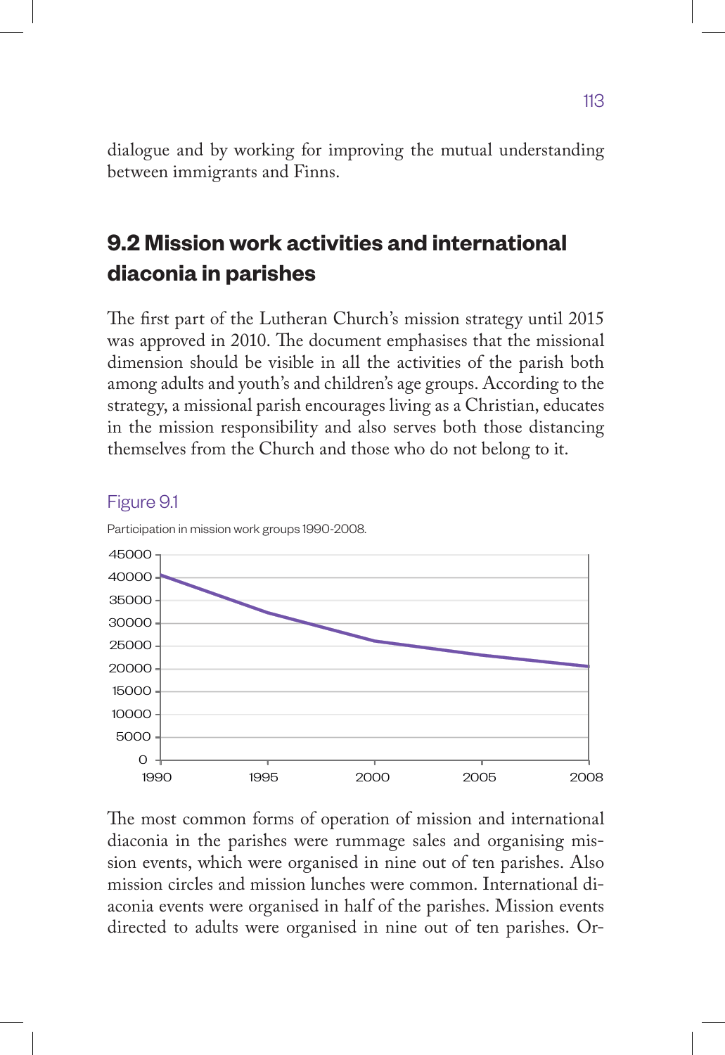dialogue and by working for improving the mutual understanding between immigrants and Finns.

## 9.2 Mission work activities and international diaconia in parishes

The first part of the Lutheran Church's mission strategy until 2015 was approved in 2010. The document emphasises that the missional dimension should be visible in all the activities of the parish both among adults and youth's and children's age groups. According to the strategy, a missional parish encourages living as a Christian, educates in the mission responsibility and also serves both those distancing themselves from the Church and those who do not belong to it.

Figure 9.1

Participation in mission work groups 1990-2008.

The most common forms of operation of mission and international diaconia in the parishes were rummage sales and organising mission events, which were organised in nine out of ten parishes. Also mission circles and mission lunches were common. International diaconia events were organised in half of the parishes. Mission events directed to adults were organised in nine out of ten parishes. Or-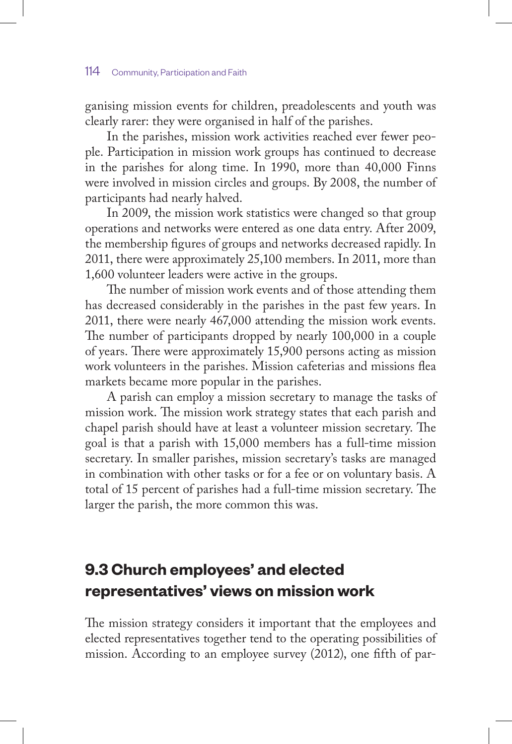ganising mission events for children, preadolescents and youth was clearly rarer: they were organised in half of the parishes.

In the parishes, mission work activities reached ever fewer people. Participation in mission work groups has continued to decrease in the parishes for along time. In 1990, more than 40,000 Finns were involved in mission circles and groups. By 2008, the number of participants had nearly halved.

In 2009, the mission work statistics were changed so that group operations and networks were entered as one data entry. After 2009, the membership figures of groups and networks decreased rapidly. In 2011, there were approximately 25,100 members. In 2011, more than 1,600 volunteer leaders were active in the groups.

The number of mission work events and of those attending them has decreased considerably in the parishes in the past few years. In 2011, there were nearly 467,000 attending the mission work events. The number of participants dropped by nearly 100,000 in a couple of years. There were approximately 15,900 persons acting as mission work volunteers in the parishes. Mission cafeterias and missions flea markets became more popular in the parishes.

A parish can employ a mission secretary to manage the tasks of mission work. The mission work strategy states that each parish and chapel parish should have at least a volunteer mission secretary. The goal is that a parish with 15,000 members has a full-time mission secretary. In smaller parishes, mission secretary's tasks are managed in combination with other tasks or for a fee or on voluntary basis. A total of 15 percent of parishes had a full-time mission secretary. The larger the parish, the more common this was.

## 9.3 Church employees' and elected representatives' views on mission work

The mission strategy considers it important that the employees and elected representatives together tend to the operating possibilities of mission. According to an employee survey (2012), one fifth of par-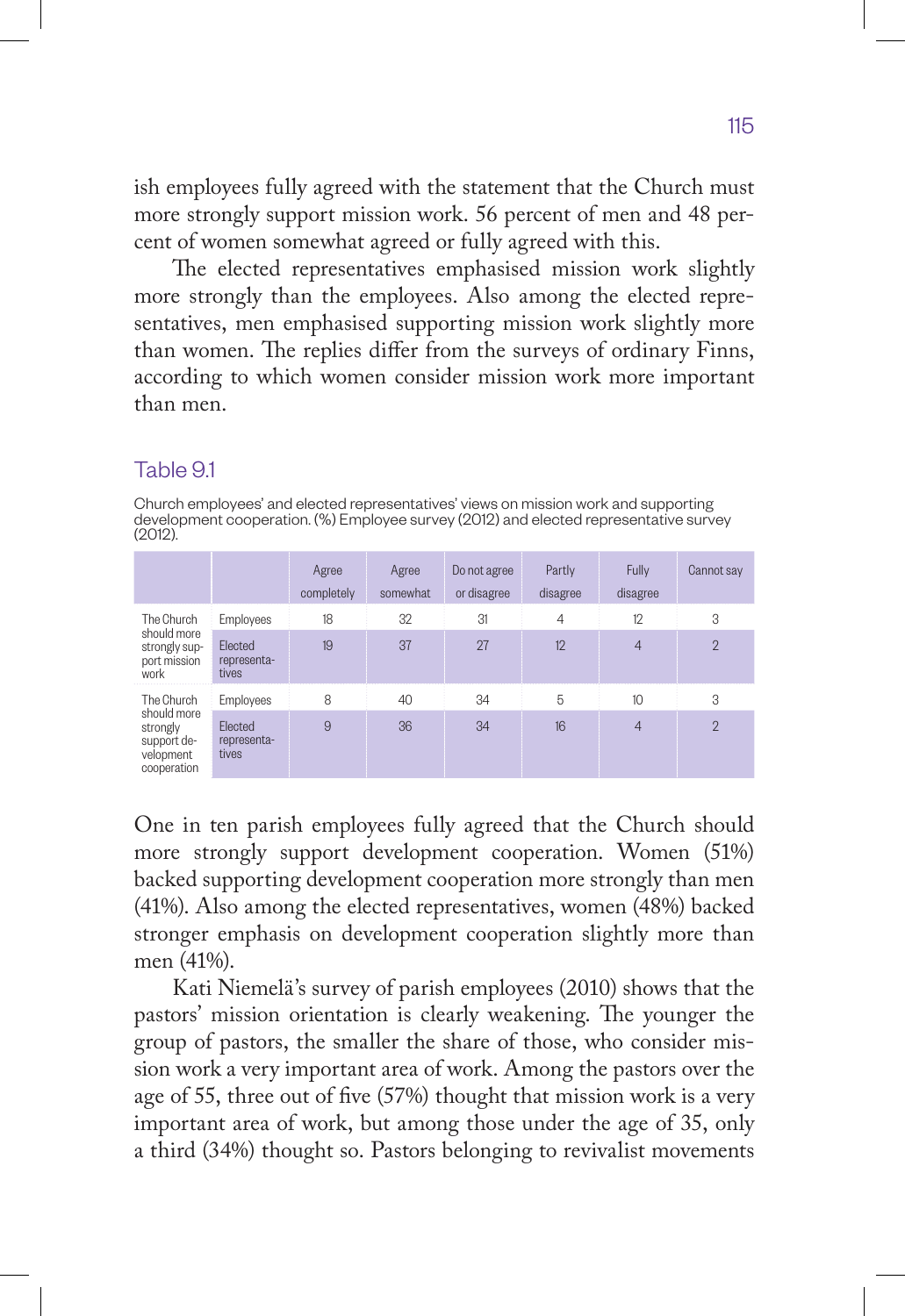ish employees fully agreed with the statement that the Church must more strongly support mission work. 56 percent of men and 48 percent of women somewhat agreed or fully agreed with this.

The elected representatives emphasised mission work slightly more strongly than the employees. Also among the elected representatives, men emphasised supporting mission work slightly more than women. The replies differ from the surveys of ordinary Finns, according to which women consider mission work more important than men.

### Table 9.1

Church employees' and elected representatives' views on mission work and supporting development cooperation. (%) Employee survey (2012) and elected representative survey (2012).

| | | Agree completely | Agree somewhat | Do not agree or disagree | Partly disagree | Fully disagree | Cannot say |
|---|---|---|---|---|---|---|---|
| The Church should more strongly support mission work | Employees | 18 | 32 | 31 | 4 | 12 | 3 |
| | Elected representatives | 19 | 37 | 27 | 12 | 4 | 2 |
| The Church should more strongly support development cooperation | Employees | 8 | 40 | 34 | 5 | 10 | 3 |
| | Elected representatives | 9 | 36 | 34 | 16 | 4 | 2 |

One in ten parish employees fully agreed that the Church should more strongly support development cooperation. Women (51%) backed supporting development cooperation more strongly than men (41%). Also among the elected representatives, women (48%) backed stronger emphasis on development cooperation slightly more than men (41%).

Kati Niemelä's survey of parish employees (2010) shows that the pastors' mission orientation is clearly weakening. The younger the group of pastors, the smaller the share of those, who consider mission work a very important area of work. Among the pastors over the age of 55, three out of five (57%) thought that mission work is a very important area of work, but among those under the age of 35, only a third (34%) thought so. Pastors belonging to revivalist movements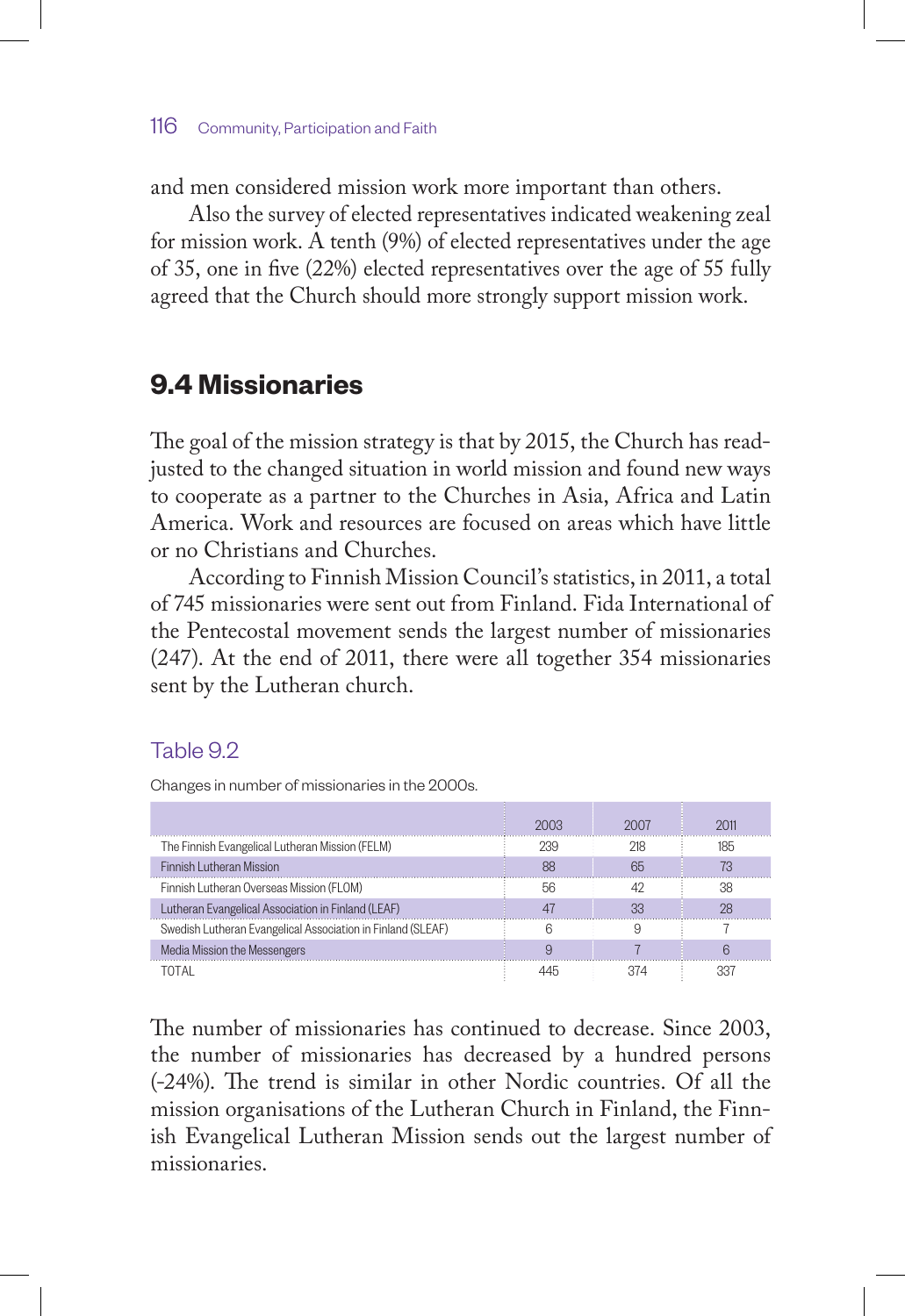and men considered mission work more important than others.

Also the survey of elected representatives indicated weakening zeal for mission work. A tenth (9%) of elected representatives under the age of 35, one in five (22%) elected representatives over the age of 55 fully agreed that the Church should more strongly support mission work.

## 9.4 Missionaries

The goal of the mission strategy is that by 2015, the Church has readjusted to the changed situation in world mission and found new ways to cooperate as a partner to the Churches in Asia, Africa and Latin America. Work and resources are focused on areas which have little or no Christians and Churches.

According to Finnish Mission Council's statistics, in 2011, a total of 745 missionaries were sent out from Finland. Fida International of the Pentecostal movement sends the largest number of missionaries (247). At the end of 2011, there were all together 354 missionaries sent by the Lutheran church.

### Table 9.2

Changes in number of missionaries in the 2000s.

| | 2003 | 2007 | 2011 |
|---|---|---|---|
| The Finnish Evangelical Lutheran Mission (FELM) | 239 | 218 | 185 |
| Finnish Lutheran Mission | 88 | 65 | 73 |
| Finnish Lutheran Overseas Mission (FLOM) | 56 | 42 | 38 |
| Lutheran Evangelical Association in Finland (LEAF) | 47 | 33 | 28 |
| Swedish Lutheran Evangelical Association in Finland (SLEAF) | 6 | 9 | 7 |
| Media Mission the Messengers | 9 | 7 | 6 |
| TOTAL | 445 | 374 | 337 |

The number of missionaries has continued to decrease. Since 2003, the number of missionaries has decreased by a hundred persons (-24%). The trend is similar in other Nordic countries. Of all the mission organisations of the Lutheran Church in Finland, the Finnish Evangelical Lutheran Mission sends out the largest number of missionaries.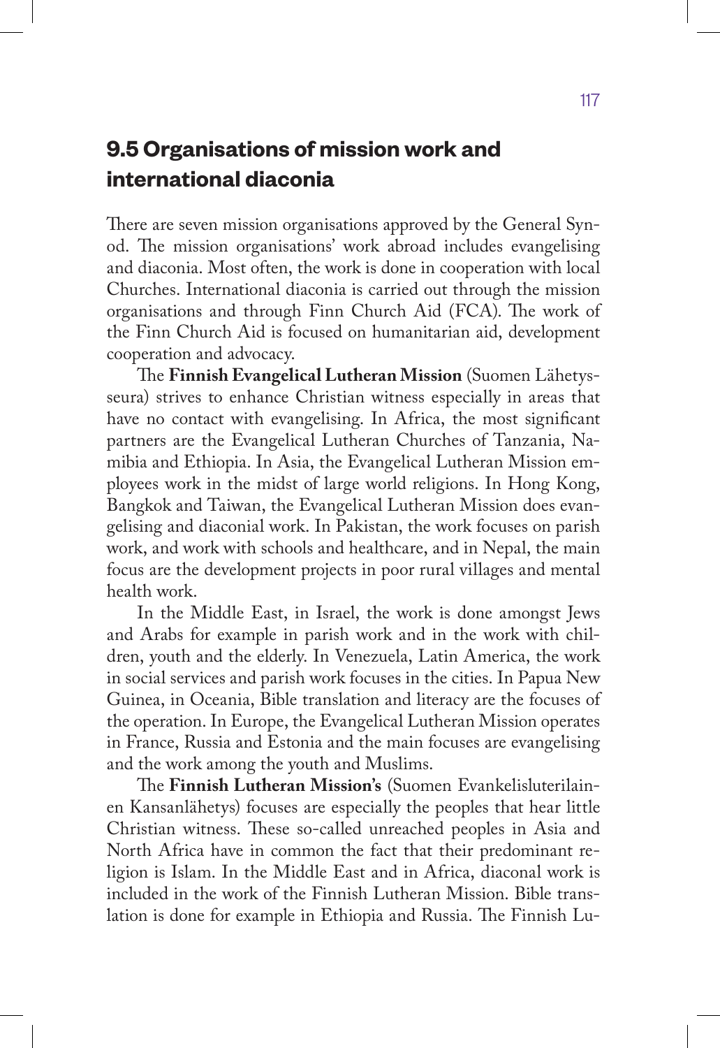## 9.5 Organisations of mission work and international diaconia

There are seven mission organisations approved by the General Synod. The mission organisations' work abroad includes evangelising and diaconia. Most often, the work is done in cooperation with local Churches. International diaconia is carried out through the mission organisations and through Finn Church Aid (FCA). The work of the Finn Church Aid is focused on humanitarian aid, development cooperation and advocacy.

The **Finnish Evangelical Lutheran Mission** (Suomen Lähetysseura) strives to enhance Christian witness especially in areas that have no contact with evangelising. In Africa, the most significant partners are the Evangelical Lutheran Churches of Tanzania, Namibia and Ethiopia. In Asia, the Evangelical Lutheran Mission employees work in the midst of large world religions. In Hong Kong, Bangkok and Taiwan, the Evangelical Lutheran Mission does evangelising and diaconial work. In Pakistan, the work focuses on parish work, and work with schools and healthcare, and in Nepal, the main focus are the development projects in poor rural villages and mental health work.

In the Middle East, in Israel, the work is done amongst Jews and Arabs for example in parish work and in the work with children, youth and the elderly. In Venezuela, Latin America, the work in social services and parish work focuses in the cities. In Papua New Guinea, in Oceania, Bible translation and literacy are the focuses of the operation. In Europe, the Evangelical Lutheran Mission operates in France, Russia and Estonia and the main focuses are evangelising and the work among the youth and Muslims.

The **Finnish Lutheran Mission's** (Suomen Evankelisluterilainen Kansanlähetys) focuses are especially the peoples that hear little Christian witness. These so-called unreached peoples in Asia and North Africa have in common the fact that their predominant religion is Islam. In the Middle East and in Africa, diaconal work is included in the work of the Finnish Lutheran Mission. Bible translation is done for example in Ethiopia and Russia. The Finnish Lu-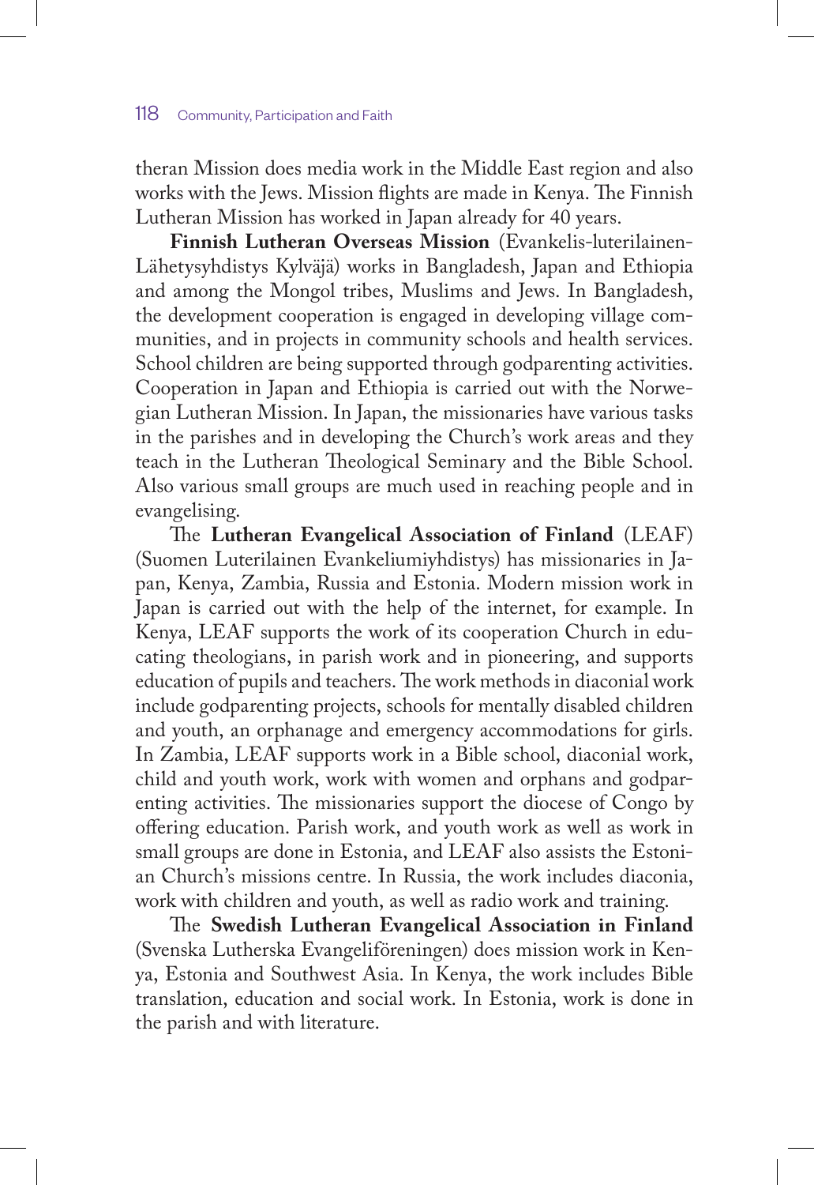theran Mission does media work in the Middle East region and also works with the Jews. Mission flights are made in Kenya. The Finnish Lutheran Mission has worked in Japan already for 40 years.

**Finnish Lutheran Overseas Mission** (Evankelis-luterilainen-Lähetysyhdistys Kylväjä) works in Bangladesh, Japan and Ethiopia and among the Mongol tribes, Muslims and Jews. In Bangladesh, the development cooperation is engaged in developing village communities, and in projects in community schools and health services. School children are being supported through godparenting activities. Cooperation in Japan and Ethiopia is carried out with the Norwegian Lutheran Mission. In Japan, the missionaries have various tasks in the parishes and in developing the Church's work areas and they teach in the Lutheran Theological Seminary and the Bible School. Also various small groups are much used in reaching people and in evangelising.

The **Lutheran Evangelical Association of Finland** (LEAF) (Suomen Luterilainen Evankeliumiyhdistys) has missionaries in Japan, Kenya, Zambia, Russia and Estonia. Modern mission work in Japan is carried out with the help of the internet, for example. In Kenya, LEAF supports the work of its cooperation Church in educating theologians, in parish work and in pioneering, and supports education of pupils and teachers. The work methods in diaconial work include godparenting projects, schools for mentally disabled children and youth, an orphanage and emergency accommodations for girls. In Zambia, LEAF supports work in a Bible school, diaconial work, child and youth work, work with women and orphans and godparenting activities. The missionaries support the diocese of Congo by offering education. Parish work, and youth work as well as work in small groups are done in Estonia, and LEAF also assists the Estonian Church's missions centre. In Russia, the work includes diaconia, work with children and youth, as well as radio work and training.

The **Swedish Lutheran Evangelical Association in Finland** (Svenska Lutherska Evangeliföreningen) does mission work in Kenya, Estonia and Southwest Asia. In Kenya, the work includes Bible translation, education and social work. In Estonia, work is done in the parish and with literature.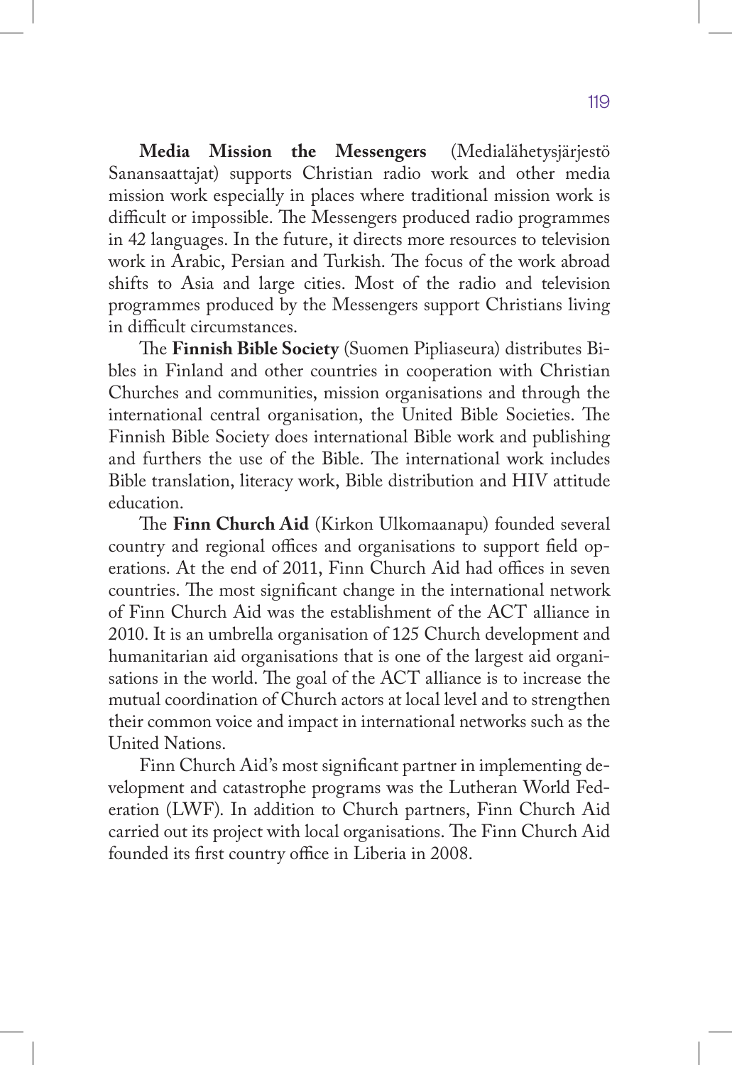**Media Mission the Messengers** (Medialähetysjärjestö Sanansaattajat) supports Christian radio work and other media mission work especially in places where traditional mission work is difficult or impossible. The Messengers produced radio programmes in 42 languages. In the future, it directs more resources to television work in Arabic, Persian and Turkish. The focus of the work abroad shifts to Asia and large cities. Most of the radio and television programmes produced by the Messengers support Christians living in difficult circumstances.

The **Finnish Bible Society** (Suomen Pipliaseura) distributes Bibles in Finland and other countries in cooperation with Christian Churches and communities, mission organisations and through the international central organisation, the United Bible Societies. The Finnish Bible Society does international Bible work and publishing and furthers the use of the Bible. The international work includes Bible translation, literacy work, Bible distribution and HIV attitude education.

The **Finn Church Aid** (Kirkon Ulkomaanapu) founded several country and regional offices and organisations to support field operations. At the end of 2011, Finn Church Aid had offices in seven countries. The most significant change in the international network of Finn Church Aid was the establishment of the ACT alliance in 2010. It is an umbrella organisation of 125 Church development and humanitarian aid organisations that is one of the largest aid organisations in the world. The goal of the ACT alliance is to increase the mutual coordination of Church actors at local level and to strengthen their common voice and impact in international networks such as the United Nations.

Finn Church Aid's most significant partner in implementing development and catastrophe programs was the Lutheran World Federation (LWF). In addition to Church partners, Finn Church Aid carried out its project with local organisations. The Finn Church Aid founded its first country office in Liberia in 2008.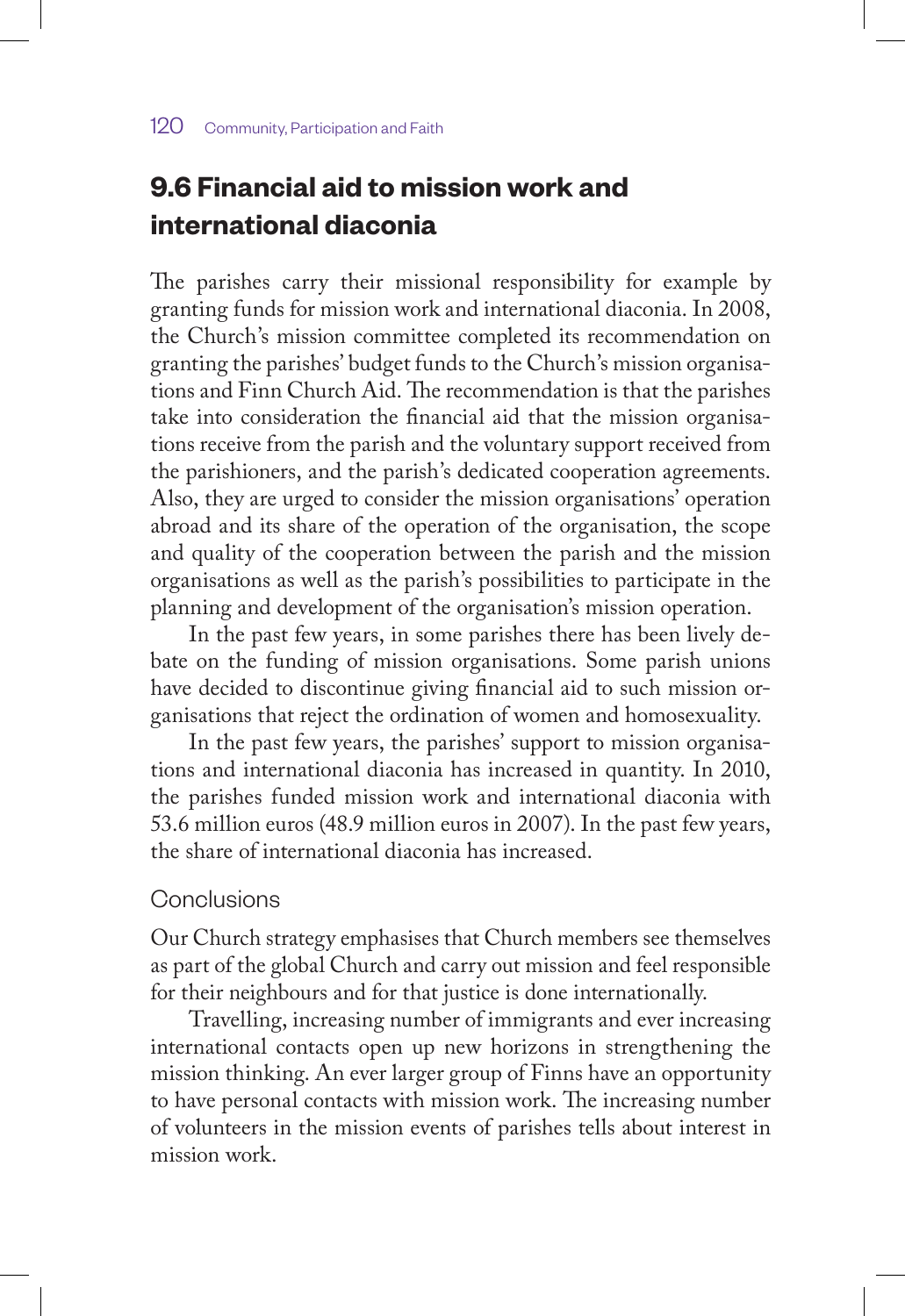## 9.6 Financial aid to mission work and international diaconia

The parishes carry their missional responsibility for example by granting funds for mission work and international diaconia. In 2008, the Church's mission committee completed its recommendation on granting the parishes' budget funds to the Church's mission organisations and Finn Church Aid. The recommendation is that the parishes take into consideration the financial aid that the mission organisations receive from the parish and the voluntary support received from the parishioners, and the parish's dedicated cooperation agreements. Also, they are urged to consider the mission organisations' operation abroad and its share of the operation of the organisation, the scope and quality of the cooperation between the parish and the mission organisations as well as the parish's possibilities to participate in the planning and development of the organisation's mission operation.

In the past few years, in some parishes there has been lively debate on the funding of mission organisations. Some parish unions have decided to discontinue giving financial aid to such mission organisations that reject the ordination of women and homosexuality.

In the past few years, the parishes' support to mission organisations and international diaconia has increased in quantity. In 2010, the parishes funded mission work and international diaconia with 53.6 million euros (48.9 million euros in 2007). In the past few years, the share of international diaconia has increased.

### Conclusions

Our Church strategy emphasises that Church members see themselves as part of the global Church and carry out mission and feel responsible for their neighbours and for that justice is done internationally.

Travelling, increasing number of immigrants and ever increasing international contacts open up new horizons in strengthening the mission thinking. An ever larger group of Finns have an opportunity to have personal contacts with mission work. The increasing number of volunteers in the mission events of parishes tells about interest in mission work.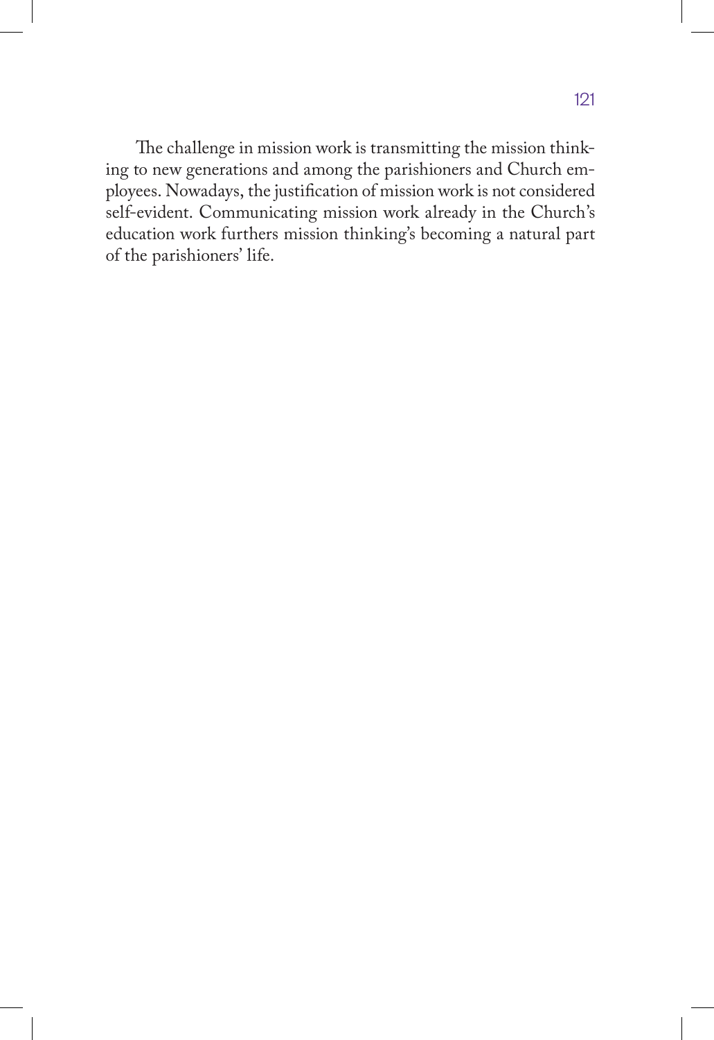The challenge in mission work is transmitting the mission thinking to new generations and among the parishioners and Church employees. Nowadays, the justification of mission work is not considered self-evident. Communicating mission work already in the Church's education work furthers mission thinking's becoming a natural part of the parishioners' life.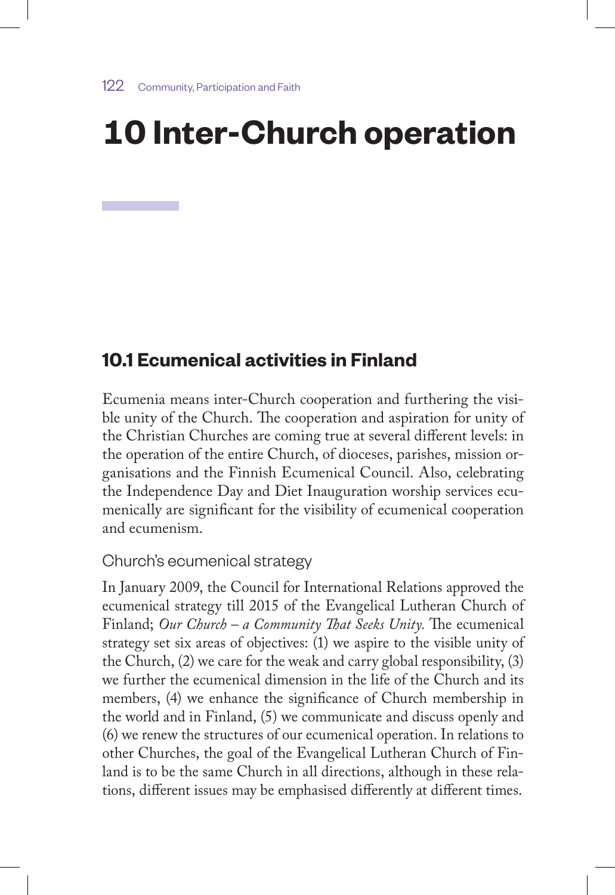# 10 Inter-Church operation

## 10.1 Ecumenical activities in Finland

Ecumenia means inter-Church cooperation and furthering the visible unity of the Church. The cooperation and aspiration for unity of the Christian Churches are coming true at several different levels: in the operation of the entire Church, of dioceses, parishes, mission organisations and the Finnish Ecumenical Council. Also, celebrating the Independence Day and Diet Inauguration worship services ecumenically are significant for the visibility of ecumenical cooperation and ecumenism.

### Church's ecumenical strategy

In January 2009, the Council for International Relations approved the ecumenical strategy till 2015 of the Evangelical Lutheran Church of Finland; *Our Church – a Community That Seeks Unity.* The ecumenical strategy set six areas of objectives: (1) we aspire to the visible unity of the Church, (2) we care for the weak and carry global responsibility, (3) we further the ecumenical dimension in the life of the Church and its members, (4) we enhance the significance of Church membership in the world and in Finland, (5) we communicate and discuss openly and (6) we renew the structures of our ecumenical operation. In relations to other Churches, the goal of the Evangelical Lutheran Church of Finland is to be the same Church in all directions, although in these relations, different issues may be emphasised differently at different times.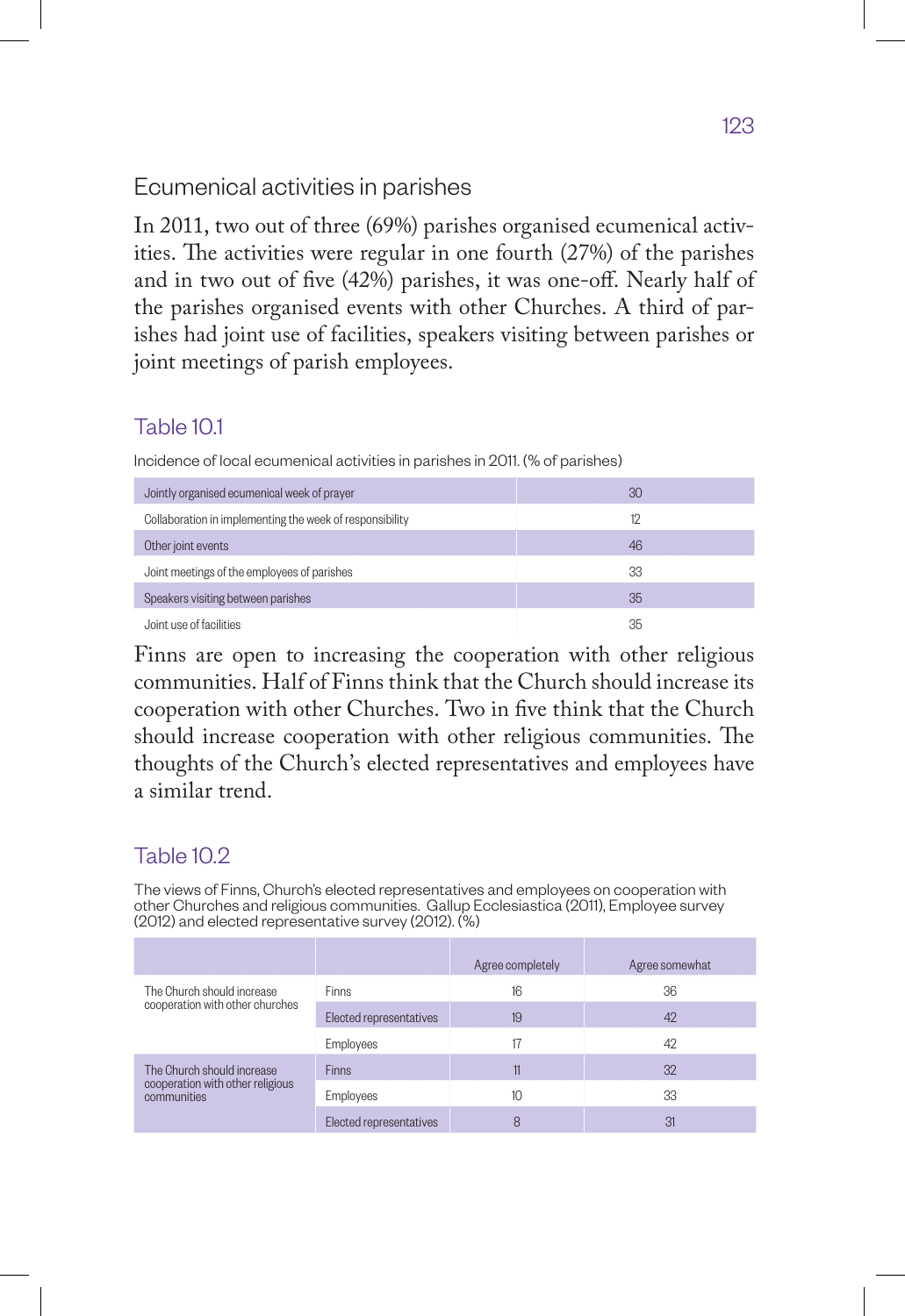## Ecumenical activities in parishes

In 2011, two out of three (69%) parishes organised ecumenical activities. The activities were regular in one fourth (27%) of the parishes and in two out of five (42%) parishes, it was one-off. Nearly half of the parishes organised events with other Churches. A third of parishes had joint use of facilities, speakers visiting between parishes or joint meetings of parish employees.

### Table 10.1

Incidence of local ecumenical activities in parishes in 2011. (% of parishes)

| | |
|---|---|
| Jointly organised ecumenical week of prayer | 30 |
| Collaboration in implementing the week of responsibility | 12 |
| Other joint events | 46 |
| Joint meetings of the employees of parishes | 33 |
| Speakers visiting between parishes | 35 |
| Joint use of facilities | 35 |

Finns are open to increasing the cooperation with other religious communities. Half of Finns think that the Church should increase its cooperation with other Churches. Two in five think that the Church should increase cooperation with other religious communities. The thoughts of the Church's elected representatives and employees have a similar trend.

### Table 10.2

The views of Finns, Church's elected representatives and employees on cooperation with other Churches and religious communities. Gallup Ecclesiastica (2011), Employee survey (2012) and elected representative survey (2012). (%)

| | | Agree completely | Agree somewhat |
|---|---|---|---|
| The Church should increase cooperation with other churches | Finns | 16 | 36 |
| | Elected representatives | 19 | 42 |
| | Employees | 17 | 42 |
| The Church should increase cooperation with other religious communities | Finns | 11 | 32 |
| | Employees | 10 | 33 |
| | Elected representatives | 8 | 31 |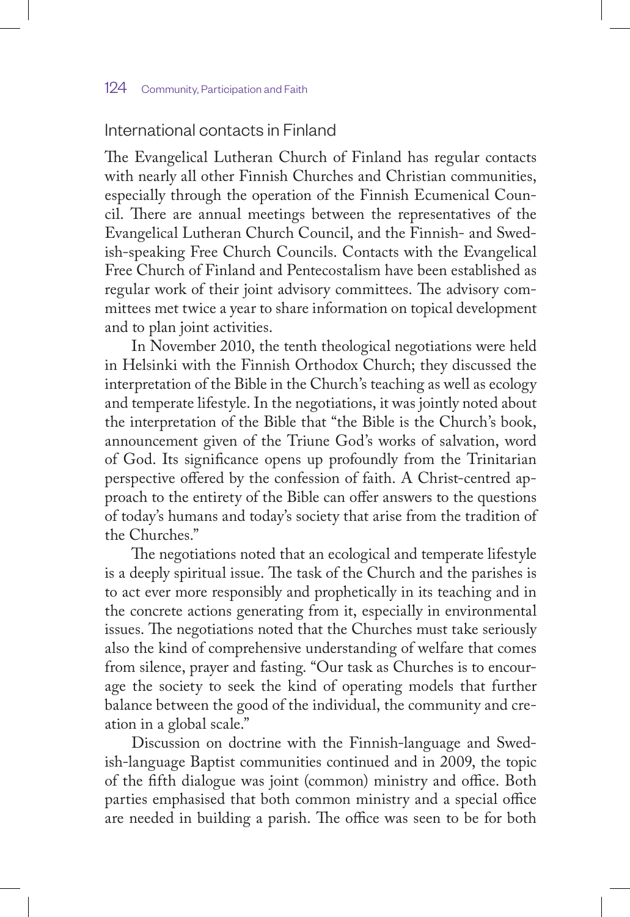## International contacts in Finland

The Evangelical Lutheran Church of Finland has regular contacts with nearly all other Finnish Churches and Christian communities, especially through the operation of the Finnish Ecumenical Council. There are annual meetings between the representatives of the Evangelical Lutheran Church Council, and the Finnish- and Swedish-speaking Free Church Councils. Contacts with the Evangelical Free Church of Finland and Pentecostalism have been established as regular work of their joint advisory committees. The advisory committees met twice a year to share information on topical development and to plan joint activities.

In November 2010, the tenth theological negotiations were held in Helsinki with the Finnish Orthodox Church; they discussed the interpretation of the Bible in the Church's teaching as well as ecology and temperate lifestyle. In the negotiations, it was jointly noted about the interpretation of the Bible that "the Bible is the Church's book, announcement given of the Triune God's works of salvation, word of God. Its significance opens up profoundly from the Trinitarian perspective offered by the confession of faith. A Christ-centred approach to the entirety of the Bible can offer answers to the questions of today's humans and today's society that arise from the tradition of the Churches."

The negotiations noted that an ecological and temperate lifestyle is a deeply spiritual issue. The task of the Church and the parishes is to act ever more responsibly and prophetically in its teaching and in the concrete actions generating from it, especially in environmental issues. The negotiations noted that the Churches must take seriously also the kind of comprehensive understanding of welfare that comes from silence, prayer and fasting. "Our task as Churches is to encourage the society to seek the kind of operating models that further balance between the good of the individual, the community and creation in a global scale."

Discussion on doctrine with the Finnish-language and Swedish-language Baptist communities continued and in 2009, the topic of the fifth dialogue was joint (common) ministry and office. Both parties emphasised that both common ministry and a special office are needed in building a parish. The office was seen to be for both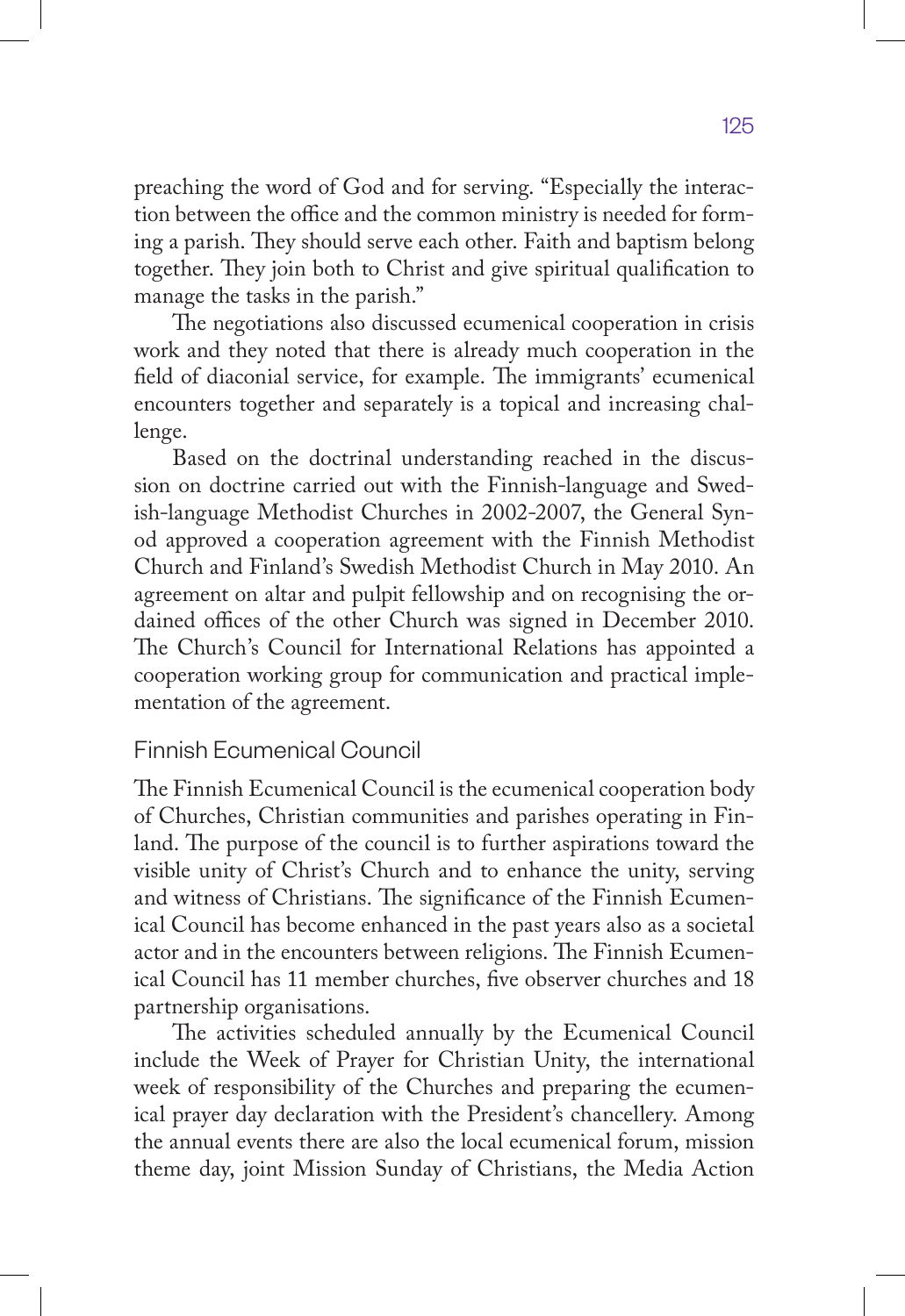preaching the word of God and for serving. "Especially the interaction between the office and the common ministry is needed for forming a parish. They should serve each other. Faith and baptism belong together. They join both to Christ and give spiritual qualification to manage the tasks in the parish."

The negotiations also discussed ecumenical cooperation in crisis work and they noted that there is already much cooperation in the field of diaconial service, for example. The immigrants' ecumenical encounters together and separately is a topical and increasing challenge.

Based on the doctrinal understanding reached in the discussion on doctrine carried out with the Finnish-language and Swedish-language Methodist Churches in 2002-2007, the General Synod approved a cooperation agreement with the Finnish Methodist Church and Finland's Swedish Methodist Church in May 2010. An agreement on altar and pulpit fellowship and on recognising the ordained offices of the other Church was signed in December 2010. The Church's Council for International Relations has appointed a cooperation working group for communication and practical implementation of the agreement.

## Finnish Ecumenical Council

The Finnish Ecumenical Council is the ecumenical cooperation body of Churches, Christian communities and parishes operating in Finland. The purpose of the council is to further aspirations toward the visible unity of Christ's Church and to enhance the unity, serving and witness of Christians. The significance of the Finnish Ecumenical Council has become enhanced in the past years also as a societal actor and in the encounters between religions. The Finnish Ecumenical Council has 11 member churches, five observer churches and 18 partnership organisations.

The activities scheduled annually by the Ecumenical Council include the Week of Prayer for Christian Unity, the international week of responsibility of the Churches and preparing the ecumenical prayer day declaration with the President's chancellery. Among the annual events there are also the local ecumenical forum, mission theme day, joint Mission Sunday of Christians, the Media Action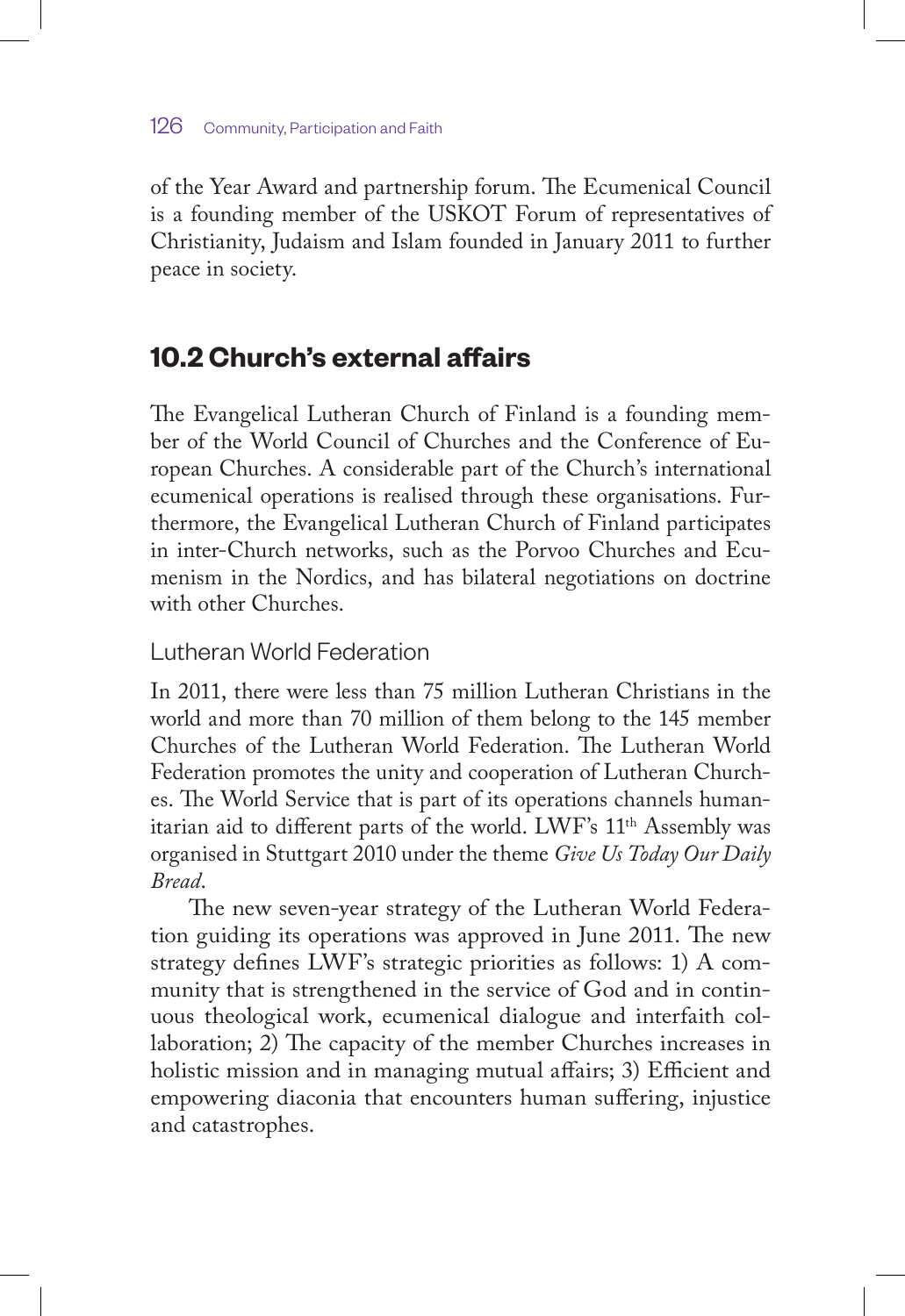of the Year Award and partnership forum. The Ecumenical Council is a founding member of the USKOT Forum of representatives of Christianity, Judaism and Islam founded in January 2011 to further peace in society.

## 10.2 Church's external affairs

The Evangelical Lutheran Church of Finland is a founding member of the World Council of Churches and the Conference of European Churches. A considerable part of the Church's international ecumenical operations is realised through these organisations. Furthermore, the Evangelical Lutheran Church of Finland participates in inter-Church networks, such as the Porvoo Churches and Ecumenism in the Nordics, and has bilateral negotiations on doctrine with other Churches.

### Lutheran World Federation

In 2011, there were less than 75 million Lutheran Christians in the world and more than 70 million of them belong to the 145 member Churches of the Lutheran World Federation. The Lutheran World Federation promotes the unity and cooperation of Lutheran Churches. The World Service that is part of its operations channels humanitarian aid to different parts of the world. LWF's 11th Assembly was organised in Stuttgart 2010 under the theme *Give Us Today Our Daily Bread*.

The new seven-year strategy of the Lutheran World Federation guiding its operations was approved in June 2011. The new strategy defines LWF's strategic priorities as follows: 1) A community that is strengthened in the service of God and in continuous theological work, ecumenical dialogue and interfaith collaboration; 2) The capacity of the member Churches increases in holistic mission and in managing mutual affairs; 3) Efficient and empowering diaconia that encounters human suffering, injustice and catastrophes.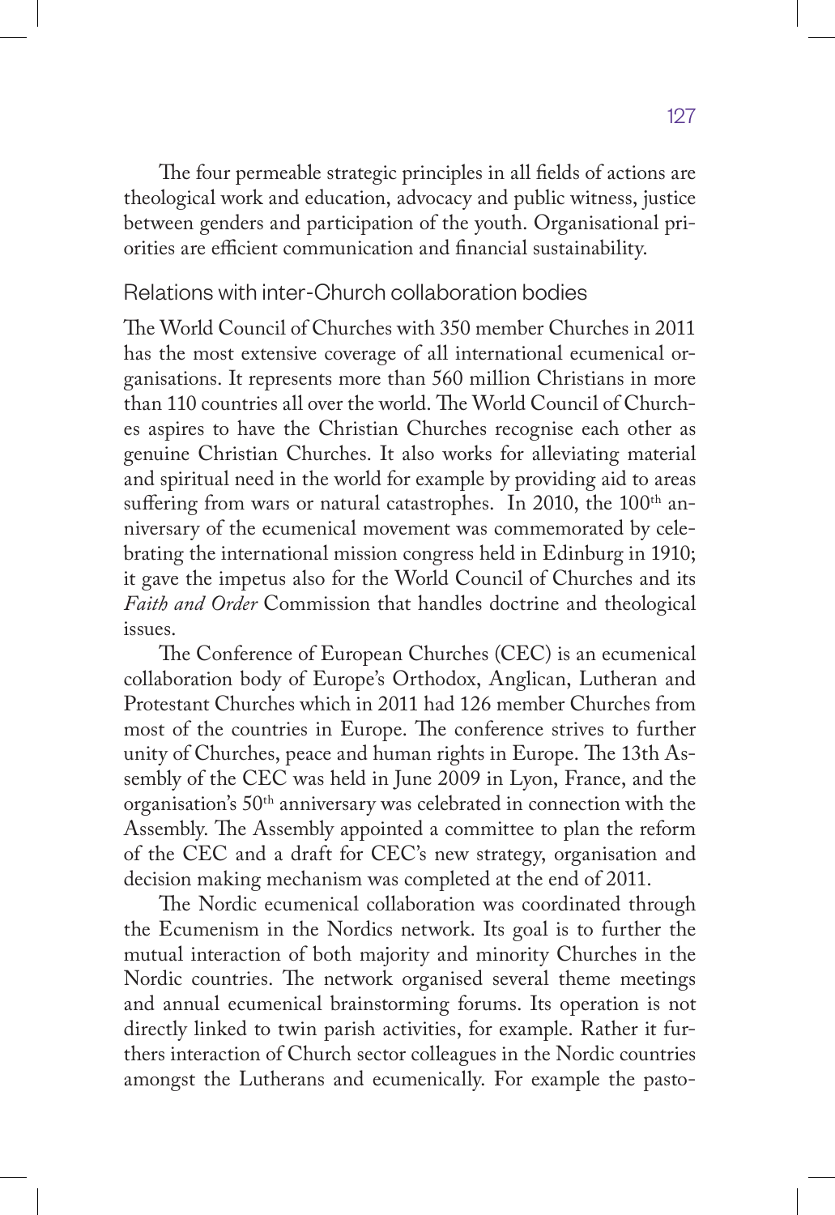The four permeable strategic principles in all fields of actions are theological work and education, advocacy and public witness, justice between genders and participation of the youth. Organisational priorities are efficient communication and financial sustainability.

## Relations with inter-Church collaboration bodies

The World Council of Churches with 350 member Churches in 2011 has the most extensive coverage of all international ecumenical organisations. It represents more than 560 million Christians in more than 110 countries all over the world. The World Council of Churches aspires to have the Christian Churches recognise each other as genuine Christian Churches. It also works for alleviating material and spiritual need in the world for example by providing aid to areas suffering from wars or natural catastrophes. In 2010, the 100th anniversary of the ecumenical movement was commemorated by celebrating the international mission congress held in Edinburg in 1910; it gave the impetus also for the World Council of Churches and its *Faith and Order* Commission that handles doctrine and theological issues.

The Conference of European Churches (CEC) is an ecumenical collaboration body of Europe's Orthodox, Anglican, Lutheran and Protestant Churches which in 2011 had 126 member Churches from most of the countries in Europe. The conference strives to further unity of Churches, peace and human rights in Europe. The 13th Assembly of the CEC was held in June 2009 in Lyon, France, and the organisation's 50th anniversary was celebrated in connection with the Assembly. The Assembly appointed a committee to plan the reform of the CEC and a draft for CEC's new strategy, organisation and decision making mechanism was completed at the end of 2011.

The Nordic ecumenical collaboration was coordinated through the Ecumenism in the Nordics network. Its goal is to further the mutual interaction of both majority and minority Churches in the Nordic countries. The network organised several theme meetings and annual ecumenical brainstorming forums. Its operation is not directly linked to twin parish activities, for example. Rather it furthers interaction of Church sector colleagues in the Nordic countries amongst the Lutherans and ecumenically. For example the pasto-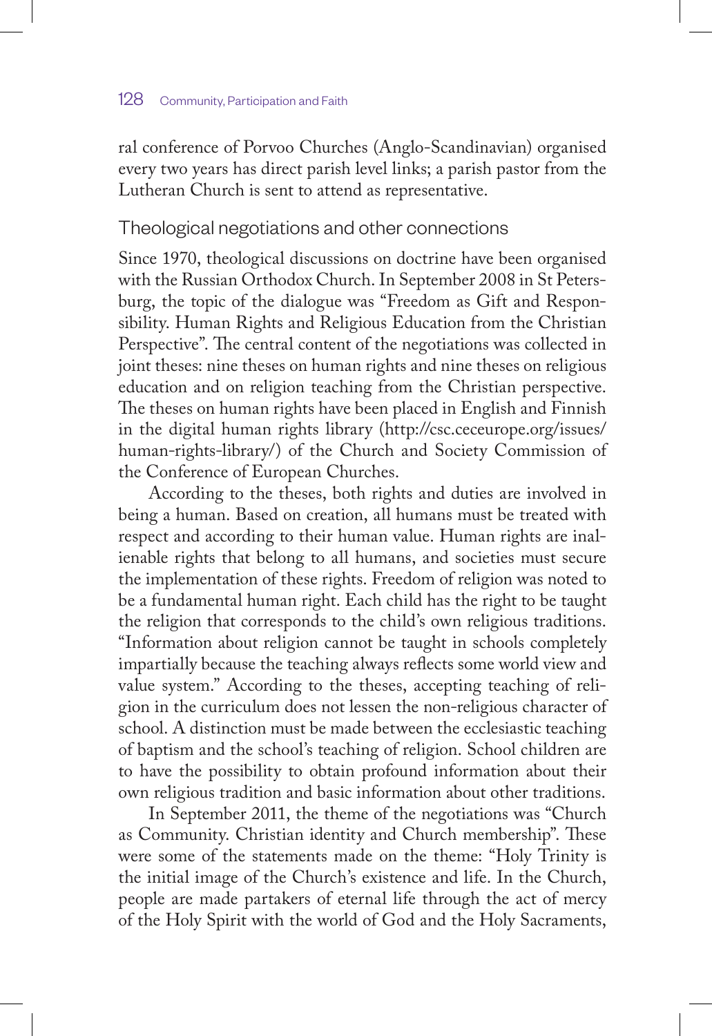ral conference of Porvoo Churches (Anglo-Scandinavian) organised every two years has direct parish level links; a parish pastor from the Lutheran Church is sent to attend as representative.

## Theological negotiations and other connections

Since 1970, theological discussions on doctrine have been organised with the Russian Orthodox Church. In September 2008 in St Petersburg, the topic of the dialogue was "Freedom as Gift and Responsibility. Human Rights and Religious Education from the Christian Perspective". The central content of the negotiations was collected in joint theses: nine theses on human rights and nine theses on religious education and on religion teaching from the Christian perspective. The theses on human rights have been placed in English and Finnish in the digital human rights library (http://csc.ceceurope.org/issues/human-rights-library/) of the Church and Society Commission of the Conference of European Churches.

According to the theses, both rights and duties are involved in being a human. Based on creation, all humans must be treated with respect and according to their human value. Human rights are inalienable rights that belong to all humans, and societies must secure the implementation of these rights. Freedom of religion was noted to be a fundamental human right. Each child has the right to be taught the religion that corresponds to the child's own religious traditions. "Information about religion cannot be taught in schools completely impartially because the teaching always reflects some world view and value system." According to the theses, accepting teaching of religion in the curriculum does not lessen the non-religious character of school. A distinction must be made between the ecclesiastic teaching of baptism and the school's teaching of religion. School children are to have the possibility to obtain profound information about their own religious tradition and basic information about other traditions.

In September 2011, the theme of the negotiations was "Church as Community. Christian identity and Church membership". These were some of the statements made on the theme: "Holy Trinity is the initial image of the Church's existence and life. In the Church, people are made partakers of eternal life through the act of mercy of the Holy Spirit with the world of God and the Holy Sacraments,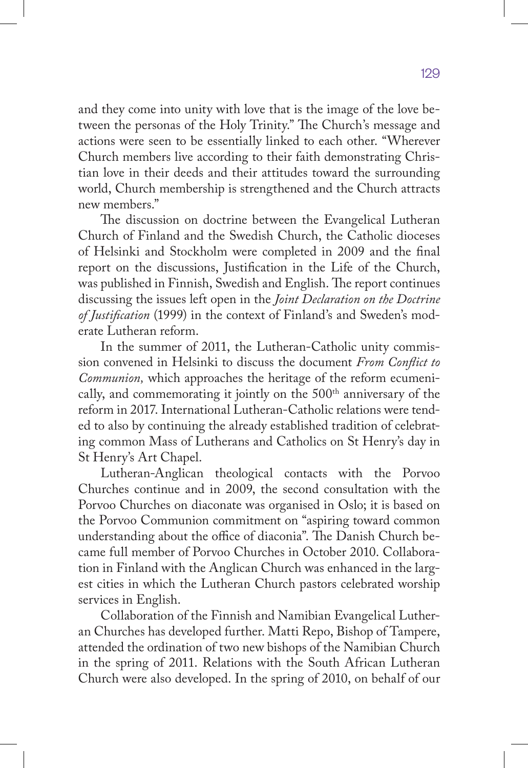and they come into unity with love that is the image of the love between the personas of the Holy Trinity." The Church's message and actions were seen to be essentially linked to each other. "Wherever Church members live according to their faith demonstrating Christian love in their deeds and their attitudes toward the surrounding world, Church membership is strengthened and the Church attracts new members."

The discussion on doctrine between the Evangelical Lutheran Church of Finland and the Swedish Church, the Catholic dioceses of Helsinki and Stockholm were completed in 2009 and the final report on the discussions, Justification in the Life of the Church, was published in Finnish, Swedish and English. The report continues discussing the issues left open in the *Joint Declaration on the Doctrine of Justification* (1999) in the context of Finland's and Sweden's moderate Lutheran reform.

In the summer of 2011, the Lutheran-Catholic unity commission convened in Helsinki to discuss the document *From Conflict to Communion,* which approaches the heritage of the reform ecumenically, and commemorating it jointly on the 500th anniversary of the reform in 2017. International Lutheran-Catholic relations were tended to also by continuing the already established tradition of celebrating common Mass of Lutherans and Catholics on St Henry's day in St Henry's Art Chapel.

Lutheran-Anglican theological contacts with the Porvoo Churches continue and in 2009, the second consultation with the Porvoo Churches on diaconate was organised in Oslo; it is based on the Porvoo Communion commitment on "aspiring toward common understanding about the office of diaconia". The Danish Church became full member of Porvoo Churches in October 2010. Collaboration in Finland with the Anglican Church was enhanced in the largest cities in which the Lutheran Church pastors celebrated worship services in English.

Collaboration of the Finnish and Namibian Evangelical Lutheran Churches has developed further. Matti Repo, Bishop of Tampere, attended the ordination of two new bishops of the Namibian Church in the spring of 2011. Relations with the South African Lutheran Church were also developed. In the spring of 2010, on behalf of our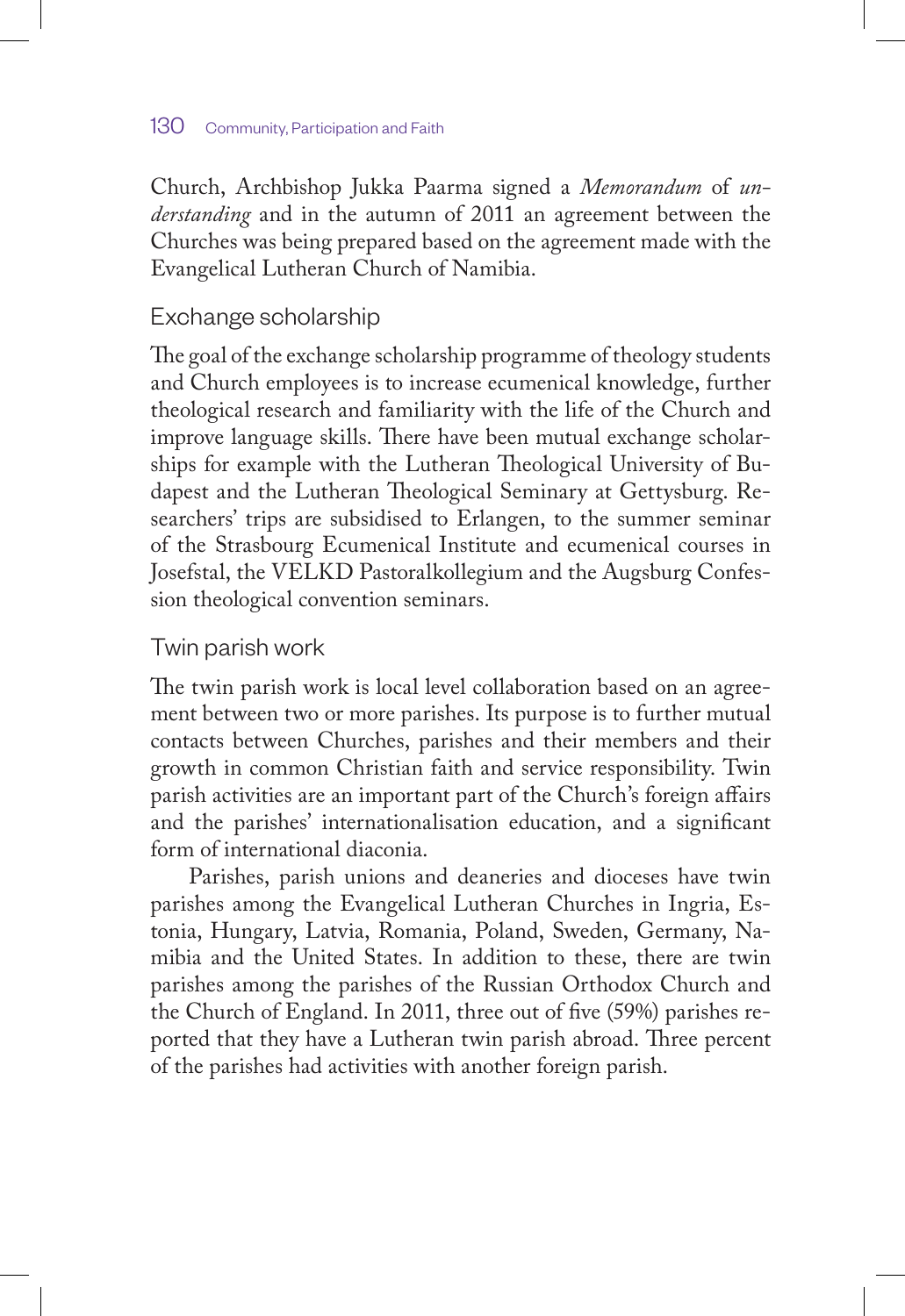Church, Archbishop Jukka Paarma signed a *Memorandum* of *understanding* and in the autumn of 2011 an agreement between the Churches was being prepared based on the agreement made with the Evangelical Lutheran Church of Namibia.

### Exchange scholarship

The goal of the exchange scholarship programme of theology students and Church employees is to increase ecumenical knowledge, further theological research and familiarity with the life of the Church and improve language skills. There have been mutual exchange scholarships for example with the Lutheran Theological University of Budapest and the Lutheran Theological Seminary at Gettysburg. Researchers' trips are subsidised to Erlangen, to the summer seminar of the Strasbourg Ecumenical Institute and ecumenical courses in Josefstal, the VELKD Pastoralkollegium and the Augsburg Confession theological convention seminars.

### Twin parish work

The twin parish work is local level collaboration based on an agreement between two or more parishes. Its purpose is to further mutual contacts between Churches, parishes and their members and their growth in common Christian faith and service responsibility. Twin parish activities are an important part of the Church's foreign affairs and the parishes' internationalisation education, and a significant form of international diaconia.

Parishes, parish unions and deaneries and dioceses have twin parishes among the Evangelical Lutheran Churches in Ingria, Estonia, Hungary, Latvia, Romania, Poland, Sweden, Germany, Namibia and the United States. In addition to these, there are twin parishes among the parishes of the Russian Orthodox Church and the Church of England. In 2011, three out of five (59%) parishes reported that they have a Lutheran twin parish abroad. Three percent of the parishes had activities with another foreign parish.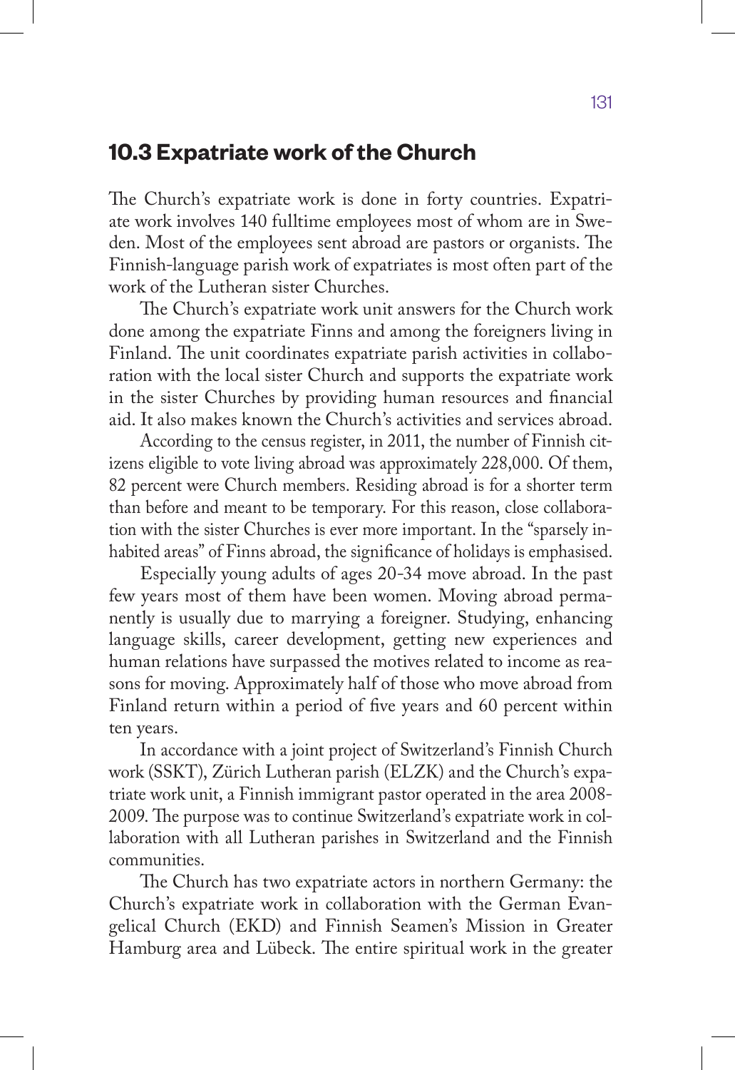## 10.3 Expatriate work of the Church

The Church's expatriate work is done in forty countries. Expatriate work involves 140 fulltime employees most of whom are in Sweden. Most of the employees sent abroad are pastors or organists. The Finnish-language parish work of expatriates is most often part of the work of the Lutheran sister Churches.

The Church's expatriate work unit answers for the Church work done among the expatriate Finns and among the foreigners living in Finland. The unit coordinates expatriate parish activities in collaboration with the local sister Church and supports the expatriate work in the sister Churches by providing human resources and financial aid. It also makes known the Church's activities and services abroad.

According to the census register, in 2011, the number of Finnish citizens eligible to vote living abroad was approximately 228,000. Of them, 82 percent were Church members. Residing abroad is for a shorter term than before and meant to be temporary. For this reason, close collaboration with the sister Churches is ever more important. In the "sparsely inhabited areas" of Finns abroad, the significance of holidays is emphasised.

Especially young adults of ages 20-34 move abroad. In the past few years most of them have been women. Moving abroad permanently is usually due to marrying a foreigner. Studying, enhancing language skills, career development, getting new experiences and human relations have surpassed the motives related to income as reasons for moving. Approximately half of those who move abroad from Finland return within a period of five years and 60 percent within ten years.

In accordance with a joint project of Switzerland's Finnish Church work (SSKT), Zürich Lutheran parish (ELZK) and the Church's expatriate work unit, a Finnish immigrant pastor operated in the area 2008-2009. The purpose was to continue Switzerland's expatriate work in collaboration with all Lutheran parishes in Switzerland and the Finnish communities.

The Church has two expatriate actors in northern Germany: the Church's expatriate work in collaboration with the German Evangelical Church (EKD) and Finnish Seamen's Mission in Greater Hamburg area and Lübeck. The entire spiritual work in the greater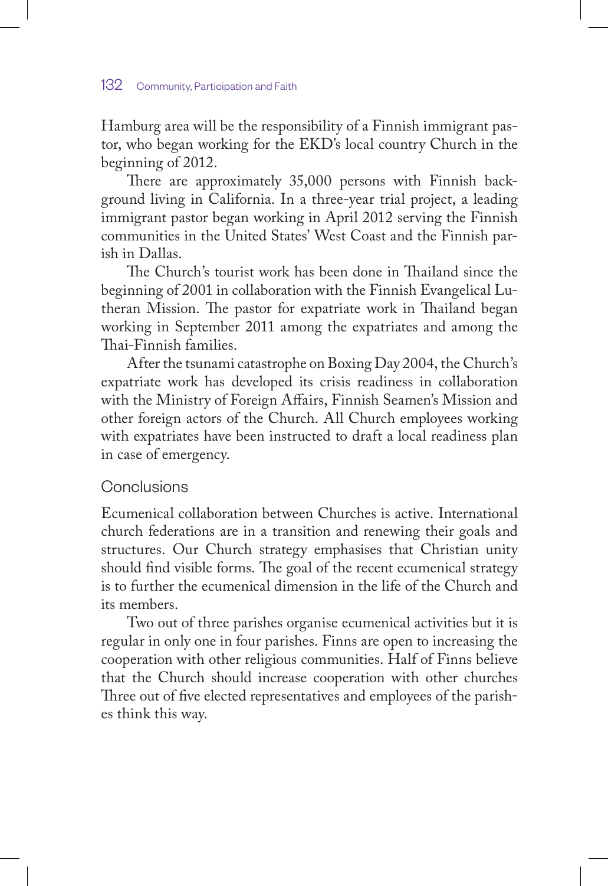Hamburg area will be the responsibility of a Finnish immigrant pastor, who began working for the EKD's local country Church in the beginning of 2012.

There are approximately 35,000 persons with Finnish background living in California. In a three-year trial project, a leading immigrant pastor began working in April 2012 serving the Finnish communities in the United States' West Coast and the Finnish parish in Dallas.

The Church's tourist work has been done in Thailand since the beginning of 2001 in collaboration with the Finnish Evangelical Lutheran Mission. The pastor for expatriate work in Thailand began working in September 2011 among the expatriates and among the Thai-Finnish families.

After the tsunami catastrophe on Boxing Day 2004, the Church's expatriate work has developed its crisis readiness in collaboration with the Ministry of Foreign Affairs, Finnish Seamen's Mission and other foreign actors of the Church. All Church employees working with expatriates have been instructed to draft a local readiness plan in case of emergency.

## Conclusions

Ecumenical collaboration between Churches is active. International church federations are in a transition and renewing their goals and structures. Our Church strategy emphasises that Christian unity should find visible forms. The goal of the recent ecumenical strategy is to further the ecumenical dimension in the life of the Church and its members.

Two out of three parishes organise ecumenical activities but it is regular in only one in four parishes. Finns are open to increasing the cooperation with other religious communities. Half of Finns believe that the Church should increase cooperation with other churches Three out of five elected representatives and employees of the parishes think this way.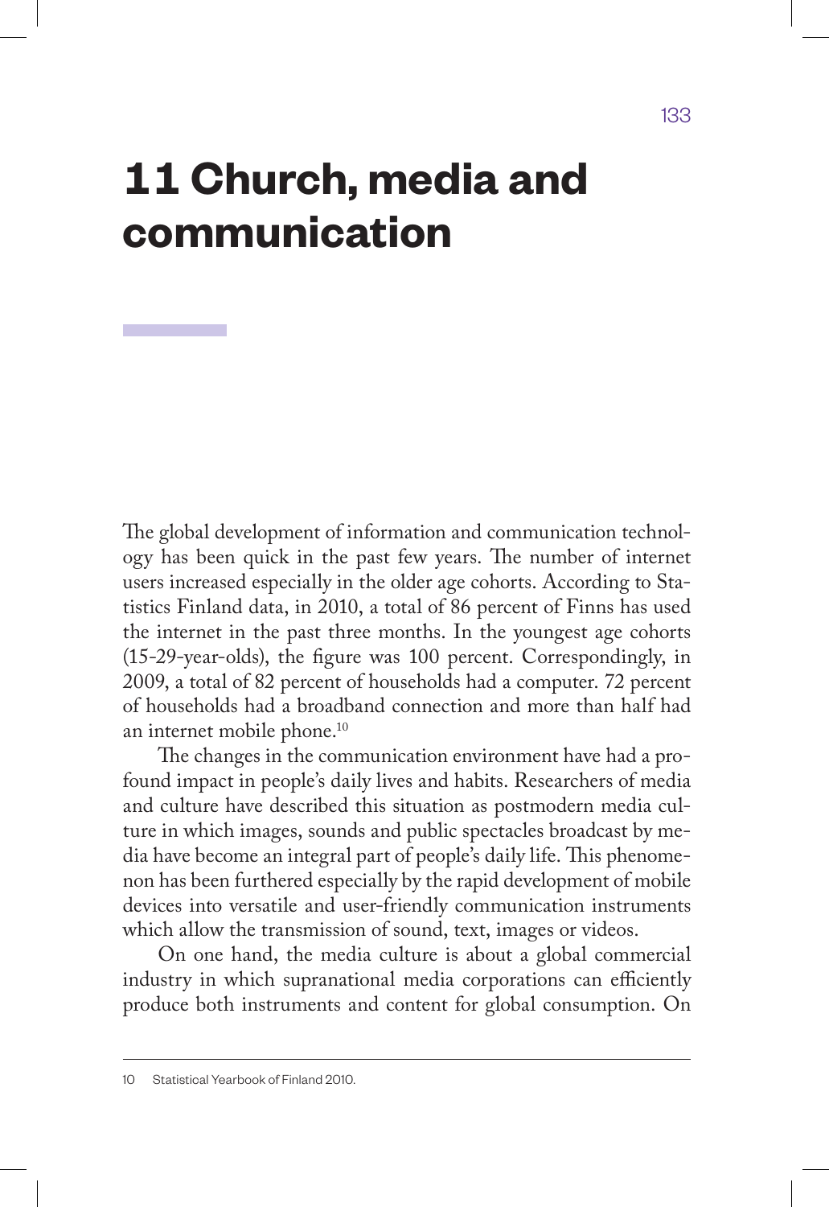# 11 Church, media and communication

The global development of information and communication technology has been quick in the past few years. The number of internet users increased especially in the older age cohorts. According to Statistics Finland data, in 2010, a total of 86 percent of Finns has used the internet in the past three months. In the youngest age cohorts (15-29-year-olds), the figure was 100 percent. Correspondingly, in 2009, a total of 82 percent of households had a computer. 72 percent of households had a broadband connection and more than half had an internet mobile phone.[10]

The changes in the communication environment have had a profound impact in people's daily lives and habits. Researchers of media and culture have described this situation as postmodern media culture in which images, sounds and public spectacles broadcast by media have become an integral part of people's daily life. This phenomenon has been furthered especially by the rapid development of mobile devices into versatile and user-friendly communication instruments which allow the transmission of sound, text, images or videos.

On one hand, the media culture is about a global commercial industry in which supranational media corporations can efficiently produce both instruments and content for global consumption. On

---

10 Statistical Yearbook of Finland 2010.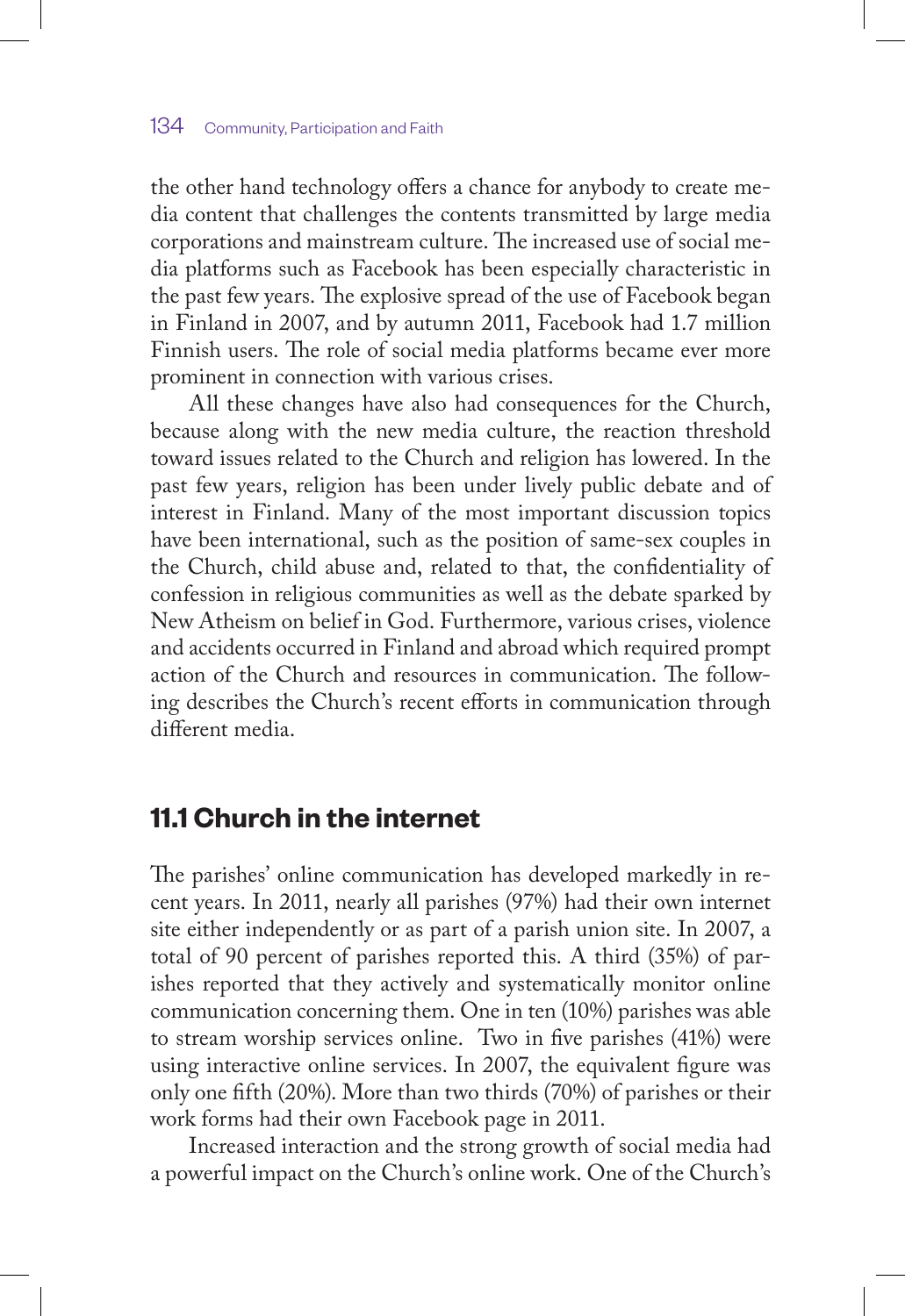the other hand technology offers a chance for anybody to create media content that challenges the contents transmitted by large media corporations and mainstream culture. The increased use of social media platforms such as Facebook has been especially characteristic in the past few years. The explosive spread of the use of Facebook began in Finland in 2007, and by autumn 2011, Facebook had 1.7 million Finnish users. The role of social media platforms became ever more prominent in connection with various crises.

All these changes have also had consequences for the Church, because along with the new media culture, the reaction threshold toward issues related to the Church and religion has lowered. In the past few years, religion has been under lively public debate and of interest in Finland. Many of the most important discussion topics have been international, such as the position of same-sex couples in the Church, child abuse and, related to that, the confidentiality of confession in religious communities as well as the debate sparked by New Atheism on belief in God. Furthermore, various crises, violence and accidents occurred in Finland and abroad which required prompt action of the Church and resources in communication. The following describes the Church's recent efforts in communication through different media.

## 11.1 Church in the internet

The parishes' online communication has developed markedly in recent years. In 2011, nearly all parishes (97%) had their own internet site either independently or as part of a parish union site. In 2007, a total of 90 percent of parishes reported this. A third (35%) of parishes reported that they actively and systematically monitor online communication concerning them. One in ten (10%) parishes was able to stream worship services online. Two in five parishes (41%) were using interactive online services. In 2007, the equivalent figure was only one fifth (20%). More than two thirds (70%) of parishes or their work forms had their own Facebook page in 2011.

Increased interaction and the strong growth of social media had a powerful impact on the Church's online work. One of the Church's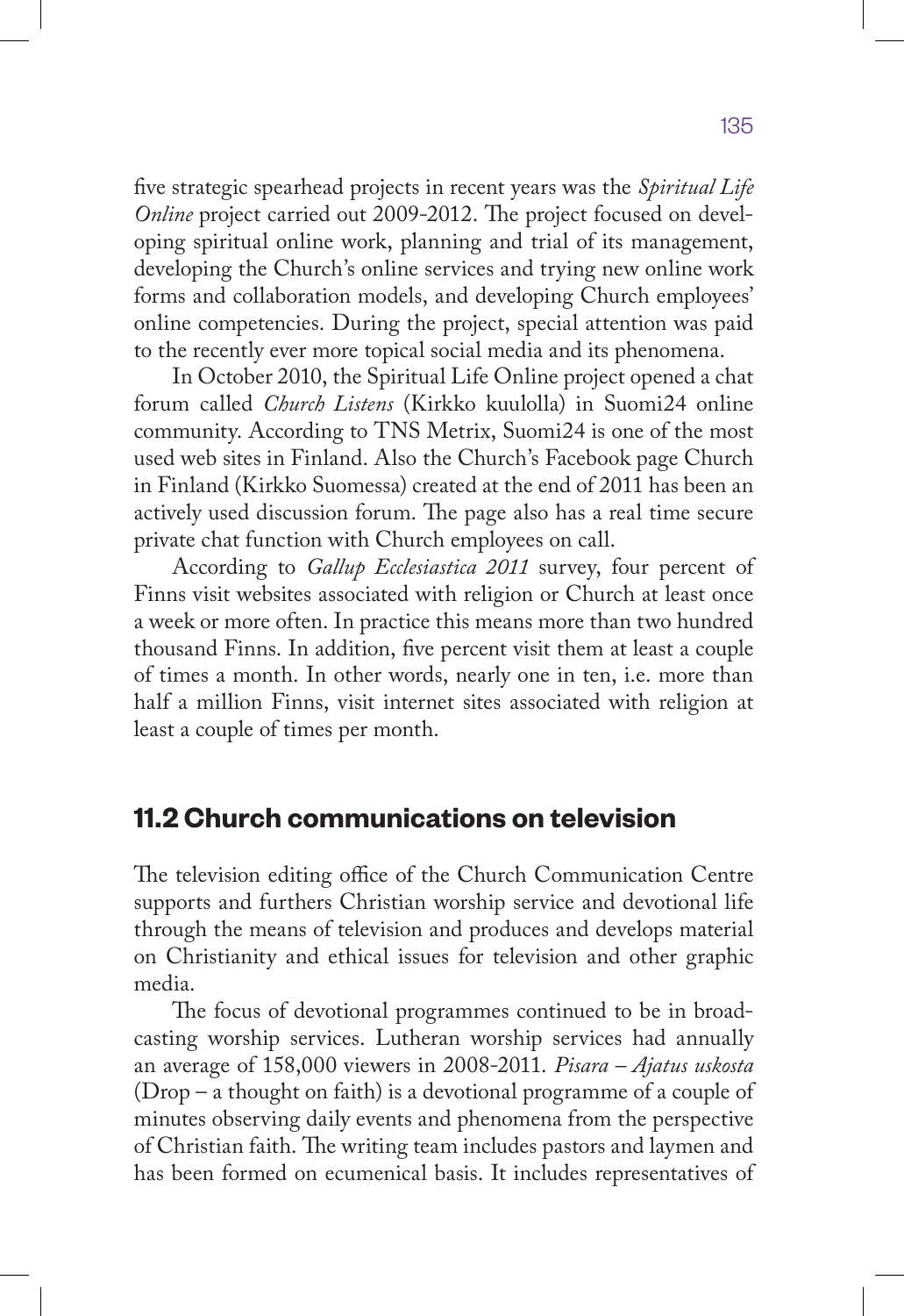five strategic spearhead projects in recent years was the *Spiritual Life Online* project carried out 2009-2012. The project focused on developing spiritual online work, planning and trial of its management, developing the Church's online services and trying new online work forms and collaboration models, and developing Church employees' online competencies. During the project, special attention was paid to the recently ever more topical social media and its phenomena.

In October 2010, the Spiritual Life Online project opened a chat forum called *Church Listens* (Kirkko kuulolla) in Suomi24 online community. According to TNS Metrix, Suomi24 is one of the most used web sites in Finland. Also the Church's Facebook page Church in Finland (Kirkko Suomessa) created at the end of 2011 has been an actively used discussion forum. The page also has a real time secure private chat function with Church employees on call.

According to *Gallup Ecclesiastica 2011* survey, four percent of Finns visit websites associated with religion or Church at least once a week or more often. In practice this means more than two hundred thousand Finns. In addition, five percent visit them at least a couple of times a month. In other words, nearly one in ten, i.e. more than half a million Finns, visit internet sites associated with religion at least a couple of times per month.

## 11.2 Church communications on television

The television editing office of the Church Communication Centre supports and furthers Christian worship service and devotional life through the means of television and produces and develops material on Christianity and ethical issues for television and other graphic media.

The focus of devotional programmes continued to be in broadcasting worship services. Lutheran worship services had annually an average of 158,000 viewers in 2008-2011. *Pisara – Ajatus uskosta* (Drop – a thought on faith) is a devotional programme of a couple of minutes observing daily events and phenomena from the perspective of Christian faith. The writing team includes pastors and laymen and has been formed on ecumenical basis. It includes representatives of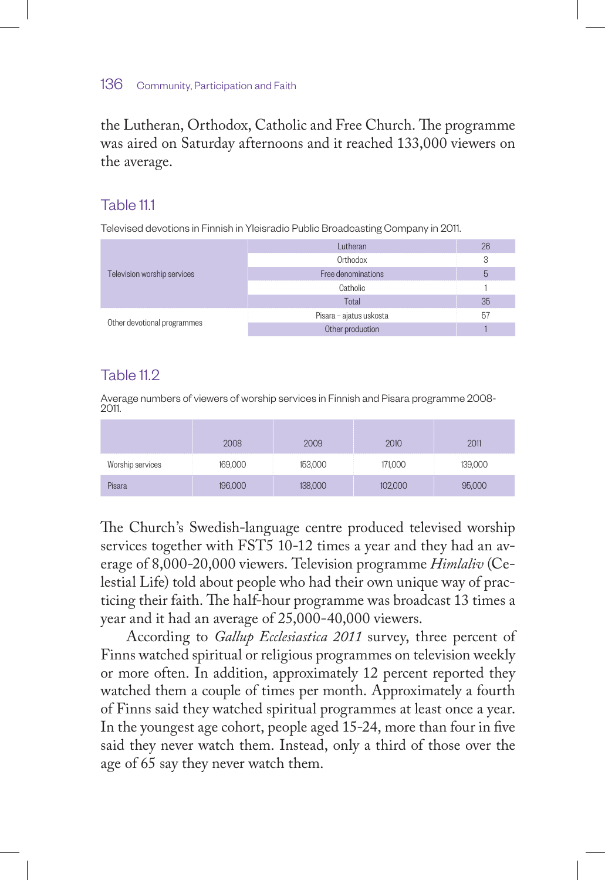the Lutheran, Orthodox, Catholic and Free Church. The programme was aired on Saturday afternoons and it reached 133,000 viewers on the average.

### Table 11.1

Televised devotions in Finnish in Yleisradio Public Broadcasting Company in 2011.

| | | |
|---|---|---|
| Television worship services | Lutheran | 26 |
| | Orthodox | 3 |
| | Free denominations | 5 |
| | Catholic | 1 |
| | Total | 35 |
| Other devotional programmes | Pisara – ajatus uskosta | 57 |
| | Other production | 1 |

### Table 11.2

Average numbers of viewers of worship services in Finnish and Pisara programme 2008-2011.

| | 2008 | 2009 | 2010 | 2011 |
|---|---|---|---|---|
| Worship services | 169,000 | 153,000 | 171,000 | 139,000 |
| Pisara | 196,000 | 138,000 | 102,000 | 95,000 |

The Church's Swedish-language centre produced televised worship services together with FST5 10-12 times a year and they had an average of 8,000-20,000 viewers. Television programme *Himlaliv* (Celestial Life) told about people who had their own unique way of practicing their faith. The half-hour programme was broadcast 13 times a year and it had an average of 25,000-40,000 viewers.

According to *Gallup Ecclesiastica 2011* survey, three percent of Finns watched spiritual or religious programmes on television weekly or more often. In addition, approximately 12 percent reported they watched them a couple of times per month. Approximately a fourth of Finns said they watched spiritual programmes at least once a year. In the youngest age cohort, people aged 15-24, more than four in five said they never watch them. Instead, only a third of those over the age of 65 say they never watch them.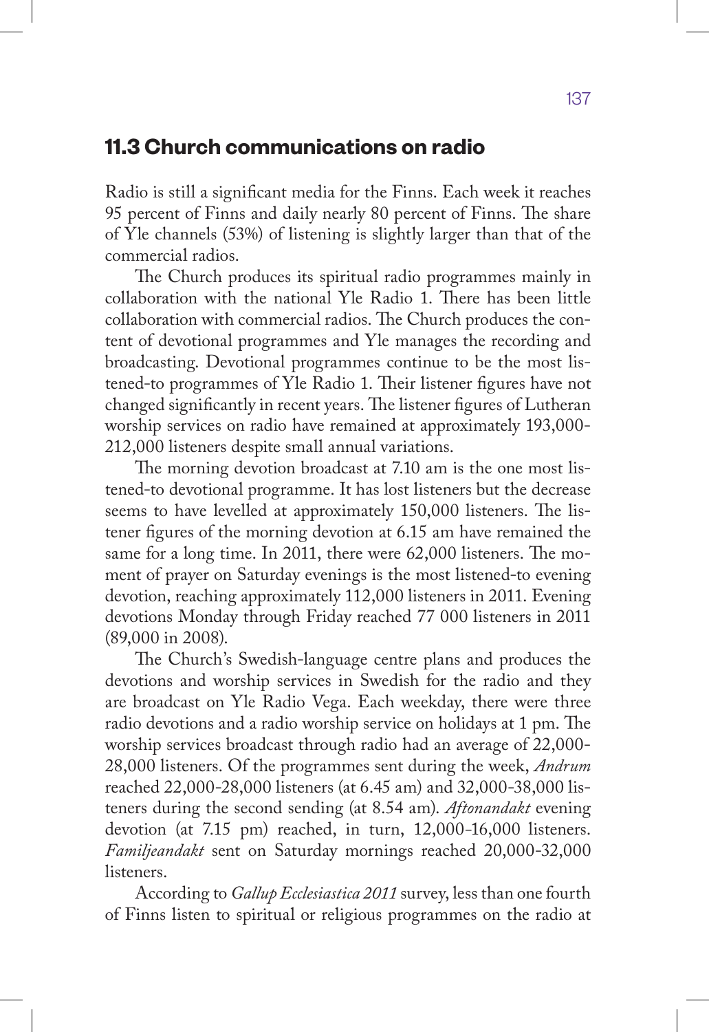## 11.3 Church communications on radio

Radio is still a significant media for the Finns. Each week it reaches 95 percent of Finns and daily nearly 80 percent of Finns. The share of Yle channels (53%) of listening is slightly larger than that of the commercial radios.

The Church produces its spiritual radio programmes mainly in collaboration with the national Yle Radio 1. There has been little collaboration with commercial radios. The Church produces the content of devotional programmes and Yle manages the recording and broadcasting. Devotional programmes continue to be the most listened-to programmes of Yle Radio 1. Their listener figures have not changed significantly in recent years. The listener figures of Lutheran worship services on radio have remained at approximately 193,000-212,000 listeners despite small annual variations.

The morning devotion broadcast at 7.10 am is the one most listened-to devotional programme. It has lost listeners but the decrease seems to have levelled at approximately 150,000 listeners. The listener figures of the morning devotion at 6.15 am have remained the same for a long time. In 2011, there were 62,000 listeners. The moment of prayer on Saturday evenings is the most listened-to evening devotion, reaching approximately 112,000 listeners in 2011. Evening devotions Monday through Friday reached 77 000 listeners in 2011 (89,000 in 2008).

The Church's Swedish-language centre plans and produces the devotions and worship services in Swedish for the radio and they are broadcast on Yle Radio Vega. Each weekday, there were three radio devotions and a radio worship service on holidays at 1 pm. The worship services broadcast through radio had an average of 22,000-28,000 listeners. Of the programmes sent during the week, *Andrum* reached 22,000-28,000 listeners (at 6.45 am) and 32,000-38,000 listeners during the second sending (at 8.54 am). *Aftonandakt* evening devotion (at 7.15 pm) reached, in turn, 12,000-16,000 listeners. *Familjeandakt* sent on Saturday mornings reached 20,000-32,000 listeners.

According to *Gallup Ecclesiastica 2011* survey, less than one fourth of Finns listen to spiritual or religious programmes on the radio at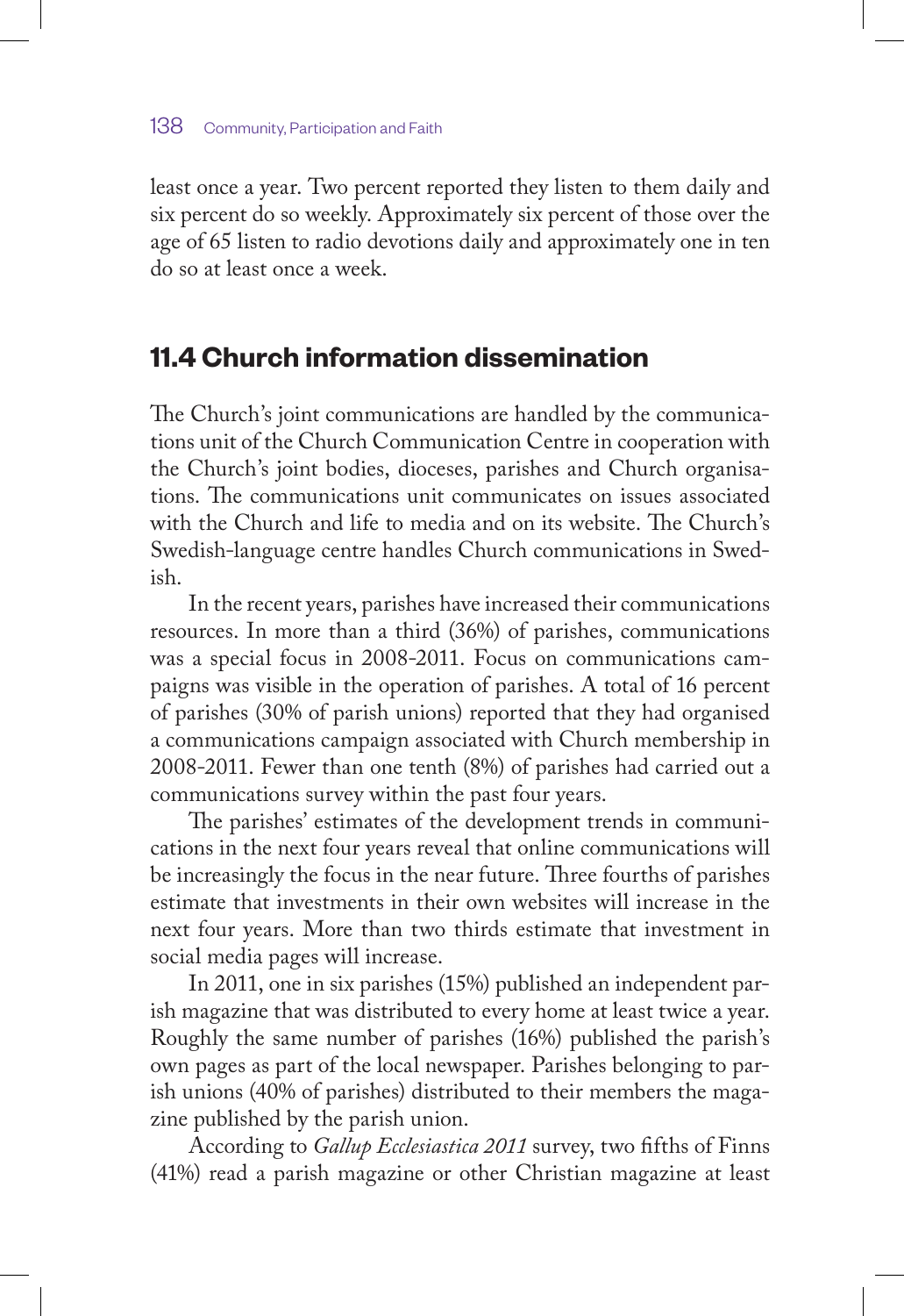least once a year. Two percent reported they listen to them daily and six percent do so weekly. Approximately six percent of those over the age of 65 listen to radio devotions daily and approximately one in ten do so at least once a week.

## 11.4 Church information dissemination

The Church's joint communications are handled by the communications unit of the Church Communication Centre in cooperation with the Church's joint bodies, dioceses, parishes and Church organisations. The communications unit communicates on issues associated with the Church and life to media and on its website. The Church's Swedish-language centre handles Church communications in Swedish.

In the recent years, parishes have increased their communications resources. In more than a third (36%) of parishes, communications was a special focus in 2008-2011. Focus on communications campaigns was visible in the operation of parishes. A total of 16 percent of parishes (30% of parish unions) reported that they had organised a communications campaign associated with Church membership in 2008-2011. Fewer than one tenth (8%) of parishes had carried out a communications survey within the past four years.

The parishes' estimates of the development trends in communications in the next four years reveal that online communications will be increasingly the focus in the near future. Three fourths of parishes estimate that investments in their own websites will increase in the next four years. More than two thirds estimate that investment in social media pages will increase.

In 2011, one in six parishes (15%) published an independent parish magazine that was distributed to every home at least twice a year. Roughly the same number of parishes (16%) published the parish's own pages as part of the local newspaper. Parishes belonging to parish unions (40% of parishes) distributed to their members the magazine published by the parish union.

According to *Gallup Ecclesiastica 2011* survey, two fifths of Finns (41%) read a parish magazine or other Christian magazine at least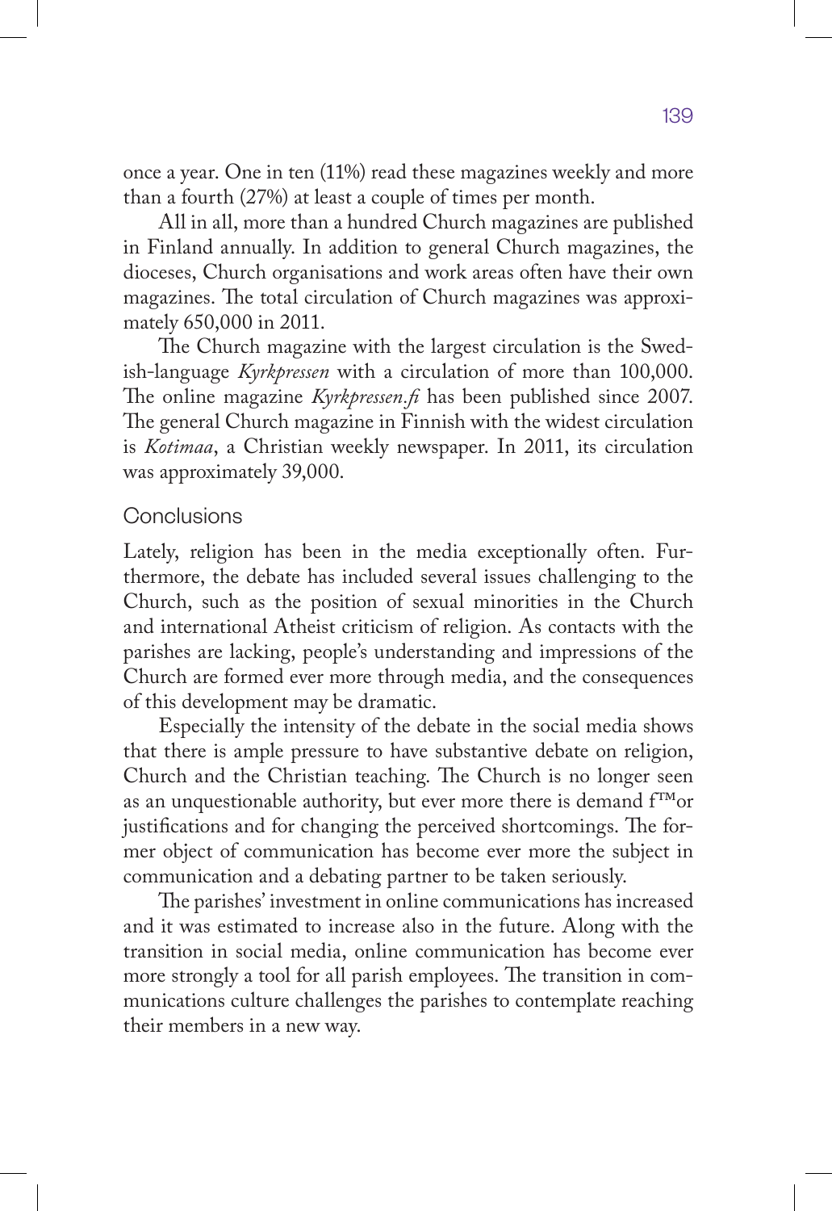once a year. One in ten (11%) read these magazines weekly and more than a fourth (27%) at least a couple of times per month.

All in all, more than a hundred Church magazines are published in Finland annually. In addition to general Church magazines, the dioceses, Church organisations and work areas often have their own magazines. The total circulation of Church magazines was approximately 650,000 in 2011.

The Church magazine with the largest circulation is the Swedish-language *Kyrkpressen* with a circulation of more than 100,000. The online magazine *Kyrkpressen.fi* has been published since 2007. The general Church magazine in Finnish with the widest circulation is *Kotimaa*, a Christian weekly newspaper. In 2011, its circulation was approximately 39,000.

## Conclusions

Lately, religion has been in the media exceptionally often. Furthermore, the debate has included several issues challenging to the Church, such as the position of sexual minorities in the Church and international Atheist criticism of religion. As contacts with the parishes are lacking, people's understanding and impressions of the Church are formed ever more through media, and the consequences of this development may be dramatic.

Especially the intensity of the debate in the social media shows that there is ample pressure to have substantive debate on religion, Church and the Christian teaching. The Church is no longer seen as an unquestionable authority, but ever more there is demand f™or justifications and for changing the perceived shortcomings. The former object of communication has become ever more the subject in communication and a debating partner to be taken seriously.

The parishes' investment in online communications has increased and it was estimated to increase also in the future. Along with the transition in social media, online communication has become ever more strongly a tool for all parish employees. The transition in communications culture challenges the parishes to contemplate reaching their members in a new way.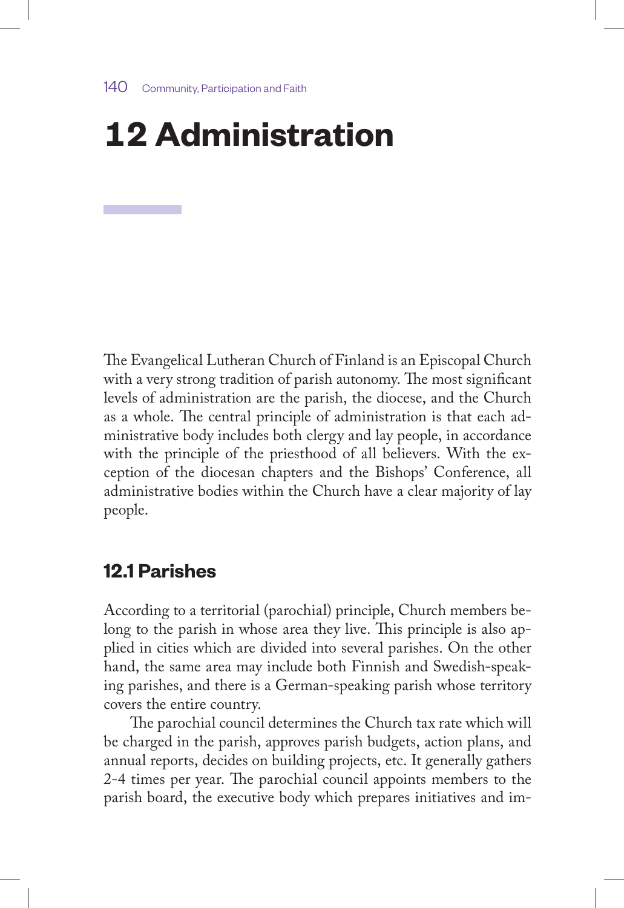# 12 Administration

The Evangelical Lutheran Church of Finland is an Episcopal Church with a very strong tradition of parish autonomy. The most significant levels of administration are the parish, the diocese, and the Church as a whole. The central principle of administration is that each administrative body includes both clergy and lay people, in accordance with the principle of the priesthood of all believers. With the exception of the diocesan chapters and the Bishops' Conference, all administrative bodies within the Church have a clear majority of lay people.

## 12.1 Parishes

According to a territorial (parochial) principle, Church members belong to the parish in whose area they live. This principle is also applied in cities which are divided into several parishes. On the other hand, the same area may include both Finnish and Swedish-speaking parishes, and there is a German-speaking parish whose territory covers the entire country.

The parochial council determines the Church tax rate which will be charged in the parish, approves parish budgets, action plans, and annual reports, decides on building projects, etc. It generally gathers 2-4 times per year. The parochial council appoints members to the parish board, the executive body which prepares initiatives and im-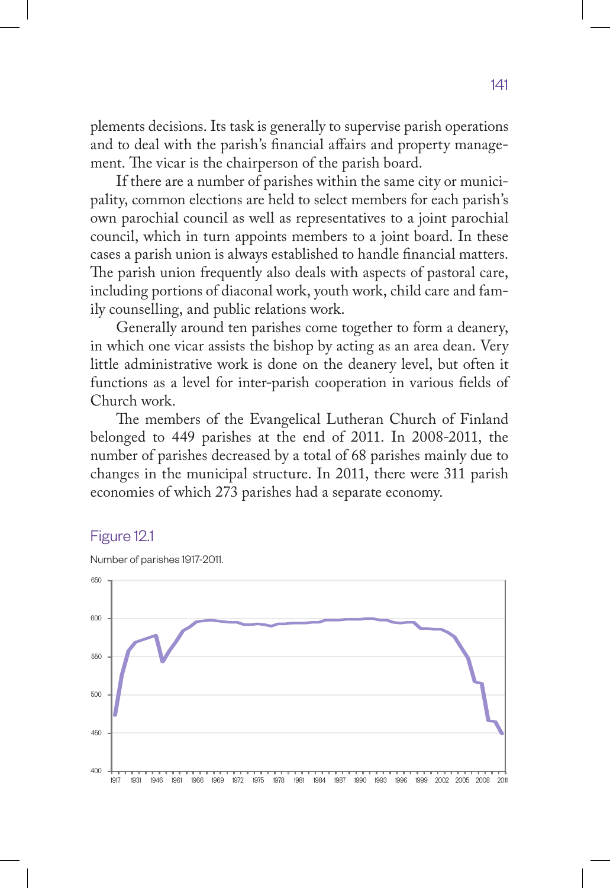plements decisions. Its task is generally to supervise parish operations and to deal with the parish's financial affairs and property management. The vicar is the chairperson of the parish board.

If there are a number of parishes within the same city or municipality, common elections are held to select members for each parish's own parochial council as well as representatives to a joint parochial council, which in turn appoints members to a joint board. In these cases a parish union is always established to handle financial matters. The parish union frequently also deals with aspects of pastoral care, including portions of diaconal work, youth work, child care and family counselling, and public relations work.

Generally around ten parishes come together to form a deanery, in which one vicar assists the bishop by acting as an area dean. Very little administrative work is done on the deanery level, but often it functions as a level for inter-parish cooperation in various fields of Church work.

The members of the Evangelical Lutheran Church of Finland belonged to 449 parishes at the end of 2011. In 2008-2011, the number of parishes decreased by a total of 68 parishes mainly due to changes in the municipal structure. In 2011, there were 311 parish economies of which 273 parishes had a separate economy.

Figure 12.1

Number of parishes 1917-2011.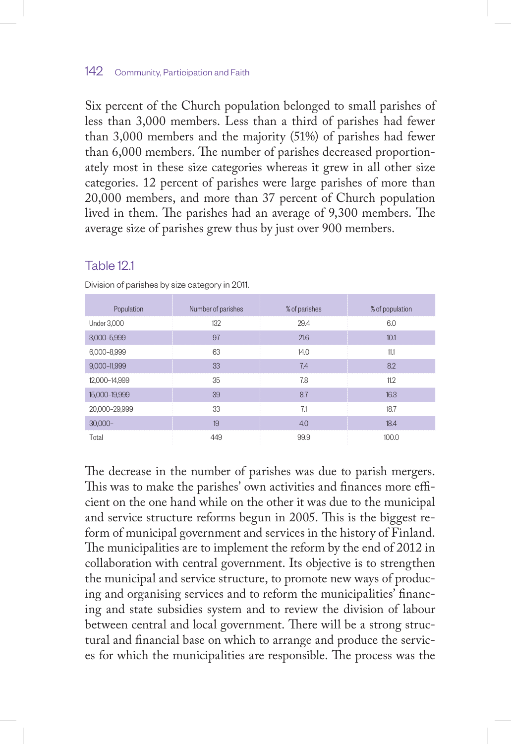Six percent of the Church population belonged to small parishes of less than 3,000 members. Less than a third of parishes had fewer than 3,000 members and the majority (51%) of parishes had fewer than 6,000 members. The number of parishes decreased proportionately most in these size categories whereas it grew in all other size categories. 12 percent of parishes were large parishes of more than 20,000 members, and more than 37 percent of Church population lived in them. The parishes had an average of 9,300 members. The average size of parishes grew thus by just over 900 members.

### Table 12.1

Division of parishes by size category in 2011.

| Population | Number of parishes | % of parishes | % of population |
|---|---|---|---|
| Under 3,000 | 132 | 29.4 | 6.0 |
| 3,000–5,999 | 97 | 21.6 | 10.1 |
| 6,000–8,999 | 63 | 14.0 | 11.1 |
| 9,000–11,999 | 33 | 7.4 | 8.2 |
| 12,000–14,999 | 35 | 7.8 | 11.2 |
| 15,000–19,999 | 39 | 8.7 | 16.3 |
| 20,000–29,999 | 33 | 7.1 | 18.7 |
| 30,000– | 19 | 4.0 | 18.4 |
| Total | 449 | 99.9 | 100.0 |

The decrease in the number of parishes was due to parish mergers. This was to make the parishes' own activities and finances more efficient on the one hand while on the other it was due to the municipal and service structure reforms begun in 2005. This is the biggest reform of municipal government and services in the history of Finland. The municipalities are to implement the reform by the end of 2012 in collaboration with central government. Its objective is to strengthen the municipal and service structure, to promote new ways of producing and organising services and to reform the municipalities' financing and state subsidies system and to review the division of labour between central and local government. There will be a strong structural and financial base on which to arrange and produce the services for which the municipalities are responsible. The process was the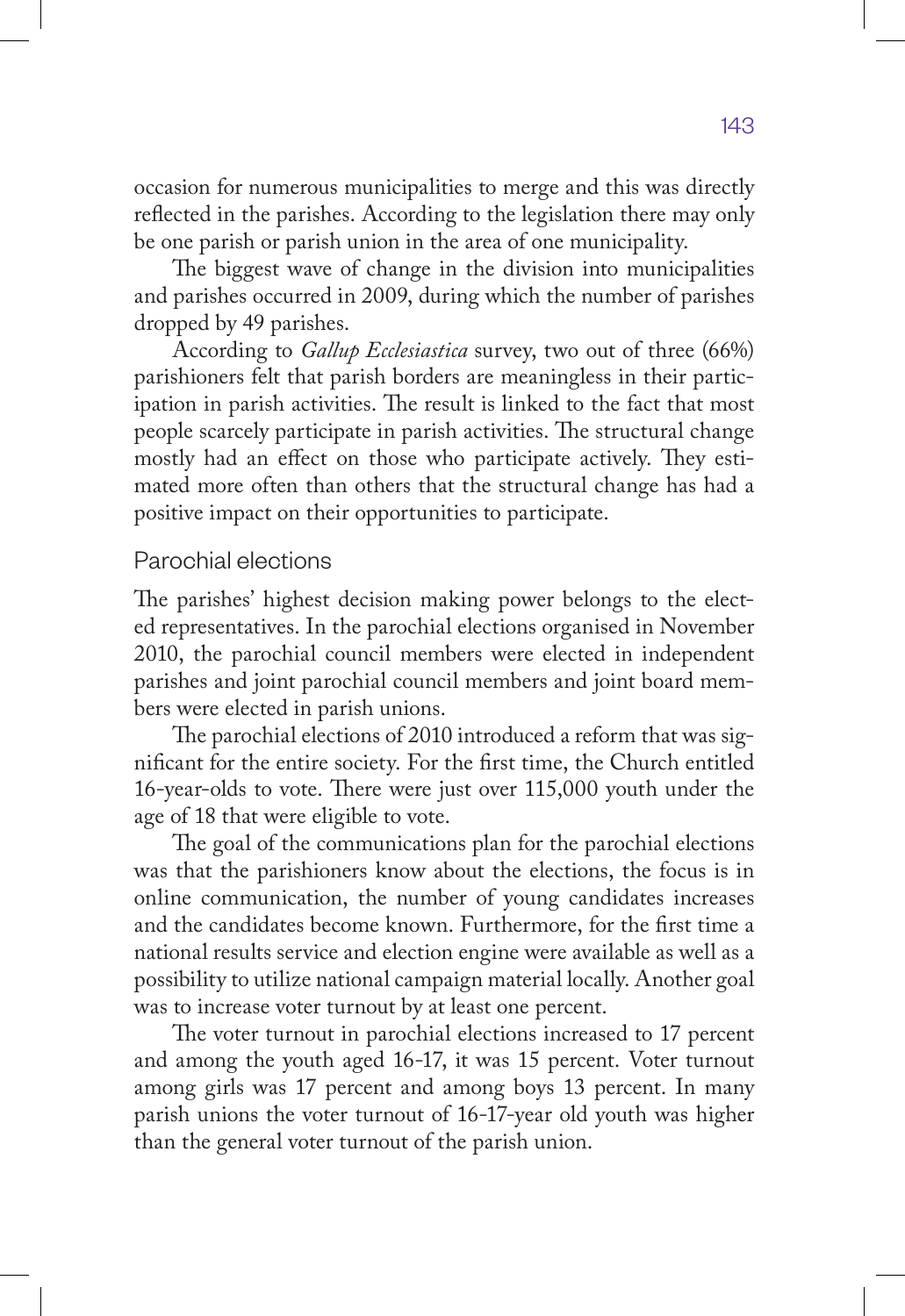occasion for numerous municipalities to merge and this was directly reflected in the parishes. According to the legislation there may only be one parish or parish union in the area of one municipality.

The biggest wave of change in the division into municipalities and parishes occurred in 2009, during which the number of parishes dropped by 49 parishes.

According to *Gallup Ecclesiastica* survey, two out of three (66%) parishioners felt that parish borders are meaningless in their participation in parish activities. The result is linked to the fact that most people scarcely participate in parish activities. The structural change mostly had an effect on those who participate actively. They estimated more often than others that the structural change has had a positive impact on their opportunities to participate.

## Parochial elections

The parishes' highest decision making power belongs to the elected representatives. In the parochial elections organised in November 2010, the parochial council members were elected in independent parishes and joint parochial council members and joint board members were elected in parish unions.

The parochial elections of 2010 introduced a reform that was significant for the entire society. For the first time, the Church entitled 16-year-olds to vote. There were just over 115,000 youth under the age of 18 that were eligible to vote.

The goal of the communications plan for the parochial elections was that the parishioners know about the elections, the focus is in online communication, the number of young candidates increases and the candidates become known. Furthermore, for the first time a national results service and election engine were available as well as a possibility to utilize national campaign material locally. Another goal was to increase voter turnout by at least one percent.

The voter turnout in parochial elections increased to 17 percent and among the youth aged 16-17, it was 15 percent. Voter turnout among girls was 17 percent and among boys 13 percent. In many parish unions the voter turnout of 16-17-year old youth was higher than the general voter turnout of the parish union.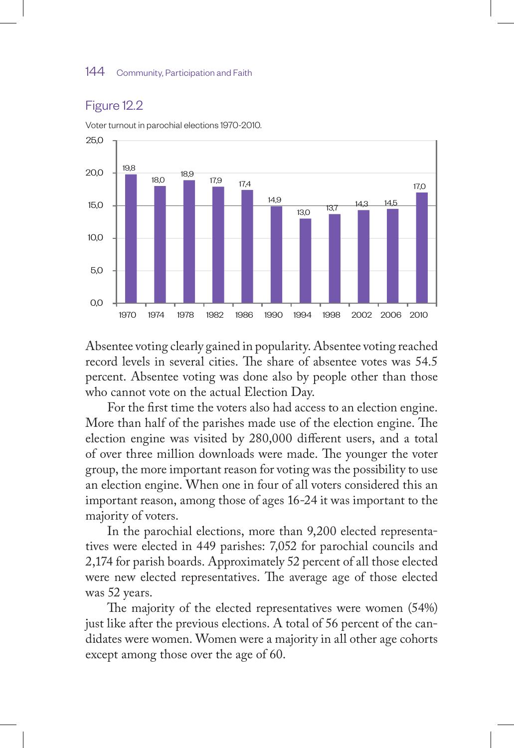## Figure 12.2

Voter turnout in parochial elections 1970-2010.

| Year | Turnout |
|---|---|
| 1970 | 19,8 |
| 1974 | 18,0 |
| 1978 | 18,9 |
| 1982 | 17,9 |
| 1986 | 17,4 |
| 1990 | 14,9 |
| 1994 | 13,0 |
| 1998 | 13,7 |
| 2002 | 14,3 |
| 2006 | 14,5 |
| 2010 | 17,0 |

Absentee voting clearly gained in popularity. Absentee voting reached record levels in several cities. The share of absentee votes was 54.5 percent. Absentee voting was done also by people other than those who cannot vote on the actual Election Day.

For the first time the voters also had access to an election engine. More than half of the parishes made use of the election engine. The election engine was visited by 280,000 different users, and a total of over three million downloads were made. The younger the voter group, the more important reason for voting was the possibility to use an election engine. When one in four of all voters considered this an important reason, among those of ages 16-24 it was important to the majority of voters.

In the parochial elections, more than 9,200 elected representatives were elected in 449 parishes: 7,052 for parochial councils and 2,174 for parish boards. Approximately 52 percent of all those elected were new elected representatives. The average age of those elected was 52 years.

The majority of the elected representatives were women (54%) just like after the previous elections. A total of 56 percent of the candidates were women. Women were a majority in all other age cohorts except among those over the age of 60.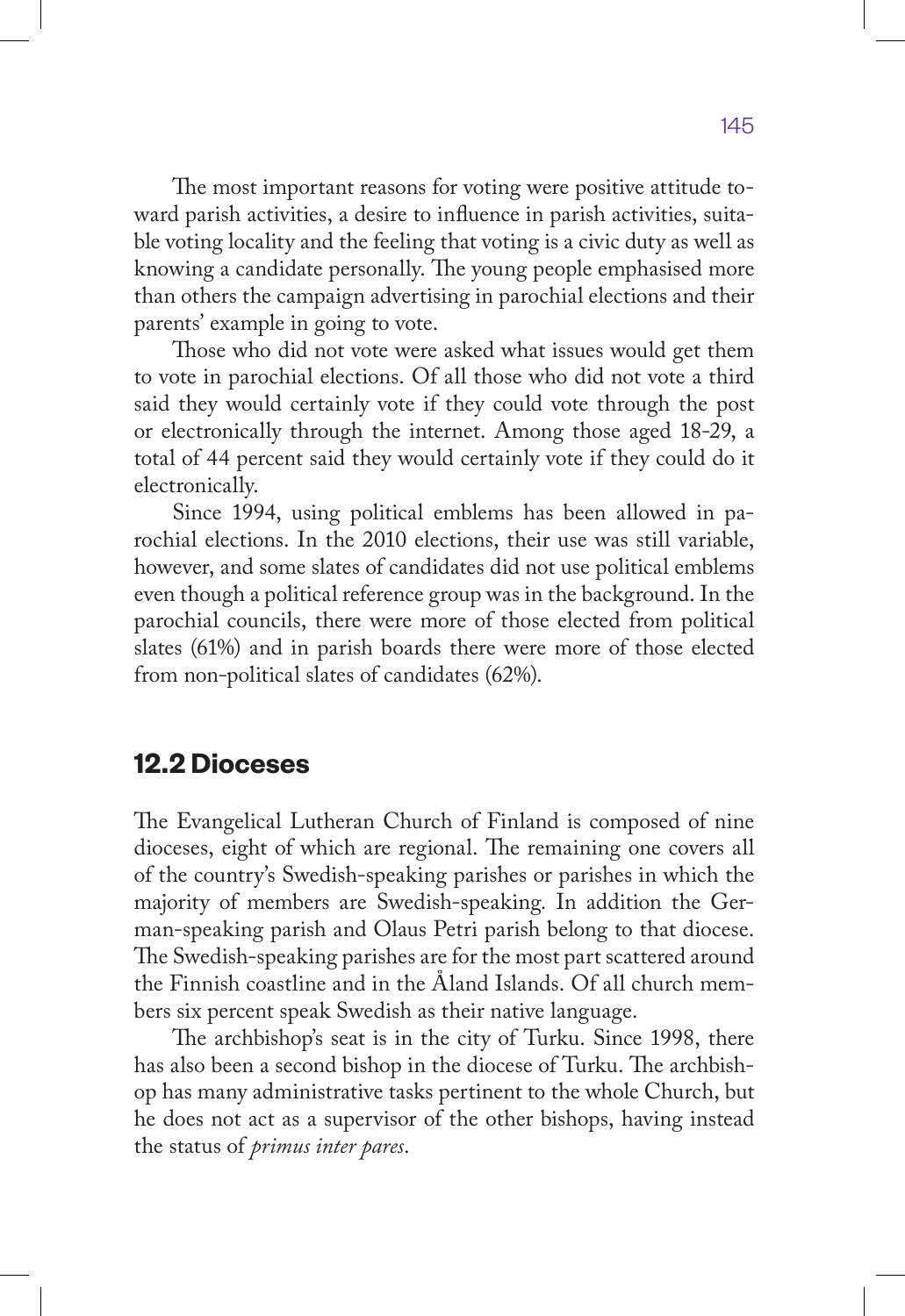The most important reasons for voting were positive attitude toward parish activities, a desire to influence in parish activities, suitable voting locality and the feeling that voting is a civic duty as well as knowing a candidate personally. The young people emphasised more than others the campaign advertising in parochial elections and their parents' example in going to vote.

Those who did not vote were asked what issues would get them to vote in parochial elections. Of all those who did not vote a third said they would certainly vote if they could vote through the post or electronically through the internet. Among those aged 18-29, a total of 44 percent said they would certainly vote if they could do it electronically.

Since 1994, using political emblems has been allowed in parochial elections. In the 2010 elections, their use was still variable, however, and some slates of candidates did not use political emblems even though a political reference group was in the background. In the parochial councils, there were more of those elected from political slates (61%) and in parish boards there were more of those elected from non-political slates of candidates (62%).

## 12.2 Dioceses

The Evangelical Lutheran Church of Finland is composed of nine dioceses, eight of which are regional. The remaining one covers all of the country's Swedish-speaking parishes or parishes in which the majority of members are Swedish-speaking. In addition the German-speaking parish and Olaus Petri parish belong to that diocese. The Swedish-speaking parishes are for the most part scattered around the Finnish coastline and in the Åland Islands. Of all church members six percent speak Swedish as their native language.

The archbishop's seat is in the city of Turku. Since 1998, there has also been a second bishop in the diocese of Turku. The archbishop has many administrative tasks pertinent to the whole Church, but he does not act as a supervisor of the other bishops, having instead the status of *primus inter pares*.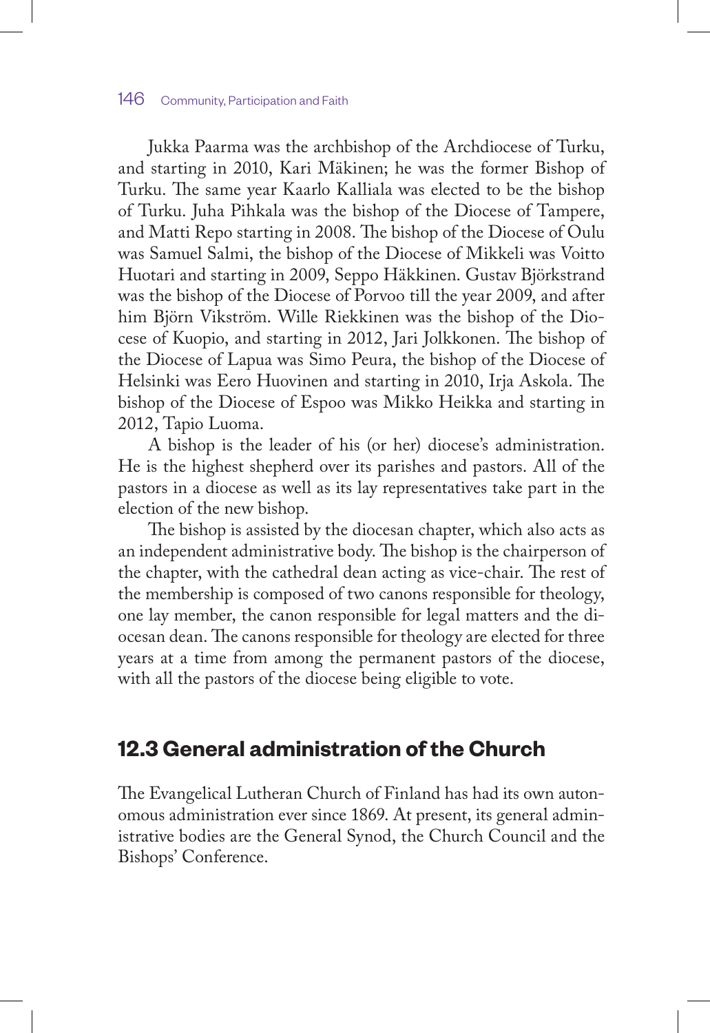Jukka Paarma was the archbishop of the Archdiocese of Turku, and starting in 2010, Kari Mäkinen; he was the former Bishop of Turku. The same year Kaarlo Kalliala was elected to be the bishop of Turku. Juha Pihkala was the bishop of the Diocese of Tampere, and Matti Repo starting in 2008. The bishop of the Diocese of Oulu was Samuel Salmi, the bishop of the Diocese of Mikkeli was Voitto Huotari and starting in 2009, Seppo Häkkinen. Gustav Björkstrand was the bishop of the Diocese of Porvoo till the year 2009, and after him Björn Vikström. Wille Riekkinen was the bishop of the Diocese of Kuopio, and starting in 2012, Jari Jolkkonen. The bishop of the Diocese of Lapua was Simo Peura, the bishop of the Diocese of Helsinki was Eero Huovinen and starting in 2010, Irja Askola. The bishop of the Diocese of Espoo was Mikko Heikka and starting in 2012, Tapio Luoma.

A bishop is the leader of his (or her) diocese's administration. He is the highest shepherd over its parishes and pastors. All of the pastors in a diocese as well as its lay representatives take part in the election of the new bishop.

The bishop is assisted by the diocesan chapter, which also acts as an independent administrative body. The bishop is the chairperson of the chapter, with the cathedral dean acting as vice-chair. The rest of the membership is composed of two canons responsible for theology, one lay member, the canon responsible for legal matters and the diocesan dean. The canons responsible for theology are elected for three years at a time from among the permanent pastors of the diocese, with all the pastors of the diocese being eligible to vote.

## 12.3 General administration of the Church

The Evangelical Lutheran Church of Finland has had its own autonomous administration ever since 1869. At present, its general administrative bodies are the General Synod, the Church Council and the Bishops' Conference.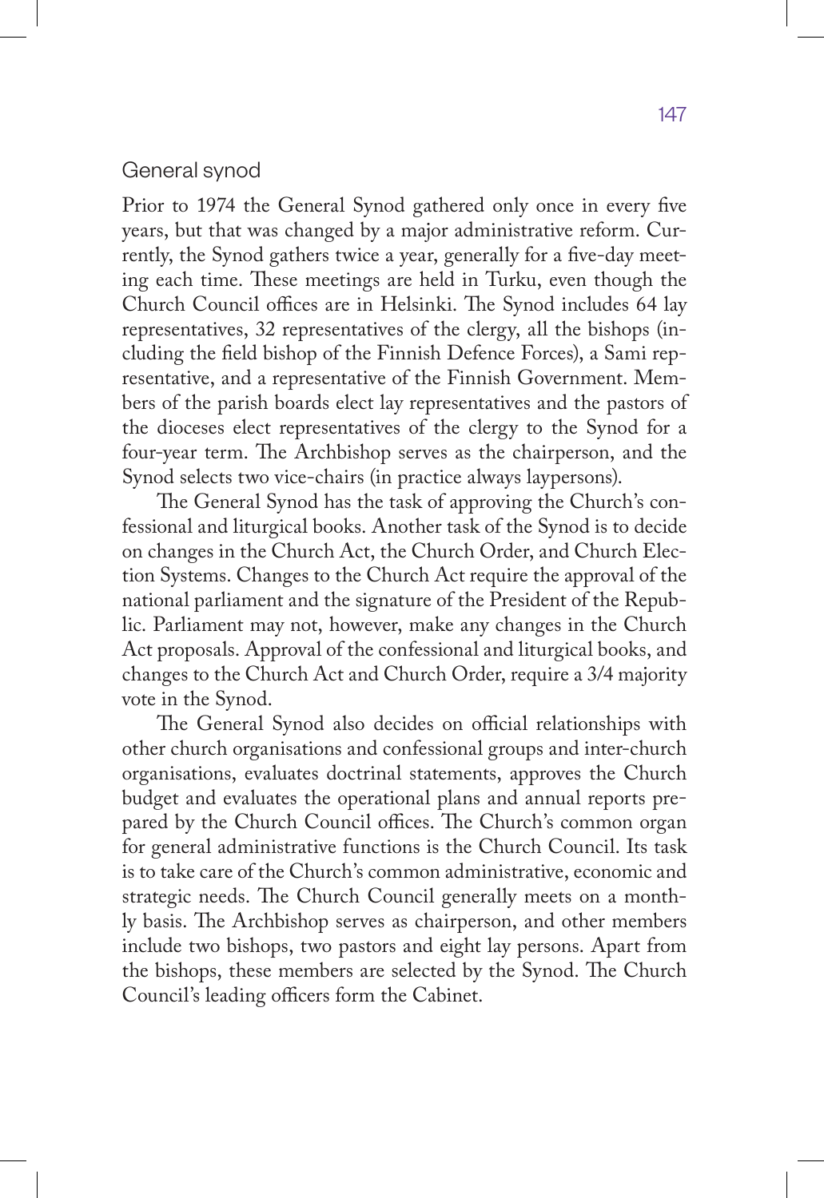## General synod

Prior to 1974 the General Synod gathered only once in every five years, but that was changed by a major administrative reform. Currently, the Synod gathers twice a year, generally for a five-day meeting each time. These meetings are held in Turku, even though the Church Council offices are in Helsinki. The Synod includes 64 lay representatives, 32 representatives of the clergy, all the bishops (including the field bishop of the Finnish Defence Forces), a Sami representative, and a representative of the Finnish Government. Members of the parish boards elect lay representatives and the pastors of the dioceses elect representatives of the clergy to the Synod for a four-year term. The Archbishop serves as the chairperson, and the Synod selects two vice-chairs (in practice always laypersons).

The General Synod has the task of approving the Church's confessional and liturgical books. Another task of the Synod is to decide on changes in the Church Act, the Church Order, and Church Election Systems. Changes to the Church Act require the approval of the national parliament and the signature of the President of the Republic. Parliament may not, however, make any changes in the Church Act proposals. Approval of the confessional and liturgical books, and changes to the Church Act and Church Order, require a 3/4 majority vote in the Synod.

The General Synod also decides on official relationships with other church organisations and confessional groups and inter-church organisations, evaluates doctrinal statements, approves the Church budget and evaluates the operational plans and annual reports prepared by the Church Council offices. The Church's common organ for general administrative functions is the Church Council. Its task is to take care of the Church's common administrative, economic and strategic needs. The Church Council generally meets on a monthly basis. The Archbishop serves as chairperson, and other members include two bishops, two pastors and eight lay persons. Apart from the bishops, these members are selected by the Synod. The Church Council's leading officers form the Cabinet.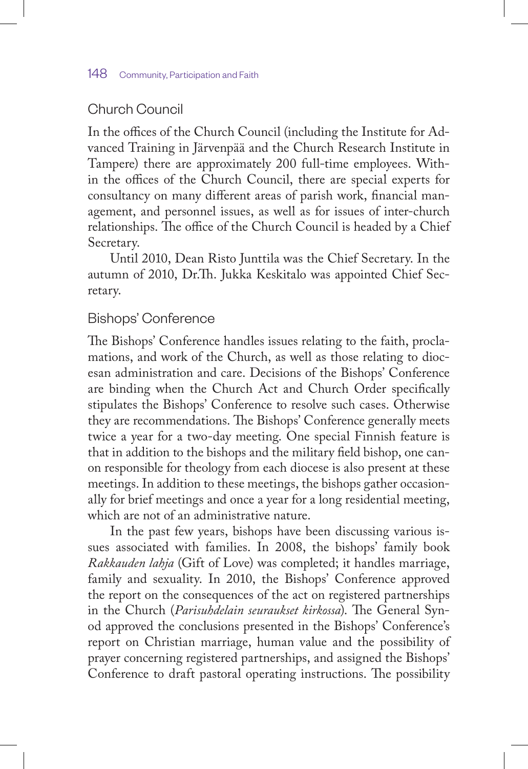## Church Council

In the offices of the Church Council (including the Institute for Advanced Training in Järvenpää and the Church Research Institute in Tampere) there are approximately 200 full-time employees. Within the offices of the Church Council, there are special experts for consultancy on many different areas of parish work, financial management, and personnel issues, as well as for issues of inter-church relationships. The office of the Church Council is headed by a Chief Secretary.

Until 2010, Dean Risto Junttila was the Chief Secretary. In the autumn of 2010, Dr.Th. Jukka Keskitalo was appointed Chief Secretary.

## Bishops' Conference

The Bishops' Conference handles issues relating to the faith, proclamations, and work of the Church, as well as those relating to diocesan administration and care. Decisions of the Bishops' Conference are binding when the Church Act and Church Order specifically stipulates the Bishops' Conference to resolve such cases. Otherwise they are recommendations. The Bishops' Conference generally meets twice a year for a two-day meeting. One special Finnish feature is that in addition to the bishops and the military field bishop, one canon responsible for theology from each diocese is also present at these meetings. In addition to these meetings, the bishops gather occasionally for brief meetings and once a year for a long residential meeting, which are not of an administrative nature.

In the past few years, bishops have been discussing various issues associated with families. In 2008, the bishops' family book *Rakkauden lahja* (Gift of Love) was completed; it handles marriage, family and sexuality. In 2010, the Bishops' Conference approved the report on the consequences of the act on registered partnerships in the Church (*Parisuhdelain seuraukset kirkossa*). The General Synod approved the conclusions presented in the Bishops' Conference's report on Christian marriage, human value and the possibility of prayer concerning registered partnerships, and assigned the Bishops' Conference to draft pastoral operating instructions. The possibility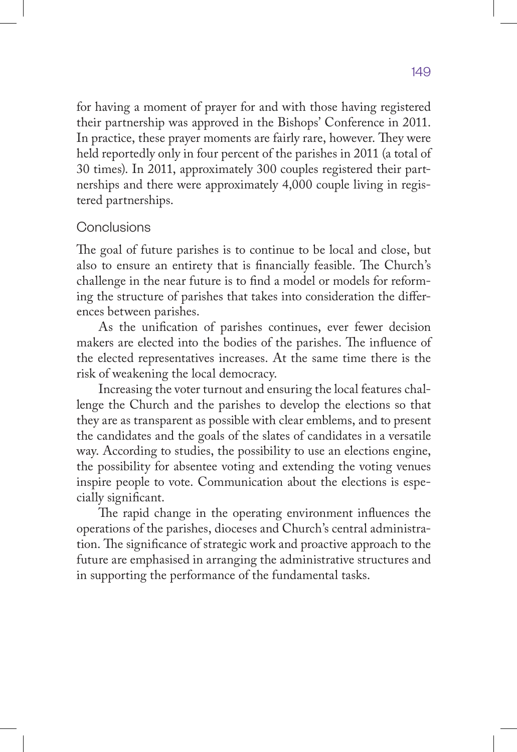for having a moment of prayer for and with those having registered their partnership was approved in the Bishops' Conference in 2011. In practice, these prayer moments are fairly rare, however. They were held reportedly only in four percent of the parishes in 2011 (a total of 30 times). In 2011, approximately 300 couples registered their partnerships and there were approximately 4,000 couple living in registered partnerships.

## Conclusions

The goal of future parishes is to continue to be local and close, but also to ensure an entirety that is financially feasible. The Church's challenge in the near future is to find a model or models for reforming the structure of parishes that takes into consideration the differences between parishes.

As the unification of parishes continues, ever fewer decision makers are elected into the bodies of the parishes. The influence of the elected representatives increases. At the same time there is the risk of weakening the local democracy.

Increasing the voter turnout and ensuring the local features challenge the Church and the parishes to develop the elections so that they are as transparent as possible with clear emblems, and to present the candidates and the goals of the slates of candidates in a versatile way. According to studies, the possibility to use an elections engine, the possibility for absentee voting and extending the voting venues inspire people to vote. Communication about the elections is especially significant.

The rapid change in the operating environment influences the operations of the parishes, dioceses and Church's central administration. The significance of strategic work and proactive approach to the future are emphasised in arranging the administrative structures and in supporting the performance of the fundamental tasks.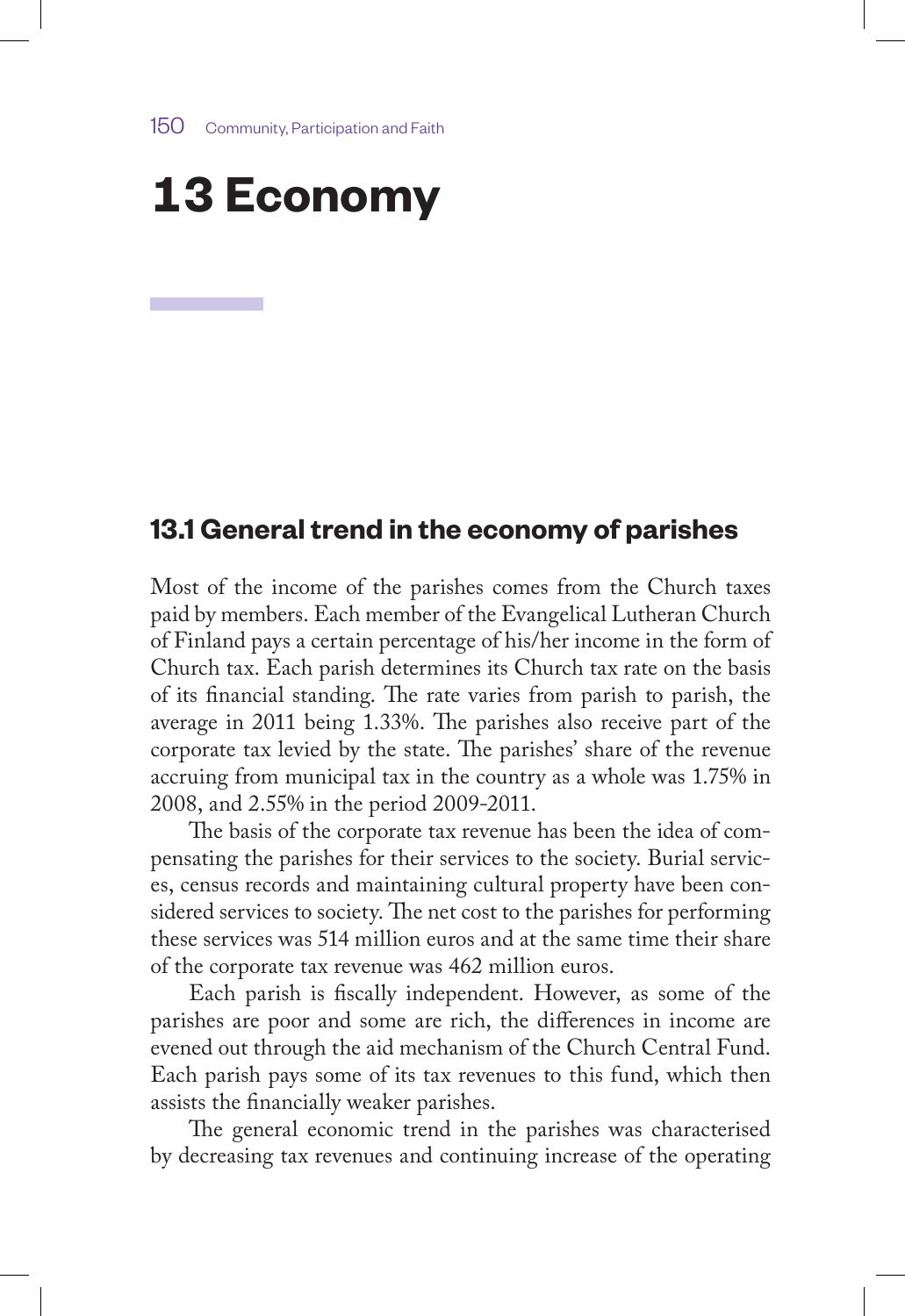# 13 Economy

## 13.1 General trend in the economy of parishes

Most of the income of the parishes comes from the Church taxes paid by members. Each member of the Evangelical Lutheran Church of Finland pays a certain percentage of his/her income in the form of Church tax. Each parish determines its Church tax rate on the basis of its financial standing. The rate varies from parish to parish, the average in 2011 being 1.33%. The parishes also receive part of the corporate tax levied by the state. The parishes' share of the revenue accruing from municipal tax in the country as a whole was 1.75% in 2008, and 2.55% in the period 2009-2011.

The basis of the corporate tax revenue has been the idea of compensating the parishes for their services to the society. Burial services, census records and maintaining cultural property have been considered services to society. The net cost to the parishes for performing these services was 514 million euros and at the same time their share of the corporate tax revenue was 462 million euros.

Each parish is fiscally independent. However, as some of the parishes are poor and some are rich, the differences in income are evened out through the aid mechanism of the Church Central Fund. Each parish pays some of its tax revenues to this fund, which then assists the financially weaker parishes.

The general economic trend in the parishes was characterised by decreasing tax revenues and continuing increase of the operating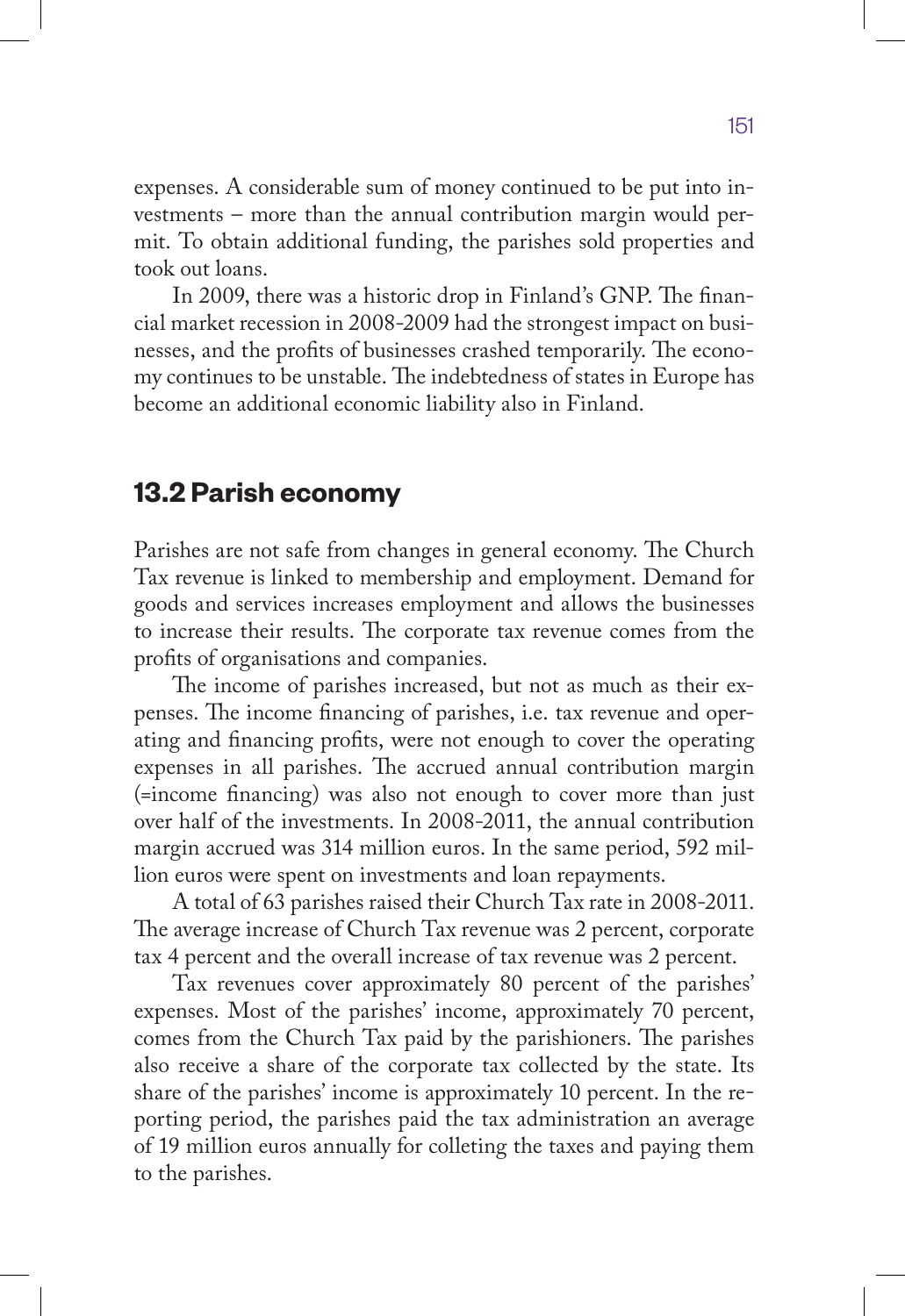expenses. A considerable sum of money continued to be put into investments – more than the annual contribution margin would permit. To obtain additional funding, the parishes sold properties and took out loans.

In 2009, there was a historic drop in Finland's GNP. The financial market recession in 2008-2009 had the strongest impact on businesses, and the profits of businesses crashed temporarily. The economy continues to be unstable. The indebtedness of states in Europe has become an additional economic liability also in Finland.

## 13.2 Parish economy

Parishes are not safe from changes in general economy. The Church Tax revenue is linked to membership and employment. Demand for goods and services increases employment and allows the businesses to increase their results. The corporate tax revenue comes from the profits of organisations and companies.

The income of parishes increased, but not as much as their expenses. The income financing of parishes, i.e. tax revenue and operating and financing profits, were not enough to cover the operating expenses in all parishes. The accrued annual contribution margin (=income financing) was also not enough to cover more than just over half of the investments. In 2008-2011, the annual contribution margin accrued was 314 million euros. In the same period, 592 million euros were spent on investments and loan repayments.

A total of 63 parishes raised their Church Tax rate in 2008-2011. The average increase of Church Tax revenue was 2 percent, corporate tax 4 percent and the overall increase of tax revenue was 2 percent.

Tax revenues cover approximately 80 percent of the parishes' expenses. Most of the parishes' income, approximately 70 percent, comes from the Church Tax paid by the parishioners. The parishes also receive a share of the corporate tax collected by the state. Its share of the parishes' income is approximately 10 percent. In the reporting period, the parishes paid the tax administration an average of 19 million euros annually for colleting the taxes and paying them to the parishes.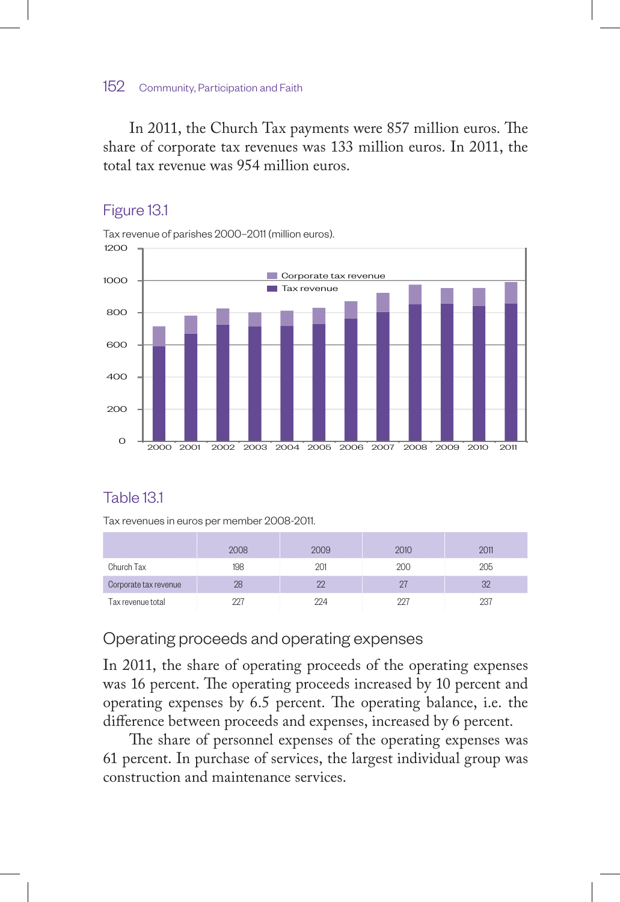In 2011, the Church Tax payments were 857 million euros. The share of corporate tax revenues was 133 million euros. In 2011, the total tax revenue was 954 million euros.

### Figure 13.1

Tax revenue of parishes 2000–2011 (million euros).

### Table 13.1

Tax revenues in euros per member 2008-2011.

| | 2008 | 2009 | 2010 | 2011 |
|---|---|---|---|---|
| Church Tax | 198 | 201 | 200 | 205 |
| Corporate tax revenue | 28 | 22 | 27 | 32 |
| Tax revenue total | 227 | 224 | 227 | 237 |

## Operating proceeds and operating expenses

In 2011, the share of operating proceeds of the operating expenses was 16 percent. The operating proceeds increased by 10 percent and operating expenses by 6.5 percent. The operating balance, i.e. the difference between proceeds and expenses, increased by 6 percent.

The share of personnel expenses of the operating expenses was 61 percent. In purchase of services, the largest individual group was construction and maintenance services.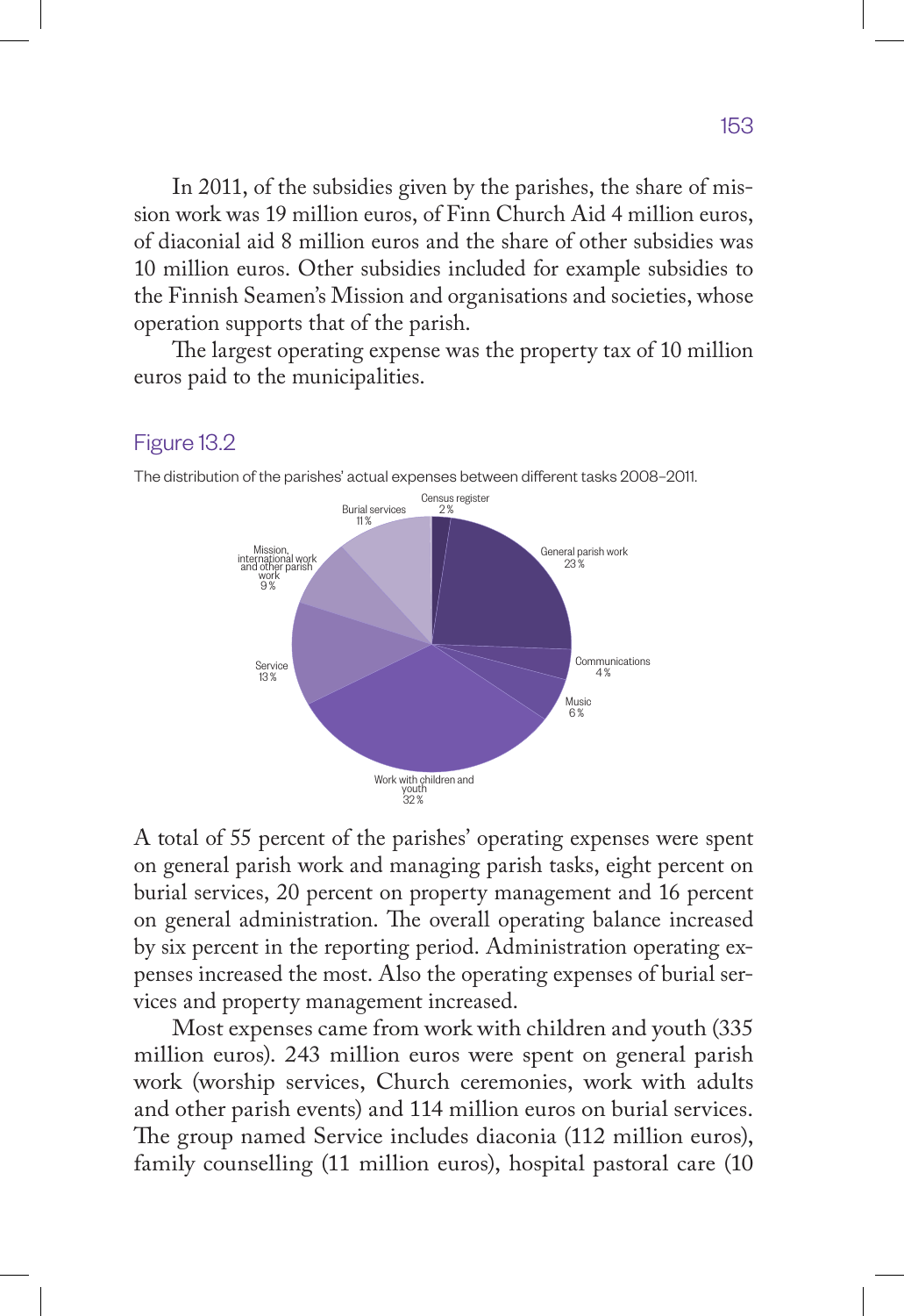In 2011, of the subsidies given by the parishes, the share of mission work was 19 million euros, of Finn Church Aid 4 million euros, of diaconial aid 8 million euros and the share of other subsidies was 10 million euros. Other subsidies included for example subsidies to the Finnish Seamen's Mission and organisations and societies, whose operation supports that of the parish.

The largest operating expense was the property tax of 10 million euros paid to the municipalities.

### Figure 13.2

The distribution of the parishes' actual expenses between different tasks 2008–2011.

| Task | Share |
| --- | --- |
| Census register | 2 % |
| General parish work | 23 % |
| Communications | 4 % |
| Music | 6 % |
| Work with children and youth | 32 % |
| Service | 13 % |
| Mission, international work and other parish work | 9 % |
| Burial services | 11 % |

A total of 55 percent of the parishes' operating expenses were spent on general parish work and managing parish tasks, eight percent on burial services, 20 percent on property management and 16 percent on general administration. The overall operating balance increased by six percent in the reporting period. Administration operating expenses increased the most. Also the operating expenses of burial services and property management increased.

Most expenses came from work with children and youth (335 million euros). 243 million euros were spent on general parish work (worship services, Church ceremonies, work with adults and other parish events) and 114 million euros on burial services. The group named Service includes diaconia (112 million euros), family counselling (11 million euros), hospital pastoral care (10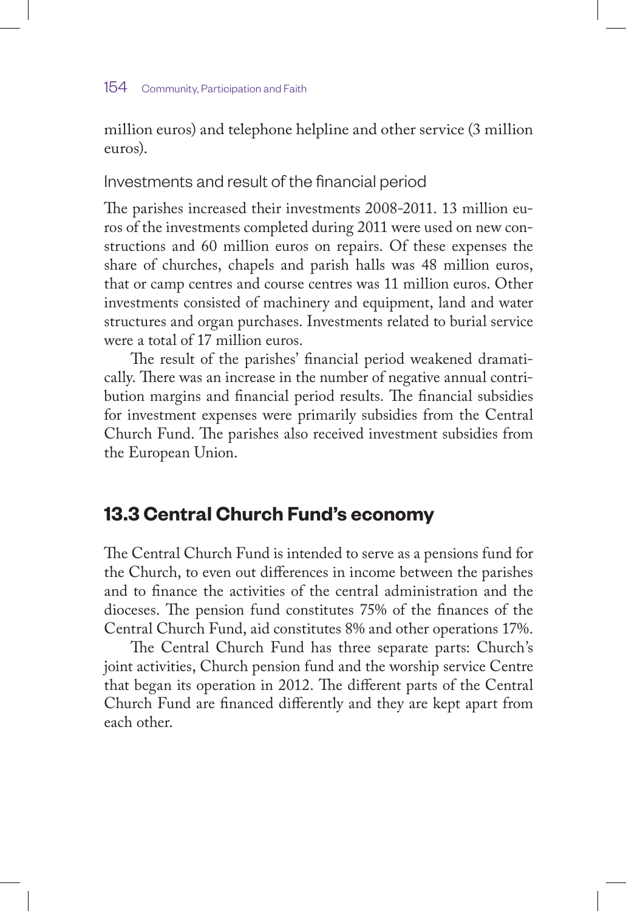million euros) and telephone helpline and other service (3 million euros).

### Investments and result of the financial period

The parishes increased their investments 2008-2011. 13 million euros of the investments completed during 2011 were used on new constructions and 60 million euros on repairs. Of these expenses the share of churches, chapels and parish halls was 48 million euros, that or camp centres and course centres was 11 million euros. Other investments consisted of machinery and equipment, land and water structures and organ purchases. Investments related to burial service were a total of 17 million euros.

The result of the parishes' financial period weakened dramatically. There was an increase in the number of negative annual contribution margins and financial period results. The financial subsidies for investment expenses were primarily subsidies from the Central Church Fund. The parishes also received investment subsidies from the European Union.

## 13.3 Central Church Fund's economy

The Central Church Fund is intended to serve as a pensions fund for the Church, to even out differences in income between the parishes and to finance the activities of the central administration and the dioceses. The pension fund constitutes 75% of the finances of the Central Church Fund, aid constitutes 8% and other operations 17%.

The Central Church Fund has three separate parts: Church's joint activities, Church pension fund and the worship service Centre that began its operation in 2012. The different parts of the Central Church Fund are financed differently and they are kept apart from each other.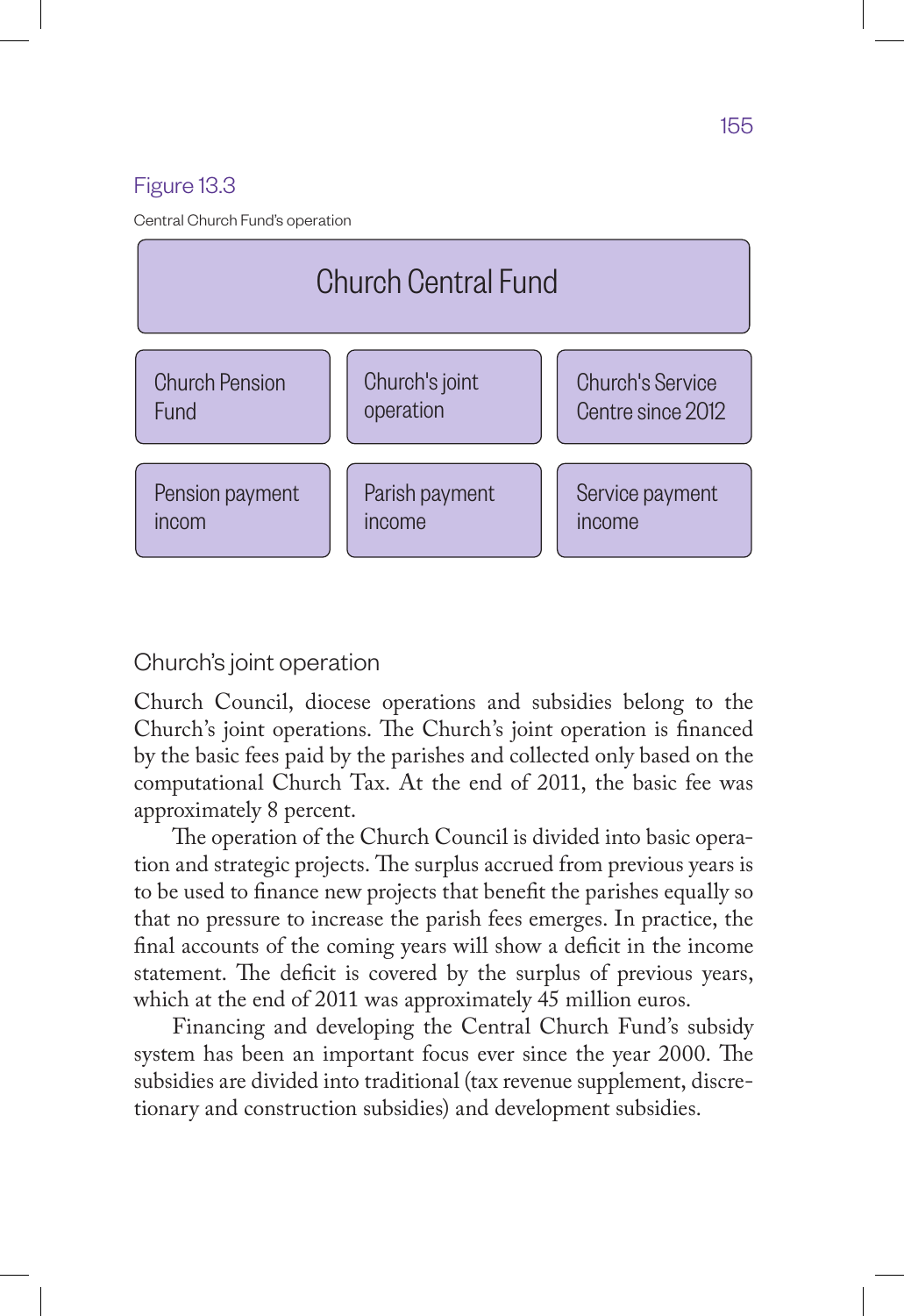Figure 13.3

Central Church Fund's operation

| Church Central Fund | | |
|---|---|---|
| Church Pension Fund | Church's joint operation | Church's Service Centre since 2012 |
| Pension payment incom | Parish payment income | Service payment income |

## Church's joint operation

Church Council, diocese operations and subsidies belong to the Church's joint operations. The Church's joint operation is financed by the basic fees paid by the parishes and collected only based on the computational Church Tax. At the end of 2011, the basic fee was approximately 8 percent.

The operation of the Church Council is divided into basic operation and strategic projects. The surplus accrued from previous years is to be used to finance new projects that benefit the parishes equally so that no pressure to increase the parish fees emerges. In practice, the final accounts of the coming years will show a deficit in the income statement. The deficit is covered by the surplus of previous years, which at the end of 2011 was approximately 45 million euros.

Financing and developing the Central Church Fund's subsidy system has been an important focus ever since the year 2000. The subsidies are divided into traditional (tax revenue supplement, discretionary and construction subsidies) and development subsidies.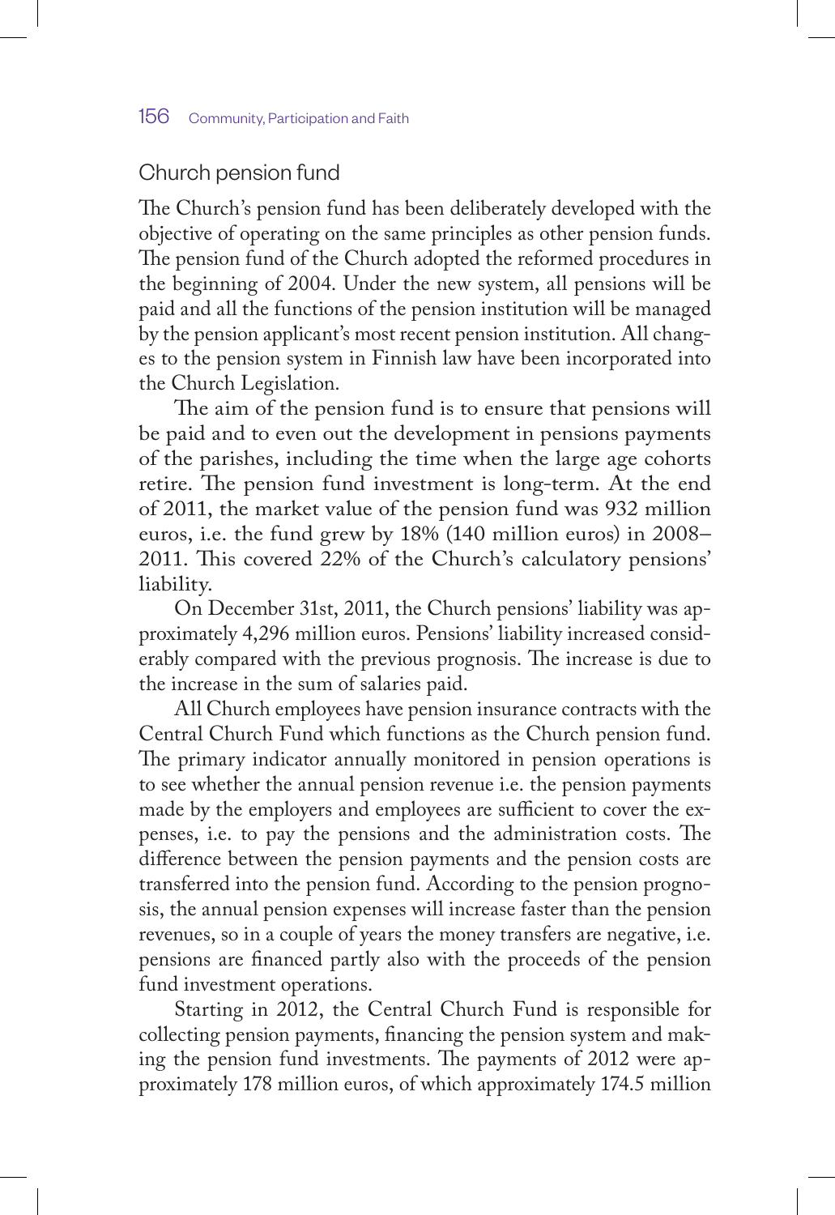## Church pension fund

The Church's pension fund has been deliberately developed with the objective of operating on the same principles as other pension funds. The pension fund of the Church adopted the reformed procedures in the beginning of 2004. Under the new system, all pensions will be paid and all the functions of the pension institution will be managed by the pension applicant's most recent pension institution. All changes to the pension system in Finnish law have been incorporated into the Church Legislation.

The aim of the pension fund is to ensure that pensions will be paid and to even out the development in pensions payments of the parishes, including the time when the large age cohorts retire. The pension fund investment is long-term. At the end of 2011, the market value of the pension fund was 932 million euros, i.e. the fund grew by 18% (140 million euros) in 2008–2011. This covered 22% of the Church's calculatory pensions' liability.

On December 31st, 2011, the Church pensions' liability was approximately 4,296 million euros. Pensions' liability increased considerably compared with the previous prognosis. The increase is due to the increase in the sum of salaries paid.

All Church employees have pension insurance contracts with the Central Church Fund which functions as the Church pension fund. The primary indicator annually monitored in pension operations is to see whether the annual pension revenue i.e. the pension payments made by the employers and employees are sufficient to cover the expenses, i.e. to pay the pensions and the administration costs. The difference between the pension payments and the pension costs are transferred into the pension fund. According to the pension prognosis, the annual pension expenses will increase faster than the pension revenues, so in a couple of years the money transfers are negative, i.e. pensions are financed partly also with the proceeds of the pension fund investment operations.

Starting in 2012, the Central Church Fund is responsible for collecting pension payments, financing the pension system and making the pension fund investments. The payments of 2012 were approximately 178 million euros, of which approximately 174.5 million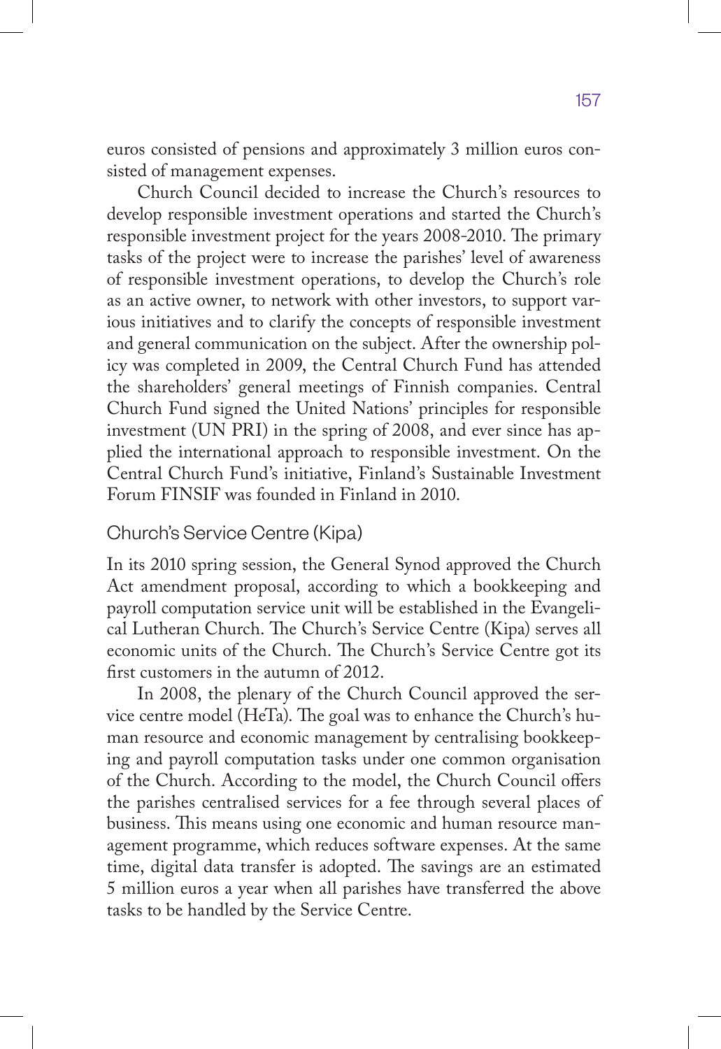euros consisted of pensions and approximately 3 million euros consisted of management expenses.

Church Council decided to increase the Church's resources to develop responsible investment operations and started the Church's responsible investment project for the years 2008-2010. The primary tasks of the project were to increase the parishes' level of awareness of responsible investment operations, to develop the Church's role as an active owner, to network with other investors, to support various initiatives and to clarify the concepts of responsible investment and general communication on the subject. After the ownership policy was completed in 2009, the Central Church Fund has attended the shareholders' general meetings of Finnish companies. Central Church Fund signed the United Nations' principles for responsible investment (UN PRI) in the spring of 2008, and ever since has applied the international approach to responsible investment. On the Central Church Fund's initiative, Finland's Sustainable Investment Forum FINSIF was founded in Finland in 2010.

### Church's Service Centre (Kipa)

In its 2010 spring session, the General Synod approved the Church Act amendment proposal, according to which a bookkeeping and payroll computation service unit will be established in the Evangelical Lutheran Church. The Church's Service Centre (Kipa) serves all economic units of the Church. The Church's Service Centre got its first customers in the autumn of 2012.

In 2008, the plenary of the Church Council approved the service centre model (HeTa). The goal was to enhance the Church's human resource and economic management by centralising bookkeeping and payroll computation tasks under one common organisation of the Church. According to the model, the Church Council offers the parishes centralised services for a fee through several places of business. This means using one economic and human resource management programme, which reduces software expenses. At the same time, digital data transfer is adopted. The savings are an estimated 5 million euros a year when all parishes have transferred the above tasks to be handled by the Service Centre.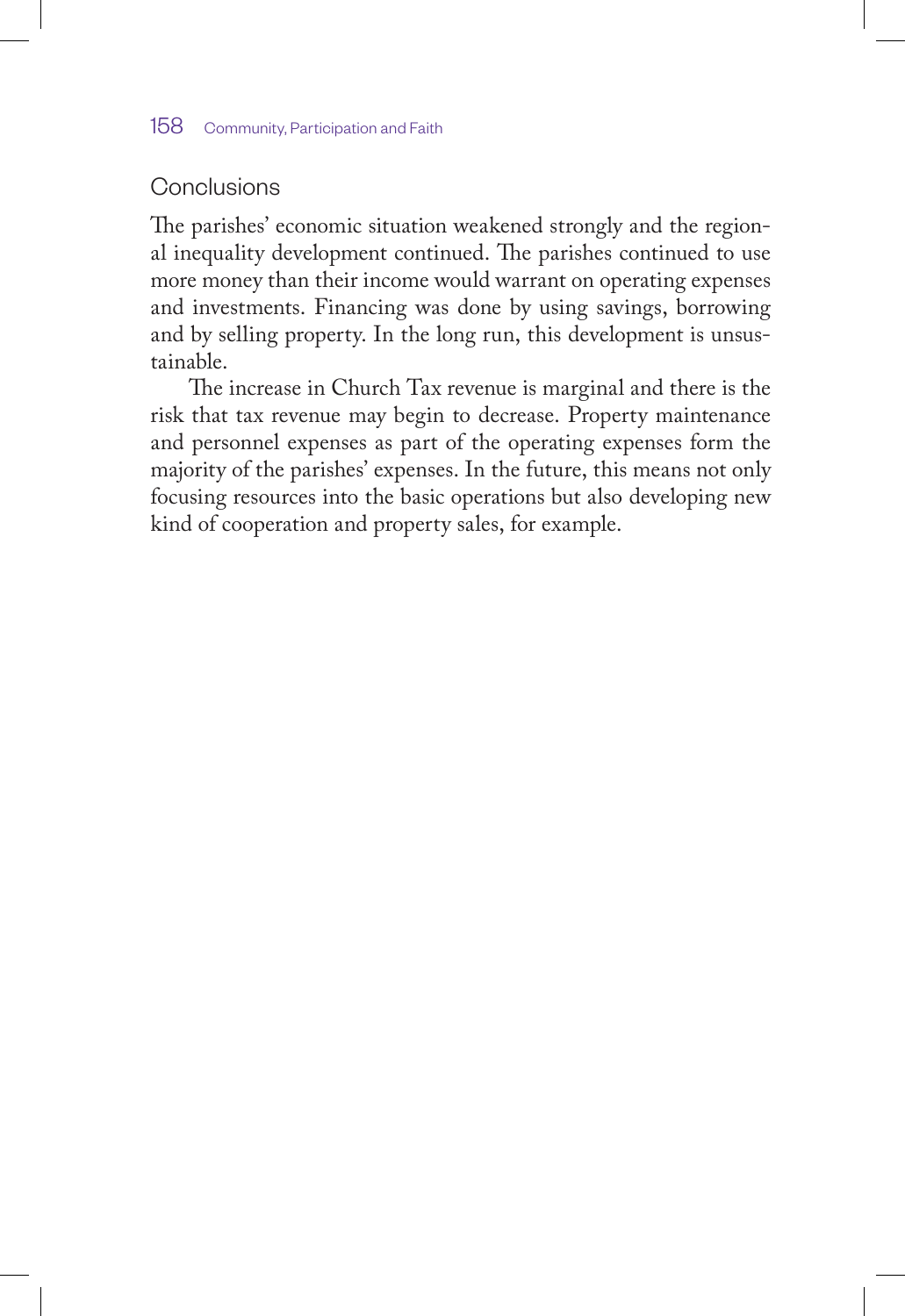## Conclusions

The parishes' economic situation weakened strongly and the regional inequality development continued. The parishes continued to use more money than their income would warrant on operating expenses and investments. Financing was done by using savings, borrowing and by selling property. In the long run, this development is unsustainable.

The increase in Church Tax revenue is marginal and there is the risk that tax revenue may begin to decrease. Property maintenance and personnel expenses as part of the operating expenses form the majority of the parishes' expenses. In the future, this means not only focusing resources into the basic operations but also developing new kind of cooperation and property sales, for example.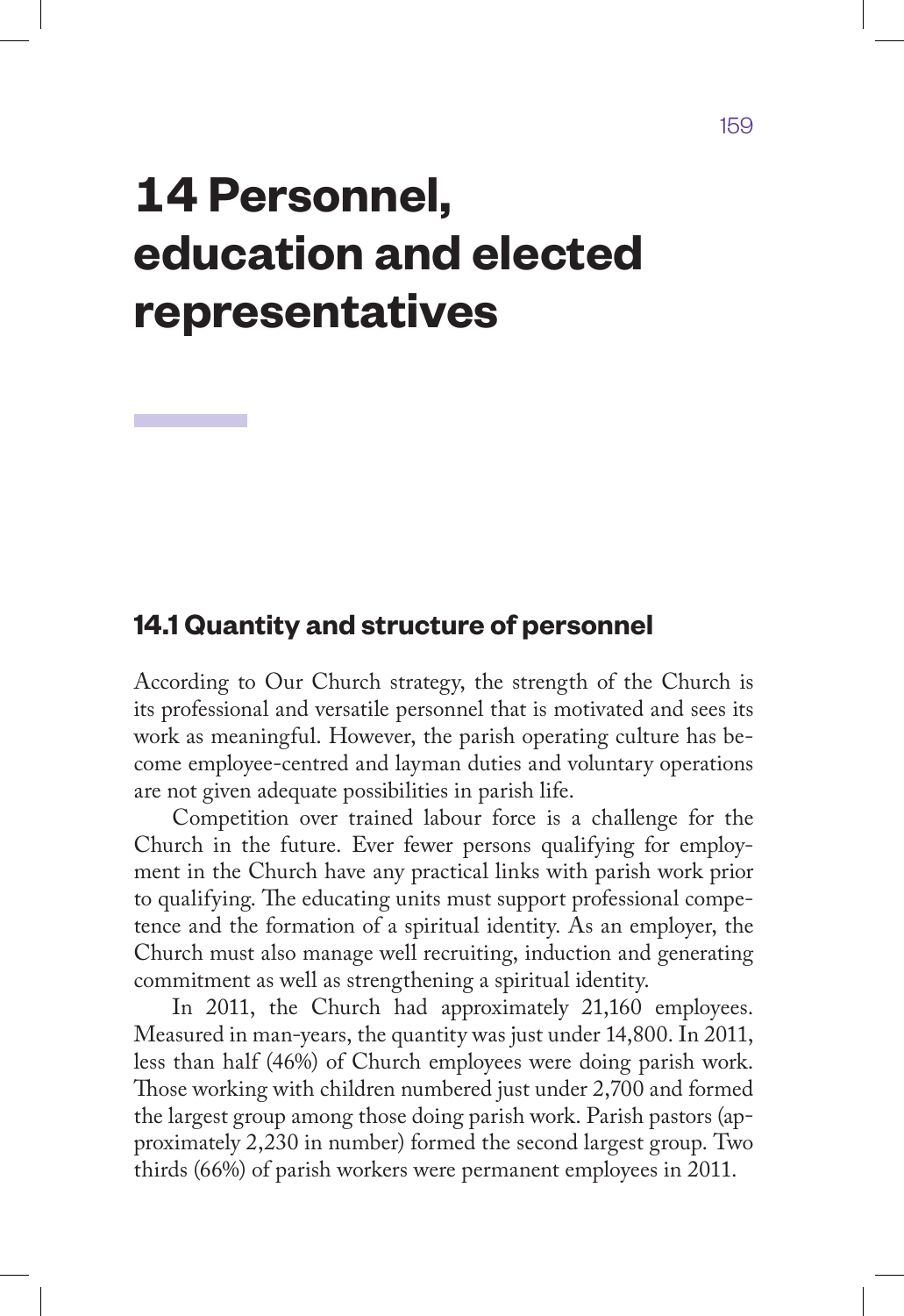# 14 Personnel, education and elected representatives

## 14.1 Quantity and structure of personnel

According to Our Church strategy, the strength of the Church is its professional and versatile personnel that is motivated and sees its work as meaningful. However, the parish operating culture has become employee-centred and layman duties and voluntary operations are not given adequate possibilities in parish life.

Competition over trained labour force is a challenge for the Church in the future. Ever fewer persons qualifying for employment in the Church have any practical links with parish work prior to qualifying. The educating units must support professional competence and the formation of a spiritual identity. As an employer, the Church must also manage well recruiting, induction and generating commitment as well as strengthening a spiritual identity.

In 2011, the Church had approximately 21,160 employees. Measured in man-years, the quantity was just under 14,800. In 2011, less than half (46%) of Church employees were doing parish work. Those working with children numbered just under 2,700 and formed the largest group among those doing parish work. Parish pastors (approximately 2,230 in number) formed the second largest group. Two thirds (66%) of parish workers were permanent employees in 2011.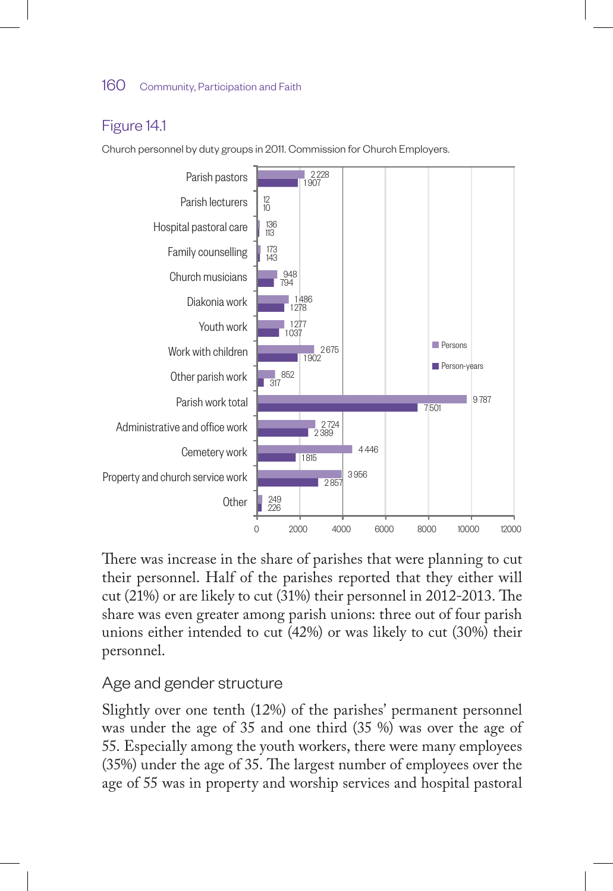## Figure 14.1

Church personnel by duty groups in 2011. Commission for Church Employers.

| Duty group | Persons | Person-years |
|---|---|---|
| Parish pastors | 2 228 | 1 907 |
| Parish lecturers | 12 | 10 |
| Hospital pastoral care | 136 | 113 |
| Family counselling | 173 | 143 |
| Church musicians | 948 | 794 |
| Diakonia work | 1 486 | 1 278 |
| Youth work | 1 277 | 1 037 |
| Work with children | 2 675 | 1 902 |
| Other parish work | 852 | 317 |
| Parish work total | 9 787 | 7 501 |
| Administrative and office work | 2 724 | 2 389 |
| Cemetery work | 4 446 | 1 815 |
| Property and church service work | 3 956 | 2 857 |
| Other | 249 | 226 |

There was increase in the share of parishes that were planning to cut their personnel. Half of the parishes reported that they either will cut (21%) or are likely to cut (31%) their personnel in 2012-2013. The share was even greater among parish unions: three out of four parish unions either intended to cut (42%) or was likely to cut (30%) their personnel.

### Age and gender structure

Slightly over one tenth (12%) of the parishes' permanent personnel was under the age of 35 and one third (35 %) was over the age of 55. Especially among the youth workers, there were many employees (35%) under the age of 35. The largest number of employees over the age of 55 was in property and worship services and hospital pastoral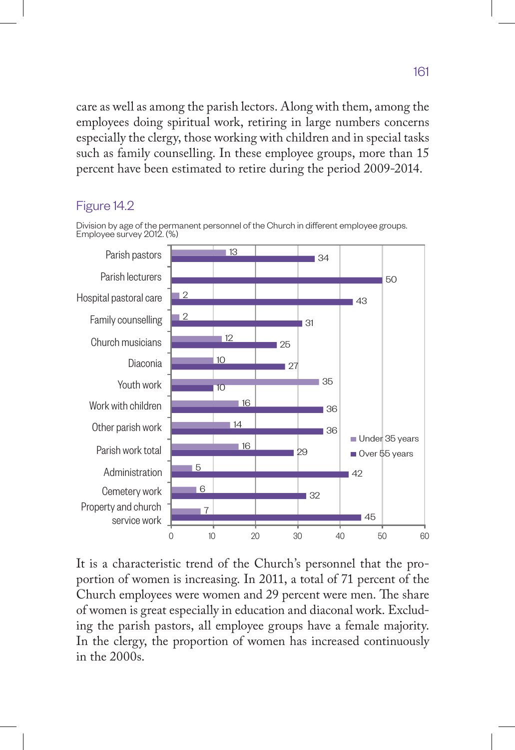care as well as among the parish lectors. Along with them, among the employees doing spiritual work, retiring in large numbers concerns especially the clergy, those working with children and in special tasks such as family counselling. In these employee groups, more than 15 percent have been estimated to retire during the period 2009-2014.

### Figure 14.2

Division by age of the permanent personnel of the Church in different employee groups. Employee survey 2012. (%)

| Employee group | Under 35 years | Over 55 years |
|---|---|---|
| Parish pastors | 13 | 34 |
| Parish lecturers | | 50 |
| Hospital pastoral care | 2 | 43 |
| Family counselling | 2 | 31 |
| Church musicians | 12 | 25 |
| Diaconia | 10 | 27 |
| Youth work | 35 | 10 |
| Work with children | 16 | 36 |
| Other parish work | 14 | 36 |
| Parish work total | 16 | 29 |
| Administration | 5 | 42 |
| Cemetery work | 6 | 32 |
| Property and church service work | 7 | 45 |

It is a characteristic trend of the Church's personnel that the proportion of women is increasing. In 2011, a total of 71 percent of the Church employees were women and 29 percent were men. The share of women is great especially in education and diaconal work. Excluding the parish pastors, all employee groups have a female majority. In the clergy, the proportion of women has increased continuously in the 2000s.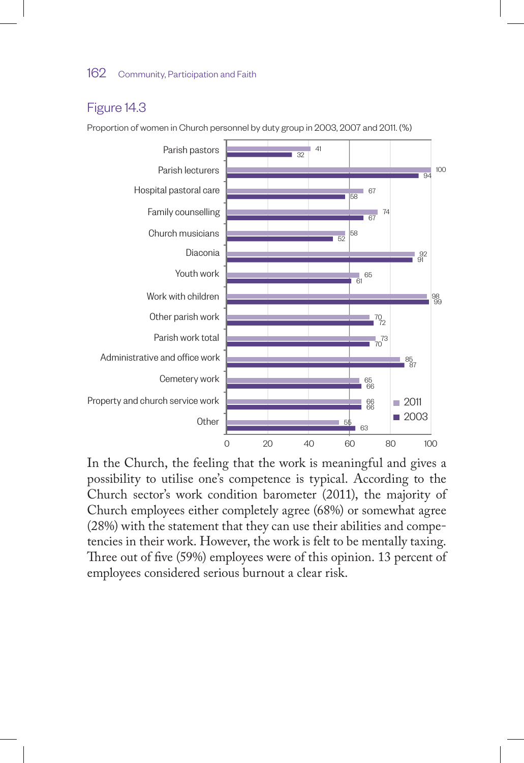## Figure 14.3

Proportion of women in Church personnel by duty group in 2003, 2007 and 2011. (%)

| Duty group | 2011 | 2003 |
|---|---|---|
| Parish pastors | 41 | 32 |
| Parish lecturers | 100 | 94 |
| Hospital pastoral care | 67 | 58 |
| Family counselling | 74 | 67 |
| Church musicians | 58 | 52 |
| Diaconia | 92 | 91 |
| Youth work | 65 | 61 |
| Work with children | 98 | 99 |
| Other parish work | 70 | 72 |
| Parish work total | 73 | 70 |
| Administrative and office work | 85 | 87 |
| Cemetery work | 65 | 66 |
| Property and church service work | 66 | 66 |
| Other | 55 | 63 |

In the Church, the feeling that the work is meaningful and gives a possibility to utilise one's competence is typical. According to the Church sector's work condition barometer (2011), the majority of Church employees either completely agree (68%) or somewhat agree (28%) with the statement that they can use their abilities and competencies in their work. However, the work is felt to be mentally taxing. Three out of five (59%) employees were of this opinion. 13 percent of employees considered serious burnout a clear risk.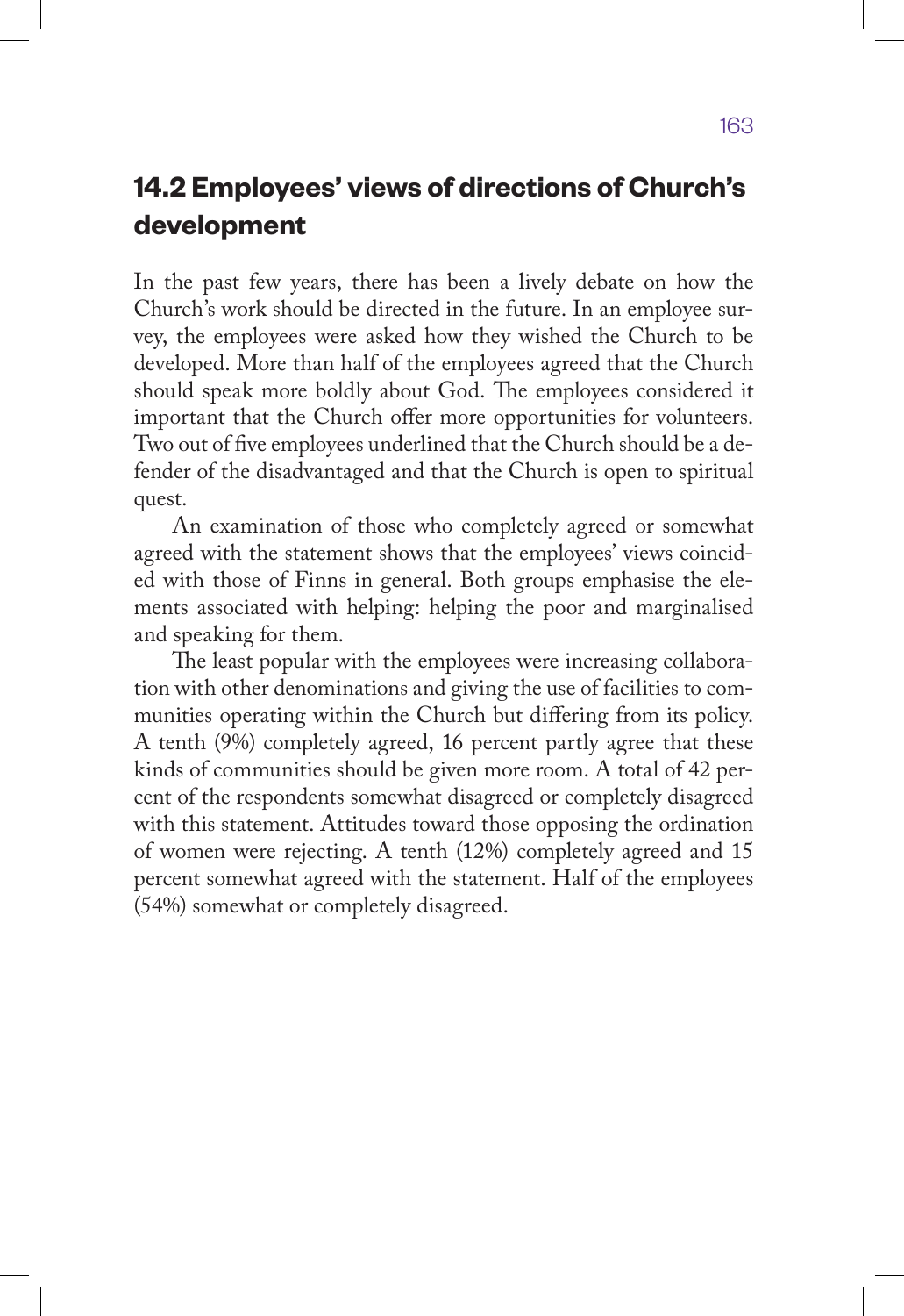## 14.2 Employees' views of directions of Church's development

In the past few years, there has been a lively debate on how the Church's work should be directed in the future. In an employee survey, the employees were asked how they wished the Church to be developed. More than half of the employees agreed that the Church should speak more boldly about God. The employees considered it important that the Church offer more opportunities for volunteers. Two out of five employees underlined that the Church should be a defender of the disadvantaged and that the Church is open to spiritual quest.

An examination of those who completely agreed or somewhat agreed with the statement shows that the employees' views coincided with those of Finns in general. Both groups emphasise the elements associated with helping: helping the poor and marginalised and speaking for them.

The least popular with the employees were increasing collaboration with other denominations and giving the use of facilities to communities operating within the Church but differing from its policy. A tenth (9%) completely agreed, 16 percent partly agree that these kinds of communities should be given more room. A total of 42 percent of the respondents somewhat disagreed or completely disagreed with this statement. Attitudes toward those opposing the ordination of women were rejecting. A tenth (12%) completely agreed and 15 percent somewhat agreed with the statement. Half of the employees (54%) somewhat or completely disagreed.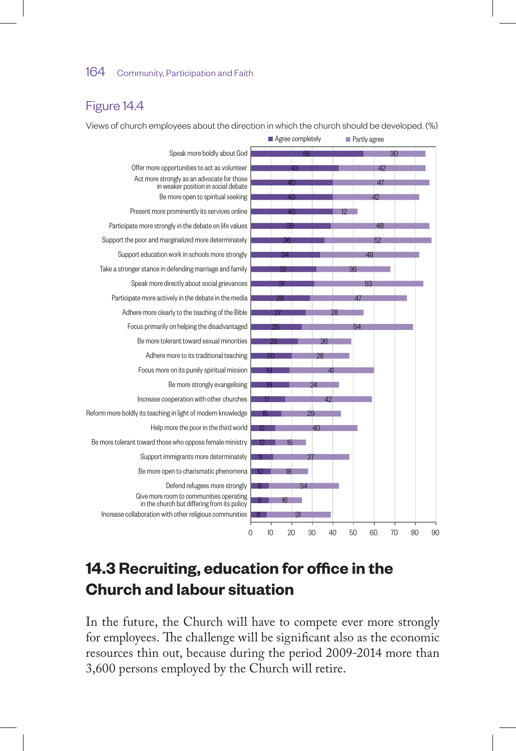## Figure 14.4

Views of church employees about the direction in which the church should be developed. (%)

| | Agree completely | Partly agree |
|---|---|---|
| Speak more boldly about God | 55 | 30 |
| Offer more opportunities to act as volunteer | 43 | 42 |
| Act more strongly as an advocate for those in weaker position in social debate | 40 | 47 |
| Be more open to spiritual seeking | 40 | 42 |
| Present more prominently its services online | 40 | 12 |
| Participate more strongly in the debate on life values | 39 | 48 |
| Support the poor and marginalized more determinately | 36 | 52 |
| Support education work in schools more strongly | 34 | 48 |
| Take a stronger stance in defending marriage and family | 32 | 36 |
| Speak more directly about social grievances | 31 | 53 |
| Participate more actively in the debate in the media | 29 | 47 |
| Adhere more clearly to the teaching of the Bible | 27 | 28 |
| Focus primarily on helping the disadvantaged | 25 | 54 |
| Be more tolerant toward sexual minorities | 23 | 26 |
| Adhere more to its traditional teaching | 20 | 28 |
| Focus more on its purely spiritual mission | 19 | 41 |
| Be more strongly evangelising | 19 | 24 |
| Increase cooperation with other churches | 17 | 42 |
| Reform more boldly its teaching in light of modern knowledge | 15 | 29 |
| Help more the poor in the third world | 12 | 40 |
| Be more tolerant toward those who oppose female ministry | 12 | 15 |
| Support immigrants more determinately | 11 | 37 |
| Be more open to charismatic phenomena | 10 | 18 |
| Defend refugees more strongly | 9 | 34 |
| Give more room to communities operating in the church but differing from its policy | 9 | 16 |
| Increase collaboration with other religious communities | 8 | 31 |

## 14.3 Recruiting, education for office in the Church and labour situation

In the future, the Church will have to compete ever more strongly for employees. The challenge will be significant also as the economic resources thin out, because during the period 2009-2014 more than 3,600 persons employed by the Church will retire.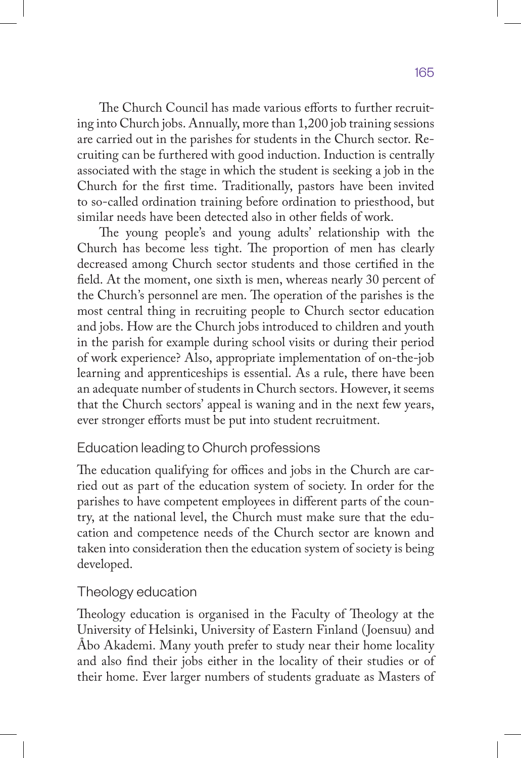The Church Council has made various efforts to further recruiting into Church jobs. Annually, more than 1,200 job training sessions are carried out in the parishes for students in the Church sector. Recruiting can be furthered with good induction. Induction is centrally associated with the stage in which the student is seeking a job in the Church for the first time. Traditionally, pastors have been invited to so-called ordination training before ordination to priesthood, but similar needs have been detected also in other fields of work.

The young people's and young adults' relationship with the Church has become less tight. The proportion of men has clearly decreased among Church sector students and those certified in the field. At the moment, one sixth is men, whereas nearly 30 percent of the Church's personnel are men. The operation of the parishes is the most central thing in recruiting people to Church sector education and jobs. How are the Church jobs introduced to children and youth in the parish for example during school visits or during their period of work experience? Also, appropriate implementation of on-the-job learning and apprenticeships is essential. As a rule, there have been an adequate number of students in Church sectors. However, it seems that the Church sectors' appeal is waning and in the next few years, ever stronger efforts must be put into student recruitment.

## Education leading to Church professions

The education qualifying for offices and jobs in the Church are carried out as part of the education system of society. In order for the parishes to have competent employees in different parts of the country, at the national level, the Church must make sure that the education and competence needs of the Church sector are known and taken into consideration then the education system of society is being developed.

## Theology education

Theology education is organised in the Faculty of Theology at the University of Helsinki, University of Eastern Finland (Joensuu) and Åbo Akademi. Many youth prefer to study near their home locality and also find their jobs either in the locality of their studies or of their home. Ever larger numbers of students graduate as Masters of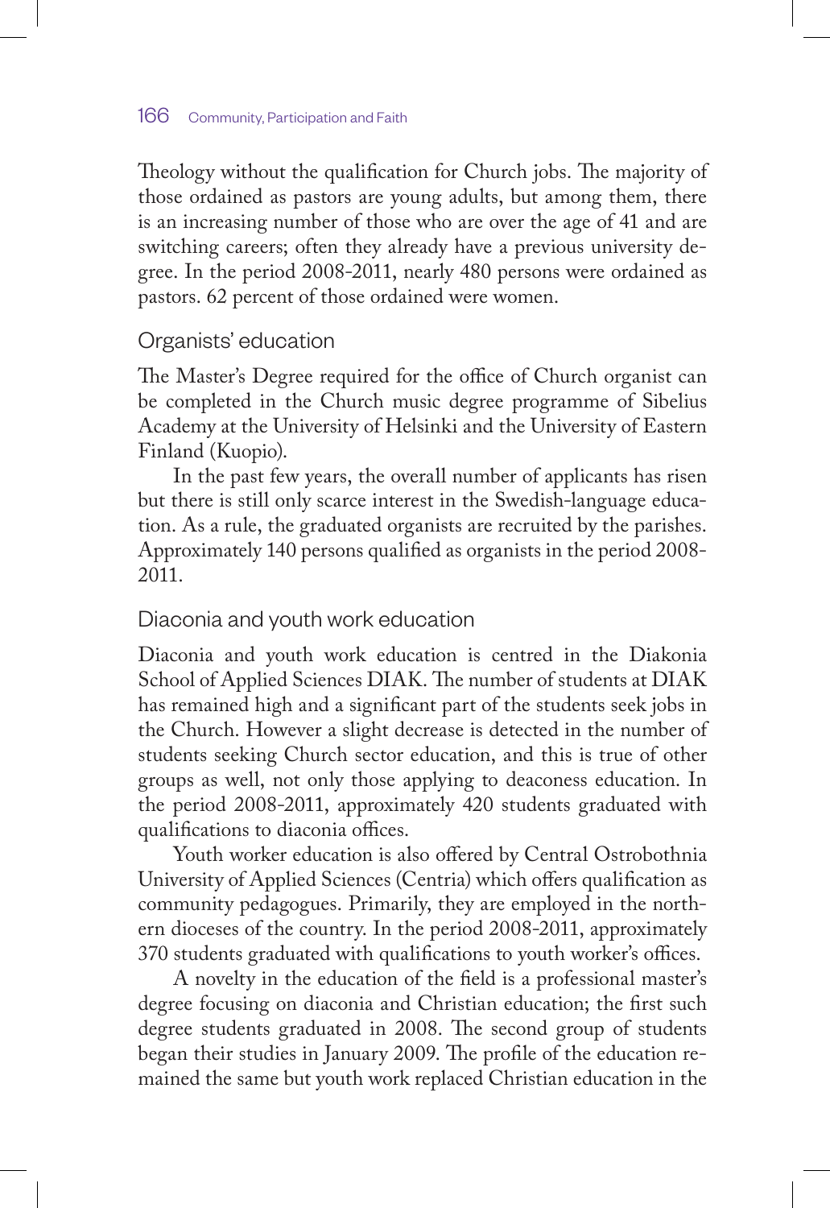Theology without the qualification for Church jobs. The majority of those ordained as pastors are young adults, but among them, there is an increasing number of those who are over the age of 41 and are switching careers; often they already have a previous university degree. In the period 2008-2011, nearly 480 persons were ordained as pastors. 62 percent of those ordained were women.

## Organists' education

The Master's Degree required for the office of Church organist can be completed in the Church music degree programme of Sibelius Academy at the University of Helsinki and the University of Eastern Finland (Kuopio).

In the past few years, the overall number of applicants has risen but there is still only scarce interest in the Swedish-language education. As a rule, the graduated organists are recruited by the parishes. Approximately 140 persons qualified as organists in the period 2008-2011.

## Diaconia and youth work education

Diaconia and youth work education is centred in the Diakonia School of Applied Sciences DIAK. The number of students at DIAK has remained high and a significant part of the students seek jobs in the Church. However a slight decrease is detected in the number of students seeking Church sector education, and this is true of other groups as well, not only those applying to deaconess education. In the period 2008-2011, approximately 420 students graduated with qualifications to diaconia offices.

Youth worker education is also offered by Central Ostrobothnia University of Applied Sciences (Centria) which offers qualification as community pedagogues. Primarily, they are employed in the northern dioceses of the country. In the period 2008-2011, approximately 370 students graduated with qualifications to youth worker's offices.

A novelty in the education of the field is a professional master's degree focusing on diaconia and Christian education; the first such degree students graduated in 2008. The second group of students began their studies in January 2009. The profile of the education remained the same but youth work replaced Christian education in the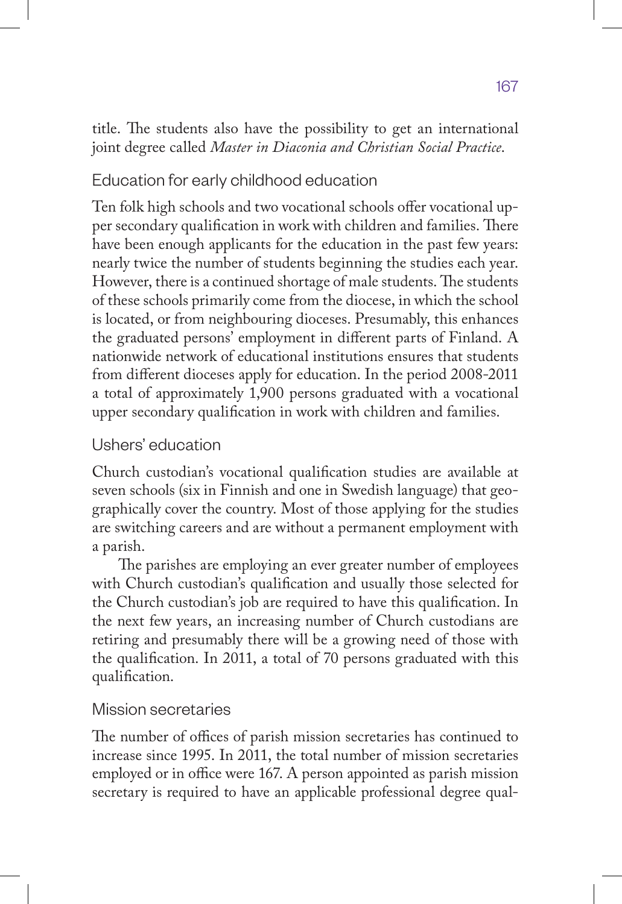title. The students also have the possibility to get an international joint degree called *Master in Diaconia and Christian Social Practice*.

### Education for early childhood education

Ten folk high schools and two vocational schools offer vocational upper secondary qualification in work with children and families. There have been enough applicants for the education in the past few years: nearly twice the number of students beginning the studies each year. However, there is a continued shortage of male students. The students of these schools primarily come from the diocese, in which the school is located, or from neighbouring dioceses. Presumably, this enhances the graduated persons' employment in different parts of Finland. A nationwide network of educational institutions ensures that students from different dioceses apply for education. In the period 2008-2011 a total of approximately 1,900 persons graduated with a vocational upper secondary qualification in work with children and families.

### Ushers' education

Church custodian's vocational qualification studies are available at seven schools (six in Finnish and one in Swedish language) that geographically cover the country. Most of those applying for the studies are switching careers and are without a permanent employment with a parish.

The parishes are employing an ever greater number of employees with Church custodian's qualification and usually those selected for the Church custodian's job are required to have this qualification. In the next few years, an increasing number of Church custodians are retiring and presumably there will be a growing need of those with the qualification. In 2011, a total of 70 persons graduated with this qualification.

### Mission secretaries

The number of offices of parish mission secretaries has continued to increase since 1995. In 2011, the total number of mission secretaries employed or in office were 167. A person appointed as parish mission secretary is required to have an applicable professional degree qual-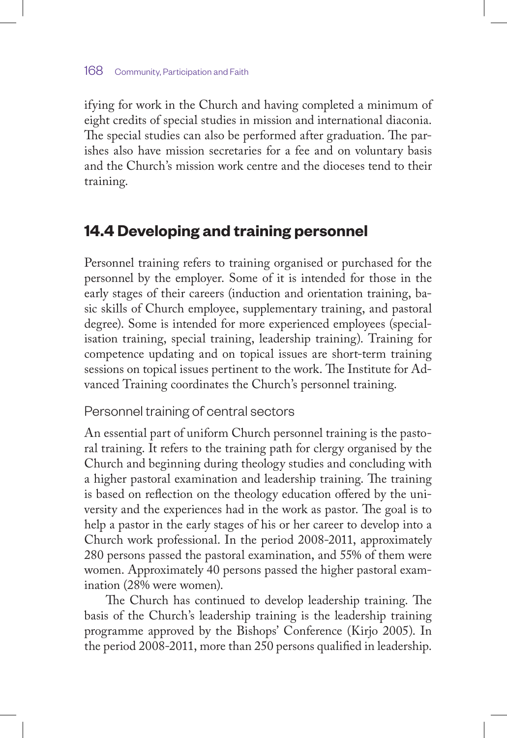ifying for work in the Church and having completed a minimum of eight credits of special studies in mission and international diaconia. The special studies can also be performed after graduation. The parishes also have mission secretaries for a fee and on voluntary basis and the Church's mission work centre and the dioceses tend to their training.

## 14.4 Developing and training personnel

Personnel training refers to training organised or purchased for the personnel by the employer. Some of it is intended for those in the early stages of their careers (induction and orientation training, basic skills of Church employee, supplementary training, and pastoral degree). Some is intended for more experienced employees (specialisation training, special training, leadership training). Training for competence updating and on topical issues are short-term training sessions on topical issues pertinent to the work. The Institute for Advanced Training coordinates the Church's personnel training.

### Personnel training of central sectors

An essential part of uniform Church personnel training is the pastoral training. It refers to the training path for clergy organised by the Church and beginning during theology studies and concluding with a higher pastoral examination and leadership training. The training is based on reflection on the theology education offered by the university and the experiences had in the work as pastor. The goal is to help a pastor in the early stages of his or her career to develop into a Church work professional. In the period 2008-2011, approximately 280 persons passed the pastoral examination, and 55% of them were women. Approximately 40 persons passed the higher pastoral examination (28% were women).

The Church has continued to develop leadership training. The basis of the Church's leadership training is the leadership training programme approved by the Bishops' Conference (Kirjo 2005). In the period 2008-2011, more than 250 persons qualified in leadership.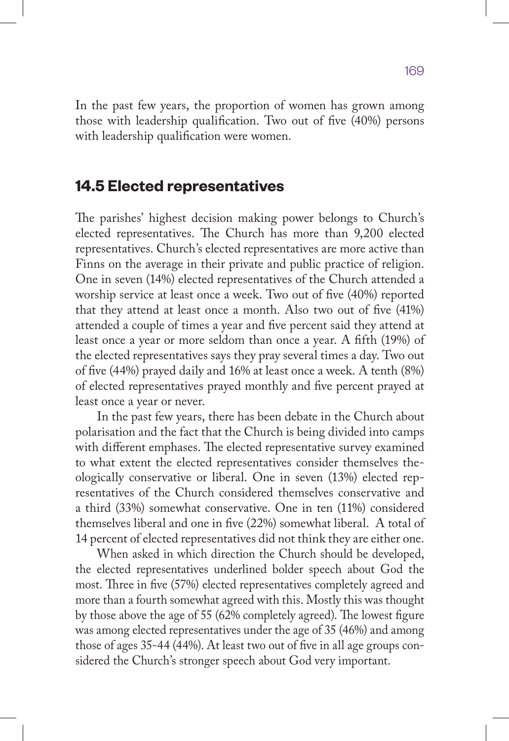In the past few years, the proportion of women has grown among those with leadership qualification. Two out of five (40%) persons with leadership qualification were women.

## 14.5 Elected representatives

The parishes' highest decision making power belongs to Church's elected representatives. The Church has more than 9,200 elected representatives. Church's elected representatives are more active than Finns on the average in their private and public practice of religion. One in seven (14%) elected representatives of the Church attended a worship service at least once a week. Two out of five (40%) reported that they attend at least once a month. Also two out of five (41%) attended a couple of times a year and five percent said they attend at least once a year or more seldom than once a year. A fifth (19%) of the elected representatives says they pray several times a day. Two out of five (44%) prayed daily and 16% at least once a week. A tenth (8%) of elected representatives prayed monthly and five percent prayed at least once a year or never.

In the past few years, there has been debate in the Church about polarisation and the fact that the Church is being divided into camps with different emphases. The elected representative survey examined to what extent the elected representatives consider themselves theologically conservative or liberal. One in seven (13%) elected representatives of the Church considered themselves conservative and a third (33%) somewhat conservative. One in ten (11%) considered themselves liberal and one in five (22%) somewhat liberal. A total of 14 percent of elected representatives did not think they are either one.

When asked in which direction the Church should be developed, the elected representatives underlined bolder speech about God the most. Three in five (57%) elected representatives completely agreed and more than a fourth somewhat agreed with this. Mostly this was thought by those above the age of 55 (62% completely agreed). The lowest figure was among elected representatives under the age of 35 (46%) and among those of ages 35-44 (44%). At least two out of five in all age groups considered the Church's stronger speech about God very important.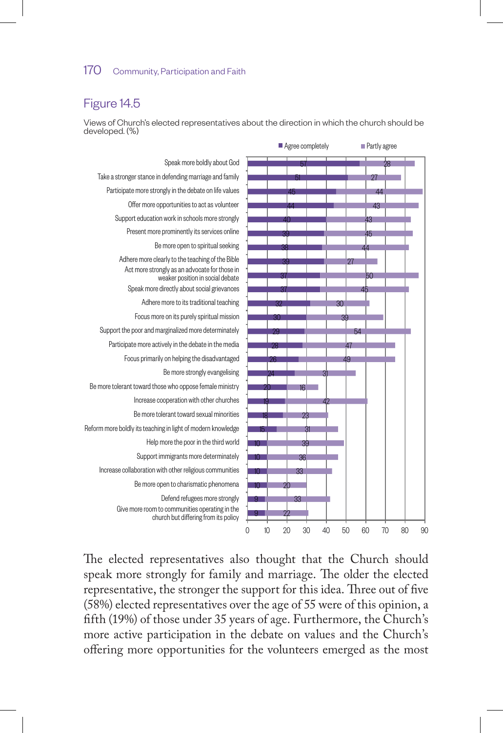## Figure 14.5

Views of Church's elected representatives about the direction in which the church should be developed. (%)

| | Agree completely | Partly agree |
|---|---|---|
| Speak more boldly about God | 57 | 28 |
| Take a stronger stance in defending marriage and family | 51 | 27 |
| Participate more strongly in the debate on life values | 45 | 44 |
| Offer more opportunities to act as volunteer | 44 | 43 |
| Support education work in schools more strongly | 40 | 43 |
| Present more prominently its services online | 39 | 45 |
| Be more open to spiritual seeking | 38 | 44 |
| Adhere more clearly to the teaching of the Bible | 39 | 27 |
| Act more strongly as an advocate for those in weaker position in social debate | 37 | 50 |
| Speak more directly about social grievances | 37 | 45 |
| Adhere more to its traditional teaching | 32 | 30 |
| Focus more on its purely spiritual mission | 30 | 39 |
| Support the poor and marginalized more determinately | 29 | 54 |
| Participate more actively in the debate in the media | 28 | 47 |
| Focus primarily on helping the disadvantaged | 26 | 49 |
| Be more strongly evangelising | 24 | 31 |
| Be more tolerant toward those who oppose female ministry | 20 | 16 |
| Increase cooperation with other churches | 19 | 42 |
| Be more tolerant toward sexual minorities | 18 | 23 |
| Reform more boldly its teaching in light of modern knowledge | 15 | 31 |
| Help more the poor in the third world | 10 | 39 |
| Support immigrants more determinately | 10 | 36 |
| Increase collaboration with other religious communities | 10 | 33 |
| Be more open to charismatic phenomena | 10 | 20 |
| Defend refugees more strongly | 9 | 33 |
| Give more room to communities operating in the church but differing from its policy | 9 | 22 |

The elected representatives also thought that the Church should speak more strongly for family and marriage. The older the elected representative, the stronger the support for this idea. Three out of five (58%) elected representatives over the age of 55 were of this opinion, a fifth (19%) of those under 35 years of age. Furthermore, the Church's more active participation in the debate on values and the Church's offering more opportunities for the volunteers emerged as the most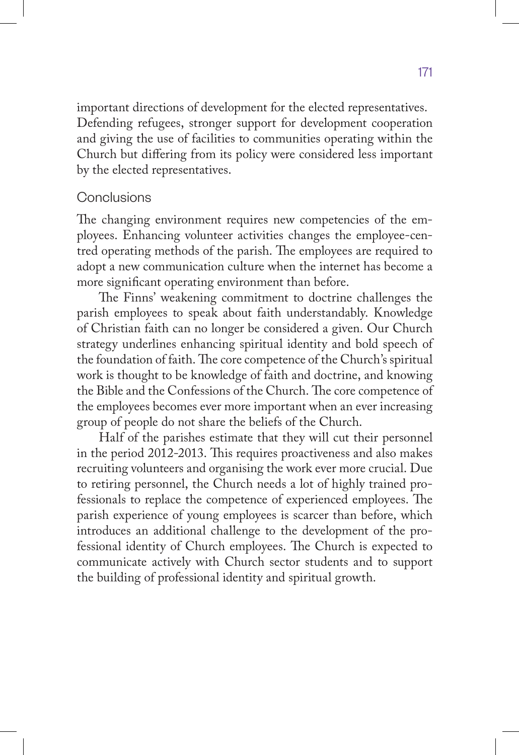important directions of development for the elected representatives. Defending refugees, stronger support for development cooperation and giving the use of facilities to communities operating within the Church but differing from its policy were considered less important by the elected representatives.

## Conclusions

The changing environment requires new competencies of the employees. Enhancing volunteer activities changes the employee-centred operating methods of the parish. The employees are required to adopt a new communication culture when the internet has become a more significant operating environment than before.

The Finns' weakening commitment to doctrine challenges the parish employees to speak about faith understandably. Knowledge of Christian faith can no longer be considered a given. Our Church strategy underlines enhancing spiritual identity and bold speech of the foundation of faith. The core competence of the Church's spiritual work is thought to be knowledge of faith and doctrine, and knowing the Bible and the Confessions of the Church. The core competence of the employees becomes ever more important when an ever increasing group of people do not share the beliefs of the Church.

Half of the parishes estimate that they will cut their personnel in the period 2012-2013. This requires proactiveness and also makes recruiting volunteers and organising the work ever more crucial. Due to retiring personnel, the Church needs a lot of highly trained professionals to replace the competence of experienced employees. The parish experience of young employees is scarcer than before, which introduces an additional challenge to the development of the professional identity of Church employees. The Church is expected to communicate actively with Church sector students and to support the building of professional identity and spiritual growth.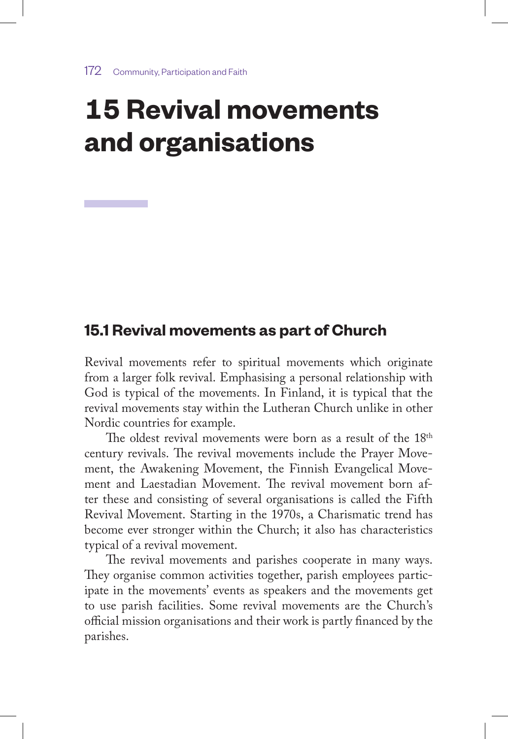# 15 Revival movements and organisations

## 15.1 Revival movements as part of Church

Revival movements refer to spiritual movements which originate from a larger folk revival. Emphasising a personal relationship with God is typical of the movements. In Finland, it is typical that the revival movements stay within the Lutheran Church unlike in other Nordic countries for example.

The oldest revival movements were born as a result of the 18th century revivals. The revival movements include the Prayer Movement, the Awakening Movement, the Finnish Evangelical Movement and Laestadian Movement. The revival movement born after these and consisting of several organisations is called the Fifth Revival Movement. Starting in the 1970s, a Charismatic trend has become ever stronger within the Church; it also has characteristics typical of a revival movement.

The revival movements and parishes cooperate in many ways. They organise common activities together, parish employees participate in the movements' events as speakers and the movements get to use parish facilities. Some revival movements are the Church's official mission organisations and their work is partly financed by the parishes.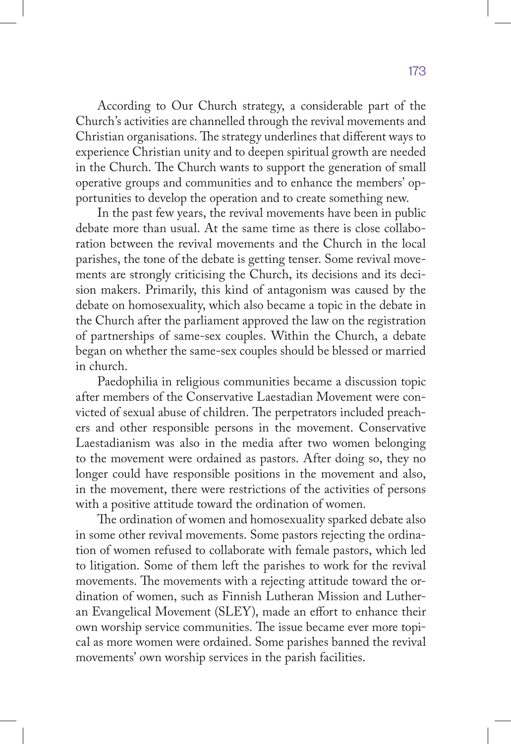According to Our Church strategy, a considerable part of the Church's activities are channelled through the revival movements and Christian organisations. The strategy underlines that different ways to experience Christian unity and to deepen spiritual growth are needed in the Church. The Church wants to support the generation of small operative groups and communities and to enhance the members' opportunities to develop the operation and to create something new.

In the past few years, the revival movements have been in public debate more than usual. At the same time as there is close collaboration between the revival movements and the Church in the local parishes, the tone of the debate is getting tenser. Some revival movements are strongly criticising the Church, its decisions and its decision makers. Primarily, this kind of antagonism was caused by the debate on homosexuality, which also became a topic in the debate in the Church after the parliament approved the law on the registration of partnerships of same-sex couples. Within the Church, a debate began on whether the same-sex couples should be blessed or married in church.

Paedophilia in religious communities became a discussion topic after members of the Conservative Laestadian Movement were convicted of sexual abuse of children. The perpetrators included preachers and other responsible persons in the movement. Conservative Laestadianism was also in the media after two women belonging to the movement were ordained as pastors. After doing so, they no longer could have responsible positions in the movement and also, in the movement, there were restrictions of the activities of persons with a positive attitude toward the ordination of women.

The ordination of women and homosexuality sparked debate also in some other revival movements. Some pastors rejecting the ordination of women refused to collaborate with female pastors, which led to litigation. Some of them left the parishes to work for the revival movements. The movements with a rejecting attitude toward the ordination of women, such as Finnish Lutheran Mission and Lutheran Evangelical Movement (SLEY), made an effort to enhance their own worship service communities. The issue became ever more topical as more women were ordained. Some parishes banned the revival movements' own worship services in the parish facilities.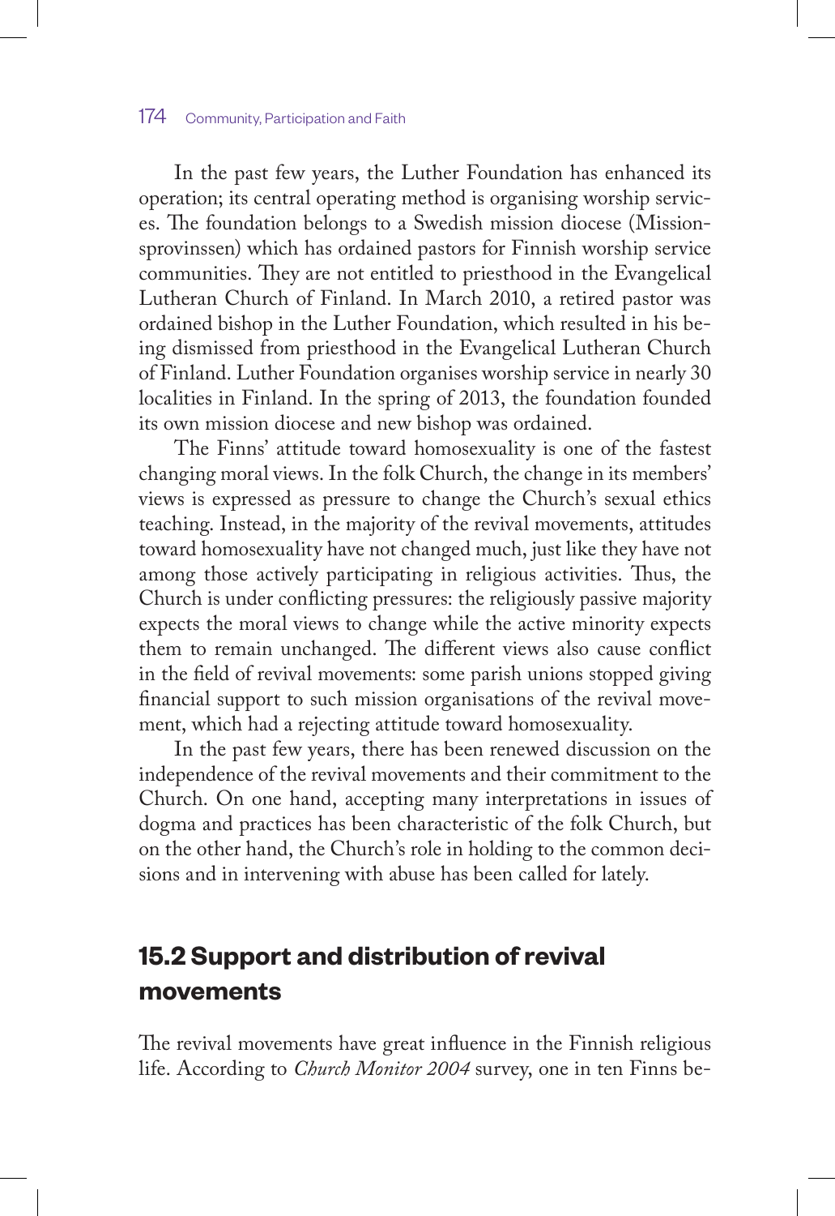In the past few years, the Luther Foundation has enhanced its operation; its central operating method is organising worship services. The foundation belongs to a Swedish mission diocese (Missionsprovinssen) which has ordained pastors for Finnish worship service communities. They are not entitled to priesthood in the Evangelical Lutheran Church of Finland. In March 2010, a retired pastor was ordained bishop in the Luther Foundation, which resulted in his being dismissed from priesthood in the Evangelical Lutheran Church of Finland. Luther Foundation organises worship service in nearly 30 localities in Finland. In the spring of 2013, the foundation founded its own mission diocese and new bishop was ordained.

The Finns' attitude toward homosexuality is one of the fastest changing moral views. In the folk Church, the change in its members' views is expressed as pressure to change the Church's sexual ethics teaching. Instead, in the majority of the revival movements, attitudes toward homosexuality have not changed much, just like they have not among those actively participating in religious activities. Thus, the Church is under conflicting pressures: the religiously passive majority expects the moral views to change while the active minority expects them to remain unchanged. The different views also cause conflict in the field of revival movements: some parish unions stopped giving financial support to such mission organisations of the revival movement, which had a rejecting attitude toward homosexuality.

In the past few years, there has been renewed discussion on the independence of the revival movements and their commitment to the Church. On one hand, accepting many interpretations in issues of dogma and practices has been characteristic of the folk Church, but on the other hand, the Church's role in holding to the common decisions and in intervening with abuse has been called for lately.

## 15.2 Support and distribution of revival movements

The revival movements have great influence in the Finnish religious life. According to *Church Monitor 2004* survey, one in ten Finns be-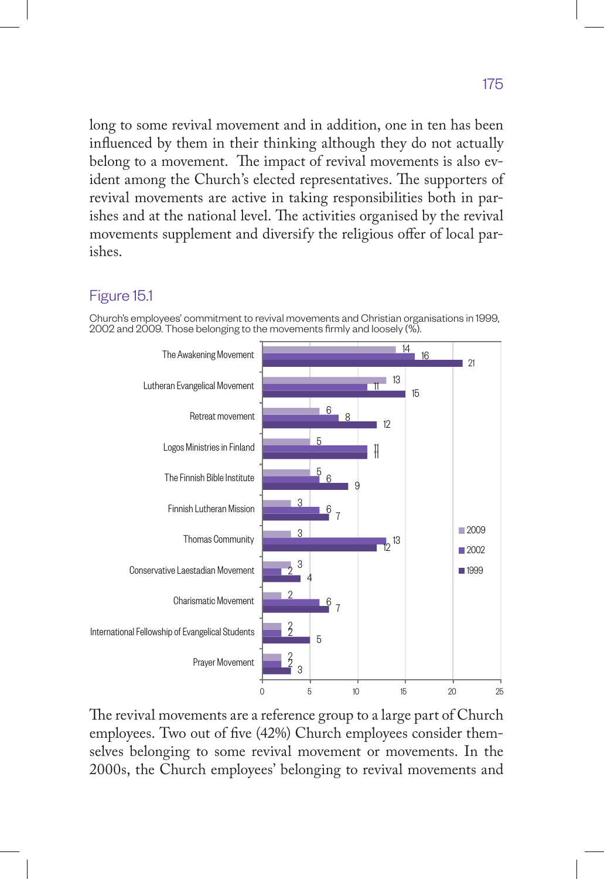long to some revival movement and in addition, one in ten has been influenced by them in their thinking although they do not actually belong to a movement. The impact of revival movements is also evident among the Church's elected representatives. The supporters of revival movements are active in taking responsibilities both in parishes and at the national level. The activities organised by the revival movements supplement and diversify the religious offer of local parishes.

## Figure 15.1

Church's employees' commitment to revival movements and Christian organisations in 1999, 2002 and 2009. Those belonging to the movements firmly and loosely (%).

| | 2009 | 2002 | 1999 |
|---|---|---|---|
| The Awakening Movement | 14 | 16 | 21 |
| Lutheran Evangelical Movement | 13 | 11 | 15 |
| Retreat movement | 6 | 8 | 12 |
| Logos Ministries in Finland | 5 | 11 | 11 |
| The Finnish Bible Institute | 5 | 6 | 9 |
| Finnish Lutheran Mission | 3 | 6 | 7 |
| Thomas Community | 3 | 13 | 12 |
| Conservative Laestadian Movement | 3 | 2 | 4 |
| Charismatic Movement | 2 | 6 | 7 |
| International Fellowship of Evangelical Students | 2 | 2 | 5 |
| Prayer Movement | 2 | 2 | 3 |

The revival movements are a reference group to a large part of Church employees. Two out of five (42%) Church employees consider themselves belonging to some revival movement or movements. In the 2000s, the Church employees' belonging to revival movements and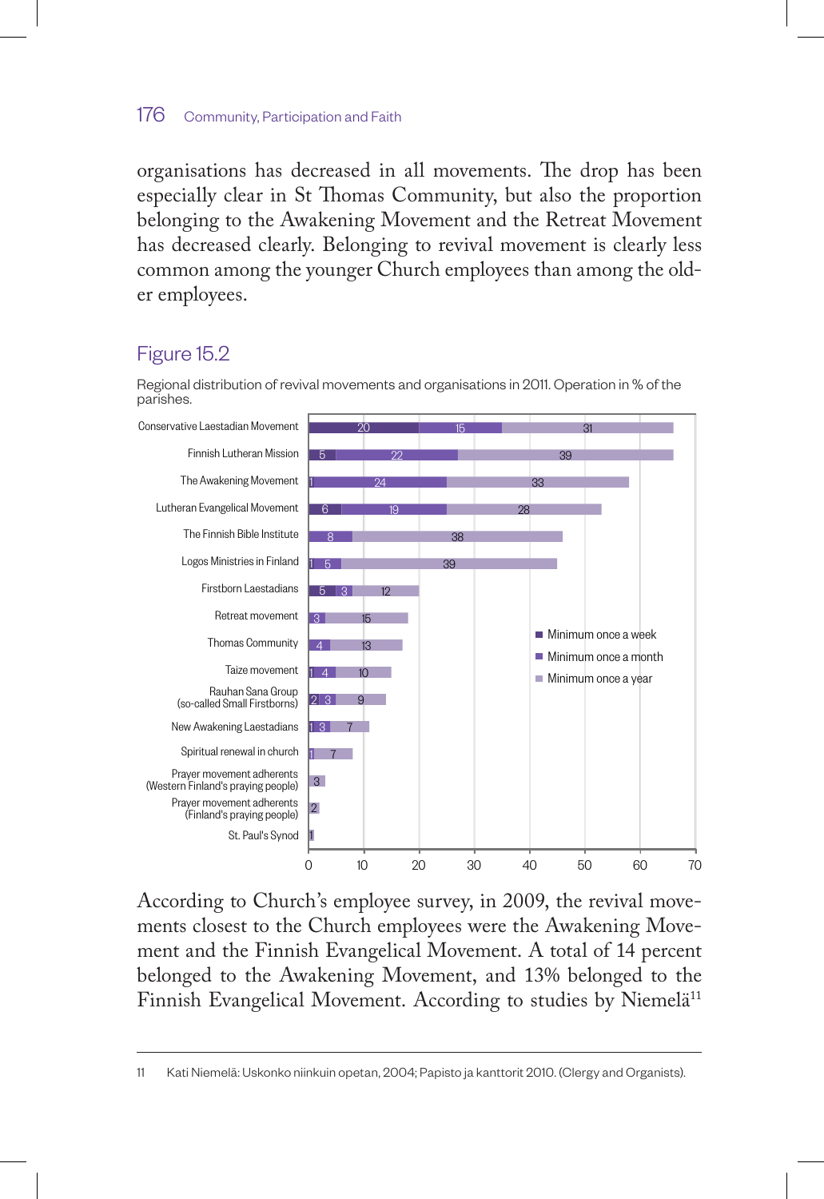organisations has decreased in all movements. The drop has been especially clear in St Thomas Community, but also the proportion belonging to the Awakening Movement and the Retreat Movement has decreased clearly. Belonging to revival movement is clearly less common among the younger Church employees than among the older employees.

## Figure 15.2

Regional distribution of revival movements and organisations in 2011. Operation in % of the parishes.

| Movement | Minimum once a week | Minimum once a month | Minimum once a year |
|---|---|---|---|
| Conservative Laestadian Movement | 20 | 15 | 31 |
| Finnish Lutheran Mission | 5 | 22 | 39 |
| The Awakening Movement | 1 | 24 | 33 |
| Lutheran Evangelical Movement | 6 | 19 | 28 |
| The Finnish Bible Institute | | 8 | 38 |
| Logos Ministries in Finland | 1 | 5 | 39 |
| Firstborn Laestadians | 5 | 3 | 12 |
| Retreat movement | | 3 | 15 |
| Thomas Community | | 4 | 13 |
| Taize movement | 1 | 4 | 10 |
| Rauhan Sana Group (so-called Small Firstborns) | 2 | 3 | 9 |
| New Awakening Laestadians | 1 | 3 | 7 |
| Spiritual renewal in church | | 1 | 7 |
| Prayer movement adherents (Western Finland's praying people) | | | 3 |
| Prayer movement adherents (Finland's praying people) | | | 2 |
| St. Paul's Synod | | | 1 |

According to Church's employee survey, in 2009, the revival movements closest to the Church employees were the Awakening Movement and the Finnish Evangelical Movement. A total of 14 percent belonged to the Awakening Movement, and 13% belonged to the Finnish Evangelical Movement. According to studies by Niemelä[11]

11 Kati Niemelä: Uskonko niinkuin opetan, 2004; Papisto ja kanttorit 2010. (Clergy and Organists).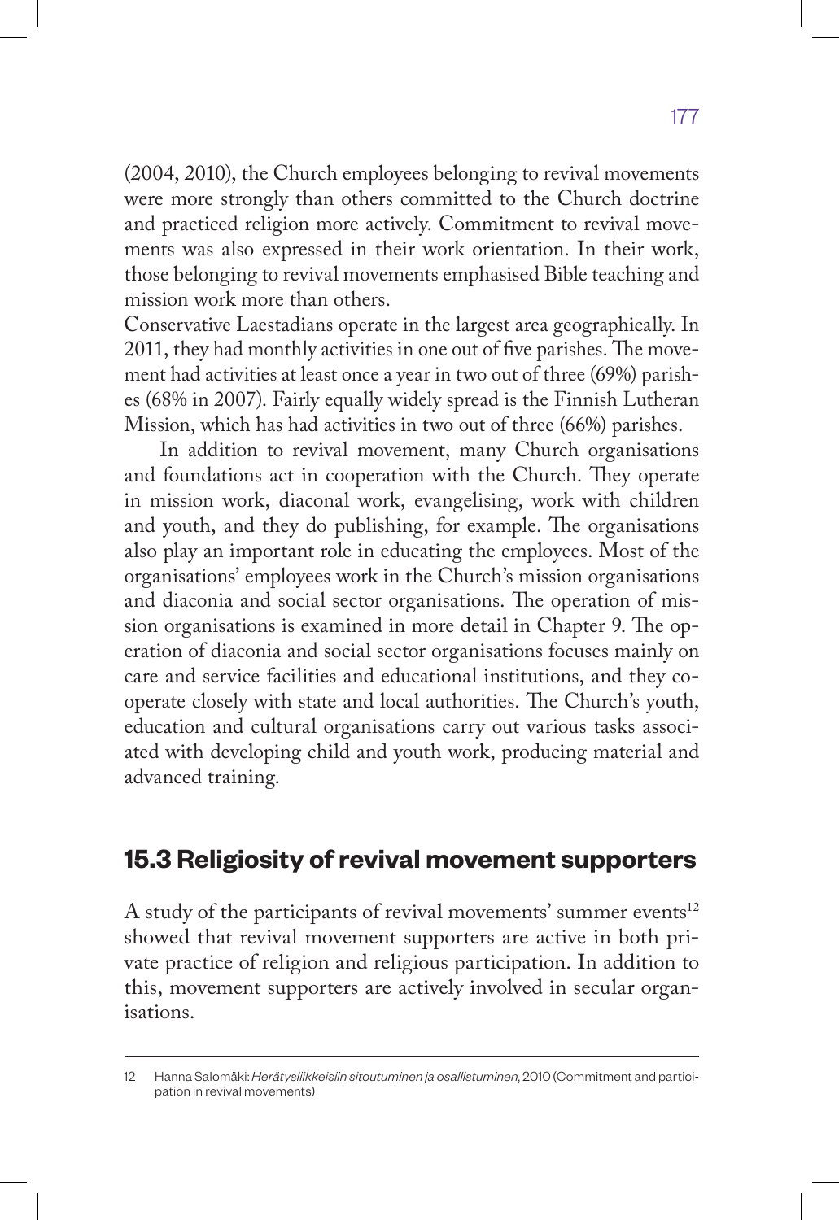(2004, 2010), the Church employees belonging to revival movements were more strongly than others committed to the Church doctrine and practiced religion more actively. Commitment to revival movements was also expressed in their work orientation. In their work, those belonging to revival movements emphasised Bible teaching and mission work more than others.

Conservative Laestadians operate in the largest area geographically. In 2011, they had monthly activities in one out of five parishes. The movement had activities at least once a year in two out of three (69%) parishes (68% in 2007). Fairly equally widely spread is the Finnish Lutheran Mission, which has had activities in two out of three (66%) parishes.

In addition to revival movement, many Church organisations and foundations act in cooperation with the Church. They operate in mission work, diaconal work, evangelising, work with children and youth, and they do publishing, for example. The organisations also play an important role in educating the employees. Most of the organisations' employees work in the Church's mission organisations and diaconia and social sector organisations. The operation of mission organisations is examined in more detail in Chapter 9. The operation of diaconia and social sector organisations focuses mainly on care and service facilities and educational institutions, and they cooperate closely with state and local authorities. The Church's youth, education and cultural organisations carry out various tasks associated with developing child and youth work, producing material and advanced training.

## 15.3 Religiosity of revival movement supporters

A study of the participants of revival movements' summer events[12] showed that revival movement supporters are active in both private practice of religion and religious participation. In addition to this, movement supporters are actively involved in secular organisations.

---

12 Hanna Salomäki: *Herätysliikkeisiin sitoutuminen ja osallistuminen*, 2010 (Commitment and participation in revival movements)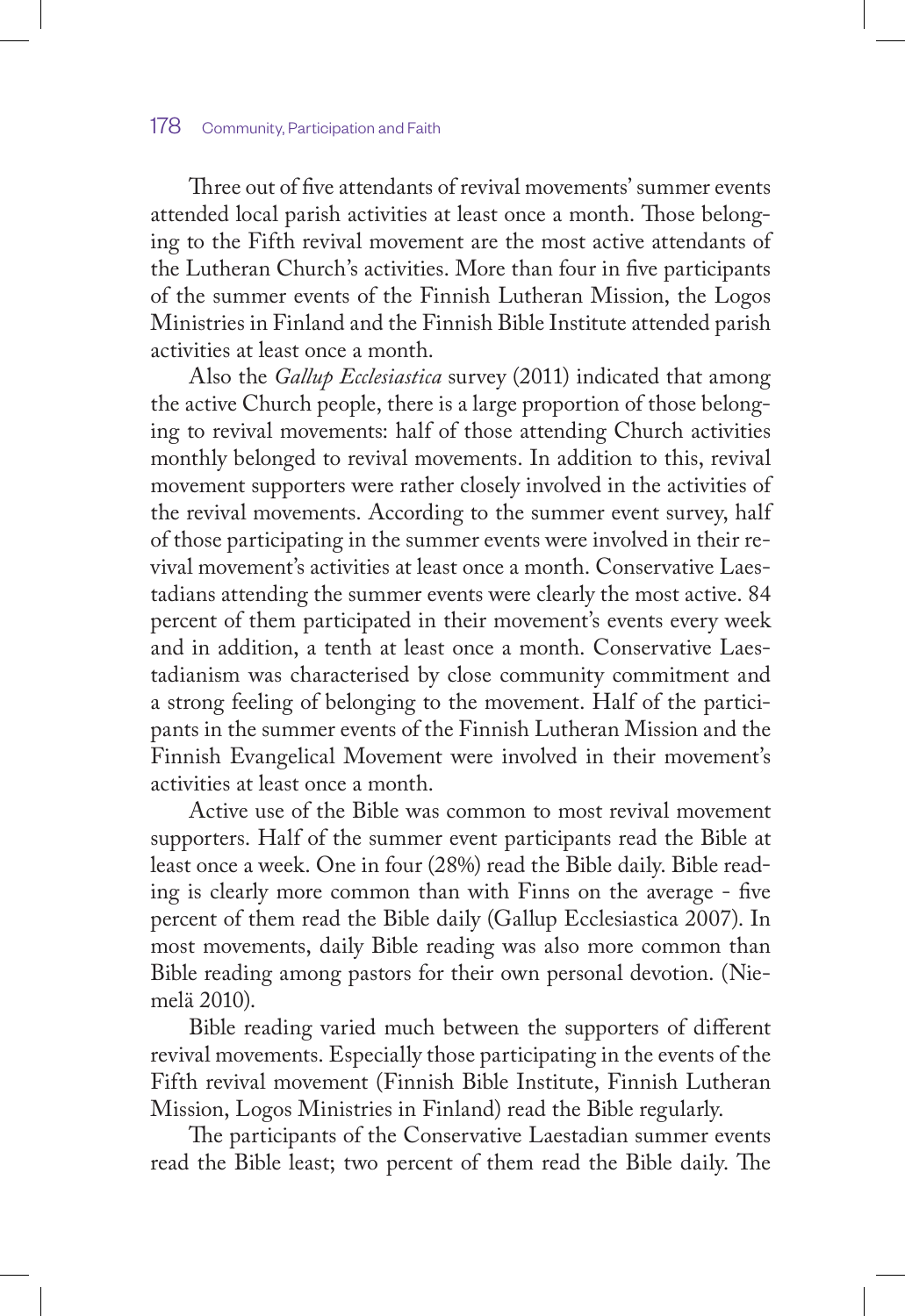Three out of five attendants of revival movements' summer events attended local parish activities at least once a month. Those belonging to the Fifth revival movement are the most active attendants of the Lutheran Church's activities. More than four in five participants of the summer events of the Finnish Lutheran Mission, the Logos Ministries in Finland and the Finnish Bible Institute attended parish activities at least once a month.

Also the *Gallup Ecclesiastica* survey (2011) indicated that among the active Church people, there is a large proportion of those belonging to revival movements: half of those attending Church activities monthly belonged to revival movements. In addition to this, revival movement supporters were rather closely involved in the activities of the revival movements. According to the summer event survey, half of those participating in the summer events were involved in their revival movement's activities at least once a month. Conservative Laestadians attending the summer events were clearly the most active. 84 percent of them participated in their movement's events every week and in addition, a tenth at least once a month. Conservative Laestadianism was characterised by close community commitment and a strong feeling of belonging to the movement. Half of the participants in the summer events of the Finnish Lutheran Mission and the Finnish Evangelical Movement were involved in their movement's activities at least once a month.

Active use of the Bible was common to most revival movement supporters. Half of the summer event participants read the Bible at least once a week. One in four (28%) read the Bible daily. Bible reading is clearly more common than with Finns on the average - five percent of them read the Bible daily (Gallup Ecclesiastica 2007). In most movements, daily Bible reading was also more common than Bible reading among pastors for their own personal devotion. (Niemelä 2010).

Bible reading varied much between the supporters of different revival movements. Especially those participating in the events of the Fifth revival movement (Finnish Bible Institute, Finnish Lutheran Mission, Logos Ministries in Finland) read the Bible regularly.

The participants of the Conservative Laestadian summer events read the Bible least; two percent of them read the Bible daily. The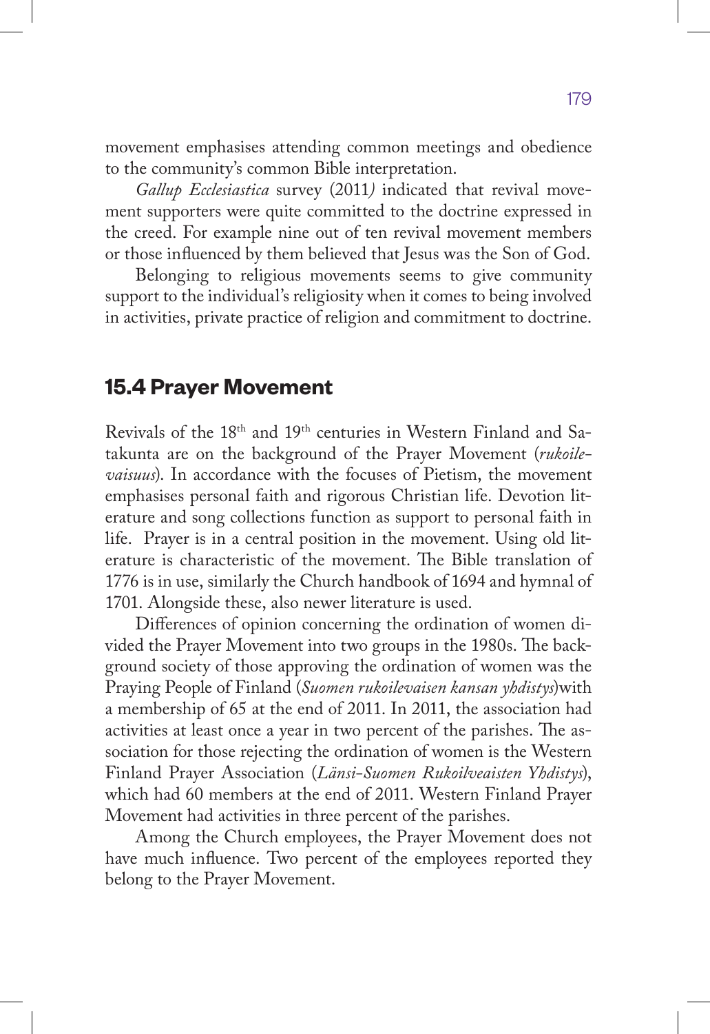movement emphasises attending common meetings and obedience to the community's common Bible interpretation.

*Gallup Ecclesiastica* survey (2011) indicated that revival movement supporters were quite committed to the doctrine expressed in the creed. For example nine out of ten revival movement members or those influenced by them believed that Jesus was the Son of God.

Belonging to religious movements seems to give community support to the individual's religiosity when it comes to being involved in activities, private practice of religion and commitment to doctrine.

## 15.4 Prayer Movement

Revivals of the 18th and 19th centuries in Western Finland and Satakunta are on the background of the Prayer Movement (*rukoilevaisuus*). In accordance with the focuses of Pietism, the movement emphasises personal faith and rigorous Christian life. Devotion literature and song collections function as support to personal faith in life. Prayer is in a central position in the movement. Using old literature is characteristic of the movement. The Bible translation of 1776 is in use, similarly the Church handbook of 1694 and hymnal of 1701. Alongside these, also newer literature is used.

Differences of opinion concerning the ordination of women divided the Prayer Movement into two groups in the 1980s. The background society of those approving the ordination of women was the Praying People of Finland (*Suomen rukoilevaisen kansan yhdistys*)with a membership of 65 at the end of 2011. In 2011, the association had activities at least once a year in two percent of the parishes. The association for those rejecting the ordination of women is the Western Finland Prayer Association (*Länsi-Suomen Rukoilveaisten Yhdistys*), which had 60 members at the end of 2011. Western Finland Prayer Movement had activities in three percent of the parishes.

Among the Church employees, the Prayer Movement does not have much influence. Two percent of the employees reported they belong to the Prayer Movement.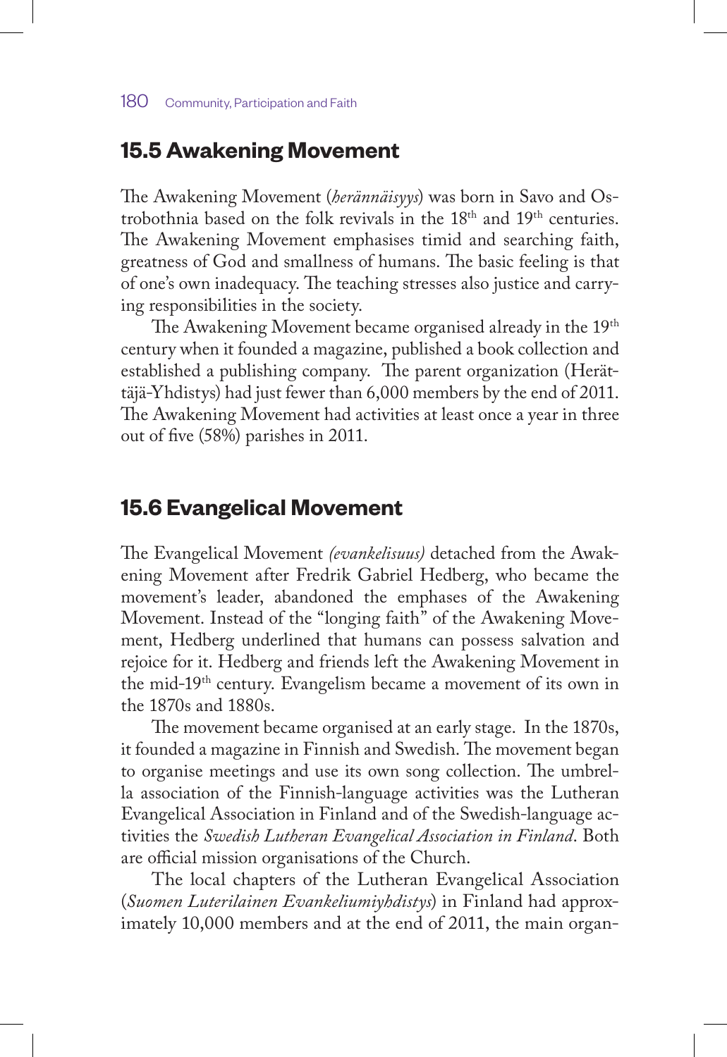## 15.5 Awakening Movement

The Awakening Movement (*herännäisyys*) was born in Savo and Ostrobothnia based on the folk revivals in the 18th and 19th centuries. The Awakening Movement emphasises timid and searching faith, greatness of God and smallness of humans. The basic feeling is that of one's own inadequacy. The teaching stresses also justice and carrying responsibilities in the society.

The Awakening Movement became organised already in the 19th century when it founded a magazine, published a book collection and established a publishing company. The parent organization (Herättäjä-Yhdistys) had just fewer than 6,000 members by the end of 2011. The Awakening Movement had activities at least once a year in three out of five (58%) parishes in 2011.

## 15.6 Evangelical Movement

The Evangelical Movement *(evankelisuus)* detached from the Awakening Movement after Fredrik Gabriel Hedberg, who became the movement's leader, abandoned the emphases of the Awakening Movement. Instead of the "longing faith" of the Awakening Movement, Hedberg underlined that humans can possess salvation and rejoice for it. Hedberg and friends left the Awakening Movement in the mid-19th century. Evangelism became a movement of its own in the 1870s and 1880s.

The movement became organised at an early stage. In the 1870s, it founded a magazine in Finnish and Swedish. The movement began to organise meetings and use its own song collection. The umbrella association of the Finnish-language activities was the Lutheran Evangelical Association in Finland and of the Swedish-language activities the *Swedish Lutheran Evangelical Association in Finland*. Both are official mission organisations of the Church.

The local chapters of the Lutheran Evangelical Association (*Suomen Luterilainen Evankeliumiyhdistys*) in Finland had approximately 10,000 members and at the end of 2011, the main organ-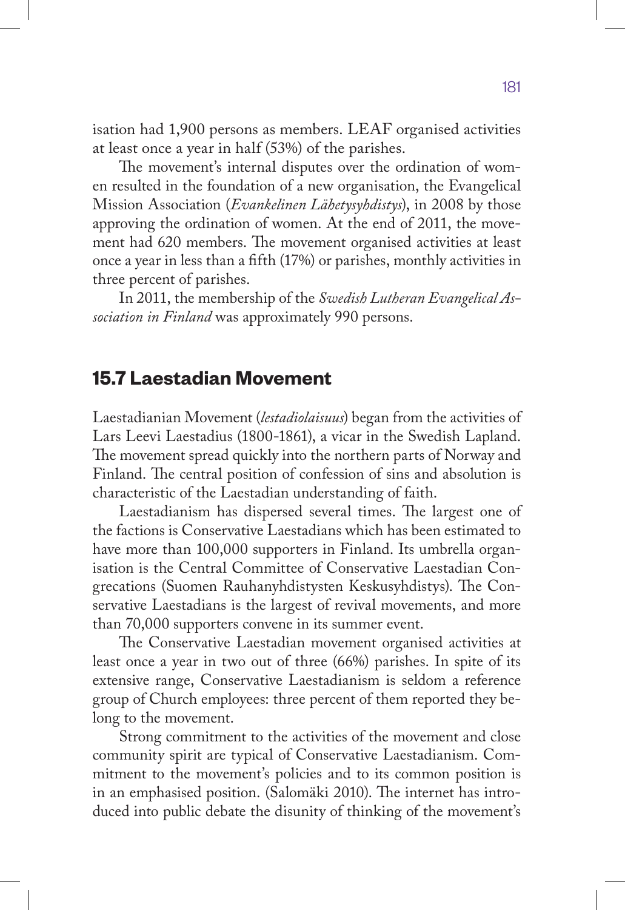isation had 1,900 persons as members. LEAF organised activities at least once a year in half (53%) of the parishes.

The movement's internal disputes over the ordination of women resulted in the foundation of a new organisation, the Evangelical Mission Association (*Evankelinen Lähetysyhdistys*), in 2008 by those approving the ordination of women. At the end of 2011, the movement had 620 members. The movement organised activities at least once a year in less than a fifth (17%) or parishes, monthly activities in three percent of parishes.

In 2011, the membership of the *Swedish Lutheran Evangelical Association in Finland* was approximately 990 persons.

## 15.7 Laestadian Movement

Laestadianian Movement (*lestadiolaisuus*) began from the activities of Lars Leevi Laestadius (1800-1861), a vicar in the Swedish Lapland. The movement spread quickly into the northern parts of Norway and Finland. The central position of confession of sins and absolution is characteristic of the Laestadian understanding of faith.

Laestadianism has dispersed several times. The largest one of the factions is Conservative Laestadians which has been estimated to have more than 100,000 supporters in Finland. Its umbrella organisation is the Central Committee of Conservative Laestadian Congrecations (Suomen Rauhanyhdistysten Keskusyhdistys). The Conservative Laestadians is the largest of revival movements, and more than 70,000 supporters convene in its summer event.

The Conservative Laestadian movement organised activities at least once a year in two out of three (66%) parishes. In spite of its extensive range, Conservative Laestadianism is seldom a reference group of Church employees: three percent of them reported they belong to the movement.

Strong commitment to the activities of the movement and close community spirit are typical of Conservative Laestadianism. Commitment to the movement's policies and to its common position is in an emphasised position. (Salomäki 2010). The internet has introduced into public debate the disunity of thinking of the movement's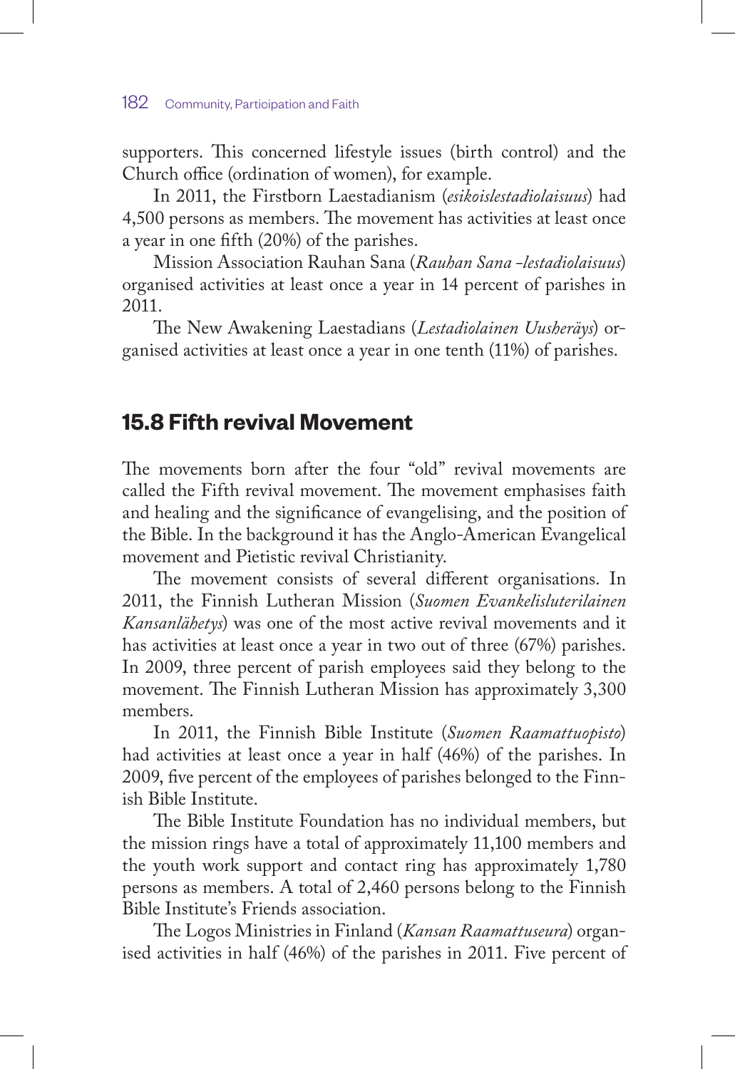supporters. This concerned lifestyle issues (birth control) and the Church office (ordination of women), for example.

In 2011, the Firstborn Laestadianism (*esikoislestadiolaisuus*) had 4,500 persons as members. The movement has activities at least once a year in one fifth (20%) of the parishes.

Mission Association Rauhan Sana (*Rauhan Sana -lestadiolaisuus*) organised activities at least once a year in 14 percent of parishes in 2011.

The New Awakening Laestadians (*Lestadiolainen Uusheräys*) organised activities at least once a year in one tenth (11%) of parishes.

## 15.8 Fifth revival Movement

The movements born after the four "old" revival movements are called the Fifth revival movement. The movement emphasises faith and healing and the significance of evangelising, and the position of the Bible. In the background it has the Anglo-American Evangelical movement and Pietistic revival Christianity.

The movement consists of several different organisations. In 2011, the Finnish Lutheran Mission (*Suomen Evankelisluterilainen Kansanlähetys*) was one of the most active revival movements and it has activities at least once a year in two out of three (67%) parishes. In 2009, three percent of parish employees said they belong to the movement. The Finnish Lutheran Mission has approximately 3,300 members.

In 2011, the Finnish Bible Institute (*Suomen Raamattuopisto*) had activities at least once a year in half (46%) of the parishes. In 2009, five percent of the employees of parishes belonged to the Finnish Bible Institute.

The Bible Institute Foundation has no individual members, but the mission rings have a total of approximately 11,100 members and the youth work support and contact ring has approximately 1,780 persons as members. A total of 2,460 persons belong to the Finnish Bible Institute's Friends association.

The Logos Ministries in Finland (*Kansan Raamattuseura*) organised activities in half (46%) of the parishes in 2011. Five percent of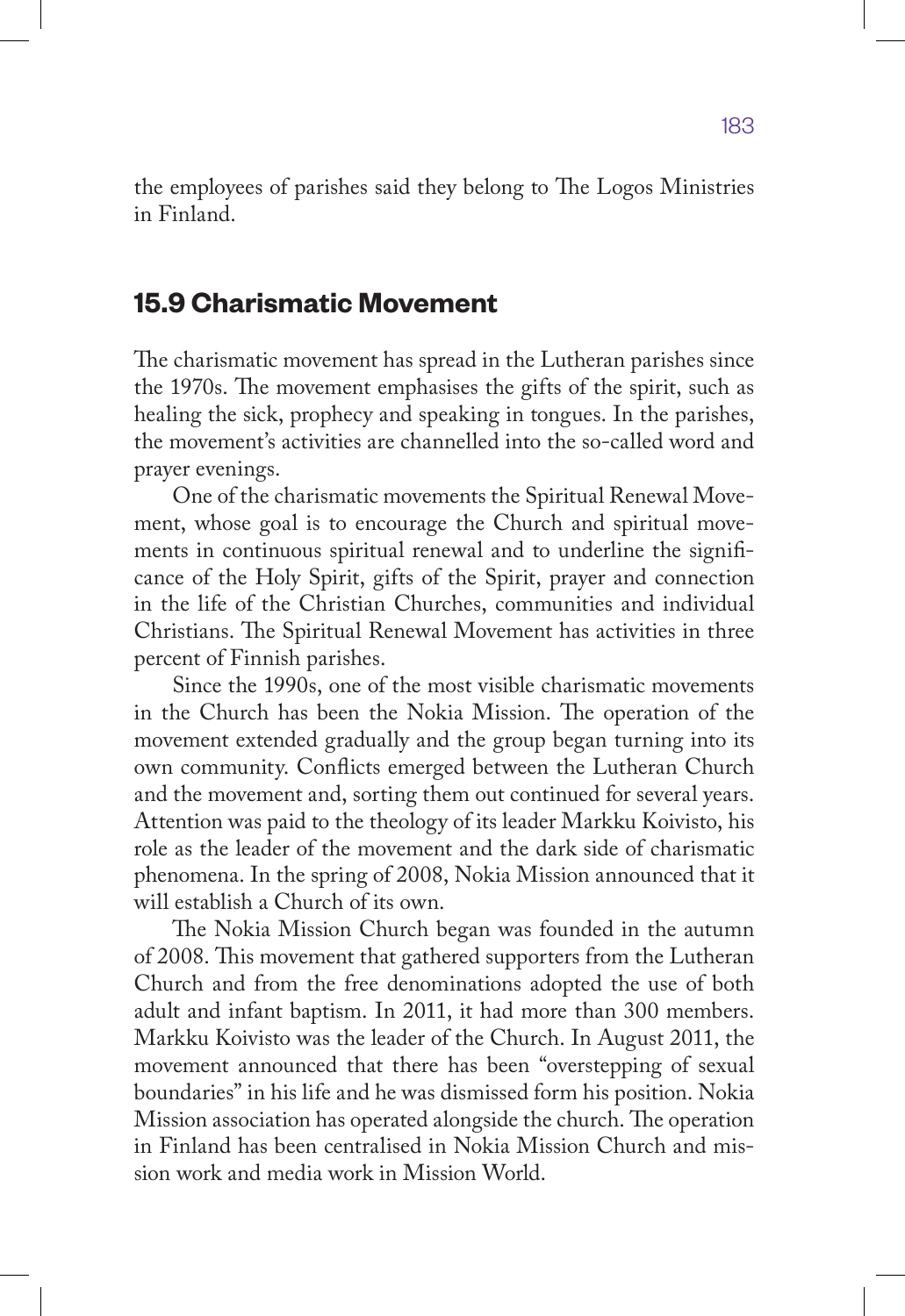the employees of parishes said they belong to The Logos Ministries in Finland.

## 15.9 Charismatic Movement

The charismatic movement has spread in the Lutheran parishes since the 1970s. The movement emphasises the gifts of the spirit, such as healing the sick, prophecy and speaking in tongues. In the parishes, the movement's activities are channelled into the so-called word and prayer evenings.

One of the charismatic movements the Spiritual Renewal Movement, whose goal is to encourage the Church and spiritual movements in continuous spiritual renewal and to underline the significance of the Holy Spirit, gifts of the Spirit, prayer and connection in the life of the Christian Churches, communities and individual Christians. The Spiritual Renewal Movement has activities in three percent of Finnish parishes.

Since the 1990s, one of the most visible charismatic movements in the Church has been the Nokia Mission. The operation of the movement extended gradually and the group began turning into its own community. Conflicts emerged between the Lutheran Church and the movement and, sorting them out continued for several years. Attention was paid to the theology of its leader Markku Koivisto, his role as the leader of the movement and the dark side of charismatic phenomena. In the spring of 2008, Nokia Mission announced that it will establish a Church of its own.

The Nokia Mission Church began was founded in the autumn of 2008. This movement that gathered supporters from the Lutheran Church and from the free denominations adopted the use of both adult and infant baptism. In 2011, it had more than 300 members. Markku Koivisto was the leader of the Church. In August 2011, the movement announced that there has been "overstepping of sexual boundaries" in his life and he was dismissed form his position. Nokia Mission association has operated alongside the church. The operation in Finland has been centralised in Nokia Mission Church and mission work and media work in Mission World.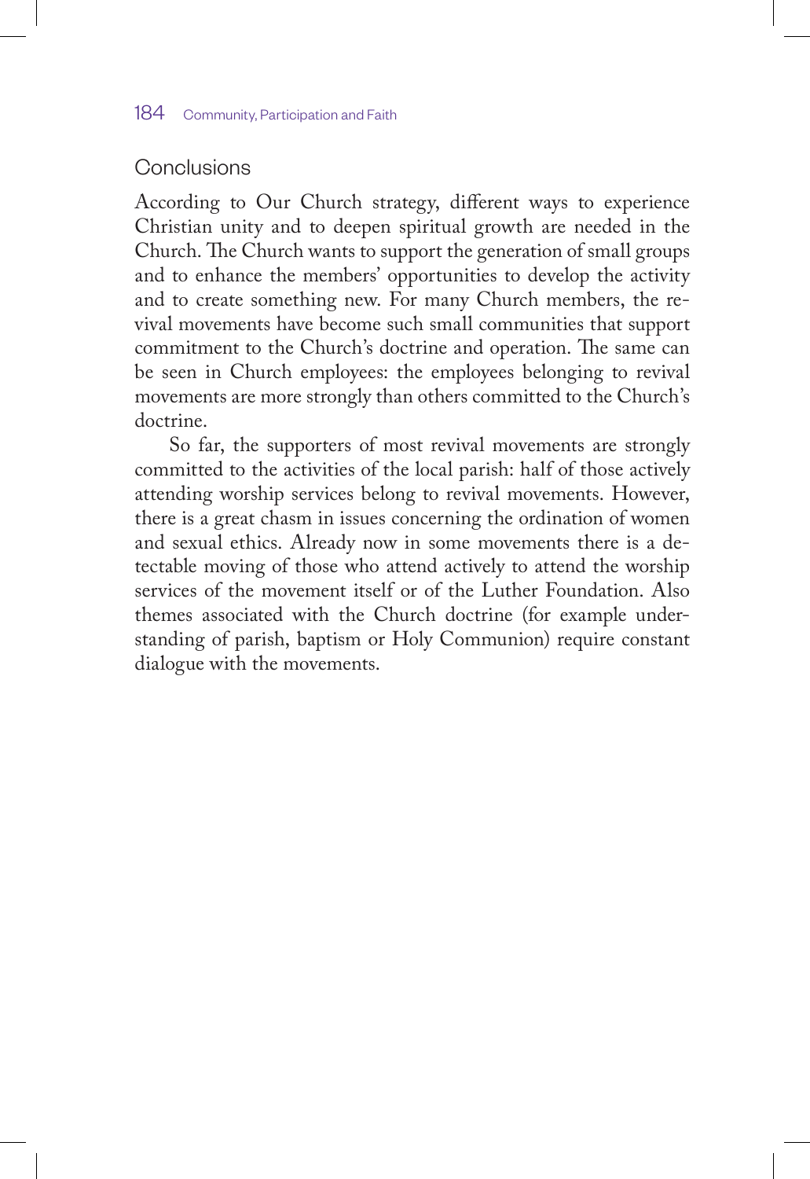## Conclusions

According to Our Church strategy, different ways to experience Christian unity and to deepen spiritual growth are needed in the Church. The Church wants to support the generation of small groups and to enhance the members' opportunities to develop the activity and to create something new. For many Church members, the revival movements have become such small communities that support commitment to the Church's doctrine and operation. The same can be seen in Church employees: the employees belonging to revival movements are more strongly than others committed to the Church's doctrine.

So far, the supporters of most revival movements are strongly committed to the activities of the local parish: half of those actively attending worship services belong to revival movements. However, there is a great chasm in issues concerning the ordination of women and sexual ethics. Already now in some movements there is a detectable moving of those who attend actively to attend the worship services of the movement itself or of the Luther Foundation. Also themes associated with the Church doctrine (for example understanding of parish, baptism or Holy Communion) require constant dialogue with the movements.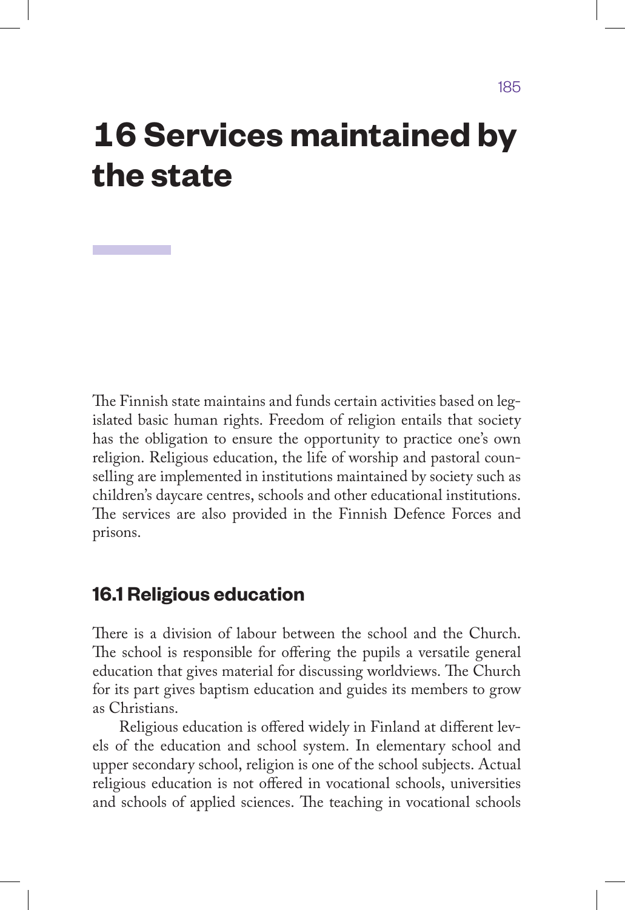# 16 Services maintained by the state

The Finnish state maintains and funds certain activities based on legislated basic human rights. Freedom of religion entails that society has the obligation to ensure the opportunity to practice one's own religion. Religious education, the life of worship and pastoral counselling are implemented in institutions maintained by society such as children's daycare centres, schools and other educational institutions. The services are also provided in the Finnish Defence Forces and prisons.

## 16.1 Religious education

There is a division of labour between the school and the Church. The school is responsible for offering the pupils a versatile general education that gives material for discussing worldviews. The Church for its part gives baptism education and guides its members to grow as Christians.

Religious education is offered widely in Finland at different levels of the education and school system. In elementary school and upper secondary school, religion is one of the school subjects. Actual religious education is not offered in vocational schools, universities and schools of applied sciences. The teaching in vocational schools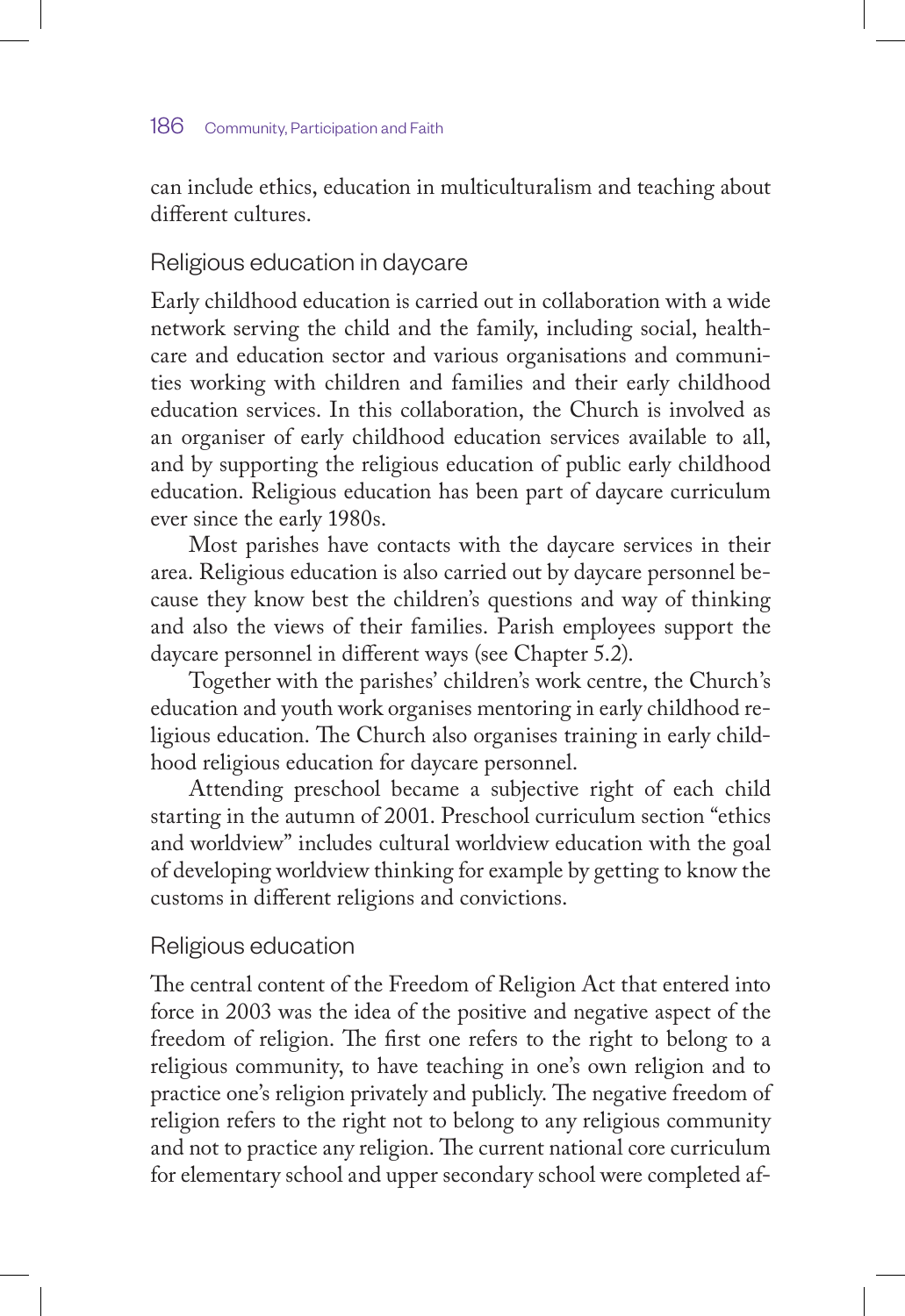can include ethics, education in multiculturalism and teaching about different cultures.

## Religious education in daycare

Early childhood education is carried out in collaboration with a wide network serving the child and the family, including social, healthcare and education sector and various organisations and communities working with children and families and their early childhood education services. In this collaboration, the Church is involved as an organiser of early childhood education services available to all, and by supporting the religious education of public early childhood education. Religious education has been part of daycare curriculum ever since the early 1980s.

Most parishes have contacts with the daycare services in their area. Religious education is also carried out by daycare personnel because they know best the children's questions and way of thinking and also the views of their families. Parish employees support the daycare personnel in different ways (see Chapter 5.2).

Together with the parishes' children's work centre, the Church's education and youth work organises mentoring in early childhood religious education. The Church also organises training in early childhood religious education for daycare personnel.

Attending preschool became a subjective right of each child starting in the autumn of 2001. Preschool curriculum section "ethics and worldview" includes cultural worldview education with the goal of developing worldview thinking for example by getting to know the customs in different religions and convictions.

## Religious education

The central content of the Freedom of Religion Act that entered into force in 2003 was the idea of the positive and negative aspect of the freedom of religion. The first one refers to the right to belong to a religious community, to have teaching in one's own religion and to practice one's religion privately and publicly. The negative freedom of religion refers to the right not to belong to any religious community and not to practice any religion. The current national core curriculum for elementary school and upper secondary school were completed af-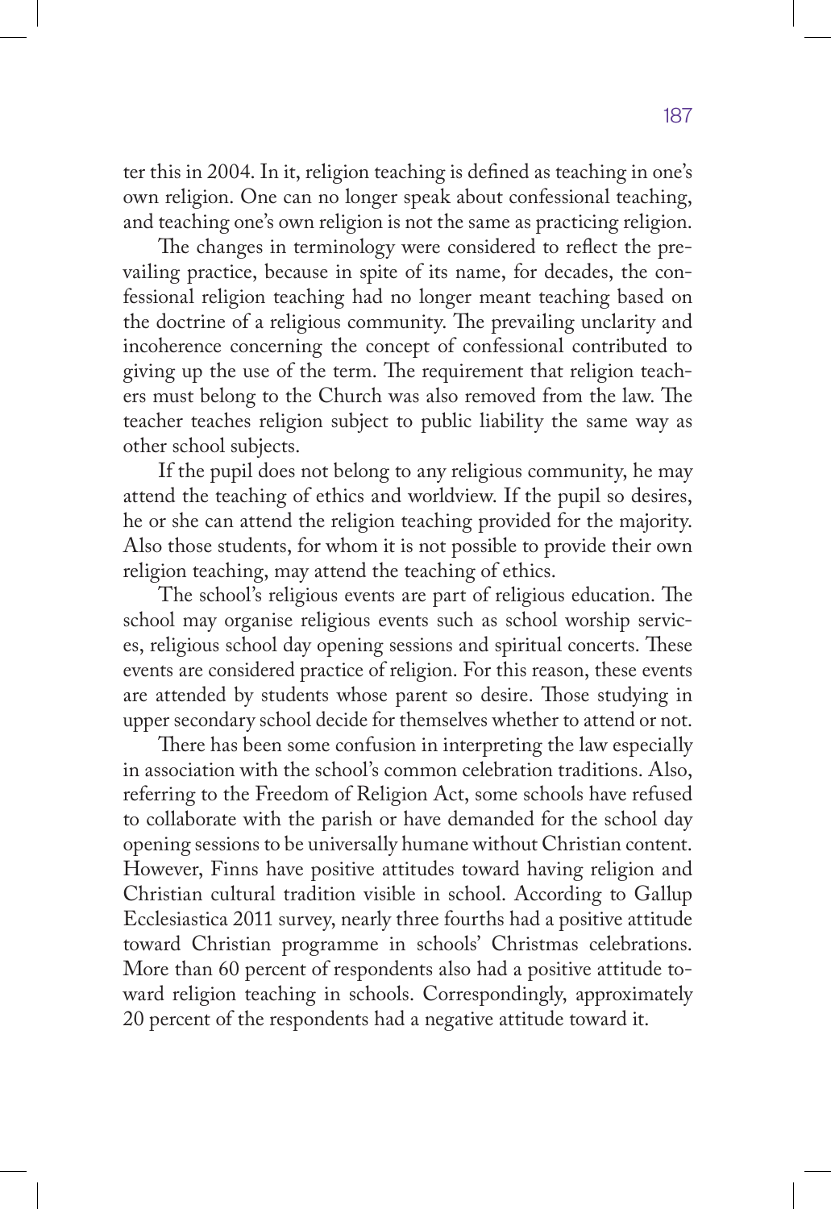ter this in 2004. In it, religion teaching is defined as teaching in one's own religion. One can no longer speak about confessional teaching, and teaching one's own religion is not the same as practicing religion.

The changes in terminology were considered to reflect the prevailing practice, because in spite of its name, for decades, the confessional religion teaching had no longer meant teaching based on the doctrine of a religious community. The prevailing unclarity and incoherence concerning the concept of confessional contributed to giving up the use of the term. The requirement that religion teachers must belong to the Church was also removed from the law. The teacher teaches religion subject to public liability the same way as other school subjects.

If the pupil does not belong to any religious community, he may attend the teaching of ethics and worldview. If the pupil so desires, he or she can attend the religion teaching provided for the majority. Also those students, for whom it is not possible to provide their own religion teaching, may attend the teaching of ethics.

The school's religious events are part of religious education. The school may organise religious events such as school worship services, religious school day opening sessions and spiritual concerts. These events are considered practice of religion. For this reason, these events are attended by students whose parent so desire. Those studying in upper secondary school decide for themselves whether to attend or not.

There has been some confusion in interpreting the law especially in association with the school's common celebration traditions. Also, referring to the Freedom of Religion Act, some schools have refused to collaborate with the parish or have demanded for the school day opening sessions to be universally humane without Christian content. However, Finns have positive attitudes toward having religion and Christian cultural tradition visible in school. According to Gallup Ecclesiastica 2011 survey, nearly three fourths had a positive attitude toward Christian programme in schools' Christmas celebrations. More than 60 percent of respondents also had a positive attitude toward religion teaching in schools. Correspondingly, approximately 20 percent of the respondents had a negative attitude toward it.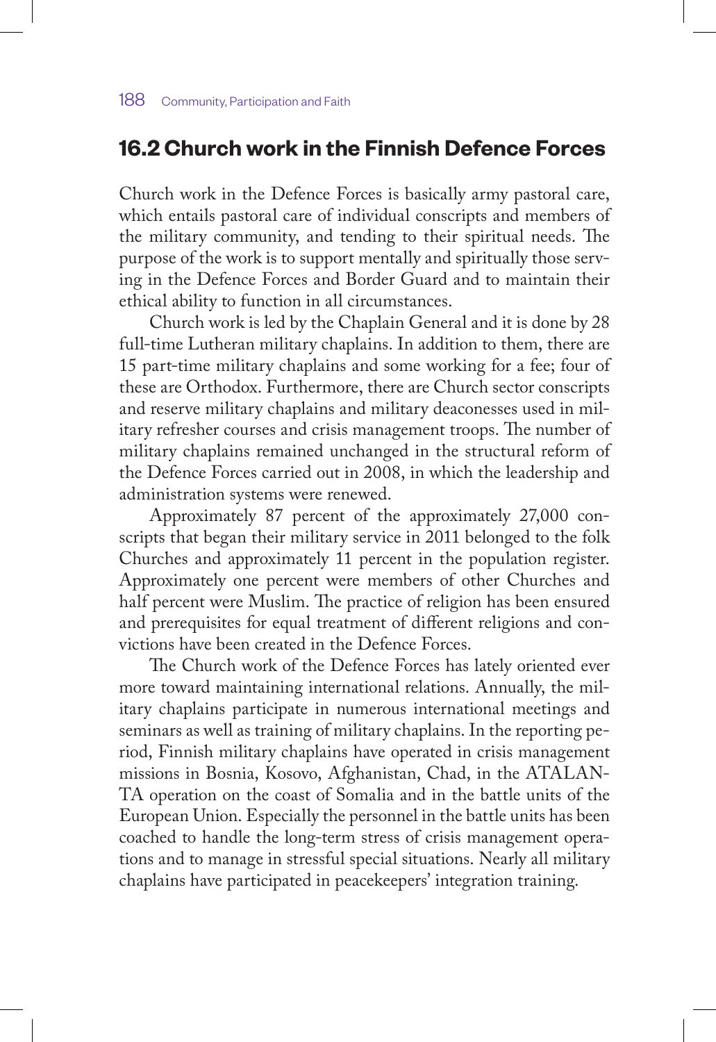## 16.2 Church work in the Finnish Defence Forces

Church work in the Defence Forces is basically army pastoral care, which entails pastoral care of individual conscripts and members of the military community, and tending to their spiritual needs. The purpose of the work is to support mentally and spiritually those serving in the Defence Forces and Border Guard and to maintain their ethical ability to function in all circumstances.

Church work is led by the Chaplain General and it is done by 28 full-time Lutheran military chaplains. In addition to them, there are 15 part-time military chaplains and some working for a fee; four of these are Orthodox. Furthermore, there are Church sector conscripts and reserve military chaplains and military deaconesses used in military refresher courses and crisis management troops. The number of military chaplains remained unchanged in the structural reform of the Defence Forces carried out in 2008, in which the leadership and administration systems were renewed.

Approximately 87 percent of the approximately 27,000 conscripts that began their military service in 2011 belonged to the folk Churches and approximately 11 percent in the population register. Approximately one percent were members of other Churches and half percent were Muslim. The practice of religion has been ensured and prerequisites for equal treatment of different religions and convictions have been created in the Defence Forces.

The Church work of the Defence Forces has lately oriented ever more toward maintaining international relations. Annually, the military chaplains participate in numerous international meetings and seminars as well as training of military chaplains. In the reporting period, Finnish military chaplains have operated in crisis management missions in Bosnia, Kosovo, Afghanistan, Chad, in the ATALANTA operation on the coast of Somalia and in the battle units of the European Union. Especially the personnel in the battle units has been coached to handle the long-term stress of crisis management operations and to manage in stressful special situations. Nearly all military chaplains have participated in peacekeepers' integration training.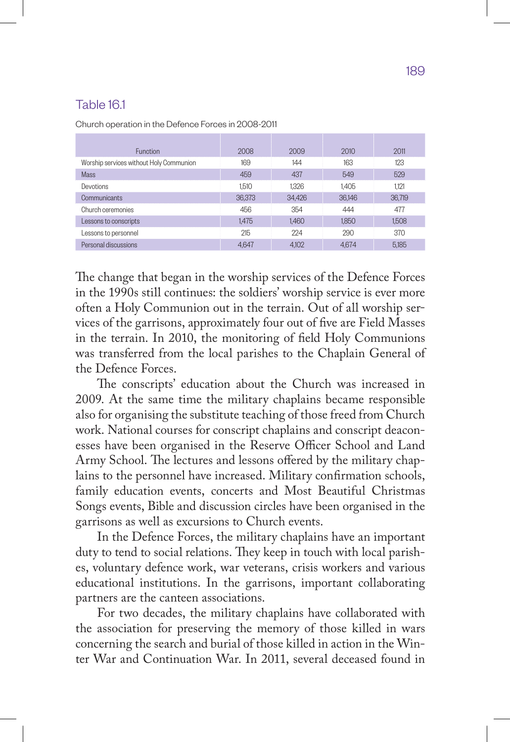Table 16.1

Church operation in the Defence Forces in 2008-2011

| Function | 2008 | 2009 | 2010 | 2011 |
|---|---|---|---|---|
| Worship services without Holy Communion | 169 | 144 | 163 | 123 |
| Mass | 459 | 437 | 549 | 529 |
| Devotions | 1,510 | 1,326 | 1,405 | 1,121 |
| Communicants | 36,373 | 34,426 | 36,146 | 36,719 |
| Church ceremonies | 456 | 354 | 444 | 477 |
| Lessons to conscripts | 1,475 | 1,460 | 1,850 | 1,508 |
| Lessons to personnel | 215 | 224 | 290 | 370 |
| Personal discussions | 4,647 | 4,102 | 4,674 | 5,185 |

The change that began in the worship services of the Defence Forces in the 1990s still continues: the soldiers' worship service is ever more often a Holy Communion out in the terrain. Out of all worship services of the garrisons, approximately four out of five are Field Masses in the terrain. In 2010, the monitoring of field Holy Communions was transferred from the local parishes to the Chaplain General of the Defence Forces.

The conscripts' education about the Church was increased in 2009. At the same time the military chaplains became responsible also for organising the substitute teaching of those freed from Church work. National courses for conscript chaplains and conscript deaconesses have been organised in the Reserve Officer School and Land Army School. The lectures and lessons offered by the military chaplains to the personnel have increased. Military confirmation schools, family education events, concerts and Most Beautiful Christmas Songs events, Bible and discussion circles have been organised in the garrisons as well as excursions to Church events.

In the Defence Forces, the military chaplains have an important duty to tend to social relations. They keep in touch with local parishes, voluntary defence work, war veterans, crisis workers and various educational institutions. In the garrisons, important collaborating partners are the canteen associations.

For two decades, the military chaplains have collaborated with the association for preserving the memory of those killed in wars concerning the search and burial of those killed in action in the Winter War and Continuation War. In 2011, several deceased found in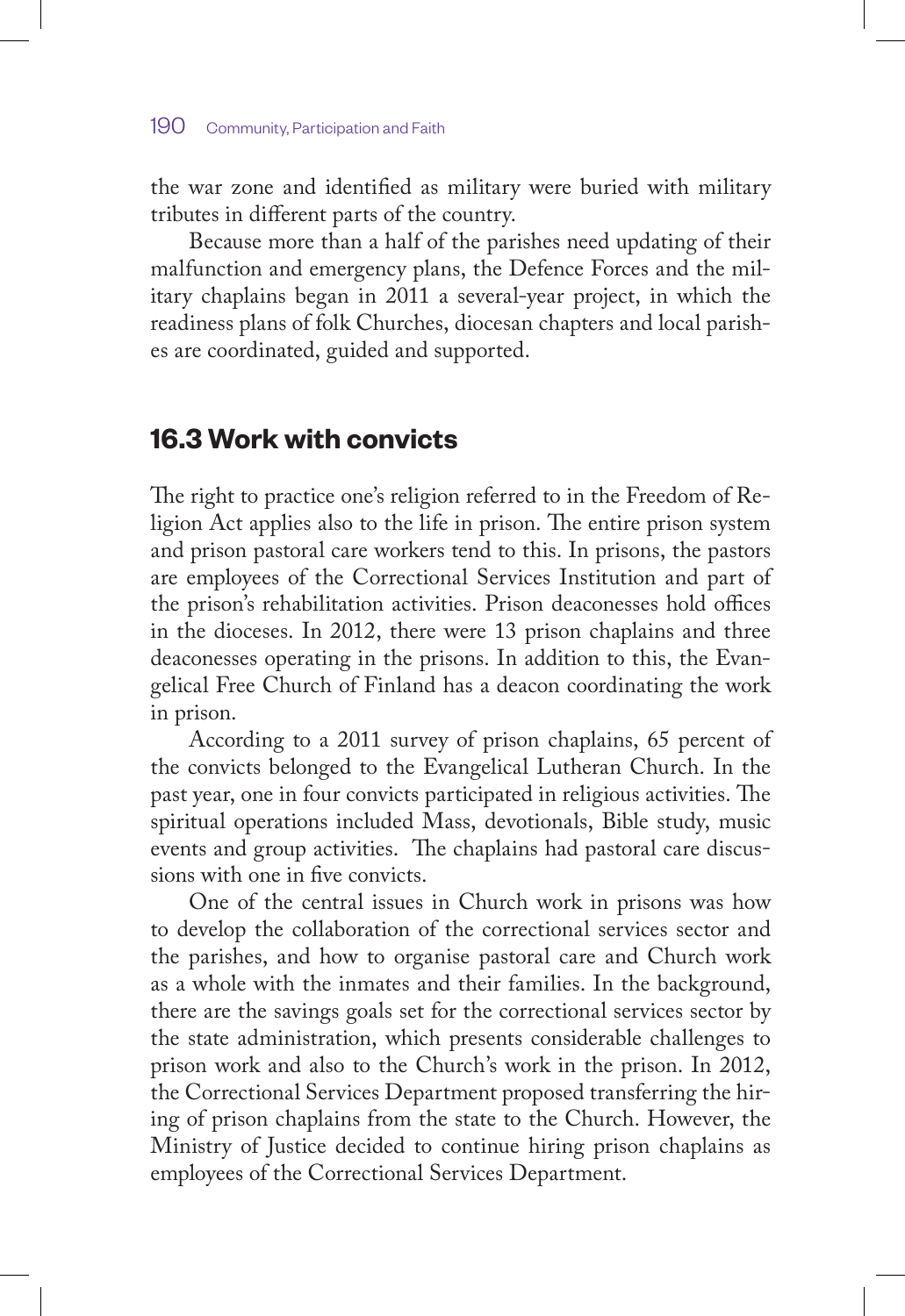the war zone and identified as military were buried with military tributes in different parts of the country.

Because more than a half of the parishes need updating of their malfunction and emergency plans, the Defence Forces and the military chaplains began in 2011 a several-year project, in which the readiness plans of folk Churches, diocesan chapters and local parishes are coordinated, guided and supported.

## 16.3 Work with convicts

The right to practice one's religion referred to in the Freedom of Religion Act applies also to the life in prison. The entire prison system and prison pastoral care workers tend to this. In prisons, the pastors are employees of the Correctional Services Institution and part of the prison's rehabilitation activities. Prison deaconesses hold offices in the dioceses. In 2012, there were 13 prison chaplains and three deaconesses operating in the prisons. In addition to this, the Evangelical Free Church of Finland has a deacon coordinating the work in prison.

According to a 2011 survey of prison chaplains, 65 percent of the convicts belonged to the Evangelical Lutheran Church. In the past year, one in four convicts participated in religious activities. The spiritual operations included Mass, devotionals, Bible study, music events and group activities. The chaplains had pastoral care discussions with one in five convicts.

One of the central issues in Church work in prisons was how to develop the collaboration of the correctional services sector and the parishes, and how to organise pastoral care and Church work as a whole with the inmates and their families. In the background, there are the savings goals set for the correctional services sector by the state administration, which presents considerable challenges to prison work and also to the Church's work in the prison. In 2012, the Correctional Services Department proposed transferring the hiring of prison chaplains from the state to the Church. However, the Ministry of Justice decided to continue hiring prison chaplains as employees of the Correctional Services Department.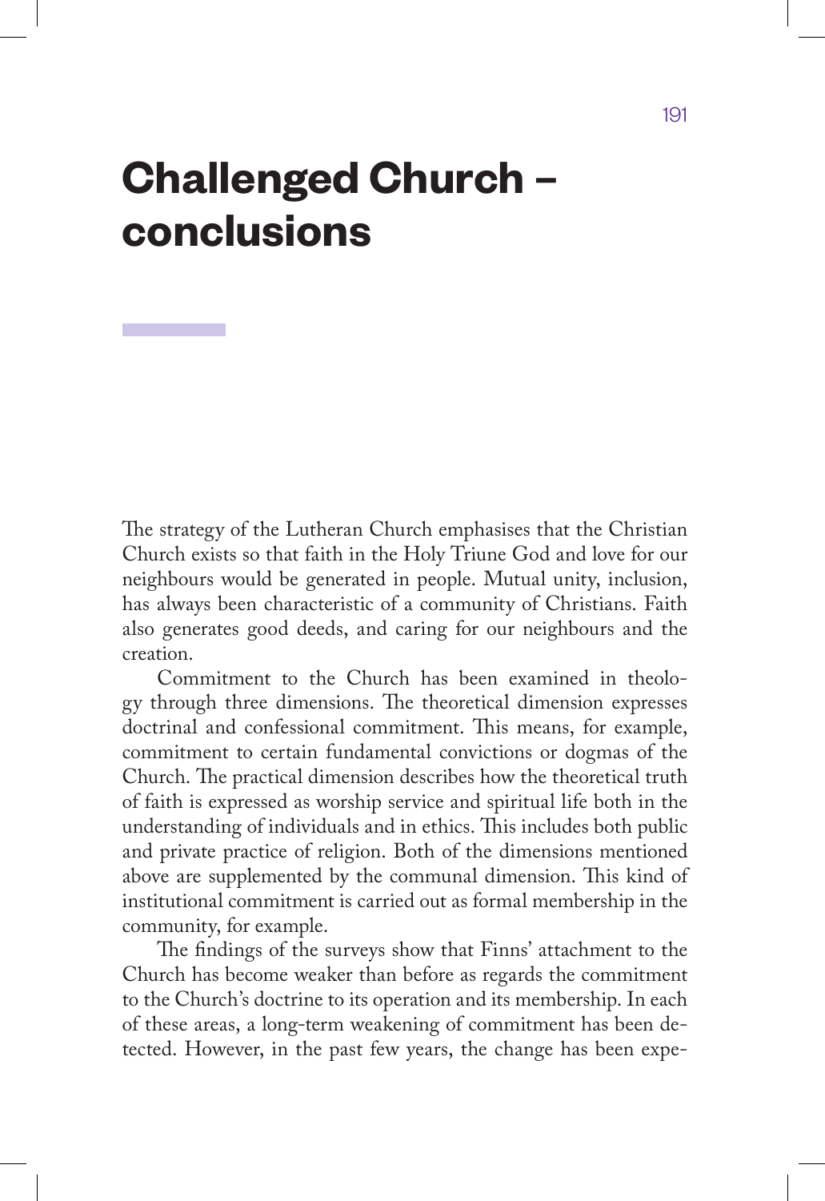# Challenged Church – conclusions

The strategy of the Lutheran Church emphasises that the Christian Church exists so that faith in the Holy Triune God and love for our neighbours would be generated in people. Mutual unity, inclusion, has always been characteristic of a community of Christians. Faith also generates good deeds, and caring for our neighbours and the creation.

Commitment to the Church has been examined in theology through three dimensions. The theoretical dimension expresses doctrinal and confessional commitment. This means, for example, commitment to certain fundamental convictions or dogmas of the Church. The practical dimension describes how the theoretical truth of faith is expressed as worship service and spiritual life both in the understanding of individuals and in ethics. This includes both public and private practice of religion. Both of the dimensions mentioned above are supplemented by the communal dimension. This kind of institutional commitment is carried out as formal membership in the community, for example.

The findings of the surveys show that Finns' attachment to the Church has become weaker than before as regards the commitment to the Church's doctrine to its operation and its membership. In each of these areas, a long-term weakening of commitment has been detected. However, in the past few years, the change has been expe-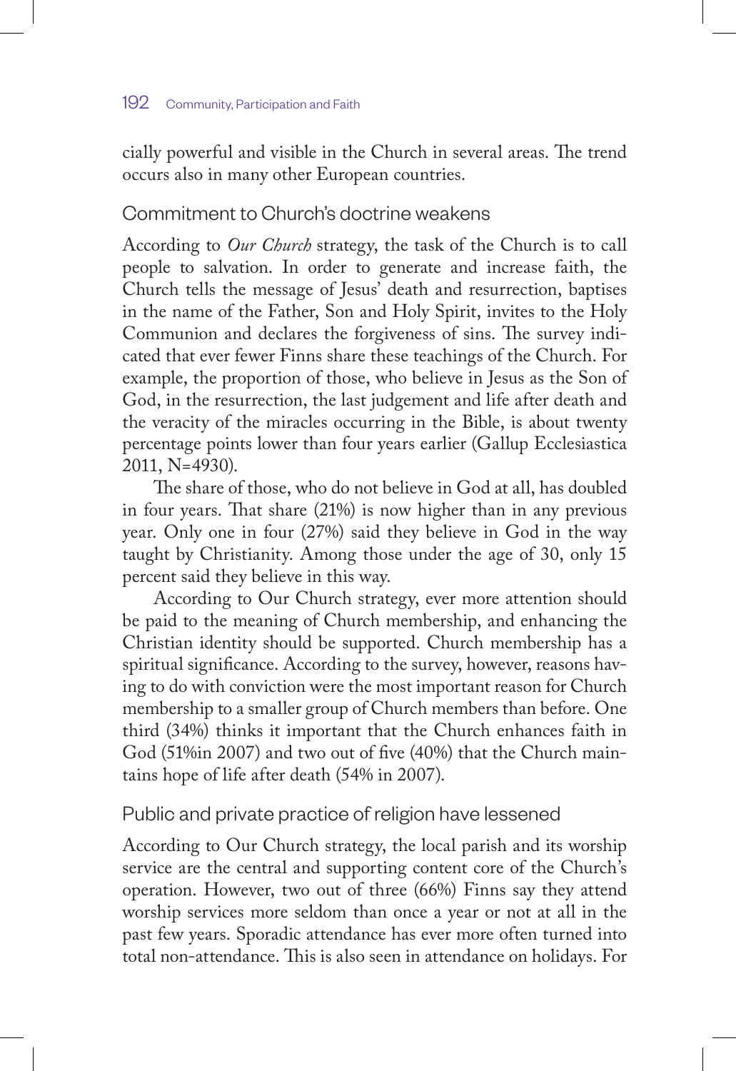cially powerful and visible in the Church in several areas. The trend occurs also in many other European countries.

## Commitment to Church's doctrine weakens

According to *Our Church* strategy, the task of the Church is to call people to salvation. In order to generate and increase faith, the Church tells the message of Jesus' death and resurrection, baptises in the name of the Father, Son and Holy Spirit, invites to the Holy Communion and declares the forgiveness of sins. The survey indicated that ever fewer Finns share these teachings of the Church. For example, the proportion of those, who believe in Jesus as the Son of God, in the resurrection, the last judgement and life after death and the veracity of the miracles occurring in the Bible, is about twenty percentage points lower than four years earlier (Gallup Ecclesiastica 2011, N=4930).

The share of those, who do not believe in God at all, has doubled in four years. That share (21%) is now higher than in any previous year. Only one in four (27%) said they believe in God in the way taught by Christianity. Among those under the age of 30, only 15 percent said they believe in this way.

According to Our Church strategy, ever more attention should be paid to the meaning of Church membership, and enhancing the Christian identity should be supported. Church membership has a spiritual significance. According to the survey, however, reasons having to do with conviction were the most important reason for Church membership to a smaller group of Church members than before. One third (34%) thinks it important that the Church enhances faith in God (51%in 2007) and two out of five (40%) that the Church maintains hope of life after death (54% in 2007).

## Public and private practice of religion have lessened

According to Our Church strategy, the local parish and its worship service are the central and supporting content core of the Church's operation. However, two out of three (66%) Finns say they attend worship services more seldom than once a year or not at all in the past few years. Sporadic attendance has ever more often turned into total non-attendance. This is also seen in attendance on holidays. For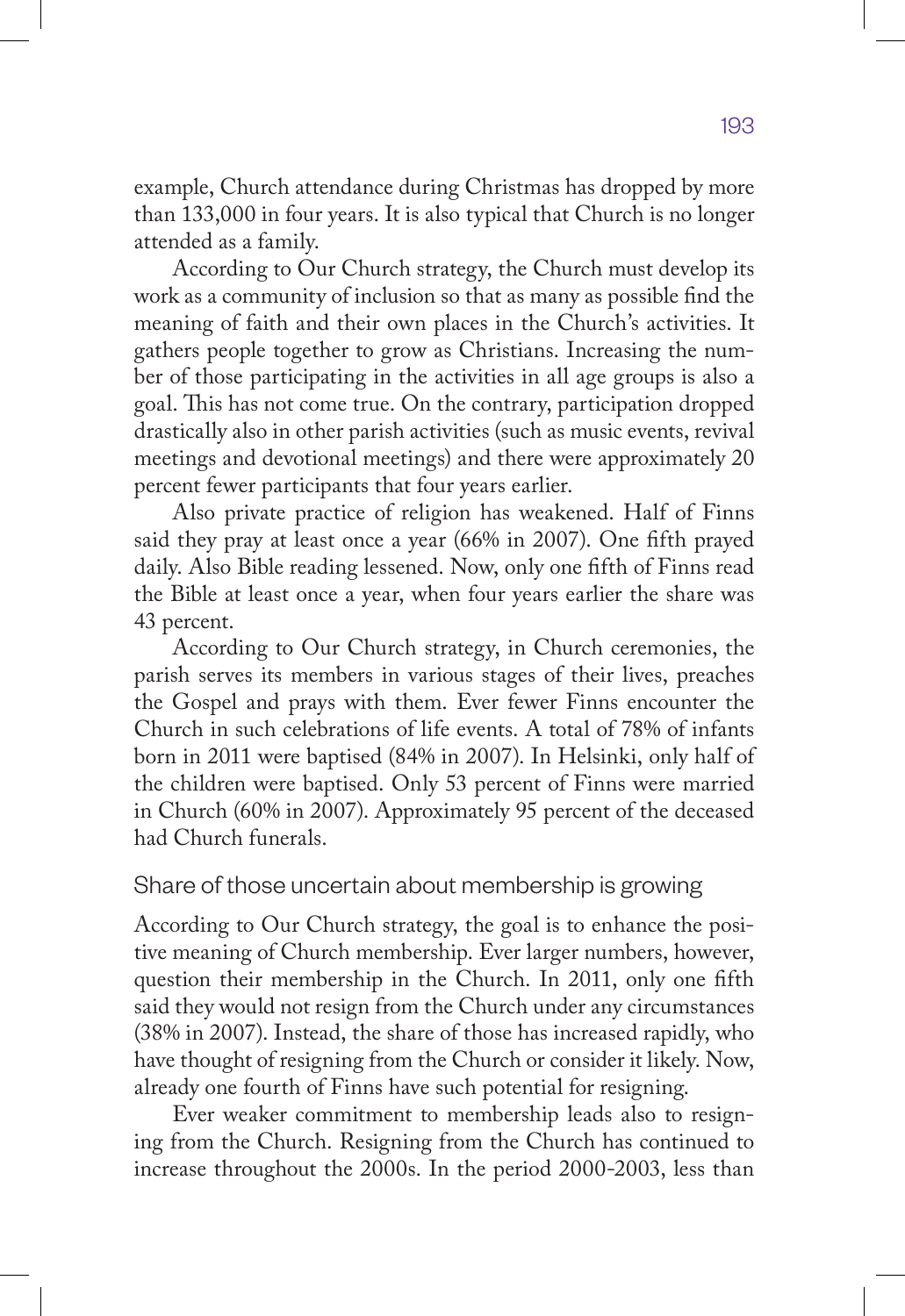example, Church attendance during Christmas has dropped by more than 133,000 in four years. It is also typical that Church is no longer attended as a family.

According to Our Church strategy, the Church must develop its work as a community of inclusion so that as many as possible find the meaning of faith and their own places in the Church's activities. It gathers people together to grow as Christians. Increasing the number of those participating in the activities in all age groups is also a goal. This has not come true. On the contrary, participation dropped drastically also in other parish activities (such as music events, revival meetings and devotional meetings) and there were approximately 20 percent fewer participants that four years earlier.

Also private practice of religion has weakened. Half of Finns said they pray at least once a year (66% in 2007). One fifth prayed daily. Also Bible reading lessened. Now, only one fifth of Finns read the Bible at least once a year, when four years earlier the share was 43 percent.

According to Our Church strategy, in Church ceremonies, the parish serves its members in various stages of their lives, preaches the Gospel and prays with them. Ever fewer Finns encounter the Church in such celebrations of life events. A total of 78% of infants born in 2011 were baptised (84% in 2007). In Helsinki, only half of the children were baptised. Only 53 percent of Finns were married in Church (60% in 2007). Approximately 95 percent of the deceased had Church funerals.

## Share of those uncertain about membership is growing

According to Our Church strategy, the goal is to enhance the positive meaning of Church membership. Ever larger numbers, however, question their membership in the Church. In 2011, only one fifth said they would not resign from the Church under any circumstances (38% in 2007). Instead, the share of those has increased rapidly, who have thought of resigning from the Church or consider it likely. Now, already one fourth of Finns have such potential for resigning.

Ever weaker commitment to membership leads also to resigning from the Church. Resigning from the Church has continued to increase throughout the 2000s. In the period 2000-2003, less than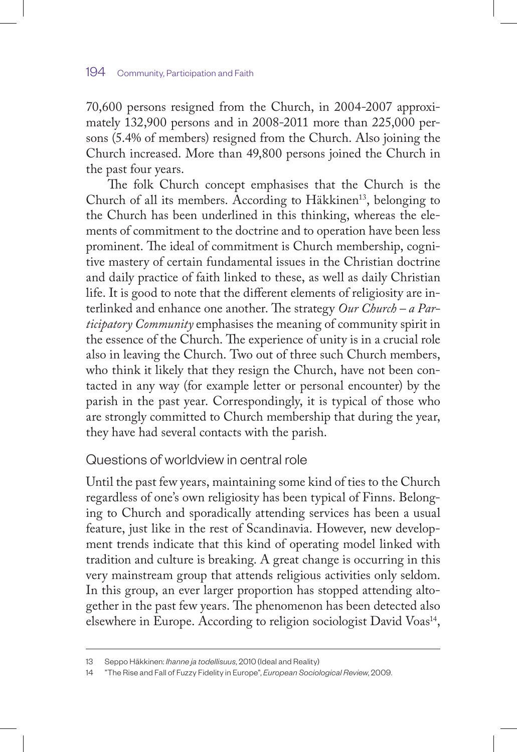70,600 persons resigned from the Church, in 2004-2007 approximately 132,900 persons and in 2008-2011 more than 225,000 persons (5.4% of members) resigned from the Church. Also joining the Church increased. More than 49,800 persons joined the Church in the past four years.

The folk Church concept emphasises that the Church is the Church of all its members. According to Häkkinen[13], belonging to the Church has been underlined in this thinking, whereas the elements of commitment to the doctrine and to operation have been less prominent. The ideal of commitment is Church membership, cognitive mastery of certain fundamental issues in the Christian doctrine and daily practice of faith linked to these, as well as daily Christian life. It is good to note that the different elements of religiosity are interlinked and enhance one another. The strategy *Our Church – a Participatory Community* emphasises the meaning of community spirit in the essence of the Church. The experience of unity is in a crucial role also in leaving the Church. Two out of three such Church members, who think it likely that they resign the Church, have not been contacted in any way (for example letter or personal encounter) by the parish in the past year. Correspondingly, it is typical of those who are strongly committed to Church membership that during the year, they have had several contacts with the parish.

## Questions of worldview in central role

Until the past few years, maintaining some kind of ties to the Church regardless of one's own religiosity has been typical of Finns. Belonging to Church and sporadically attending services has been a usual feature, just like in the rest of Scandinavia. However, new development trends indicate that this kind of operating model linked with tradition and culture is breaking. A great change is occurring in this very mainstream group that attends religious activities only seldom. In this group, an ever larger proportion has stopped attending altogether in the past few years. The phenomenon has been detected also elsewhere in Europe. According to religion sociologist David Voas[14],

---

13 Seppo Häkkinen: *Ihanne ja todellisuus*, 2010 (Ideal and Reality)

14 "The Rise and Fall of Fuzzy Fidelity in Europe", *European Sociological Review*, 2009.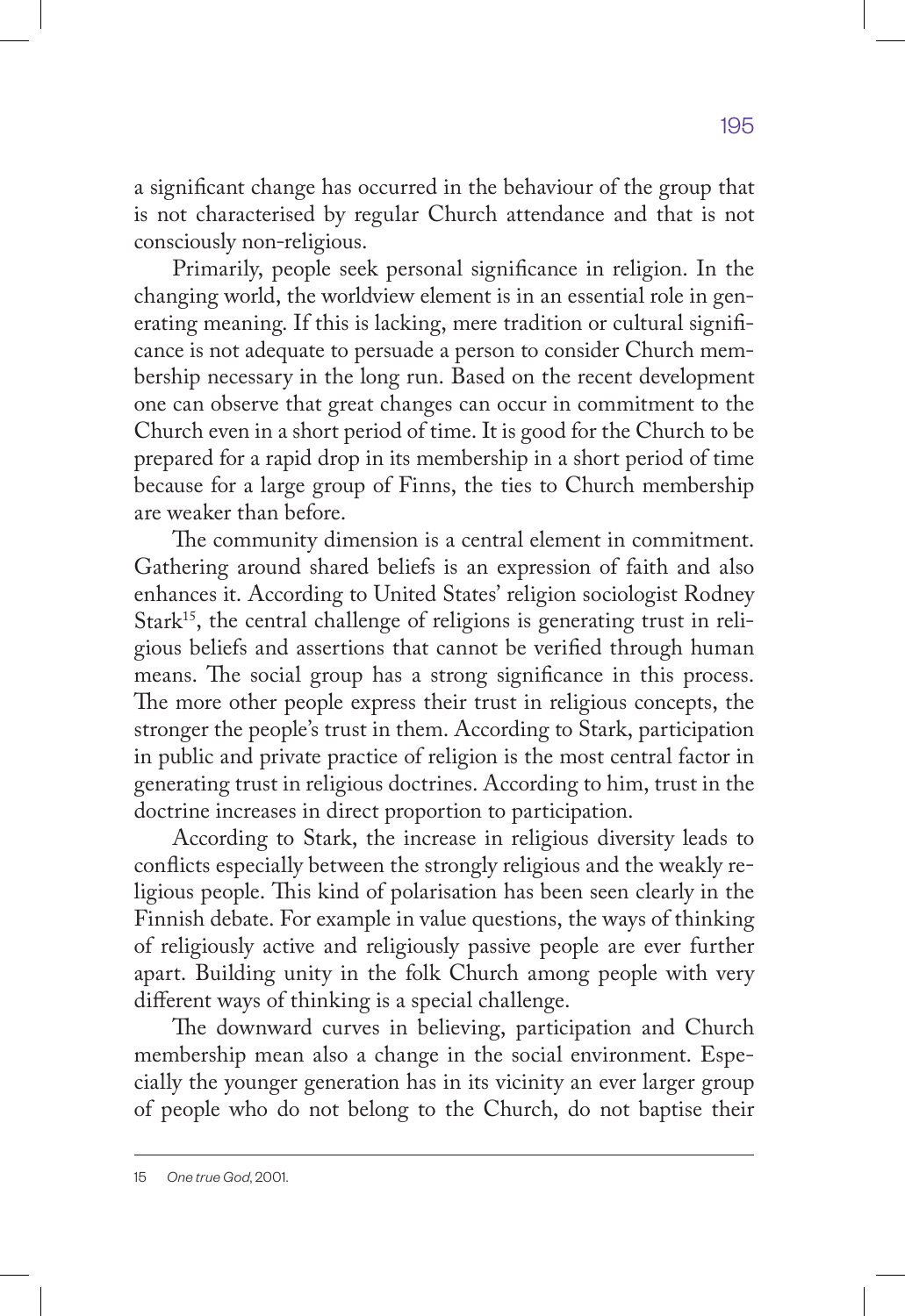a significant change has occurred in the behaviour of the group that is not characterised by regular Church attendance and that is not consciously non-religious.

Primarily, people seek personal significance in religion. In the changing world, the worldview element is in an essential role in generating meaning. If this is lacking, mere tradition or cultural significance is not adequate to persuade a person to consider Church membership necessary in the long run. Based on the recent development one can observe that great changes can occur in commitment to the Church even in a short period of time. It is good for the Church to be prepared for a rapid drop in its membership in a short period of time because for a large group of Finns, the ties to Church membership are weaker than before.

The community dimension is a central element in commitment. Gathering around shared beliefs is an expression of faith and also enhances it. According to United States' religion sociologist Rodney Stark[15], the central challenge of religions is generating trust in religious beliefs and assertions that cannot be verified through human means. The social group has a strong significance in this process. The more other people express their trust in religious concepts, the stronger the people's trust in them. According to Stark, participation in public and private practice of religion is the most central factor in generating trust in religious doctrines. According to him, trust in the doctrine increases in direct proportion to participation.

According to Stark, the increase in religious diversity leads to conflicts especially between the strongly religious and the weakly religious people. This kind of polarisation has been seen clearly in the Finnish debate. For example in value questions, the ways of thinking of religiously active and religiously passive people are ever further apart. Building unity in the folk Church among people with very different ways of thinking is a special challenge.

The downward curves in believing, participation and Church membership mean also a change in the social environment. Especially the younger generation has in its vicinity an ever larger group of people who do not belong to the Church, do not baptise their

15 *One true God*, 2001.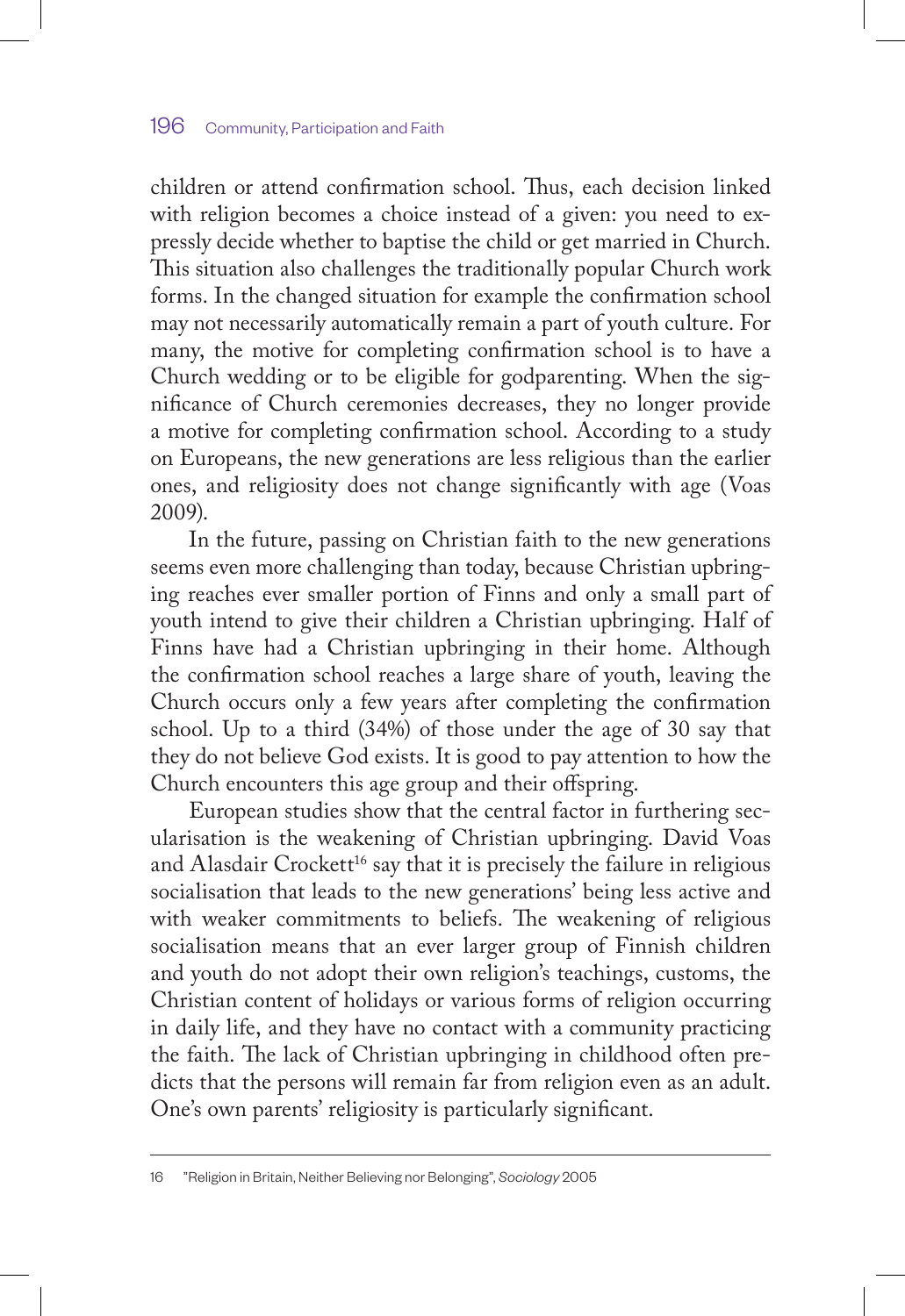children or attend confirmation school. Thus, each decision linked with religion becomes a choice instead of a given: you need to expressly decide whether to baptise the child or get married in Church. This situation also challenges the traditionally popular Church work forms. In the changed situation for example the confirmation school may not necessarily automatically remain a part of youth culture. For many, the motive for completing confirmation school is to have a Church wedding or to be eligible for godparenting. When the significance of Church ceremonies decreases, they no longer provide a motive for completing confirmation school. According to a study on Europeans, the new generations are less religious than the earlier ones, and religiosity does not change significantly with age (Voas 2009).

In the future, passing on Christian faith to the new generations seems even more challenging than today, because Christian upbringing reaches ever smaller portion of Finns and only a small part of youth intend to give their children a Christian upbringing. Half of Finns have had a Christian upbringing in their home. Although the confirmation school reaches a large share of youth, leaving the Church occurs only a few years after completing the confirmation school. Up to a third (34%) of those under the age of 30 say that they do not believe God exists. It is good to pay attention to how the Church encounters this age group and their offspring.

European studies show that the central factor in furthering secularisation is the weakening of Christian upbringing. David Voas and Alasdair Crockett[16] say that it is precisely the failure in religious socialisation that leads to the new generations' being less active and with weaker commitments to beliefs. The weakening of religious socialisation means that an ever larger group of Finnish children and youth do not adopt their own religion's teachings, customs, the Christian content of holidays or various forms of religion occurring in daily life, and they have no contact with a community practicing the faith. The lack of Christian upbringing in childhood often predicts that the persons will remain far from religion even as an adult. One's own parents' religiosity is particularly significant.

---

16 "Religion in Britain, Neither Believing nor Belonging", *Sociology* 2005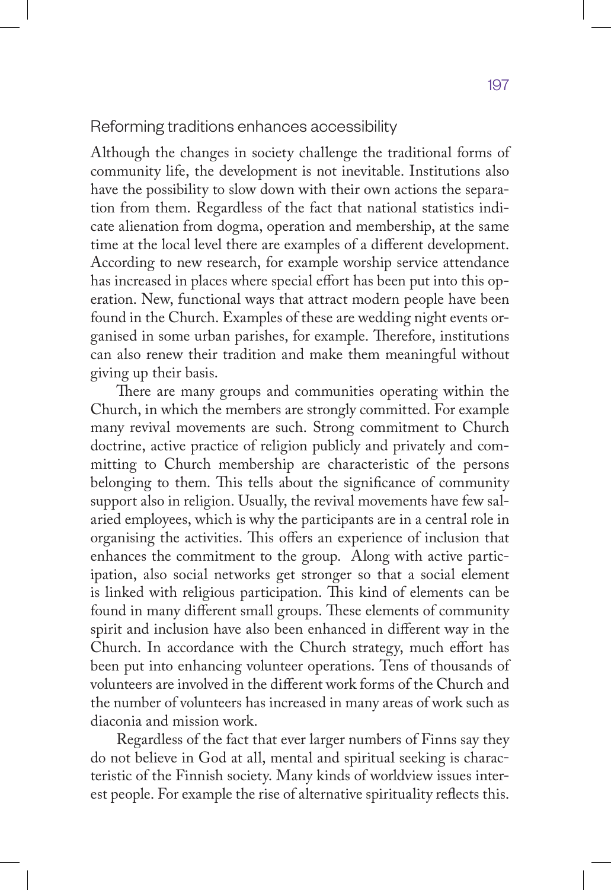## Reforming traditions enhances accessibility

Although the changes in society challenge the traditional forms of community life, the development is not inevitable. Institutions also have the possibility to slow down with their own actions the separation from them. Regardless of the fact that national statistics indicate alienation from dogma, operation and membership, at the same time at the local level there are examples of a different development. According to new research, for example worship service attendance has increased in places where special effort has been put into this operation. New, functional ways that attract modern people have been found in the Church. Examples of these are wedding night events organised in some urban parishes, for example. Therefore, institutions can also renew their tradition and make them meaningful without giving up their basis.

There are many groups and communities operating within the Church, in which the members are strongly committed. For example many revival movements are such. Strong commitment to Church doctrine, active practice of religion publicly and privately and committing to Church membership are characteristic of the persons belonging to them. This tells about the significance of community support also in religion. Usually, the revival movements have few salaried employees, which is why the participants are in a central role in organising the activities. This offers an experience of inclusion that enhances the commitment to the group. Along with active participation, also social networks get stronger so that a social element is linked with religious participation. This kind of elements can be found in many different small groups. These elements of community spirit and inclusion have also been enhanced in different way in the Church. In accordance with the Church strategy, much effort has been put into enhancing volunteer operations. Tens of thousands of volunteers are involved in the different work forms of the Church and the number of volunteers has increased in many areas of work such as diaconia and mission work.

Regardless of the fact that ever larger numbers of Finns say they do not believe in God at all, mental and spiritual seeking is characteristic of the Finnish society. Many kinds of worldview issues interest people. For example the rise of alternative spirituality reflects this.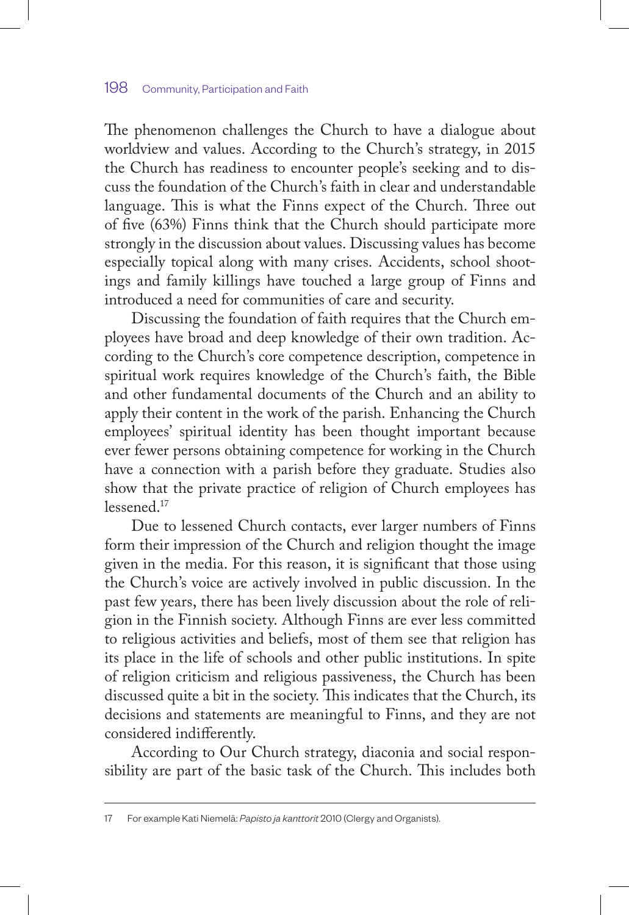The phenomenon challenges the Church to have a dialogue about worldview and values. According to the Church's strategy, in 2015 the Church has readiness to encounter people's seeking and to discuss the foundation of the Church's faith in clear and understandable language. This is what the Finns expect of the Church. Three out of five (63%) Finns think that the Church should participate more strongly in the discussion about values. Discussing values has become especially topical along with many crises. Accidents, school shootings and family killings have touched a large group of Finns and introduced a need for communities of care and security.

Discussing the foundation of faith requires that the Church employees have broad and deep knowledge of their own tradition. According to the Church's core competence description, competence in spiritual work requires knowledge of the Church's faith, the Bible and other fundamental documents of the Church and an ability to apply their content in the work of the parish. Enhancing the Church employees' spiritual identity has been thought important because ever fewer persons obtaining competence for working in the Church have a connection with a parish before they graduate. Studies also show that the private practice of religion of Church employees has lessened.[17]

Due to lessened Church contacts, ever larger numbers of Finns form their impression of the Church and religion thought the image given in the media. For this reason, it is significant that those using the Church's voice are actively involved in public discussion. In the past few years, there has been lively discussion about the role of religion in the Finnish society. Although Finns are ever less committed to religious activities and beliefs, most of them see that religion has its place in the life of schools and other public institutions. In spite of religion criticism and religious passiveness, the Church has been discussed quite a bit in the society. This indicates that the Church, its decisions and statements are meaningful to Finns, and they are not considered indifferently.

According to Our Church strategy, diaconia and social responsibility are part of the basic task of the Church. This includes both

---

17 For example Kati Niemelä: *Papisto ja kanttorit* 2010 (Clergy and Organists).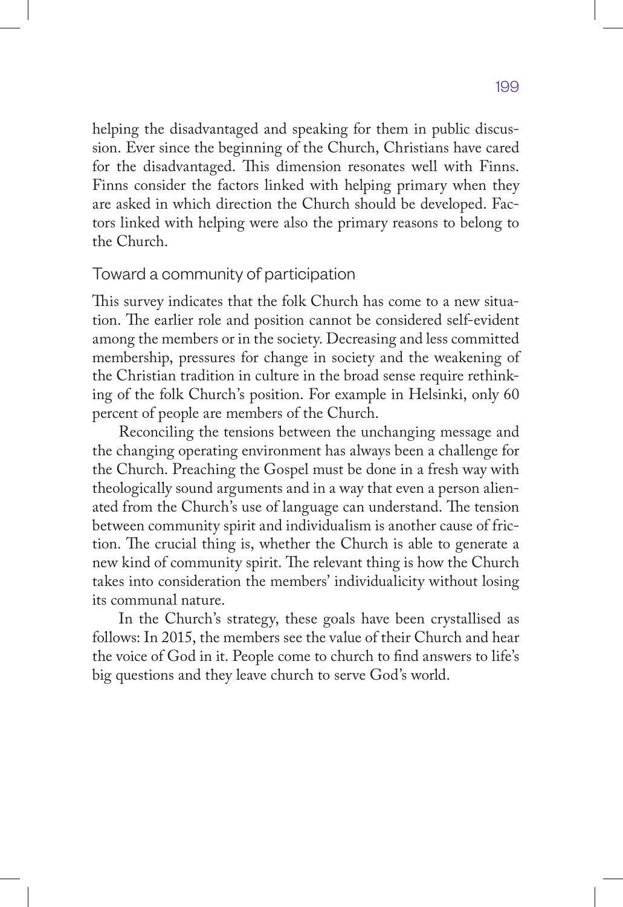helping the disadvantaged and speaking for them in public discussion. Ever since the beginning of the Church, Christians have cared for the disadvantaged. This dimension resonates well with Finns. Finns consider the factors linked with helping primary when they are asked in which direction the Church should be developed. Factors linked with helping were also the primary reasons to belong to the Church.

## Toward a community of participation

This survey indicates that the folk Church has come to a new situation. The earlier role and position cannot be considered self-evident among the members or in the society. Decreasing and less committed membership, pressures for change in society and the weakening of the Christian tradition in culture in the broad sense require rethinking of the folk Church's position. For example in Helsinki, only 60 percent of people are members of the Church.

Reconciling the tensions between the unchanging message and the changing operating environment has always been a challenge for the Church. Preaching the Gospel must be done in a fresh way with theologically sound arguments and in a way that even a person alienated from the Church's use of language can understand. The tension between community spirit and individualism is another cause of friction. The crucial thing is, whether the Church is able to generate a new kind of community spirit. The relevant thing is how the Church takes into consideration the members' individualicity without losing its communal nature.

In the Church's strategy, these goals have been crystallised as follows: In 2015, the members see the value of their Church and hear the voice of God in it. People come to church to find answers to life's big questions and they leave church to serve God's world.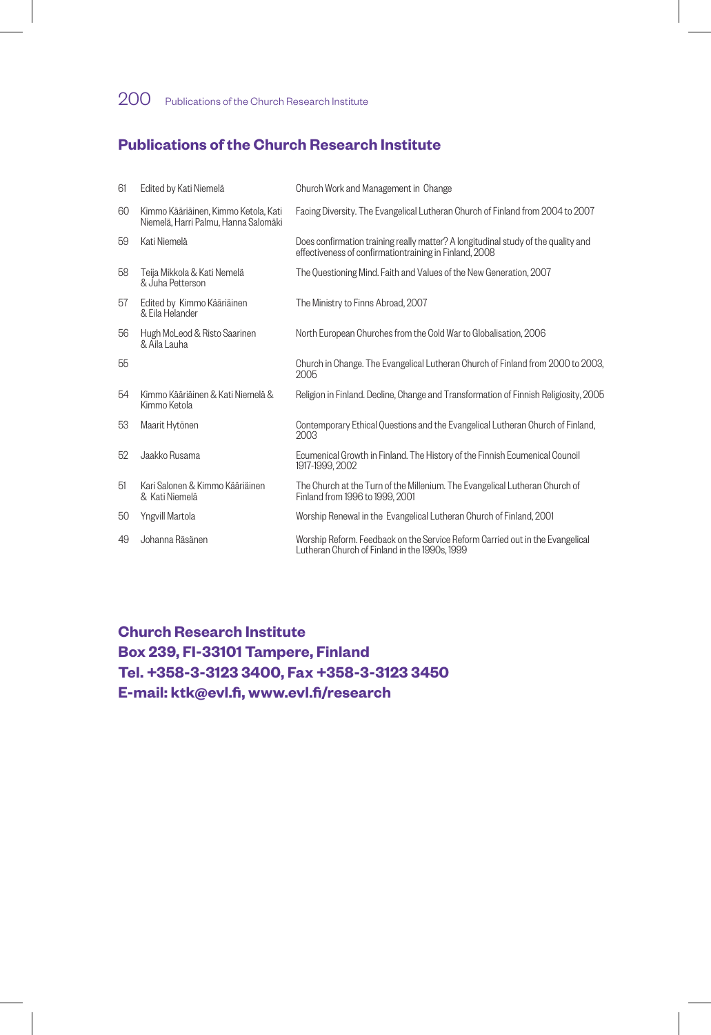## Publications of the Church Research Institute

| | | |
|---|---|---|
| 61 | Edited by Kati Niemelä | Church Work and Management in Change |
| 60 | Kimmo Kääriäinen, Kimmo Ketola, Kati Niemelä, Harri Palmu, Hanna Salomäki | Facing Diversity. The Evangelical Lutheran Church of Finland from 2004 to 2007 |
| 59 | Kati Niemelä | Does confirmation training really matter? A longitudinal study of the quality and effectiveness of confirmationtraining in Finland, 2008 |
| 58 | Teija Mikkola & Kati Nemelä & Juha Petterson | The Questioning Mind. Faith and Values of the New Generation, 2007 |
| 57 | Edited by Kimmo Kääriäinen & Eila Helander | The Ministry to Finns Abroad, 2007 |
| 56 | Hugh McLeod & Risto Saarinen & Aila Lauha | North European Churches from the Cold War to Globalisation, 2006 |
| 55 | | Church in Change. The Evangelical Lutheran Church of Finland from 2000 to 2003, 2005 |
| 54 | Kimmo Kääriäinen & Kati Niemelä & Kimmo Ketola | Religion in Finland. Decline, Change and Transformation of Finnish Religiosity, 2005 |
| 53 | Maarit Hytönen | Contemporary Ethical Questions and the Evangelical Lutheran Church of Finland, 2003 |
| 52 | Jaakko Rusama | Ecumenical Growth in Finland. The History of the Finnish Ecumenical Council 1917-1999, 2002 |
| 51 | Kari Salonen & Kimmo Kääriäinen & Kati Niemelä | The Church at the Turn of the Millenium. The Evangelical Lutheran Church of Finland from 1996 to 1999, 2001 |
| 50 | Yngvill Martola | Worship Renewal in the Evangelical Lutheran Church of Finland, 2001 |
| 49 | Johanna Räsänen | Worship Reform. Feedback on the Service Reform Carried out in the Evangelical Lutheran Church of Finland in the 1990s, 1999 |

**Church Research Institute**
**Box 239, FI-33101 Tampere, Finland**
**Tel. +358-3-3123 3400, Fax +358-3-3123 3450**
**E-mail: ktk@evl.fi, www.evl.fi/research**